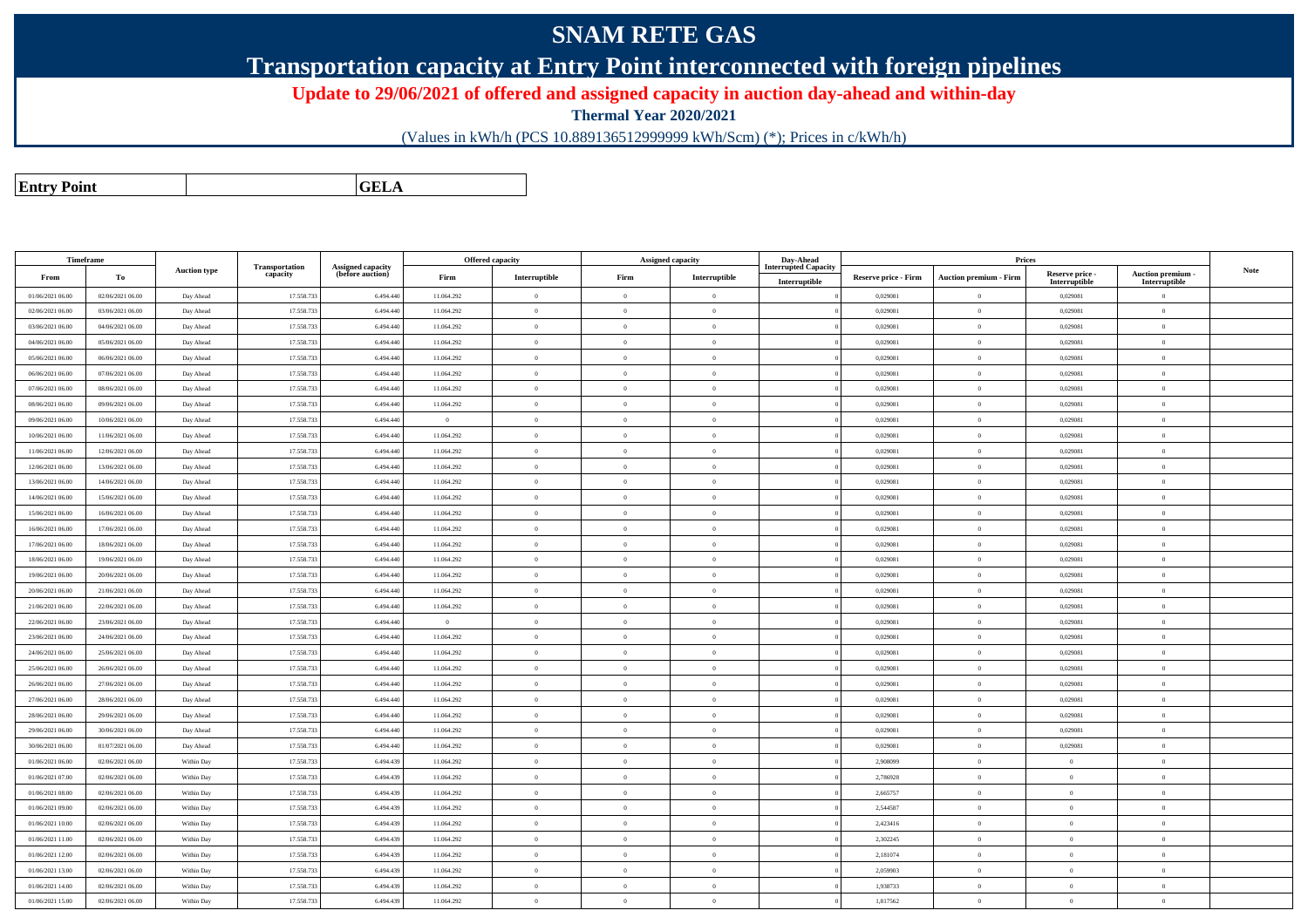# SNAM RETE GAS

## Transportation capacity at Entry Point interconnected with foreign pipelines

**Update to 29/06/2021 of offered and assigned capacity in auction day-ahead and within-day**

**Thermal Year 2020/2021**

(Values in kWh/h (PCS 10.889136512999999 kWh/Scm) (*); Prices in c/kWh/h)

| **Entry Point** | | **GELA** |
|---|---|---|

| Timeframe | | Auction type | Transportation capacity | Assigned capacity (before auction) | Offered capacity | | Assigned capacity | | Day-Ahead Interrupted Capacity | Prices | | | | Note |
|---|---|---|---|---|---|---|---|---|---|---|---|---|---|---|
| From | To | | | | Firm | Interruptible | Firm | Interruptible | Interruptible | Reserve price - Firm | Auction premium - Firm | Reserve price - Interruptible | Auction premium - Interruptible | |
| 01/06/2021 06.00 | 02/06/2021 06.00 | Day Ahead | 17.558.733 | 6.494.440 | 11.064.292 | 0 | 0 | 0 | 0 | 0,029081 | 0 | 0,029081 | 0 | |
| 02/06/2021 06.00 | 03/06/2021 06.00 | Day Ahead | 17.558.733 | 6.494.440 | 11.064.292 | 0 | 0 | 0 | 0 | 0,029081 | 0 | 0,029081 | 0 | |
| 03/06/2021 06.00 | 04/06/2021 06.00 | Day Ahead | 17.558.733 | 6.494.440 | 11.064.292 | 0 | 0 | 0 | 0 | 0,029081 | 0 | 0,029081 | 0 | |
| 04/06/2021 06.00 | 05/06/2021 06.00 | Day Ahead | 17.558.733 | 6.494.440 | 11.064.292 | 0 | 0 | 0 | 0 | 0,029081 | 0 | 0,029081 | 0 | |
| 05/06/2021 06.00 | 06/06/2021 06.00 | Day Ahead | 17.558.733 | 6.494.440 | 11.064.292 | 0 | 0 | 0 | 0 | 0,029081 | 0 | 0,029081 | 0 | |
| 06/06/2021 06.00 | 07/06/2021 06.00 | Day Ahead | 17.558.733 | 6.494.440 | 11.064.292 | 0 | 0 | 0 | 0 | 0,029081 | 0 | 0,029081 | 0 | |
| 07/06/2021 06.00 | 08/06/2021 06.00 | Day Ahead | 17.558.733 | 6.494.440 | 11.064.292 | 0 | 0 | 0 | 0 | 0,029081 | 0 | 0,029081 | 0 | |
| 08/06/2021 06.00 | 09/06/2021 06.00 | Day Ahead | 17.558.733 | 6.494.440 | 11.064.292 | 0 | 0 | 0 | 0 | 0,029081 | 0 | 0,029081 | 0 | |
| 09/06/2021 06.00 | 10/06/2021 06.00 | Day Ahead | 17.558.733 | 6.494.440 | 0 | 0 | 0 | 0 | 0 | 0,029081 | 0 | 0,029081 | 0 | |
| 10/06/2021 06.00 | 11/06/2021 06.00 | Day Ahead | 17.558.733 | 6.494.440 | 11.064.292 | 0 | 0 | 0 | 0 | 0,029081 | 0 | 0,029081 | 0 | |
| 11/06/2021 06.00 | 12/06/2021 06.00 | Day Ahead | 17.558.733 | 6.494.440 | 11.064.292 | 0 | 0 | 0 | 0 | 0,029081 | 0 | 0,029081 | 0 | |
| 12/06/2021 06.00 | 13/06/2021 06.00 | Day Ahead | 17.558.733 | 6.494.440 | 11.064.292 | 0 | 0 | 0 | 0 | 0,029081 | 0 | 0,029081 | 0 | |
| 13/06/2021 06.00 | 14/06/2021 06.00 | Day Ahead | 17.558.733 | 6.494.440 | 11.064.292 | 0 | 0 | 0 | 0 | 0,029081 | 0 | 0,029081 | 0 | |
| 14/06/2021 06.00 | 15/06/2021 06.00 | Day Ahead | 17.558.733 | 6.494.440 | 11.064.292 | 0 | 0 | 0 | 0 | 0,029081 | 0 | 0,029081 | 0 | |
| 15/06/2021 06.00 | 16/06/2021 06.00 | Day Ahead | 17.558.733 | 6.494.440 | 11.064.292 | 0 | 0 | 0 | 0 | 0,029081 | 0 | 0,029081 | 0 | |
| 16/06/2021 06.00 | 17/06/2021 06.00 | Day Ahead | 17.558.733 | 6.494.440 | 11.064.292 | 0 | 0 | 0 | 0 | 0,029081 | 0 | 0,029081 | 0 | |
| 17/06/2021 06.00 | 18/06/2021 06.00 | Day Ahead | 17.558.733 | 6.494.440 | 11.064.292 | 0 | 0 | 0 | 0 | 0,029081 | 0 | 0,029081 | 0 | |
| 18/06/2021 06.00 | 19/06/2021 06.00 | Day Ahead | 17.558.733 | 6.494.440 | 11.064.292 | 0 | 0 | 0 | 0 | 0,029081 | 0 | 0,029081 | 0 | |
| 19/06/2021 06.00 | 20/06/2021 06.00 | Day Ahead | 17.558.733 | 6.494.440 | 11.064.292 | 0 | 0 | 0 | 0 | 0,029081 | 0 | 0,029081 | 0 | |
| 20/06/2021 06.00 | 21/06/2021 06.00 | Day Ahead | 17.558.733 | 6.494.440 | 11.064.292 | 0 | 0 | 0 | 0 | 0,029081 | 0 | 0,029081 | 0 | |
| 21/06/2021 06.00 | 22/06/2021 06.00 | Day Ahead | 17.558.733 | 6.494.440 | 11.064.292 | 0 | 0 | 0 | 0 | 0,029081 | 0 | 0,029081 | 0 | |
| 22/06/2021 06.00 | 23/06/2021 06.00 | Day Ahead | 17.558.733 | 6.494.440 | 0 | 0 | 0 | 0 | 0 | 0,029081 | 0 | 0,029081 | 0 | |
| 23/06/2021 06.00 | 24/06/2021 06.00 | Day Ahead | 17.558.733 | 6.494.440 | 11.064.292 | 0 | 0 | 0 | 0 | 0,029081 | 0 | 0,029081 | 0 | |
| 24/06/2021 06.00 | 25/06/2021 06.00 | Day Ahead | 17.558.733 | 6.494.440 | 11.064.292 | 0 | 0 | 0 | 0 | 0,029081 | 0 | 0,029081 | 0 | |
| 25/06/2021 06.00 | 26/06/2021 06.00 | Day Ahead | 17.558.733 | 6.494.440 | 11.064.292 | 0 | 0 | 0 | 0 | 0,029081 | 0 | 0,029081 | 0 | |
| 26/06/2021 06.00 | 27/06/2021 06.00 | Day Ahead | 17.558.733 | 6.494.440 | 11.064.292 | 0 | 0 | 0 | 0 | 0,029081 | 0 | 0,029081 | 0 | |
| 27/06/2021 06.00 | 28/06/2021 06.00 | Day Ahead | 17.558.733 | 6.494.440 | 11.064.292 | 0 | 0 | 0 | 0 | 0,029081 | 0 | 0,029081 | 0 | |
| 28/06/2021 06.00 | 29/06/2021 06.00 | Day Ahead | 17.558.733 | 6.494.440 | 11.064.292 | 0 | 0 | 0 | 0 | 0,029081 | 0 | 0,029081 | 0 | |
| 29/06/2021 06.00 | 30/06/2021 06.00 | Day Ahead | 17.558.733 | 6.494.440 | 11.064.292 | 0 | 0 | 0 | 0 | 0,029081 | 0 | 0,029081 | 0 | |
| 30/06/2021 06.00 | 01/07/2021 06.00 | Day Ahead | 17.558.733 | 6.494.440 | 11.064.292 | 0 | 0 | 0 | 0 | 0,029081 | 0 | 0,029081 | 0 | |
| 01/06/2021 06.00 | 02/06/2021 06.00 | Within Day | 17.558.733 | 6.494.439 | 11.064.292 | 0 | 0 | 0 | 0 | 2,908099 | 0 | 0 | 0 | |
| 01/06/2021 07.00 | 02/06/2021 06.00 | Within Day | 17.558.733 | 6.494.439 | 11.064.292 | 0 | 0 | 0 | 0 | 2,786928 | 0 | 0 | 0 | |
| 01/06/2021 08.00 | 02/06/2021 06.00 | Within Day | 17.558.733 | 6.494.439 | 11.064.292 | 0 | 0 | 0 | 0 | 2,665757 | 0 | 0 | 0 | |
| 01/06/2021 09.00 | 02/06/2021 06.00 | Within Day | 17.558.733 | 6.494.439 | 11.064.292 | 0 | 0 | 0 | 0 | 2,544587 | 0 | 0 | 0 | |
| 01/06/2021 10.00 | 02/06/2021 06.00 | Within Day | 17.558.733 | 6.494.439 | 11.064.292 | 0 | 0 | 0 | 0 | 2,423416 | 0 | 0 | 0 | |
| 01/06/2021 11.00 | 02/06/2021 06.00 | Within Day | 17.558.733 | 6.494.439 | 11.064.292 | 0 | 0 | 0 | 0 | 2,302245 | 0 | 0 | 0 | |
| 01/06/2021 12.00 | 02/06/2021 06.00 | Within Day | 17.558.733 | 6.494.439 | 11.064.292 | 0 | 0 | 0 | 0 | 2,181074 | 0 | 0 | 0 | |
| 01/06/2021 13.00 | 02/06/2021 06.00 | Within Day | 17.558.733 | 6.494.439 | 11.064.292 | 0 | 0 | 0 | 0 | 2,059903 | 0 | 0 | 0 | |
| 01/06/2021 14.00 | 02/06/2021 06.00 | Within Day | 17.558.733 | 6.494.439 | 11.064.292 | 0 | 0 | 0 | 0 | 1,938733 | 0 | 0 | 0 | |
| 01/06/2021 15.00 | 02/06/2021 06.00 | Within Day | 17.558.733 | 6.494.439 | 11.064.292 | 0 | 0 | 0 | 0 | 1,817562 | 0 | 0 | 0 | |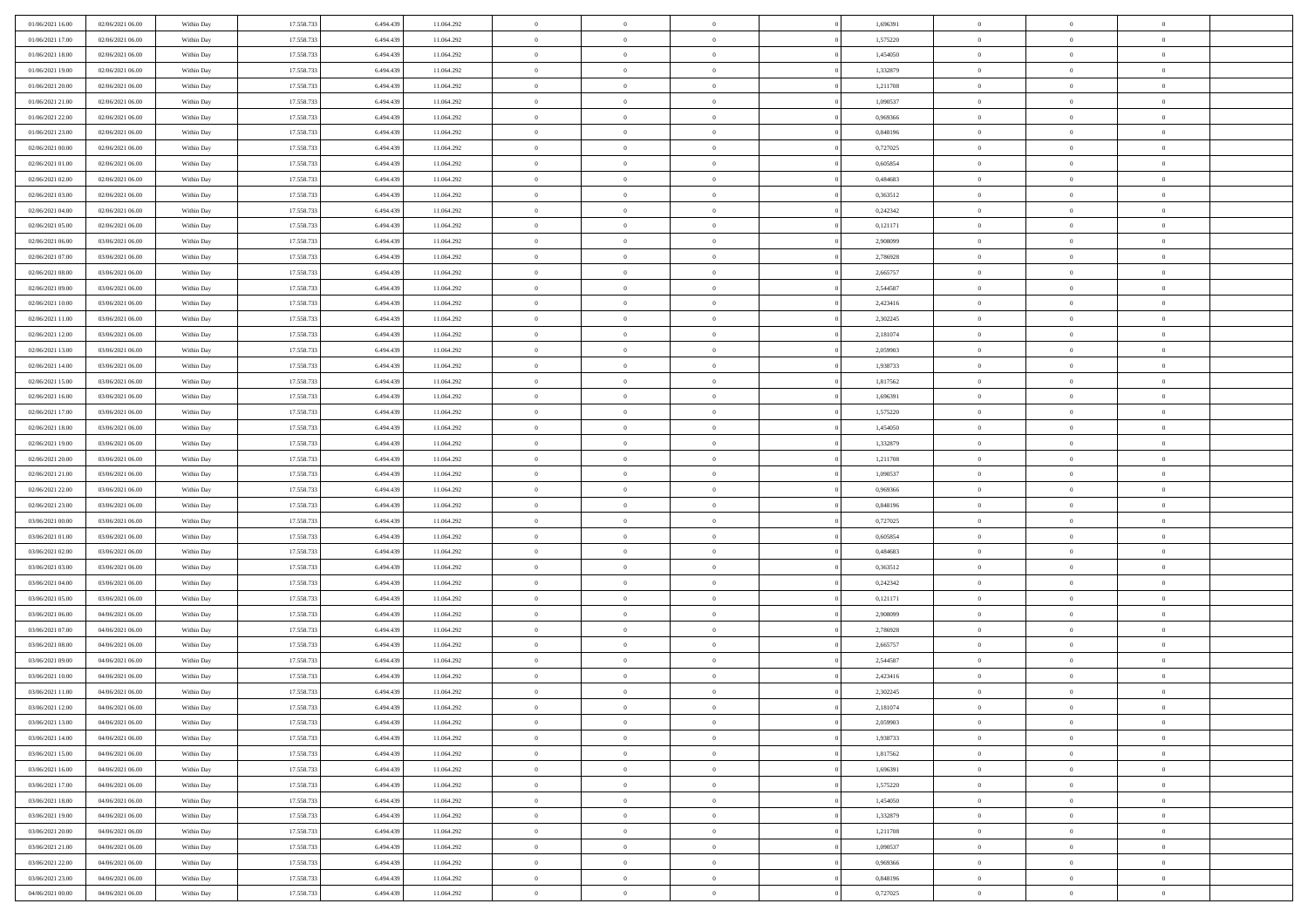| | | | | | | | | | | | | | | |
|---|---|---|---|---|---|---|---|---|---|---|---|---|---|---|
| 01/06/2021 16:00 | 02/06/2021 06:00 | Within Day | 17.558.733 | 6.494.439 | 11.064.292 | 0 | 0 | 0 | | 1,696391 | 0 | 0 | 0 | |
| 01/06/2021 17:00 | 02/06/2021 06:00 | Within Day | 17.558.733 | 6.494.439 | 11.064.292 | 0 | 0 | 0 | | 1,575220 | 0 | 0 | 0 | |
| 01/06/2021 18:00 | 02/06/2021 06:00 | Within Day | 17.558.733 | 6.494.439 | 11.064.292 | 0 | 0 | 0 | | 1,454050 | 0 | 0 | 0 | |
| 01/06/2021 19:00 | 02/06/2021 06:00 | Within Day | 17.558.733 | 6.494.439 | 11.064.292 | 0 | 0 | 0 | | 1,332879 | 0 | 0 | 0 | |
| 01/06/2021 20:00 | 02/06/2021 06:00 | Within Day | 17.558.733 | 6.494.439 | 11.064.292 | 0 | 0 | 0 | | 1,211708 | 0 | 0 | 0 | |
| 01/06/2021 21:00 | 02/06/2021 06:00 | Within Day | 17.558.733 | 6.494.439 | 11.064.292 | 0 | 0 | 0 | | 1,090537 | 0 | 0 | 0 | |
| 01/06/2021 22:00 | 02/06/2021 06:00 | Within Day | 17.558.733 | 6.494.439 | 11.064.292 | 0 | 0 | 0 | | 0,969366 | 0 | 0 | 0 | |
| 01/06/2021 23:00 | 02/06/2021 06:00 | Within Day | 17.558.733 | 6.494.439 | 11.064.292 | 0 | 0 | 0 | | 0,848196 | 0 | 0 | 0 | |
| 02/06/2021 00:00 | 02/06/2021 06:00 | Within Day | 17.558.733 | 6.494.439 | 11.064.292 | 0 | 0 | 0 | | 0,727025 | 0 | 0 | 0 | |
| 02/06/2021 01:00 | 02/06/2021 06:00 | Within Day | 17.558.733 | 6.494.439 | 11.064.292 | 0 | 0 | 0 | | 0,605854 | 0 | 0 | 0 | |
| 02/06/2021 02:00 | 02/06/2021 06:00 | Within Day | 17.558.733 | 6.494.439 | 11.064.292 | 0 | 0 | 0 | | 0,484683 | 0 | 0 | 0 | |
| 02/06/2021 03:00 | 02/06/2021 06:00 | Within Day | 17.558.733 | 6.494.439 | 11.064.292 | 0 | 0 | 0 | | 0,363512 | 0 | 0 | 0 | |
| 02/06/2021 04:00 | 02/06/2021 06:00 | Within Day | 17.558.733 | 6.494.439 | 11.064.292 | 0 | 0 | 0 | | 0,242342 | 0 | 0 | 0 | |
| 02/06/2021 05:00 | 02/06/2021 06:00 | Within Day | 17.558.733 | 6.494.439 | 11.064.292 | 0 | 0 | 0 | | 0,121171 | 0 | 0 | 0 | |
| 02/06/2021 06:00 | 03/06/2021 06:00 | Within Day | 17.558.733 | 6.494.439 | 11.064.292 | 0 | 0 | 0 | | 2,908099 | 0 | 0 | 0 | |
| 02/06/2021 07:00 | 03/06/2021 06:00 | Within Day | 17.558.733 | 6.494.439 | 11.064.292 | 0 | 0 | 0 | | 2,786928 | 0 | 0 | 0 | |
| 02/06/2021 08:00 | 03/06/2021 06:00 | Within Day | 17.558.733 | 6.494.439 | 11.064.292 | 0 | 0 | 0 | | 2,665757 | 0 | 0 | 0 | |
| 02/06/2021 09:00 | 03/06/2021 06:00 | Within Day | 17.558.733 | 6.494.439 | 11.064.292 | 0 | 0 | 0 | | 2,544587 | 0 | 0 | 0 | |
| 02/06/2021 10:00 | 03/06/2021 06:00 | Within Day | 17.558.733 | 6.494.439 | 11.064.292 | 0 | 0 | 0 | | 2,423416 | 0 | 0 | 0 | |
| 02/06/2021 11:00 | 03/06/2021 06:00 | Within Day | 17.558.733 | 6.494.439 | 11.064.292 | 0 | 0 | 0 | | 2,302245 | 0 | 0 | 0 | |
| 02/06/2021 12:00 | 03/06/2021 06:00 | Within Day | 17.558.733 | 6.494.439 | 11.064.292 | 0 | 0 | 0 | | 2,181074 | 0 | 0 | 0 | |
| 02/06/2021 13:00 | 03/06/2021 06:00 | Within Day | 17.558.733 | 6.494.439 | 11.064.292 | 0 | 0 | 0 | | 2,059903 | 0 | 0 | 0 | |
| 02/06/2021 14:00 | 03/06/2021 06:00 | Within Day | 17.558.733 | 6.494.439 | 11.064.292 | 0 | 0 | 0 | | 1,938733 | 0 | 0 | 0 | |
| 02/06/2021 15:00 | 03/06/2021 06:00 | Within Day | 17.558.733 | 6.494.439 | 11.064.292 | 0 | 0 | 0 | | 1,817562 | 0 | 0 | 0 | |
| 02/06/2021 16:00 | 03/06/2021 06:00 | Within Day | 17.558.733 | 6.494.439 | 11.064.292 | 0 | 0 | 0 | | 1,696391 | 0 | 0 | 0 | |
| 02/06/2021 17:00 | 03/06/2021 06:00 | Within Day | 17.558.733 | 6.494.439 | 11.064.292 | 0 | 0 | 0 | | 1,575220 | 0 | 0 | 0 | |
| 02/06/2021 18:00 | 03/06/2021 06:00 | Within Day | 17.558.733 | 6.494.439 | 11.064.292 | 0 | 0 | 0 | | 1,454050 | 0 | 0 | 0 | |
| 02/06/2021 19:00 | 03/06/2021 06:00 | Within Day | 17.558.733 | 6.494.439 | 11.064.292 | 0 | 0 | 0 | | 1,332879 | 0 | 0 | 0 | |
| 02/06/2021 20:00 | 03/06/2021 06:00 | Within Day | 17.558.733 | 6.494.439 | 11.064.292 | 0 | 0 | 0 | | 1,211708 | 0 | 0 | 0 | |
| 02/06/2021 21:00 | 03/06/2021 06:00 | Within Day | 17.558.733 | 6.494.439 | 11.064.292 | 0 | 0 | 0 | | 1,090537 | 0 | 0 | 0 | |
| 02/06/2021 22:00 | 03/06/2021 06:00 | Within Day | 17.558.733 | 6.494.439 | 11.064.292 | 0 | 0 | 0 | | 0,969366 | 0 | 0 | 0 | |
| 02/06/2021 23:00 | 03/06/2021 06:00 | Within Day | 17.558.733 | 6.494.439 | 11.064.292 | 0 | 0 | 0 | | 0,848196 | 0 | 0 | 0 | |
| 03/06/2021 00:00 | 03/06/2021 06:00 | Within Day | 17.558.733 | 6.494.439 | 11.064.292 | 0 | 0 | 0 | | 0,727025 | 0 | 0 | 0 | |
| 03/06/2021 01:00 | 03/06/2021 06:00 | Within Day | 17.558.733 | 6.494.439 | 11.064.292 | 0 | 0 | 0 | | 0,605854 | 0 | 0 | 0 | |
| 03/06/2021 02:00 | 03/06/2021 06:00 | Within Day | 17.558.733 | 6.494.439 | 11.064.292 | 0 | 0 | 0 | | 0,484683 | 0 | 0 | 0 | |
| 03/06/2021 03:00 | 03/06/2021 06:00 | Within Day | 17.558.733 | 6.494.439 | 11.064.292 | 0 | 0 | 0 | | 0,363512 | 0 | 0 | 0 | |
| 03/06/2021 04:00 | 03/06/2021 06:00 | Within Day | 17.558.733 | 6.494.439 | 11.064.292 | 0 | 0 | 0 | | 0,242342 | 0 | 0 | 0 | |
| 03/06/2021 05:00 | 03/06/2021 06:00 | Within Day | 17.558.733 | 6.494.439 | 11.064.292 | 0 | 0 | 0 | | 0,121171 | 0 | 0 | 0 | |
| 03/06/2021 06:00 | 04/06/2021 06:00 | Within Day | 17.558.733 | 6.494.439 | 11.064.292 | 0 | 0 | 0 | | 2,908099 | 0 | 0 | 0 | |
| 03/06/2021 07:00 | 04/06/2021 06:00 | Within Day | 17.558.733 | 6.494.439 | 11.064.292 | 0 | 0 | 0 | | 2,786928 | 0 | 0 | 0 | |
| 03/06/2021 08:00 | 04/06/2021 06:00 | Within Day | 17.558.733 | 6.494.439 | 11.064.292 | 0 | 0 | 0 | | 2,665757 | 0 | 0 | 0 | |
| 03/06/2021 09:00 | 04/06/2021 06:00 | Within Day | 17.558.733 | 6.494.439 | 11.064.292 | 0 | 0 | 0 | | 2,544587 | 0 | 0 | 0 | |
| 03/06/2021 10:00 | 04/06/2021 06:00 | Within Day | 17.558.733 | 6.494.439 | 11.064.292 | 0 | 0 | 0 | | 2,423416 | 0 | 0 | 0 | |
| 03/06/2021 11:00 | 04/06/2021 06:00 | Within Day | 17.558.733 | 6.494.439 | 11.064.292 | 0 | 0 | 0 | | 2,302245 | 0 | 0 | 0 | |
| 03/06/2021 12:00 | 04/06/2021 06:00 | Within Day | 17.558.733 | 6.494.439 | 11.064.292 | 0 | 0 | 0 | | 2,181074 | 0 | 0 | 0 | |
| 03/06/2021 13:00 | 04/06/2021 06:00 | Within Day | 17.558.733 | 6.494.439 | 11.064.292 | 0 | 0 | 0 | | 2,059903 | 0 | 0 | 0 | |
| 03/06/2021 14:00 | 04/06/2021 06:00 | Within Day | 17.558.733 | 6.494.439 | 11.064.292 | 0 | 0 | 0 | | 1,938733 | 0 | 0 | 0 | |
| 03/06/2021 15:00 | 04/06/2021 06:00 | Within Day | 17.558.733 | 6.494.439 | 11.064.292 | 0 | 0 | 0 | | 1,817562 | 0 | 0 | 0 | |
| 03/06/2021 16:00 | 04/06/2021 06:00 | Within Day | 17.558.733 | 6.494.439 | 11.064.292 | 0 | 0 | 0 | | 1,696391 | 0 | 0 | 0 | |
| 03/06/2021 17:00 | 04/06/2021 06:00 | Within Day | 17.558.733 | 6.494.439 | 11.064.292 | 0 | 0 | 0 | | 1,575220 | 0 | 0 | 0 | |
| 03/06/2021 18:00 | 04/06/2021 06:00 | Within Day | 17.558.733 | 6.494.439 | 11.064.292 | 0 | 0 | 0 | | 1,454050 | 0 | 0 | 0 | |
| 03/06/2021 19:00 | 04/06/2021 06:00 | Within Day | 17.558.733 | 6.494.439 | 11.064.292 | 0 | 0 | 0 | | 1,332879 | 0 | 0 | 0 | |
| 03/06/2021 20:00 | 04/06/2021 06:00 | Within Day | 17.558.733 | 6.494.439 | 11.064.292 | 0 | 0 | 0 | | 1,211708 | 0 | 0 | 0 | |
| 03/06/2021 21:00 | 04/06/2021 06:00 | Within Day | 17.558.733 | 6.494.439 | 11.064.292 | 0 | 0 | 0 | | 1,090537 | 0 | 0 | 0 | |
| 03/06/2021 22:00 | 04/06/2021 06:00 | Within Day | 17.558.733 | 6.494.439 | 11.064.292 | 0 | 0 | 0 | | 0,969366 | 0 | 0 | 0 | |
| 03/06/2021 23:00 | 04/06/2021 06:00 | Within Day | 17.558.733 | 6.494.439 | 11.064.292 | 0 | 0 | 0 | | 0,848196 | 0 | 0 | 0 | |
| 04/06/2021 00:00 | 04/06/2021 06:00 | Within Day | 17.558.733 | 6.494.439 | 11.064.292 | 0 | 0 | 0 | | 0,727025 | 0 | 0 | 0 | |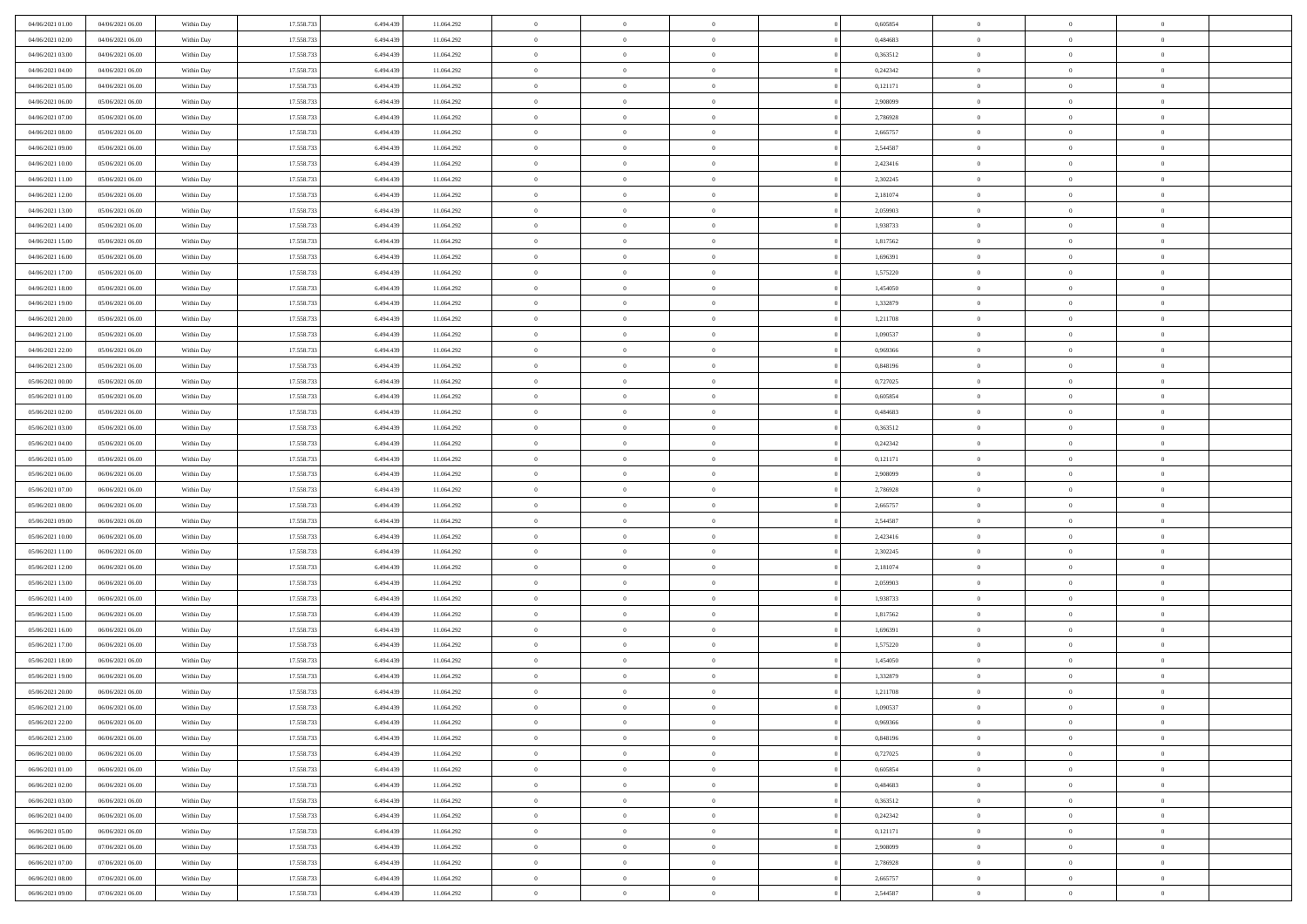| | | | | | | | | | | | | | | |
|---|---|---|---|---|---|---|---|---|---|---|---|---|---|---|
| 04/06/2021 01:00 | 04/06/2021 06:00 | Within Day | 17.558.733 | 6.494.439 | 11.064.292 | 0 | 0 | 0 | | 0,605854 | 0 | 0 | 0 | |
| 04/06/2021 02:00 | 04/06/2021 06:00 | Within Day | 17.558.733 | 6.494.439 | 11.064.292 | 0 | 0 | 0 | | 0,484683 | 0 | 0 | 0 | |
| 04/06/2021 03:00 | 04/06/2021 06:00 | Within Day | 17.558.733 | 6.494.439 | 11.064.292 | 0 | 0 | 0 | | 0,363512 | 0 | 0 | 0 | |
| 04/06/2021 04:00 | 04/06/2021 06:00 | Within Day | 17.558.733 | 6.494.439 | 11.064.292 | 0 | 0 | 0 | | 0,242342 | 0 | 0 | 0 | |
| 04/06/2021 05:00 | 04/06/2021 06:00 | Within Day | 17.558.733 | 6.494.439 | 11.064.292 | 0 | 0 | 0 | | 0,121171 | 0 | 0 | 0 | |
| 04/06/2021 06:00 | 05/06/2021 06:00 | Within Day | 17.558.733 | 6.494.439 | 11.064.292 | 0 | 0 | 0 | | 2,908099 | 0 | 0 | 0 | |
| 04/06/2021 07:00 | 05/06/2021 06:00 | Within Day | 17.558.733 | 6.494.439 | 11.064.292 | 0 | 0 | 0 | | 2,786928 | 0 | 0 | 0 | |
| 04/06/2021 08:00 | 05/06/2021 06:00 | Within Day | 17.558.733 | 6.494.439 | 11.064.292 | 0 | 0 | 0 | | 2,665757 | 0 | 0 | 0 | |
| 04/06/2021 09:00 | 05/06/2021 06:00 | Within Day | 17.558.733 | 6.494.439 | 11.064.292 | 0 | 0 | 0 | | 2,544587 | 0 | 0 | 0 | |
| 04/06/2021 10:00 | 05/06/2021 06:00 | Within Day | 17.558.733 | 6.494.439 | 11.064.292 | 0 | 0 | 0 | | 2,423416 | 0 | 0 | 0 | |
| 04/06/2021 11:00 | 05/06/2021 06:00 | Within Day | 17.558.733 | 6.494.439 | 11.064.292 | 0 | 0 | 0 | | 2,302245 | 0 | 0 | 0 | |
| 04/06/2021 12:00 | 05/06/2021 06:00 | Within Day | 17.558.733 | 6.494.439 | 11.064.292 | 0 | 0 | 0 | | 2,181074 | 0 | 0 | 0 | |
| 04/06/2021 13:00 | 05/06/2021 06:00 | Within Day | 17.558.733 | 6.494.439 | 11.064.292 | 0 | 0 | 0 | | 2,059903 | 0 | 0 | 0 | |
| 04/06/2021 14:00 | 05/06/2021 06:00 | Within Day | 17.558.733 | 6.494.439 | 11.064.292 | 0 | 0 | 0 | | 1,938733 | 0 | 0 | 0 | |
| 04/06/2021 15:00 | 05/06/2021 06:00 | Within Day | 17.558.733 | 6.494.439 | 11.064.292 | 0 | 0 | 0 | | 1,817562 | 0 | 0 | 0 | |
| 04/06/2021 16:00 | 05/06/2021 06:00 | Within Day | 17.558.733 | 6.494.439 | 11.064.292 | 0 | 0 | 0 | | 1,696391 | 0 | 0 | 0 | |
| 04/06/2021 17:00 | 05/06/2021 06:00 | Within Day | 17.558.733 | 6.494.439 | 11.064.292 | 0 | 0 | 0 | | 1,575220 | 0 | 0 | 0 | |
| 04/06/2021 18:00 | 05/06/2021 06:00 | Within Day | 17.558.733 | 6.494.439 | 11.064.292 | 0 | 0 | 0 | | 1,454050 | 0 | 0 | 0 | |
| 04/06/2021 19:00 | 05/06/2021 06:00 | Within Day | 17.558.733 | 6.494.439 | 11.064.292 | 0 | 0 | 0 | | 1,332879 | 0 | 0 | 0 | |
| 04/06/2021 20:00 | 05/06/2021 06:00 | Within Day | 17.558.733 | 6.494.439 | 11.064.292 | 0 | 0 | 0 | | 1,211708 | 0 | 0 | 0 | |
| 04/06/2021 21:00 | 05/06/2021 06:00 | Within Day | 17.558.733 | 6.494.439 | 11.064.292 | 0 | 0 | 0 | | 1,090537 | 0 | 0 | 0 | |
| 04/06/2021 22:00 | 05/06/2021 06:00 | Within Day | 17.558.733 | 6.494.439 | 11.064.292 | 0 | 0 | 0 | | 0,969366 | 0 | 0 | 0 | |
| 04/06/2021 23:00 | 05/06/2021 06:00 | Within Day | 17.558.733 | 6.494.439 | 11.064.292 | 0 | 0 | 0 | | 0,848196 | 0 | 0 | 0 | |
| 05/06/2021 00:00 | 05/06/2021 06:00 | Within Day | 17.558.733 | 6.494.439 | 11.064.292 | 0 | 0 | 0 | | 0,727025 | 0 | 0 | 0 | |
| 05/06/2021 01:00 | 05/06/2021 06:00 | Within Day | 17.558.733 | 6.494.439 | 11.064.292 | 0 | 0 | 0 | | 0,605854 | 0 | 0 | 0 | |
| 05/06/2021 02:00 | 05/06/2021 06:00 | Within Day | 17.558.733 | 6.494.439 | 11.064.292 | 0 | 0 | 0 | | 0,484683 | 0 | 0 | 0 | |
| 05/06/2021 03:00 | 05/06/2021 06:00 | Within Day | 17.558.733 | 6.494.439 | 11.064.292 | 0 | 0 | 0 | | 0,363512 | 0 | 0 | 0 | |
| 05/06/2021 04:00 | 05/06/2021 06:00 | Within Day | 17.558.733 | 6.494.439 | 11.064.292 | 0 | 0 | 0 | | 0,242342 | 0 | 0 | 0 | |
| 05/06/2021 05:00 | 05/06/2021 06:00 | Within Day | 17.558.733 | 6.494.439 | 11.064.292 | 0 | 0 | 0 | | 0,121171 | 0 | 0 | 0 | |
| 05/06/2021 06:00 | 06/06/2021 06:00 | Within Day | 17.558.733 | 6.494.439 | 11.064.292 | 0 | 0 | 0 | | 2,908099 | 0 | 0 | 0 | |
| 05/06/2021 07:00 | 06/06/2021 06:00 | Within Day | 17.558.733 | 6.494.439 | 11.064.292 | 0 | 0 | 0 | | 2,786928 | 0 | 0 | 0 | |
| 05/06/2021 08:00 | 06/06/2021 06:00 | Within Day | 17.558.733 | 6.494.439 | 11.064.292 | 0 | 0 | 0 | | 2,665757 | 0 | 0 | 0 | |
| 05/06/2021 09:00 | 06/06/2021 06:00 | Within Day | 17.558.733 | 6.494.439 | 11.064.292 | 0 | 0 | 0 | | 2,544587 | 0 | 0 | 0 | |
| 05/06/2021 10:00 | 06/06/2021 06:00 | Within Day | 17.558.733 | 6.494.439 | 11.064.292 | 0 | 0 | 0 | | 2,423416 | 0 | 0 | 0 | |
| 05/06/2021 11:00 | 06/06/2021 06:00 | Within Day | 17.558.733 | 6.494.439 | 11.064.292 | 0 | 0 | 0 | | 2,302245 | 0 | 0 | 0 | |
| 05/06/2021 12:00 | 06/06/2021 06:00 | Within Day | 17.558.733 | 6.494.439 | 11.064.292 | 0 | 0 | 0 | | 2,181074 | 0 | 0 | 0 | |
| 05/06/2021 13:00 | 06/06/2021 06:00 | Within Day | 17.558.733 | 6.494.439 | 11.064.292 | 0 | 0 | 0 | | 2,059903 | 0 | 0 | 0 | |
| 05/06/2021 14:00 | 06/06/2021 06:00 | Within Day | 17.558.733 | 6.494.439 | 11.064.292 | 0 | 0 | 0 | | 1,938733 | 0 | 0 | 0 | |
| 05/06/2021 15:00 | 06/06/2021 06:00 | Within Day | 17.558.733 | 6.494.439 | 11.064.292 | 0 | 0 | 0 | | 1,817562 | 0 | 0 | 0 | |
| 05/06/2021 16:00 | 06/06/2021 06:00 | Within Day | 17.558.733 | 6.494.439 | 11.064.292 | 0 | 0 | 0 | | 1,696391 | 0 | 0 | 0 | |
| 05/06/2021 17:00 | 06/06/2021 06:00 | Within Day | 17.558.733 | 6.494.439 | 11.064.292 | 0 | 0 | 0 | | 1,575220 | 0 | 0 | 0 | |
| 05/06/2021 18:00 | 06/06/2021 06:00 | Within Day | 17.558.733 | 6.494.439 | 11.064.292 | 0 | 0 | 0 | | 1,454050 | 0 | 0 | 0 | |
| 05/06/2021 19:00 | 06/06/2021 06:00 | Within Day | 17.558.733 | 6.494.439 | 11.064.292 | 0 | 0 | 0 | | 1,332879 | 0 | 0 | 0 | |
| 05/06/2021 20:00 | 06/06/2021 06:00 | Within Day | 17.558.733 | 6.494.439 | 11.064.292 | 0 | 0 | 0 | | 1,211708 | 0 | 0 | 0 | |
| 05/06/2021 21:00 | 06/06/2021 06:00 | Within Day | 17.558.733 | 6.494.439 | 11.064.292 | 0 | 0 | 0 | | 1,090537 | 0 | 0 | 0 | |
| 05/06/2021 22:00 | 06/06/2021 06:00 | Within Day | 17.558.733 | 6.494.439 | 11.064.292 | 0 | 0 | 0 | | 0,969366 | 0 | 0 | 0 | |
| 05/06/2021 23:00 | 06/06/2021 06:00 | Within Day | 17.558.733 | 6.494.439 | 11.064.292 | 0 | 0 | 0 | | 0,848196 | 0 | 0 | 0 | |
| 06/06/2021 00:00 | 06/06/2021 06:00 | Within Day | 17.558.733 | 6.494.439 | 11.064.292 | 0 | 0 | 0 | | 0,727025 | 0 | 0 | 0 | |
| 06/06/2021 01:00 | 06/06/2021 06:00 | Within Day | 17.558.733 | 6.494.439 | 11.064.292 | 0 | 0 | 0 | | 0,605854 | 0 | 0 | 0 | |
| 06/06/2021 02:00 | 06/06/2021 06:00 | Within Day | 17.558.733 | 6.494.439 | 11.064.292 | 0 | 0 | 0 | | 0,484683 | 0 | 0 | 0 | |
| 06/06/2021 03:00 | 06/06/2021 06:00 | Within Day | 17.558.733 | 6.494.439 | 11.064.292 | 0 | 0 | 0 | | 0,363512 | 0 | 0 | 0 | |
| 06/06/2021 04:00 | 06/06/2021 06:00 | Within Day | 17.558.733 | 6.494.439 | 11.064.292 | 0 | 0 | 0 | | 0,242342 | 0 | 0 | 0 | |
| 06/06/2021 05:00 | 06/06/2021 06:00 | Within Day | 17.558.733 | 6.494.439 | 11.064.292 | 0 | 0 | 0 | | 0,121171 | 0 | 0 | 0 | |
| 06/06/2021 06:00 | 07/06/2021 06:00 | Within Day | 17.558.733 | 6.494.439 | 11.064.292 | 0 | 0 | 0 | | 2,908099 | 0 | 0 | 0 | |
| 06/06/2021 07:00 | 07/06/2021 06:00 | Within Day | 17.558.733 | 6.494.439 | 11.064.292 | 0 | 0 | 0 | | 2,786928 | 0 | 0 | 0 | |
| 06/06/2021 08:00 | 07/06/2021 06:00 | Within Day | 17.558.733 | 6.494.439 | 11.064.292 | 0 | 0 | 0 | | 2,665757 | 0 | 0 | 0 | |
| 06/06/2021 09:00 | 07/06/2021 06:00 | Within Day | 17.558.733 | 6.494.439 | 11.064.292 | 0 | 0 | 0 | | 2,544587 | 0 | 0 | 0 | |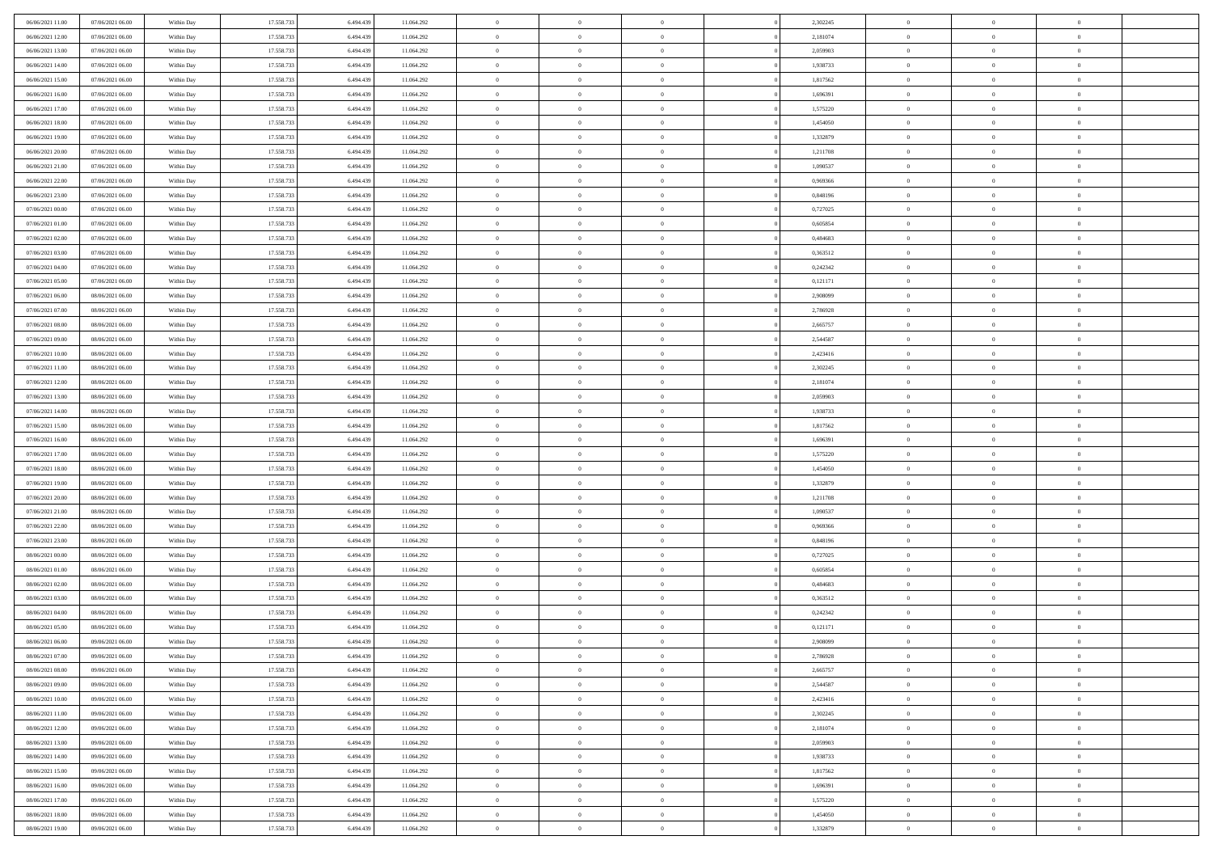| 06/06/2021 11:00 | 07/06/2021 06:00 | Within Day | 17.558.733 | 6.494.439 | 11.064.292 | 0 | 0 | 0 | | 2,302245 | 0 | 0 | 0 | |
|---|---|---|---|---|---|---|---|---|---|---|---|---|---|---|
| 06/06/2021 12:00 | 07/06/2021 06:00 | Within Day | 17.558.733 | 6.494.439 | 11.064.292 | 0 | 0 | 0 | | 2,181074 | 0 | 0 | 0 | |
| 06/06/2021 13:00 | 07/06/2021 06:00 | Within Day | 17.558.733 | 6.494.439 | 11.064.292 | 0 | 0 | 0 | | 2,059903 | 0 | 0 | 0 | |
| 06/06/2021 14:00 | 07/06/2021 06:00 | Within Day | 17.558.733 | 6.494.439 | 11.064.292 | 0 | 0 | 0 | | 1,938733 | 0 | 0 | 0 | |
| 06/06/2021 15:00 | 07/06/2021 06:00 | Within Day | 17.558.733 | 6.494.439 | 11.064.292 | 0 | 0 | 0 | | 1,817562 | 0 | 0 | 0 | |
| 06/06/2021 16:00 | 07/06/2021 06:00 | Within Day | 17.558.733 | 6.494.439 | 11.064.292 | 0 | 0 | 0 | | 1,696391 | 0 | 0 | 0 | |
| 06/06/2021 17:00 | 07/06/2021 06:00 | Within Day | 17.558.733 | 6.494.439 | 11.064.292 | 0 | 0 | 0 | | 1,575220 | 0 | 0 | 0 | |
| 06/06/2021 18:00 | 07/06/2021 06:00 | Within Day | 17.558.733 | 6.494.439 | 11.064.292 | 0 | 0 | 0 | | 1,454050 | 0 | 0 | 0 | |
| 06/06/2021 19:00 | 07/06/2021 06:00 | Within Day | 17.558.733 | 6.494.439 | 11.064.292 | 0 | 0 | 0 | | 1,332879 | 0 | 0 | 0 | |
| 06/06/2021 20:00 | 07/06/2021 06:00 | Within Day | 17.558.733 | 6.494.439 | 11.064.292 | 0 | 0 | 0 | | 1,211708 | 0 | 0 | 0 | |
| 06/06/2021 21:00 | 07/06/2021 06:00 | Within Day | 17.558.733 | 6.494.439 | 11.064.292 | 0 | 0 | 0 | | 1,090537 | 0 | 0 | 0 | |
| 06/06/2021 22:00 | 07/06/2021 06:00 | Within Day | 17.558.733 | 6.494.439 | 11.064.292 | 0 | 0 | 0 | | 0,969366 | 0 | 0 | 0 | |
| 06/06/2021 23:00 | 07/06/2021 06:00 | Within Day | 17.558.733 | 6.494.439 | 11.064.292 | 0 | 0 | 0 | | 0,848196 | 0 | 0 | 0 | |
| 07/06/2021 00:00 | 07/06/2021 06:00 | Within Day | 17.558.733 | 6.494.439 | 11.064.292 | 0 | 0 | 0 | | 0,727025 | 0 | 0 | 0 | |
| 07/06/2021 01:00 | 07/06/2021 06:00 | Within Day | 17.558.733 | 6.494.439 | 11.064.292 | 0 | 0 | 0 | | 0,605854 | 0 | 0 | 0 | |
| 07/06/2021 02:00 | 07/06/2021 06:00 | Within Day | 17.558.733 | 6.494.439 | 11.064.292 | 0 | 0 | 0 | | 0,484683 | 0 | 0 | 0 | |
| 07/06/2021 03:00 | 07/06/2021 06:00 | Within Day | 17.558.733 | 6.494.439 | 11.064.292 | 0 | 0 | 0 | | 0,363512 | 0 | 0 | 0 | |
| 07/06/2021 04:00 | 07/06/2021 06:00 | Within Day | 17.558.733 | 6.494.439 | 11.064.292 | 0 | 0 | 0 | | 0,242342 | 0 | 0 | 0 | |
| 07/06/2021 05:00 | 07/06/2021 06:00 | Within Day | 17.558.733 | 6.494.439 | 11.064.292 | 0 | 0 | 0 | | 0,121171 | 0 | 0 | 0 | |
| 07/06/2021 06:00 | 08/06/2021 06:00 | Within Day | 17.558.733 | 6.494.439 | 11.064.292 | 0 | 0 | 0 | | 2,908099 | 0 | 0 | 0 | |
| 07/06/2021 07:00 | 08/06/2021 06:00 | Within Day | 17.558.733 | 6.494.439 | 11.064.292 | 0 | 0 | 0 | | 2,786928 | 0 | 0 | 0 | |
| 07/06/2021 08:00 | 08/06/2021 06:00 | Within Day | 17.558.733 | 6.494.439 | 11.064.292 | 0 | 0 | 0 | | 2,665757 | 0 | 0 | 0 | |
| 07/06/2021 09:00 | 08/06/2021 06:00 | Within Day | 17.558.733 | 6.494.439 | 11.064.292 | 0 | 0 | 0 | | 2,544587 | 0 | 0 | 0 | |
| 07/06/2021 10:00 | 08/06/2021 06:00 | Within Day | 17.558.733 | 6.494.439 | 11.064.292 | 0 | 0 | 0 | | 2,423416 | 0 | 0 | 0 | |
| 07/06/2021 11:00 | 08/06/2021 06:00 | Within Day | 17.558.733 | 6.494.439 | 11.064.292 | 0 | 0 | 0 | | 2,302245 | 0 | 0 | 0 | |
| 07/06/2021 12:00 | 08/06/2021 06:00 | Within Day | 17.558.733 | 6.494.439 | 11.064.292 | 0 | 0 | 0 | | 2,181074 | 0 | 0 | 0 | |
| 07/06/2021 13:00 | 08/06/2021 06:00 | Within Day | 17.558.733 | 6.494.439 | 11.064.292 | 0 | 0 | 0 | | 2,059903 | 0 | 0 | 0 | |
| 07/06/2021 14:00 | 08/06/2021 06:00 | Within Day | 17.558.733 | 6.494.439 | 11.064.292 | 0 | 0 | 0 | | 1,938733 | 0 | 0 | 0 | |
| 07/06/2021 15:00 | 08/06/2021 06:00 | Within Day | 17.558.733 | 6.494.439 | 11.064.292 | 0 | 0 | 0 | | 1,817562 | 0 | 0 | 0 | |
| 07/06/2021 16:00 | 08/06/2021 06:00 | Within Day | 17.558.733 | 6.494.439 | 11.064.292 | 0 | 0 | 0 | | 1,696391 | 0 | 0 | 0 | |
| 07/06/2021 17:00 | 08/06/2021 06:00 | Within Day | 17.558.733 | 6.494.439 | 11.064.292 | 0 | 0 | 0 | | 1,575220 | 0 | 0 | 0 | |
| 07/06/2021 18:00 | 08/06/2021 06:00 | Within Day | 17.558.733 | 6.494.439 | 11.064.292 | 0 | 0 | 0 | | 1,454050 | 0 | 0 | 0 | |
| 07/06/2021 19:00 | 08/06/2021 06:00 | Within Day | 17.558.733 | 6.494.439 | 11.064.292 | 0 | 0 | 0 | | 1,332879 | 0 | 0 | 0 | |
| 07/06/2021 20:00 | 08/06/2021 06:00 | Within Day | 17.558.733 | 6.494.439 | 11.064.292 | 0 | 0 | 0 | | 1,211708 | 0 | 0 | 0 | |
| 07/06/2021 21:00 | 08/06/2021 06:00 | Within Day | 17.558.733 | 6.494.439 | 11.064.292 | 0 | 0 | 0 | | 1,090537 | 0 | 0 | 0 | |
| 07/06/2021 22:00 | 08/06/2021 06:00 | Within Day | 17.558.733 | 6.494.439 | 11.064.292 | 0 | 0 | 0 | | 0,969366 | 0 | 0 | 0 | |
| 07/06/2021 23:00 | 08/06/2021 06:00 | Within Day | 17.558.733 | 6.494.439 | 11.064.292 | 0 | 0 | 0 | | 0,848196 | 0 | 0 | 0 | |
| 08/06/2021 00:00 | 08/06/2021 06:00 | Within Day | 17.558.733 | 6.494.439 | 11.064.292 | 0 | 0 | 0 | | 0,727025 | 0 | 0 | 0 | |
| 08/06/2021 01:00 | 08/06/2021 06:00 | Within Day | 17.558.733 | 6.494.439 | 11.064.292 | 0 | 0 | 0 | | 0,605854 | 0 | 0 | 0 | |
| 08/06/2021 02:00 | 08/06/2021 06:00 | Within Day | 17.558.733 | 6.494.439 | 11.064.292 | 0 | 0 | 0 | | 0,484683 | 0 | 0 | 0 | |
| 08/06/2021 03:00 | 08/06/2021 06:00 | Within Day | 17.558.733 | 6.494.439 | 11.064.292 | 0 | 0 | 0 | | 0,363512 | 0 | 0 | 0 | |
| 08/06/2021 04:00 | 08/06/2021 06:00 | Within Day | 17.558.733 | 6.494.439 | 11.064.292 | 0 | 0 | 0 | | 0,242342 | 0 | 0 | 0 | |
| 08/06/2021 05:00 | 08/06/2021 06:00 | Within Day | 17.558.733 | 6.494.439 | 11.064.292 | 0 | 0 | 0 | | 0,121171 | 0 | 0 | 0 | |
| 08/06/2021 06:00 | 09/06/2021 06:00 | Within Day | 17.558.733 | 6.494.439 | 11.064.292 | 0 | 0 | 0 | | 2,908099 | 0 | 0 | 0 | |
| 08/06/2021 07:00 | 09/06/2021 06:00 | Within Day | 17.558.733 | 6.494.439 | 11.064.292 | 0 | 0 | 0 | | 2,786928 | 0 | 0 | 0 | |
| 08/06/2021 08:00 | 09/06/2021 06:00 | Within Day | 17.558.733 | 6.494.439 | 11.064.292 | 0 | 0 | 0 | | 2,665757 | 0 | 0 | 0 | |
| 08/06/2021 09:00 | 09/06/2021 06:00 | Within Day | 17.558.733 | 6.494.439 | 11.064.292 | 0 | 0 | 0 | | 2,544587 | 0 | 0 | 0 | |
| 08/06/2021 10:00 | 09/06/2021 06:00 | Within Day | 17.558.733 | 6.494.439 | 11.064.292 | 0 | 0 | 0 | | 2,423416 | 0 | 0 | 0 | |
| 08/06/2021 11:00 | 09/06/2021 06:00 | Within Day | 17.558.733 | 6.494.439 | 11.064.292 | 0 | 0 | 0 | | 2,302245 | 0 | 0 | 0 | |
| 08/06/2021 12:00 | 09/06/2021 06:00 | Within Day | 17.558.733 | 6.494.439 | 11.064.292 | 0 | 0 | 0 | | 2,181074 | 0 | 0 | 0 | |
| 08/06/2021 13:00 | 09/06/2021 06:00 | Within Day | 17.558.733 | 6.494.439 | 11.064.292 | 0 | 0 | 0 | | 2,059903 | 0 | 0 | 0 | |
| 08/06/2021 14:00 | 09/06/2021 06:00 | Within Day | 17.558.733 | 6.494.439 | 11.064.292 | 0 | 0 | 0 | | 1,938733 | 0 | 0 | 0 | |
| 08/06/2021 15:00 | 09/06/2021 06:00 | Within Day | 17.558.733 | 6.494.439 | 11.064.292 | 0 | 0 | 0 | | 1,817562 | 0 | 0 | 0 | |
| 08/06/2021 16:00 | 09/06/2021 06:00 | Within Day | 17.558.733 | 6.494.439 | 11.064.292 | 0 | 0 | 0 | | 1,696391 | 0 | 0 | 0 | |
| 08/06/2021 17:00 | 09/06/2021 06:00 | Within Day | 17.558.733 | 6.494.439 | 11.064.292 | 0 | 0 | 0 | | 1,575220 | 0 | 0 | 0 | |
| 08/06/2021 18:00 | 09/06/2021 06:00 | Within Day | 17.558.733 | 6.494.439 | 11.064.292 | 0 | 0 | 0 | | 1,454050 | 0 | 0 | 0 | |
| 08/06/2021 19:00 | 09/06/2021 06:00 | Within Day | 17.558.733 | 6.494.439 | 11.064.292 | 0 | 0 | 0 | | 1,332879 | 0 | 0 | 0 | |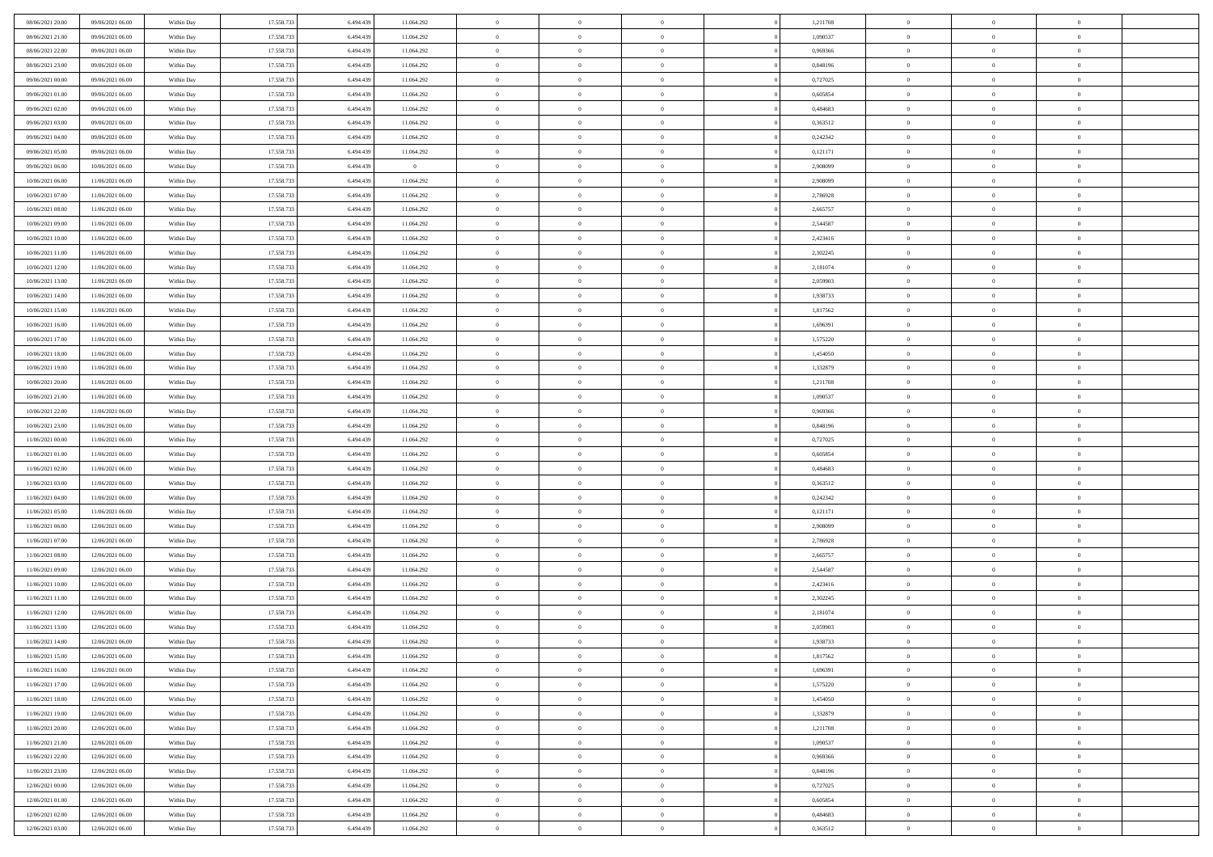| | | | | | | | | | | | | | | |
|---|---|---|---|---|---|---|---|---|---|---|---|---|---|---|
| 08/06/2021 20.00 | 09/06/2021 06.00 | Within Day | 17.558.733 | 6.494.439 | 11.064.292 | 0 | 0 | 0 | | 1,211708 | 0 | 0 | 0 | |
| 08/06/2021 21.00 | 09/06/2021 06.00 | Within Day | 17.558.733 | 6.494.439 | 11.064.292 | 0 | 0 | 0 | | 1,090537 | 0 | 0 | 0 | |
| 08/06/2021 22.00 | 09/06/2021 06.00 | Within Day | 17.558.733 | 6.494.439 | 11.064.292 | 0 | 0 | 0 | | 0,969366 | 0 | 0 | 0 | |
| 08/06/2021 23.00 | 09/06/2021 06.00 | Within Day | 17.558.733 | 6.494.439 | 11.064.292 | 0 | 0 | 0 | | 0,848196 | 0 | 0 | 0 | |
| 09/06/2021 00.00 | 09/06/2021 06.00 | Within Day | 17.558.733 | 6.494.439 | 11.064.292 | 0 | 0 | 0 | | 0,727025 | 0 | 0 | 0 | |
| 09/06/2021 01.00 | 09/06/2021 06.00 | Within Day | 17.558.733 | 6.494.439 | 11.064.292 | 0 | 0 | 0 | | 0,605854 | 0 | 0 | 0 | |
| 09/06/2021 02.00 | 09/06/2021 06.00 | Within Day | 17.558.733 | 6.494.439 | 11.064.292 | 0 | 0 | 0 | | 0,484683 | 0 | 0 | 0 | |
| 09/06/2021 03.00 | 09/06/2021 06.00 | Within Day | 17.558.733 | 6.494.439 | 11.064.292 | 0 | 0 | 0 | | 0,363512 | 0 | 0 | 0 | |
| 09/06/2021 04.00 | 09/06/2021 06.00 | Within Day | 17.558.733 | 6.494.439 | 11.064.292 | 0 | 0 | 0 | | 0,242342 | 0 | 0 | 0 | |
| 09/06/2021 05.00 | 09/06/2021 06.00 | Within Day | 17.558.733 | 6.494.439 | 11.064.292 | 0 | 0 | 0 | | 0,121171 | 0 | 0 | 0 | |
| 09/06/2021 06.00 | 10/06/2021 06.00 | Within Day | 17.558.733 | 6.494.439 | 0 | 0 | 0 | 0 | | 2,908099 | 0 | 0 | 0 | |
| 10/06/2021 06.00 | 11/06/2021 06.00 | Within Day | 17.558.733 | 6.494.439 | 11.064.292 | 0 | 0 | 0 | | 2,908099 | 0 | 0 | 0 | |
| 10/06/2021 07.00 | 11/06/2021 06.00 | Within Day | 17.558.733 | 6.494.439 | 11.064.292 | 0 | 0 | 0 | | 2,786928 | 0 | 0 | 0 | |
| 10/06/2021 08.00 | 11/06/2021 06.00 | Within Day | 17.558.733 | 6.494.439 | 11.064.292 | 0 | 0 | 0 | | 2,665757 | 0 | 0 | 0 | |
| 10/06/2021 09.00 | 11/06/2021 06.00 | Within Day | 17.558.733 | 6.494.439 | 11.064.292 | 0 | 0 | 0 | | 2,544587 | 0 | 0 | 0 | |
| 10/06/2021 10.00 | 11/06/2021 06.00 | Within Day | 17.558.733 | 6.494.439 | 11.064.292 | 0 | 0 | 0 | | 2,423416 | 0 | 0 | 0 | |
| 10/06/2021 11.00 | 11/06/2021 06.00 | Within Day | 17.558.733 | 6.494.439 | 11.064.292 | 0 | 0 | 0 | | 2,302245 | 0 | 0 | 0 | |
| 10/06/2021 12.00 | 11/06/2021 06.00 | Within Day | 17.558.733 | 6.494.439 | 11.064.292 | 0 | 0 | 0 | | 2,181074 | 0 | 0 | 0 | |
| 10/06/2021 13.00 | 11/06/2021 06.00 | Within Day | 17.558.733 | 6.494.439 | 11.064.292 | 0 | 0 | 0 | | 2,059903 | 0 | 0 | 0 | |
| 10/06/2021 14.00 | 11/06/2021 06.00 | Within Day | 17.558.733 | 6.494.439 | 11.064.292 | 0 | 0 | 0 | | 1,938733 | 0 | 0 | 0 | |
| 10/06/2021 15.00 | 11/06/2021 06.00 | Within Day | 17.558.733 | 6.494.439 | 11.064.292 | 0 | 0 | 0 | | 1,817562 | 0 | 0 | 0 | |
| 10/06/2021 16.00 | 11/06/2021 06.00 | Within Day | 17.558.733 | 6.494.439 | 11.064.292 | 0 | 0 | 0 | | 1,696391 | 0 | 0 | 0 | |
| 10/06/2021 17.00 | 11/06/2021 06.00 | Within Day | 17.558.733 | 6.494.439 | 11.064.292 | 0 | 0 | 0 | | 1,575220 | 0 | 0 | 0 | |
| 10/06/2021 18.00 | 11/06/2021 06.00 | Within Day | 17.558.733 | 6.494.439 | 11.064.292 | 0 | 0 | 0 | | 1,454050 | 0 | 0 | 0 | |
| 10/06/2021 19.00 | 11/06/2021 06.00 | Within Day | 17.558.733 | 6.494.439 | 11.064.292 | 0 | 0 | 0 | | 1,332879 | 0 | 0 | 0 | |
| 10/06/2021 20.00 | 11/06/2021 06.00 | Within Day | 17.558.733 | 6.494.439 | 11.064.292 | 0 | 0 | 0 | | 1,211708 | 0 | 0 | 0 | |
| 10/06/2021 21.00 | 11/06/2021 06.00 | Within Day | 17.558.733 | 6.494.439 | 11.064.292 | 0 | 0 | 0 | | 1,090537 | 0 | 0 | 0 | |
| 10/06/2021 22.00 | 11/06/2021 06.00 | Within Day | 17.558.733 | 6.494.439 | 11.064.292 | 0 | 0 | 0 | | 0,969366 | 0 | 0 | 0 | |
| 10/06/2021 23.00 | 11/06/2021 06.00 | Within Day | 17.558.733 | 6.494.439 | 11.064.292 | 0 | 0 | 0 | | 0,848196 | 0 | 0 | 0 | |
| 11/06/2021 00.00 | 11/06/2021 06.00 | Within Day | 17.558.733 | 6.494.439 | 11.064.292 | 0 | 0 | 0 | | 0,727025 | 0 | 0 | 0 | |
| 11/06/2021 01.00 | 11/06/2021 06.00 | Within Day | 17.558.733 | 6.494.439 | 11.064.292 | 0 | 0 | 0 | | 0,605854 | 0 | 0 | 0 | |
| 11/06/2021 02.00 | 11/06/2021 06.00 | Within Day | 17.558.733 | 6.494.439 | 11.064.292 | 0 | 0 | 0 | | 0,484683 | 0 | 0 | 0 | |
| 11/06/2021 03.00 | 11/06/2021 06.00 | Within Day | 17.558.733 | 6.494.439 | 11.064.292 | 0 | 0 | 0 | | 0,363512 | 0 | 0 | 0 | |
| 11/06/2021 04.00 | 11/06/2021 06.00 | Within Day | 17.558.733 | 6.494.439 | 11.064.292 | 0 | 0 | 0 | | 0,242342 | 0 | 0 | 0 | |
| 11/06/2021 05.00 | 11/06/2021 06.00 | Within Day | 17.558.733 | 6.494.439 | 11.064.292 | 0 | 0 | 0 | | 0,121171 | 0 | 0 | 0 | |
| 11/06/2021 06.00 | 12/06/2021 06.00 | Within Day | 17.558.733 | 6.494.439 | 11.064.292 | 0 | 0 | 0 | | 2,908099 | 0 | 0 | 0 | |
| 11/06/2021 07.00 | 12/06/2021 06.00 | Within Day | 17.558.733 | 6.494.439 | 11.064.292 | 0 | 0 | 0 | | 2,786928 | 0 | 0 | 0 | |
| 11/06/2021 08.00 | 12/06/2021 06.00 | Within Day | 17.558.733 | 6.494.439 | 11.064.292 | 0 | 0 | 0 | | 2,665757 | 0 | 0 | 0 | |
| 11/06/2021 09.00 | 12/06/2021 06.00 | Within Day | 17.558.733 | 6.494.439 | 11.064.292 | 0 | 0 | 0 | | 2,544587 | 0 | 0 | 0 | |
| 11/06/2021 10.00 | 12/06/2021 06.00 | Within Day | 17.558.733 | 6.494.439 | 11.064.292 | 0 | 0 | 0 | | 2,423416 | 0 | 0 | 0 | |
| 11/06/2021 11.00 | 12/06/2021 06.00 | Within Day | 17.558.733 | 6.494.439 | 11.064.292 | 0 | 0 | 0 | | 2,302245 | 0 | 0 | 0 | |
| 11/06/2021 12.00 | 12/06/2021 06.00 | Within Day | 17.558.733 | 6.494.439 | 11.064.292 | 0 | 0 | 0 | | 2,181074 | 0 | 0 | 0 | |
| 11/06/2021 13.00 | 12/06/2021 06.00 | Within Day | 17.558.733 | 6.494.439 | 11.064.292 | 0 | 0 | 0 | | 2,059903 | 0 | 0 | 0 | |
| 11/06/2021 14.00 | 12/06/2021 06.00 | Within Day | 17.558.733 | 6.494.439 | 11.064.292 | 0 | 0 | 0 | | 1,938733 | 0 | 0 | 0 | |
| 11/06/2021 15.00 | 12/06/2021 06.00 | Within Day | 17.558.733 | 6.494.439 | 11.064.292 | 0 | 0 | 0 | | 1,817562 | 0 | 0 | 0 | |
| 11/06/2021 16.00 | 12/06/2021 06.00 | Within Day | 17.558.733 | 6.494.439 | 11.064.292 | 0 | 0 | 0 | | 1,696391 | 0 | 0 | 0 | |
| 11/06/2021 17.00 | 12/06/2021 06.00 | Within Day | 17.558.733 | 6.494.439 | 11.064.292 | 0 | 0 | 0 | | 1,575220 | 0 | 0 | 0 | |
| 11/06/2021 18.00 | 12/06/2021 06.00 | Within Day | 17.558.733 | 6.494.439 | 11.064.292 | 0 | 0 | 0 | | 1,454050 | 0 | 0 | 0 | |
| 11/06/2021 19.00 | 12/06/2021 06.00 | Within Day | 17.558.733 | 6.494.439 | 11.064.292 | 0 | 0 | 0 | | 1,332879 | 0 | 0 | 0 | |
| 11/06/2021 20.00 | 12/06/2021 06.00 | Within Day | 17.558.733 | 6.494.439 | 11.064.292 | 0 | 0 | 0 | | 1,211708 | 0 | 0 | 0 | |
| 11/06/2021 21.00 | 12/06/2021 06.00 | Within Day | 17.558.733 | 6.494.439 | 11.064.292 | 0 | 0 | 0 | | 1,090537 | 0 | 0 | 0 | |
| 11/06/2021 22.00 | 12/06/2021 06.00 | Within Day | 17.558.733 | 6.494.439 | 11.064.292 | 0 | 0 | 0 | | 0,969366 | 0 | 0 | 0 | |
| 11/06/2021 23.00 | 12/06/2021 06.00 | Within Day | 17.558.733 | 6.494.439 | 11.064.292 | 0 | 0 | 0 | | 0,848196 | 0 | 0 | 0 | |
| 12/06/2021 00.00 | 12/06/2021 06.00 | Within Day | 17.558.733 | 6.494.439 | 11.064.292 | 0 | 0 | 0 | | 0,727025 | 0 | 0 | 0 | |
| 12/06/2021 01.00 | 12/06/2021 06.00 | Within Day | 17.558.733 | 6.494.439 | 11.064.292 | 0 | 0 | 0 | | 0,605854 | 0 | 0 | 0 | |
| 12/06/2021 02.00 | 12/06/2021 06.00 | Within Day | 17.558.733 | 6.494.439 | 11.064.292 | 0 | 0 | 0 | | 0,484683 | 0 | 0 | 0 | |
| 12/06/2021 03.00 | 12/06/2021 06.00 | Within Day | 17.558.733 | 6.494.439 | 11.064.292 | 0 | 0 | 0 | | 0,363512 | 0 | 0 | 0 | |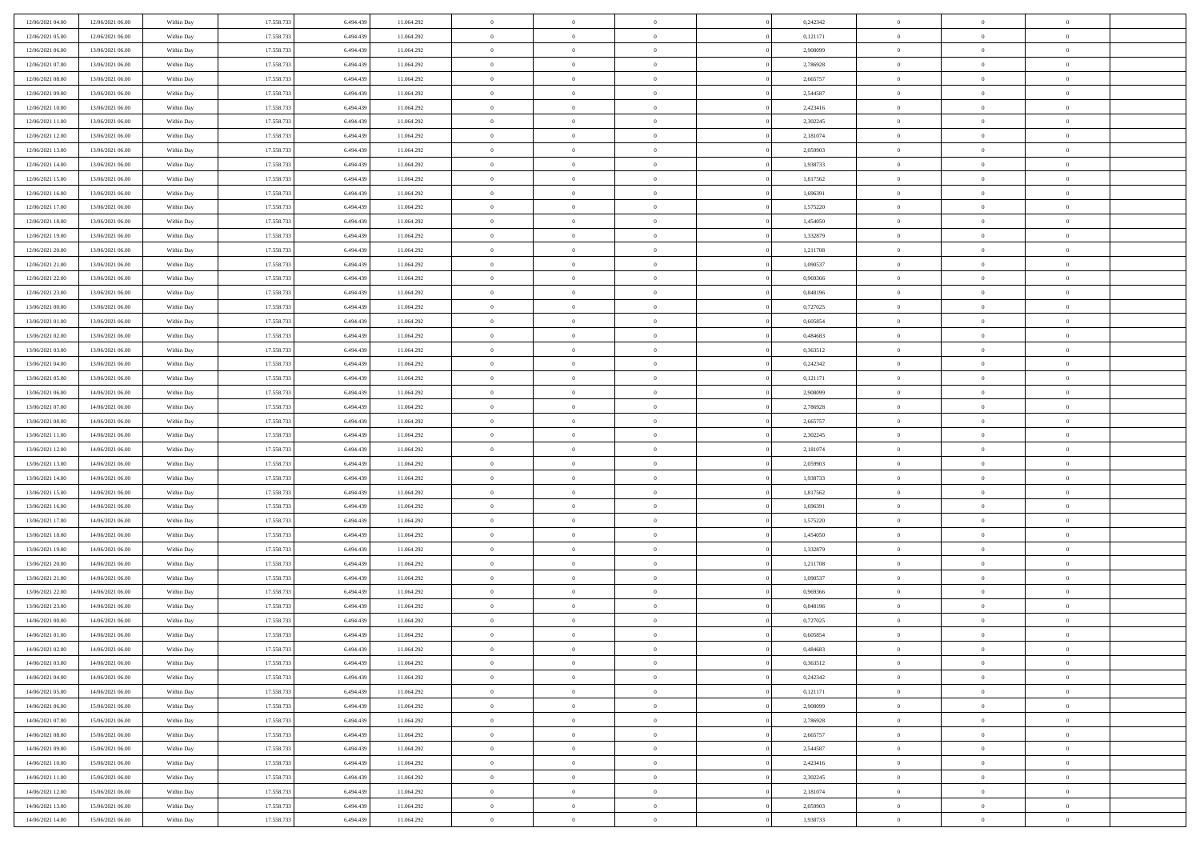| | | | | | | | | | | | | | | |
|---|---|---|---|---|---|---|---|---|---|---|---|---|---|---|
| 12/06/2021 04:00 | 12/06/2021 06:00 | Within Day | 17.558.733 | 6.494.439 | 11.064.292 | 0 | 0 | 0 | | 0,242342 | 0 | 0 | 0 | |
| 12/06/2021 05:00 | 12/06/2021 06:00 | Within Day | 17.558.733 | 6.494.439 | 11.064.292 | 0 | 0 | 0 | | 0,121171 | 0 | 0 | 0 | |
| 12/06/2021 06:00 | 13/06/2021 06:00 | Within Day | 17.558.733 | 6.494.439 | 11.064.292 | 0 | 0 | 0 | | 2,908099 | 0 | 0 | 0 | |
| 12/06/2021 07:00 | 13/06/2021 06:00 | Within Day | 17.558.733 | 6.494.439 | 11.064.292 | 0 | 0 | 0 | | 2,786928 | 0 | 0 | 0 | |
| 12/06/2021 08:00 | 13/06/2021 06:00 | Within Day | 17.558.733 | 6.494.439 | 11.064.292 | 0 | 0 | 0 | | 2,665757 | 0 | 0 | 0 | |
| 12/06/2021 09:00 | 13/06/2021 06:00 | Within Day | 17.558.733 | 6.494.439 | 11.064.292 | 0 | 0 | 0 | | 2,544587 | 0 | 0 | 0 | |
| 12/06/2021 10:00 | 13/06/2021 06:00 | Within Day | 17.558.733 | 6.494.439 | 11.064.292 | 0 | 0 | 0 | | 2,423416 | 0 | 0 | 0 | |
| 12/06/2021 11:00 | 13/06/2021 06:00 | Within Day | 17.558.733 | 6.494.439 | 11.064.292 | 0 | 0 | 0 | | 2,302245 | 0 | 0 | 0 | |
| 12/06/2021 12:00 | 13/06/2021 06:00 | Within Day | 17.558.733 | 6.494.439 | 11.064.292 | 0 | 0 | 0 | | 2,181074 | 0 | 0 | 0 | |
| 12/06/2021 13:00 | 13/06/2021 06:00 | Within Day | 17.558.733 | 6.494.439 | 11.064.292 | 0 | 0 | 0 | | 2,059903 | 0 | 0 | 0 | |
| 12/06/2021 14:00 | 13/06/2021 06:00 | Within Day | 17.558.733 | 6.494.439 | 11.064.292 | 0 | 0 | 0 | | 1,938733 | 0 | 0 | 0 | |
| 12/06/2021 15:00 | 13/06/2021 06:00 | Within Day | 17.558.733 | 6.494.439 | 11.064.292 | 0 | 0 | 0 | | 1,817562 | 0 | 0 | 0 | |
| 12/06/2021 16:00 | 13/06/2021 06:00 | Within Day | 17.558.733 | 6.494.439 | 11.064.292 | 0 | 0 | 0 | | 1,696391 | 0 | 0 | 0 | |
| 12/06/2021 17:00 | 13/06/2021 06:00 | Within Day | 17.558.733 | 6.494.439 | 11.064.292 | 0 | 0 | 0 | | 1,575220 | 0 | 0 | 0 | |
| 12/06/2021 18:00 | 13/06/2021 06:00 | Within Day | 17.558.733 | 6.494.439 | 11.064.292 | 0 | 0 | 0 | | 1,454050 | 0 | 0 | 0 | |
| 12/06/2021 19:00 | 13/06/2021 06:00 | Within Day | 17.558.733 | 6.494.439 | 11.064.292 | 0 | 0 | 0 | | 1,332879 | 0 | 0 | 0 | |
| 12/06/2021 20:00 | 13/06/2021 06:00 | Within Day | 17.558.733 | 6.494.439 | 11.064.292 | 0 | 0 | 0 | | 1,211708 | 0 | 0 | 0 | |
| 12/06/2021 21:00 | 13/06/2021 06:00 | Within Day | 17.558.733 | 6.494.439 | 11.064.292 | 0 | 0 | 0 | | 1,090537 | 0 | 0 | 0 | |
| 12/06/2021 22:00 | 13/06/2021 06:00 | Within Day | 17.558.733 | 6.494.439 | 11.064.292 | 0 | 0 | 0 | | 0,969366 | 0 | 0 | 0 | |
| 12/06/2021 23:00 | 13/06/2021 06:00 | Within Day | 17.558.733 | 6.494.439 | 11.064.292 | 0 | 0 | 0 | | 0,848196 | 0 | 0 | 0 | |
| 13/06/2021 00:00 | 13/06/2021 06:00 | Within Day | 17.558.733 | 6.494.439 | 11.064.292 | 0 | 0 | 0 | | 0,727025 | 0 | 0 | 0 | |
| 13/06/2021 01:00 | 13/06/2021 06:00 | Within Day | 17.558.733 | 6.494.439 | 11.064.292 | 0 | 0 | 0 | | 0,605854 | 0 | 0 | 0 | |
| 13/06/2021 02:00 | 13/06/2021 06:00 | Within Day | 17.558.733 | 6.494.439 | 11.064.292 | 0 | 0 | 0 | | 0,484683 | 0 | 0 | 0 | |
| 13/06/2021 03:00 | 13/06/2021 06:00 | Within Day | 17.558.733 | 6.494.439 | 11.064.292 | 0 | 0 | 0 | | 0,363512 | 0 | 0 | 0 | |
| 13/06/2021 04:00 | 13/06/2021 06:00 | Within Day | 17.558.733 | 6.494.439 | 11.064.292 | 0 | 0 | 0 | | 0,242342 | 0 | 0 | 0 | |
| 13/06/2021 05:00 | 13/06/2021 06:00 | Within Day | 17.558.733 | 6.494.439 | 11.064.292 | 0 | 0 | 0 | | 0,121171 | 0 | 0 | 0 | |
| 13/06/2021 06:00 | 14/06/2021 06:00 | Within Day | 17.558.733 | 6.494.439 | 11.064.292 | 0 | 0 | 0 | | 2,908099 | 0 | 0 | 0 | |
| 13/06/2021 07:00 | 14/06/2021 06:00 | Within Day | 17.558.733 | 6.494.439 | 11.064.292 | 0 | 0 | 0 | | 2,786928 | 0 | 0 | 0 | |
| 13/06/2021 08:00 | 14/06/2021 06:00 | Within Day | 17.558.733 | 6.494.439 | 11.064.292 | 0 | 0 | 0 | | 2,665757 | 0 | 0 | 0 | |
| 13/06/2021 11:00 | 14/06/2021 06:00 | Within Day | 17.558.733 | 6.494.439 | 11.064.292 | 0 | 0 | 0 | | 2,302245 | 0 | 0 | 0 | |
| 13/06/2021 12:00 | 14/06/2021 06:00 | Within Day | 17.558.733 | 6.494.439 | 11.064.292 | 0 | 0 | 0 | | 2,181074 | 0 | 0 | 0 | |
| 13/06/2021 13:00 | 14/06/2021 06:00 | Within Day | 17.558.733 | 6.494.439 | 11.064.292 | 0 | 0 | 0 | | 2,059903 | 0 | 0 | 0 | |
| 13/06/2021 14:00 | 14/06/2021 06:00 | Within Day | 17.558.733 | 6.494.439 | 11.064.292 | 0 | 0 | 0 | | 1,938733 | 0 | 0 | 0 | |
| 13/06/2021 15:00 | 14/06/2021 06:00 | Within Day | 17.558.733 | 6.494.439 | 11.064.292 | 0 | 0 | 0 | | 1,817562 | 0 | 0 | 0 | |
| 13/06/2021 16:00 | 14/06/2021 06:00 | Within Day | 17.558.733 | 6.494.439 | 11.064.292 | 0 | 0 | 0 | | 1,696391 | 0 | 0 | 0 | |
| 13/06/2021 17:00 | 14/06/2021 06:00 | Within Day | 17.558.733 | 6.494.439 | 11.064.292 | 0 | 0 | 0 | | 1,575220 | 0 | 0 | 0 | |
| 13/06/2021 18:00 | 14/06/2021 06:00 | Within Day | 17.558.733 | 6.494.439 | 11.064.292 | 0 | 0 | 0 | | 1,454050 | 0 | 0 | 0 | |
| 13/06/2021 19:00 | 14/06/2021 06:00 | Within Day | 17.558.733 | 6.494.439 | 11.064.292 | 0 | 0 | 0 | | 1,332879 | 0 | 0 | 0 | |
| 13/06/2021 20:00 | 14/06/2021 06:00 | Within Day | 17.558.733 | 6.494.439 | 11.064.292 | 0 | 0 | 0 | | 1,211708 | 0 | 0 | 0 | |
| 13/06/2021 21:00 | 14/06/2021 06:00 | Within Day | 17.558.733 | 6.494.439 | 11.064.292 | 0 | 0 | 0 | | 1,090537 | 0 | 0 | 0 | |
| 13/06/2021 22:00 | 14/06/2021 06:00 | Within Day | 17.558.733 | 6.494.439 | 11.064.292 | 0 | 0 | 0 | | 0,969366 | 0 | 0 | 0 | |
| 13/06/2021 23:00 | 14/06/2021 06:00 | Within Day | 17.558.733 | 6.494.439 | 11.064.292 | 0 | 0 | 0 | | 0,848196 | 0 | 0 | 0 | |
| 14/06/2021 00:00 | 14/06/2021 06:00 | Within Day | 17.558.733 | 6.494.439 | 11.064.292 | 0 | 0 | 0 | | 0,727025 | 0 | 0 | 0 | |
| 14/06/2021 01:00 | 14/06/2021 06:00 | Within Day | 17.558.733 | 6.494.439 | 11.064.292 | 0 | 0 | 0 | | 0,605854 | 0 | 0 | 0 | |
| 14/06/2021 02:00 | 14/06/2021 06:00 | Within Day | 17.558.733 | 6.494.439 | 11.064.292 | 0 | 0 | 0 | | 0,484683 | 0 | 0 | 0 | |
| 14/06/2021 03:00 | 14/06/2021 06:00 | Within Day | 17.558.733 | 6.494.439 | 11.064.292 | 0 | 0 | 0 | | 0,363512 | 0 | 0 | 0 | |
| 14/06/2021 04:00 | 14/06/2021 06:00 | Within Day | 17.558.733 | 6.494.439 | 11.064.292 | 0 | 0 | 0 | | 0,242342 | 0 | 0 | 0 | |
| 14/06/2021 05:00 | 14/06/2021 06:00 | Within Day | 17.558.733 | 6.494.439 | 11.064.292 | 0 | 0 | 0 | | 0,121171 | 0 | 0 | 0 | |
| 14/06/2021 06:00 | 15/06/2021 06:00 | Within Day | 17.558.733 | 6.494.439 | 11.064.292 | 0 | 0 | 0 | | 2,908099 | 0 | 0 | 0 | |
| 14/06/2021 07:00 | 15/06/2021 06:00 | Within Day | 17.558.733 | 6.494.439 | 11.064.292 | 0 | 0 | 0 | | 2,786928 | 0 | 0 | 0 | |
| 14/06/2021 08:00 | 15/06/2021 06:00 | Within Day | 17.558.733 | 6.494.439 | 11.064.292 | 0 | 0 | 0 | | 2,665757 | 0 | 0 | 0 | |
| 14/06/2021 09:00 | 15/06/2021 06:00 | Within Day | 17.558.733 | 6.494.439 | 11.064.292 | 0 | 0 | 0 | | 2,544587 | 0 | 0 | 0 | |
| 14/06/2021 10:00 | 15/06/2021 06:00 | Within Day | 17.558.733 | 6.494.439 | 11.064.292 | 0 | 0 | 0 | | 2,423416 | 0 | 0 | 0 | |
| 14/06/2021 11:00 | 15/06/2021 06:00 | Within Day | 17.558.733 | 6.494.439 | 11.064.292 | 0 | 0 | 0 | | 2,302245 | 0 | 0 | 0 | |
| 14/06/2021 12:00 | 15/06/2021 06:00 | Within Day | 17.558.733 | 6.494.439 | 11.064.292 | 0 | 0 | 0 | | 2,181074 | 0 | 0 | 0 | |
| 14/06/2021 13:00 | 15/06/2021 06:00 | Within Day | 17.558.733 | 6.494.439 | 11.064.292 | 0 | 0 | 0 | | 2,059903 | 0 | 0 | 0 | |
| 14/06/2021 14:00 | 15/06/2021 06:00 | Within Day | 17.558.733 | 6.494.439 | 11.064.292 | 0 | 0 | 0 | | 1,938733 | 0 | 0 | 0 | |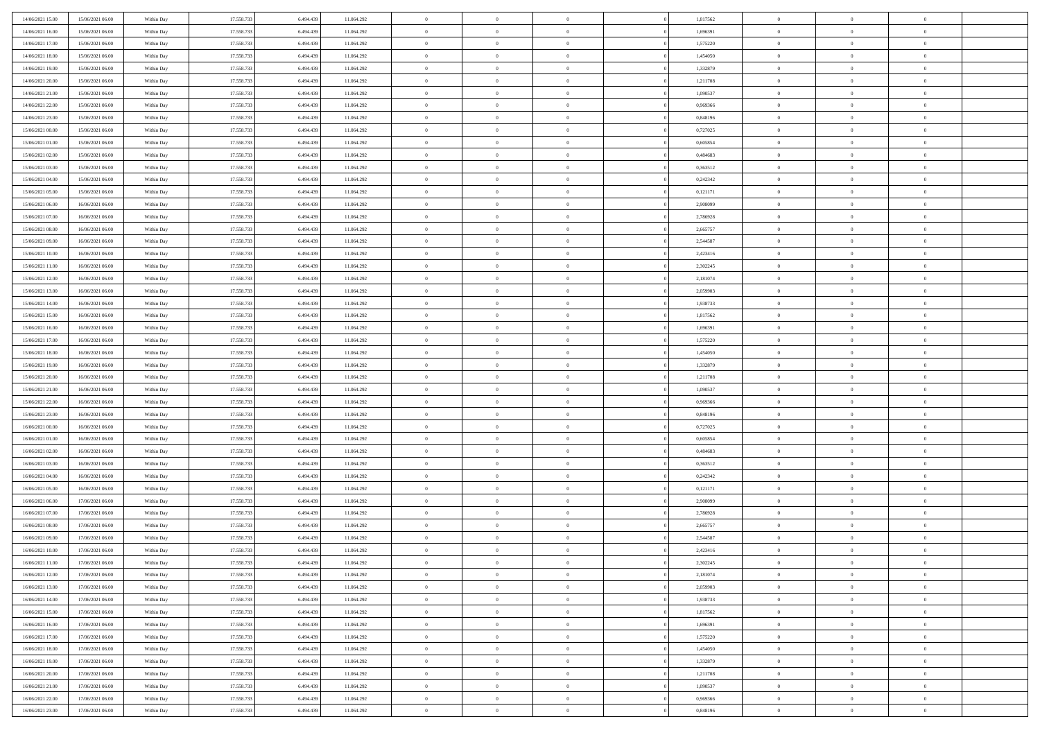| | | | | | | | | | | | | | | |
|---|---|---|---|---|---|---|---|---|---|---|---|---|---|---|
| 14/06/2021 15:00 | 15/06/2021 06:00 | Within Day | 17.558.733 | 6.494.439 | 11.064.292 | 0 | 0 | 0 | | 1,817562 | 0 | 0 | 0 | |
| 14/06/2021 16:00 | 15/06/2021 06:00 | Within Day | 17.558.733 | 6.494.439 | 11.064.292 | 0 | 0 | 0 | | 1,696391 | 0 | 0 | 0 | |
| 14/06/2021 17:00 | 15/06/2021 06:00 | Within Day | 17.558.733 | 6.494.439 | 11.064.292 | 0 | 0 | 0 | | 1,575220 | 0 | 0 | 0 | |
| 14/06/2021 18:00 | 15/06/2021 06:00 | Within Day | 17.558.733 | 6.494.439 | 11.064.292 | 0 | 0 | 0 | | 1,454050 | 0 | 0 | 0 | |
| 14/06/2021 19:00 | 15/06/2021 06:00 | Within Day | 17.558.733 | 6.494.439 | 11.064.292 | 0 | 0 | 0 | | 1,332879 | 0 | 0 | 0 | |
| 14/06/2021 20:00 | 15/06/2021 06:00 | Within Day | 17.558.733 | 6.494.439 | 11.064.292 | 0 | 0 | 0 | | 1,211708 | 0 | 0 | 0 | |
| 14/06/2021 21:00 | 15/06/2021 06:00 | Within Day | 17.558.733 | 6.494.439 | 11.064.292 | 0 | 0 | 0 | | 1,090537 | 0 | 0 | 0 | |
| 14/06/2021 22:00 | 15/06/2021 06:00 | Within Day | 17.558.733 | 6.494.439 | 11.064.292 | 0 | 0 | 0 | | 0,969366 | 0 | 0 | 0 | |
| 14/06/2021 23:00 | 15/06/2021 06:00 | Within Day | 17.558.733 | 6.494.439 | 11.064.292 | 0 | 0 | 0 | | 0,848196 | 0 | 0 | 0 | |
| 15/06/2021 00:00 | 15/06/2021 06:00 | Within Day | 17.558.733 | 6.494.439 | 11.064.292 | 0 | 0 | 0 | | 0,727025 | 0 | 0 | 0 | |
| 15/06/2021 01:00 | 15/06/2021 06:00 | Within Day | 17.558.733 | 6.494.439 | 11.064.292 | 0 | 0 | 0 | | 0,605854 | 0 | 0 | 0 | |
| 15/06/2021 02:00 | 15/06/2021 06:00 | Within Day | 17.558.733 | 6.494.439 | 11.064.292 | 0 | 0 | 0 | | 0,484683 | 0 | 0 | 0 | |
| 15/06/2021 03:00 | 15/06/2021 06:00 | Within Day | 17.558.733 | 6.494.439 | 11.064.292 | 0 | 0 | 0 | | 0,363512 | 0 | 0 | 0 | |
| 15/06/2021 04:00 | 15/06/2021 06:00 | Within Day | 17.558.733 | 6.494.439 | 11.064.292 | 0 | 0 | 0 | | 0,242342 | 0 | 0 | 0 | |
| 15/06/2021 05:00 | 15/06/2021 06:00 | Within Day | 17.558.733 | 6.494.439 | 11.064.292 | 0 | 0 | 0 | | 0,121171 | 0 | 0 | 0 | |
| 15/06/2021 06:00 | 16/06/2021 06:00 | Within Day | 17.558.733 | 6.494.439 | 11.064.292 | 0 | 0 | 0 | | 2,908099 | 0 | 0 | 0 | |
| 15/06/2021 07:00 | 16/06/2021 06:00 | Within Day | 17.558.733 | 6.494.439 | 11.064.292 | 0 | 0 | 0 | | 2,786928 | 0 | 0 | 0 | |
| 15/06/2021 08:00 | 16/06/2021 06:00 | Within Day | 17.558.733 | 6.494.439 | 11.064.292 | 0 | 0 | 0 | | 2,665757 | 0 | 0 | 0 | |
| 15/06/2021 09:00 | 16/06/2021 06:00 | Within Day | 17.558.733 | 6.494.439 | 11.064.292 | 0 | 0 | 0 | | 2,544587 | 0 | 0 | 0 | |
| 15/06/2021 10:00 | 16/06/2021 06:00 | Within Day | 17.558.733 | 6.494.439 | 11.064.292 | 0 | 0 | 0 | | 2,423416 | 0 | 0 | 0 | |
| 15/06/2021 11:00 | 16/06/2021 06:00 | Within Day | 17.558.733 | 6.494.439 | 11.064.292 | 0 | 0 | 0 | | 2,302245 | 0 | 0 | 0 | |
| 15/06/2021 12:00 | 16/06/2021 06:00 | Within Day | 17.558.733 | 6.494.439 | 11.064.292 | 0 | 0 | 0 | | 2,181074 | 0 | 0 | 0 | |
| 15/06/2021 13:00 | 16/06/2021 06:00 | Within Day | 17.558.733 | 6.494.439 | 11.064.292 | 0 | 0 | 0 | | 2,059903 | 0 | 0 | 0 | |
| 15/06/2021 14:00 | 16/06/2021 06:00 | Within Day | 17.558.733 | 6.494.439 | 11.064.292 | 0 | 0 | 0 | | 1,938733 | 0 | 0 | 0 | |
| 15/06/2021 15:00 | 16/06/2021 06:00 | Within Day | 17.558.733 | 6.494.439 | 11.064.292 | 0 | 0 | 0 | | 1,817562 | 0 | 0 | 0 | |
| 15/06/2021 16:00 | 16/06/2021 06:00 | Within Day | 17.558.733 | 6.494.439 | 11.064.292 | 0 | 0 | 0 | | 1,696391 | 0 | 0 | 0 | |
| 15/06/2021 17:00 | 16/06/2021 06:00 | Within Day | 17.558.733 | 6.494.439 | 11.064.292 | 0 | 0 | 0 | | 1,575220 | 0 | 0 | 0 | |
| 15/06/2021 18:00 | 16/06/2021 06:00 | Within Day | 17.558.733 | 6.494.439 | 11.064.292 | 0 | 0 | 0 | | 1,454050 | 0 | 0 | 0 | |
| 15/06/2021 19:00 | 16/06/2021 06:00 | Within Day | 17.558.733 | 6.494.439 | 11.064.292 | 0 | 0 | 0 | | 1,332879 | 0 | 0 | 0 | |
| 15/06/2021 20:00 | 16/06/2021 06:00 | Within Day | 17.558.733 | 6.494.439 | 11.064.292 | 0 | 0 | 0 | | 1,211708 | 0 | 0 | 0 | |
| 15/06/2021 21:00 | 16/06/2021 06:00 | Within Day | 17.558.733 | 6.494.439 | 11.064.292 | 0 | 0 | 0 | | 1,090537 | 0 | 0 | 0 | |
| 15/06/2021 22:00 | 16/06/2021 06:00 | Within Day | 17.558.733 | 6.494.439 | 11.064.292 | 0 | 0 | 0 | | 0,969366 | 0 | 0 | 0 | |
| 15/06/2021 23:00 | 16/06/2021 06:00 | Within Day | 17.558.733 | 6.494.439 | 11.064.292 | 0 | 0 | 0 | | 0,848196 | 0 | 0 | 0 | |
| 16/06/2021 00:00 | 16/06/2021 06:00 | Within Day | 17.558.733 | 6.494.439 | 11.064.292 | 0 | 0 | 0 | | 0,727025 | 0 | 0 | 0 | |
| 16/06/2021 01:00 | 16/06/2021 06:00 | Within Day | 17.558.733 | 6.494.439 | 11.064.292 | 0 | 0 | 0 | | 0,605854 | 0 | 0 | 0 | |
| 16/06/2021 02:00 | 16/06/2021 06:00 | Within Day | 17.558.733 | 6.494.439 | 11.064.292 | 0 | 0 | 0 | | 0,484683 | 0 | 0 | 0 | |
| 16/06/2021 03:00 | 16/06/2021 06:00 | Within Day | 17.558.733 | 6.494.439 | 11.064.292 | 0 | 0 | 0 | | 0,363512 | 0 | 0 | 0 | |
| 16/06/2021 04:00 | 16/06/2021 06:00 | Within Day | 17.558.733 | 6.494.439 | 11.064.292 | 0 | 0 | 0 | | 0,242342 | 0 | 0 | 0 | |
| 16/06/2021 05:00 | 16/06/2021 06:00 | Within Day | 17.558.733 | 6.494.439 | 11.064.292 | 0 | 0 | 0 | | 0,121171 | 0 | 0 | 0 | |
| 16/06/2021 06:00 | 17/06/2021 06:00 | Within Day | 17.558.733 | 6.494.439 | 11.064.292 | 0 | 0 | 0 | | 2,908099 | 0 | 0 | 0 | |
| 16/06/2021 07:00 | 17/06/2021 06:00 | Within Day | 17.558.733 | 6.494.439 | 11.064.292 | 0 | 0 | 0 | | 2,786928 | 0 | 0 | 0 | |
| 16/06/2021 08:00 | 17/06/2021 06:00 | Within Day | 17.558.733 | 6.494.439 | 11.064.292 | 0 | 0 | 0 | | 2,665757 | 0 | 0 | 0 | |
| 16/06/2021 09:00 | 17/06/2021 06:00 | Within Day | 17.558.733 | 6.494.439 | 11.064.292 | 0 | 0 | 0 | | 2,544587 | 0 | 0 | 0 | |
| 16/06/2021 10:00 | 17/06/2021 06:00 | Within Day | 17.558.733 | 6.494.439 | 11.064.292 | 0 | 0 | 0 | | 2,423416 | 0 | 0 | 0 | |
| 16/06/2021 11:00 | 17/06/2021 06:00 | Within Day | 17.558.733 | 6.494.439 | 11.064.292 | 0 | 0 | 0 | | 2,302245 | 0 | 0 | 0 | |
| 16/06/2021 12:00 | 17/06/2021 06:00 | Within Day | 17.558.733 | 6.494.439 | 11.064.292 | 0 | 0 | 0 | | 2,181074 | 0 | 0 | 0 | |
| 16/06/2021 13:00 | 17/06/2021 06:00 | Within Day | 17.558.733 | 6.494.439 | 11.064.292 | 0 | 0 | 0 | | 2,059903 | 0 | 0 | 0 | |
| 16/06/2021 14:00 | 17/06/2021 06:00 | Within Day | 17.558.733 | 6.494.439 | 11.064.292 | 0 | 0 | 0 | | 1,938733 | 0 | 0 | 0 | |
| 16/06/2021 15:00 | 17/06/2021 06:00 | Within Day | 17.558.733 | 6.494.439 | 11.064.292 | 0 | 0 | 0 | | 1,817562 | 0 | 0 | 0 | |
| 16/06/2021 16:00 | 17/06/2021 06:00 | Within Day | 17.558.733 | 6.494.439 | 11.064.292 | 0 | 0 | 0 | | 1,696391 | 0 | 0 | 0 | |
| 16/06/2021 17:00 | 17/06/2021 06:00 | Within Day | 17.558.733 | 6.494.439 | 11.064.292 | 0 | 0 | 0 | | 1,575220 | 0 | 0 | 0 | |
| 16/06/2021 18:00 | 17/06/2021 06:00 | Within Day | 17.558.733 | 6.494.439 | 11.064.292 | 0 | 0 | 0 | | 1,454050 | 0 | 0 | 0 | |
| 16/06/2021 19:00 | 17/06/2021 06:00 | Within Day | 17.558.733 | 6.494.439 | 11.064.292 | 0 | 0 | 0 | | 1,332879 | 0 | 0 | 0 | |
| 16/06/2021 20:00 | 17/06/2021 06:00 | Within Day | 17.558.733 | 6.494.439 | 11.064.292 | 0 | 0 | 0 | | 1,211708 | 0 | 0 | 0 | |
| 16/06/2021 21:00 | 17/06/2021 06:00 | Within Day | 17.558.733 | 6.494.439 | 11.064.292 | 0 | 0 | 0 | | 1,090537 | 0 | 0 | 0 | |
| 16/06/2021 22:00 | 17/06/2021 06:00 | Within Day | 17.558.733 | 6.494.439 | 11.064.292 | 0 | 0 | 0 | | 0,969366 | 0 | 0 | 0 | |
| 16/06/2021 23:00 | 17/06/2021 06:00 | Within Day | 17.558.733 | 6.494.439 | 11.064.292 | 0 | 0 | 0 | | 0,848196 | 0 | 0 | 0 | |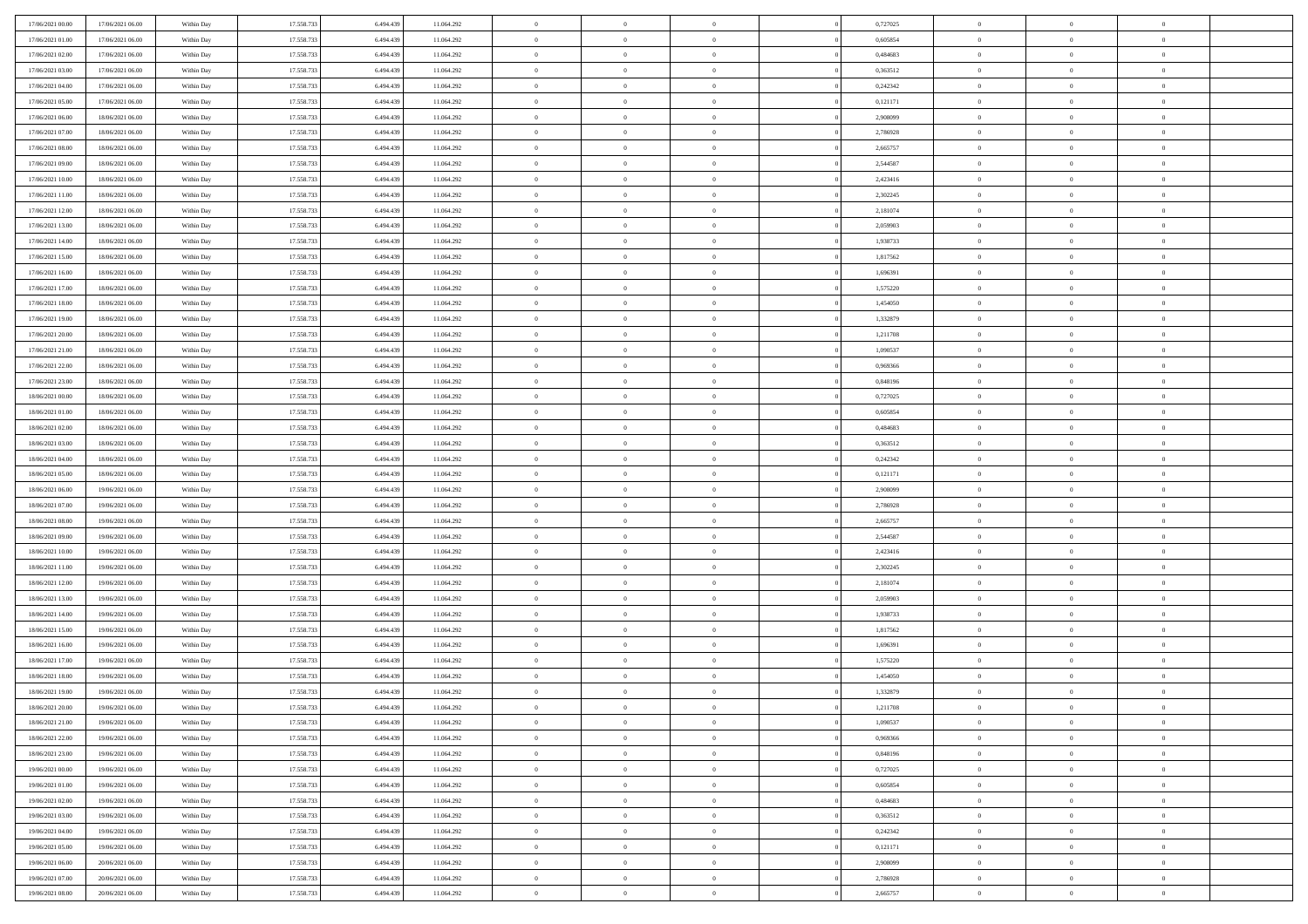| | | | | | | | | | | | | | | |
|---|---|---|---|---|---|---|---|---|---|---|---|---|---|---|
| 17/06/2021 00:00 | 17/06/2021 06:00 | Within Day | 17.558.733 | 6.494.439 | 11.064.292 | 0 | 0 | 0 | | 0,727025 | 0 | 0 | 0 | |
| 17/06/2021 01:00 | 17/06/2021 06:00 | Within Day | 17.558.733 | 6.494.439 | 11.064.292 | 0 | 0 | 0 | | 0,605854 | 0 | 0 | 0 | |
| 17/06/2021 02:00 | 17/06/2021 06:00 | Within Day | 17.558.733 | 6.494.439 | 11.064.292 | 0 | 0 | 0 | | 0,484683 | 0 | 0 | 0 | |
| 17/06/2021 03:00 | 17/06/2021 06:00 | Within Day | 17.558.733 | 6.494.439 | 11.064.292 | 0 | 0 | 0 | | 0,363512 | 0 | 0 | 0 | |
| 17/06/2021 04:00 | 17/06/2021 06:00 | Within Day | 17.558.733 | 6.494.439 | 11.064.292 | 0 | 0 | 0 | | 0,242342 | 0 | 0 | 0 | |
| 17/06/2021 05:00 | 17/06/2021 06:00 | Within Day | 17.558.733 | 6.494.439 | 11.064.292 | 0 | 0 | 0 | | 0,121171 | 0 | 0 | 0 | |
| 17/06/2021 06:00 | 18/06/2021 06:00 | Within Day | 17.558.733 | 6.494.439 | 11.064.292 | 0 | 0 | 0 | | 2,908099 | 0 | 0 | 0 | |
| 17/06/2021 07:00 | 18/06/2021 06:00 | Within Day | 17.558.733 | 6.494.439 | 11.064.292 | 0 | 0 | 0 | | 2,786928 | 0 | 0 | 0 | |
| 17/06/2021 08:00 | 18/06/2021 06:00 | Within Day | 17.558.733 | 6.494.439 | 11.064.292 | 0 | 0 | 0 | | 2,665757 | 0 | 0 | 0 | |
| 17/06/2021 09:00 | 18/06/2021 06:00 | Within Day | 17.558.733 | 6.494.439 | 11.064.292 | 0 | 0 | 0 | | 2,544587 | 0 | 0 | 0 | |
| 17/06/2021 10:00 | 18/06/2021 06:00 | Within Day | 17.558.733 | 6.494.439 | 11.064.292 | 0 | 0 | 0 | | 2,423416 | 0 | 0 | 0 | |
| 17/06/2021 11:00 | 18/06/2021 06:00 | Within Day | 17.558.733 | 6.494.439 | 11.064.292 | 0 | 0 | 0 | | 2,302245 | 0 | 0 | 0 | |
| 17/06/2021 12:00 | 18/06/2021 06:00 | Within Day | 17.558.733 | 6.494.439 | 11.064.292 | 0 | 0 | 0 | | 2,181074 | 0 | 0 | 0 | |
| 17/06/2021 13:00 | 18/06/2021 06:00 | Within Day | 17.558.733 | 6.494.439 | 11.064.292 | 0 | 0 | 0 | | 2,059903 | 0 | 0 | 0 | |
| 17/06/2021 14:00 | 18/06/2021 06:00 | Within Day | 17.558.733 | 6.494.439 | 11.064.292 | 0 | 0 | 0 | | 1,938733 | 0 | 0 | 0 | |
| 17/06/2021 15:00 | 18/06/2021 06:00 | Within Day | 17.558.733 | 6.494.439 | 11.064.292 | 0 | 0 | 0 | | 1,817562 | 0 | 0 | 0 | |
| 17/06/2021 16:00 | 18/06/2021 06:00 | Within Day | 17.558.733 | 6.494.439 | 11.064.292 | 0 | 0 | 0 | | 1,696391 | 0 | 0 | 0 | |
| 17/06/2021 17:00 | 18/06/2021 06:00 | Within Day | 17.558.733 | 6.494.439 | 11.064.292 | 0 | 0 | 0 | | 1,575220 | 0 | 0 | 0 | |
| 17/06/2021 18:00 | 18/06/2021 06:00 | Within Day | 17.558.733 | 6.494.439 | 11.064.292 | 0 | 0 | 0 | | 1,454050 | 0 | 0 | 0 | |
| 17/06/2021 19:00 | 18/06/2021 06:00 | Within Day | 17.558.733 | 6.494.439 | 11.064.292 | 0 | 0 | 0 | | 1,332879 | 0 | 0 | 0 | |
| 17/06/2021 20:00 | 18/06/2021 06:00 | Within Day | 17.558.733 | 6.494.439 | 11.064.292 | 0 | 0 | 0 | | 1,211708 | 0 | 0 | 0 | |
| 17/06/2021 21:00 | 18/06/2021 06:00 | Within Day | 17.558.733 | 6.494.439 | 11.064.292 | 0 | 0 | 0 | | 1,090537 | 0 | 0 | 0 | |
| 17/06/2021 22:00 | 18/06/2021 06:00 | Within Day | 17.558.733 | 6.494.439 | 11.064.292 | 0 | 0 | 0 | | 0,969366 | 0 | 0 | 0 | |
| 17/06/2021 23:00 | 18/06/2021 06:00 | Within Day | 17.558.733 | 6.494.439 | 11.064.292 | 0 | 0 | 0 | | 0,848196 | 0 | 0 | 0 | |
| 18/06/2021 00:00 | 18/06/2021 06:00 | Within Day | 17.558.733 | 6.494.439 | 11.064.292 | 0 | 0 | 0 | | 0,727025 | 0 | 0 | 0 | |
| 18/06/2021 01:00 | 18/06/2021 06:00 | Within Day | 17.558.733 | 6.494.439 | 11.064.292 | 0 | 0 | 0 | | 0,605854 | 0 | 0 | 0 | |
| 18/06/2021 02:00 | 18/06/2021 06:00 | Within Day | 17.558.733 | 6.494.439 | 11.064.292 | 0 | 0 | 0 | | 0,484683 | 0 | 0 | 0 | |
| 18/06/2021 03:00 | 18/06/2021 06:00 | Within Day | 17.558.733 | 6.494.439 | 11.064.292 | 0 | 0 | 0 | | 0,363512 | 0 | 0 | 0 | |
| 18/06/2021 04:00 | 18/06/2021 06:00 | Within Day | 17.558.733 | 6.494.439 | 11.064.292 | 0 | 0 | 0 | | 0,242342 | 0 | 0 | 0 | |
| 18/06/2021 05:00 | 18/06/2021 06:00 | Within Day | 17.558.733 | 6.494.439 | 11.064.292 | 0 | 0 | 0 | | 0,121171 | 0 | 0 | 0 | |
| 18/06/2021 06:00 | 19/06/2021 06:00 | Within Day | 17.558.733 | 6.494.439 | 11.064.292 | 0 | 0 | 0 | | 2,908099 | 0 | 0 | 0 | |
| 18/06/2021 07:00 | 19/06/2021 06:00 | Within Day | 17.558.733 | 6.494.439 | 11.064.292 | 0 | 0 | 0 | | 2,786928 | 0 | 0 | 0 | |
| 18/06/2021 08:00 | 19/06/2021 06:00 | Within Day | 17.558.733 | 6.494.439 | 11.064.292 | 0 | 0 | 0 | | 2,665757 | 0 | 0 | 0 | |
| 18/06/2021 09:00 | 19/06/2021 06:00 | Within Day | 17.558.733 | 6.494.439 | 11.064.292 | 0 | 0 | 0 | | 2,544587 | 0 | 0 | 0 | |
| 18/06/2021 10:00 | 19/06/2021 06:00 | Within Day | 17.558.733 | 6.494.439 | 11.064.292 | 0 | 0 | 0 | | 2,423416 | 0 | 0 | 0 | |
| 18/06/2021 11:00 | 19/06/2021 06:00 | Within Day | 17.558.733 | 6.494.439 | 11.064.292 | 0 | 0 | 0 | | 2,302245 | 0 | 0 | 0 | |
| 18/06/2021 12:00 | 19/06/2021 06:00 | Within Day | 17.558.733 | 6.494.439 | 11.064.292 | 0 | 0 | 0 | | 2,181074 | 0 | 0 | 0 | |
| 18/06/2021 13:00 | 19/06/2021 06:00 | Within Day | 17.558.733 | 6.494.439 | 11.064.292 | 0 | 0 | 0 | | 2,059903 | 0 | 0 | 0 | |
| 18/06/2021 14:00 | 19/06/2021 06:00 | Within Day | 17.558.733 | 6.494.439 | 11.064.292 | 0 | 0 | 0 | | 1,938733 | 0 | 0 | 0 | |
| 18/06/2021 15:00 | 19/06/2021 06:00 | Within Day | 17.558.733 | 6.494.439 | 11.064.292 | 0 | 0 | 0 | | 1,817562 | 0 | 0 | 0 | |
| 18/06/2021 16:00 | 19/06/2021 06:00 | Within Day | 17.558.733 | 6.494.439 | 11.064.292 | 0 | 0 | 0 | | 1,696391 | 0 | 0 | 0 | |
| 18/06/2021 17:00 | 19/06/2021 06:00 | Within Day | 17.558.733 | 6.494.439 | 11.064.292 | 0 | 0 | 0 | | 1,575220 | 0 | 0 | 0 | |
| 18/06/2021 18:00 | 19/06/2021 06:00 | Within Day | 17.558.733 | 6.494.439 | 11.064.292 | 0 | 0 | 0 | | 1,454050 | 0 | 0 | 0 | |
| 18/06/2021 19:00 | 19/06/2021 06:00 | Within Day | 17.558.733 | 6.494.439 | 11.064.292 | 0 | 0 | 0 | | 1,332879 | 0 | 0 | 0 | |
| 18/06/2021 20:00 | 19/06/2021 06:00 | Within Day | 17.558.733 | 6.494.439 | 11.064.292 | 0 | 0 | 0 | | 1,211708 | 0 | 0 | 0 | |
| 18/06/2021 21:00 | 19/06/2021 06:00 | Within Day | 17.558.733 | 6.494.439 | 11.064.292 | 0 | 0 | 0 | | 1,090537 | 0 | 0 | 0 | |
| 18/06/2021 22:00 | 19/06/2021 06:00 | Within Day | 17.558.733 | 6.494.439 | 11.064.292 | 0 | 0 | 0 | | 0,969366 | 0 | 0 | 0 | |
| 18/06/2021 23:00 | 19/06/2021 06:00 | Within Day | 17.558.733 | 6.494.439 | 11.064.292 | 0 | 0 | 0 | | 0,848196 | 0 | 0 | 0 | |
| 19/06/2021 00:00 | 19/06/2021 06:00 | Within Day | 17.558.733 | 6.494.439 | 11.064.292 | 0 | 0 | 0 | | 0,727025 | 0 | 0 | 0 | |
| 19/06/2021 01:00 | 19/06/2021 06:00 | Within Day | 17.558.733 | 6.494.439 | 11.064.292 | 0 | 0 | 0 | | 0,605854 | 0 | 0 | 0 | |
| 19/06/2021 02:00 | 19/06/2021 06:00 | Within Day | 17.558.733 | 6.494.439 | 11.064.292 | 0 | 0 | 0 | | 0,484683 | 0 | 0 | 0 | |
| 19/06/2021 03:00 | 19/06/2021 06:00 | Within Day | 17.558.733 | 6.494.439 | 11.064.292 | 0 | 0 | 0 | | 0,363512 | 0 | 0 | 0 | |
| 19/06/2021 04:00 | 19/06/2021 06:00 | Within Day | 17.558.733 | 6.494.439 | 11.064.292 | 0 | 0 | 0 | | 0,242342 | 0 | 0 | 0 | |
| 19/06/2021 05:00 | 19/06/2021 06:00 | Within Day | 17.558.733 | 6.494.439 | 11.064.292 | 0 | 0 | 0 | | 0,121171 | 0 | 0 | 0 | |
| 19/06/2021 06:00 | 20/06/2021 06:00 | Within Day | 17.558.733 | 6.494.439 | 11.064.292 | 0 | 0 | 0 | | 2,908099 | 0 | 0 | 0 | |
| 19/06/2021 07:00 | 20/06/2021 06:00 | Within Day | 17.558.733 | 6.494.439 | 11.064.292 | 0 | 0 | 0 | | 2,786928 | 0 | 0 | 0 | |
| 19/06/2021 08:00 | 20/06/2021 06:00 | Within Day | 17.558.733 | 6.494.439 | 11.064.292 | 0 | 0 | 0 | | 2,665757 | 0 | 0 | 0 | |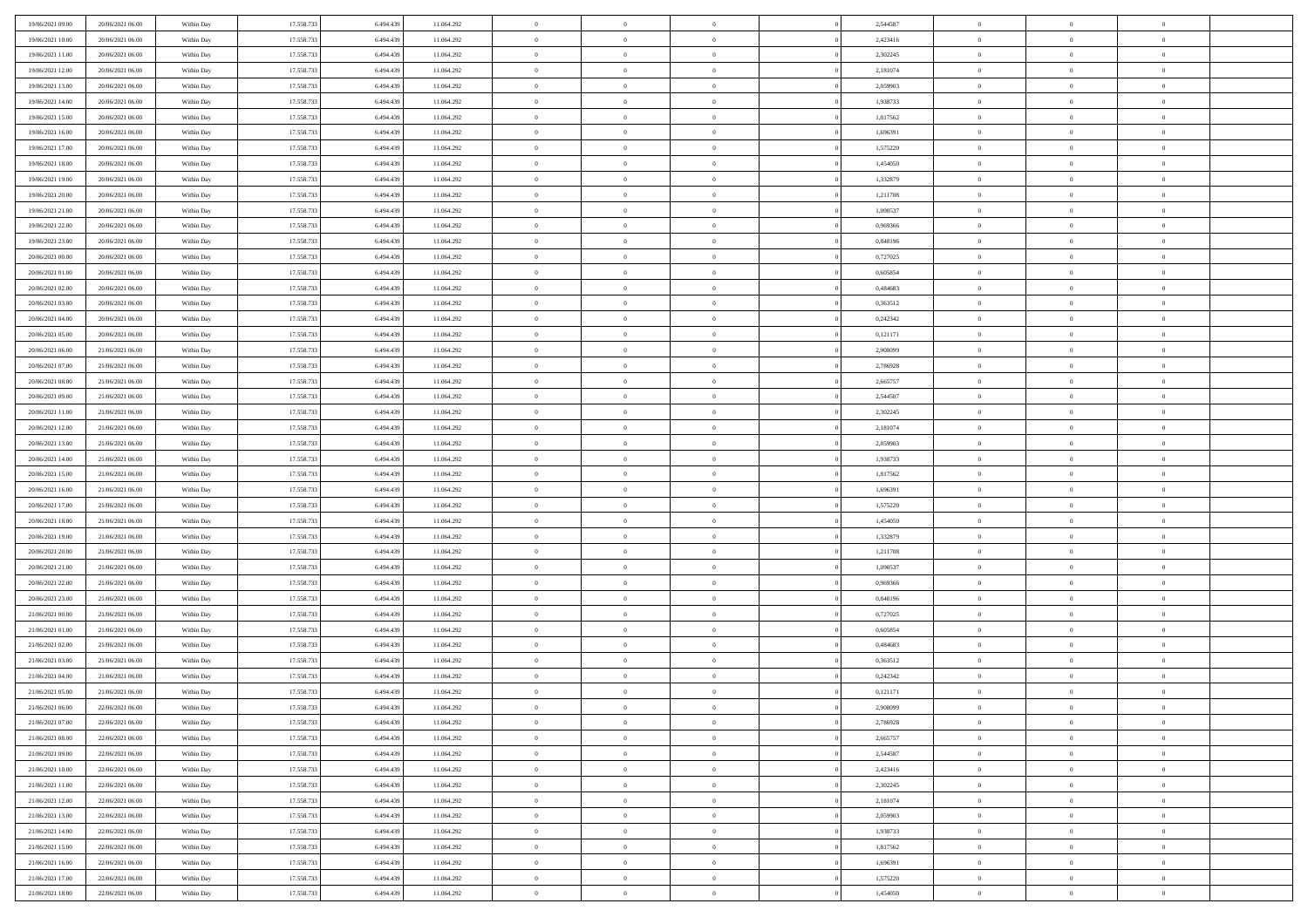| | | | | | | | | | | | | | | |
|---|---|---|---|---|---|---|---|---|---|---|---|---|---|---|
| 19/06/2021 09:00 | 20/06/2021 06:00 | Within Day | 17.558.733 | 6.494.439 | 11.064.292 | 0 | 0 | 0 | | 2,544587 | 0 | 0 | 0 | |
| 19/06/2021 10:00 | 20/06/2021 06:00 | Within Day | 17.558.733 | 6.494.439 | 11.064.292 | 0 | 0 | 0 | | 2,423416 | 0 | 0 | 0 | |
| 19/06/2021 11:00 | 20/06/2021 06:00 | Within Day | 17.558.733 | 6.494.439 | 11.064.292 | 0 | 0 | 0 | | 2,302245 | 0 | 0 | 0 | |
| 19/06/2021 12:00 | 20/06/2021 06:00 | Within Day | 17.558.733 | 6.494.439 | 11.064.292 | 0 | 0 | 0 | | 2,181074 | 0 | 0 | 0 | |
| 19/06/2021 13:00 | 20/06/2021 06:00 | Within Day | 17.558.733 | 6.494.439 | 11.064.292 | 0 | 0 | 0 | | 2,059903 | 0 | 0 | 0 | |
| 19/06/2021 14:00 | 20/06/2021 06:00 | Within Day | 17.558.733 | 6.494.439 | 11.064.292 | 0 | 0 | 0 | | 1,938733 | 0 | 0 | 0 | |
| 19/06/2021 15:00 | 20/06/2021 06:00 | Within Day | 17.558.733 | 6.494.439 | 11.064.292 | 0 | 0 | 0 | | 1,817562 | 0 | 0 | 0 | |
| 19/06/2021 16:00 | 20/06/2021 06:00 | Within Day | 17.558.733 | 6.494.439 | 11.064.292 | 0 | 0 | 0 | | 1,696391 | 0 | 0 | 0 | |
| 19/06/2021 17:00 | 20/06/2021 06:00 | Within Day | 17.558.733 | 6.494.439 | 11.064.292 | 0 | 0 | 0 | | 1,575220 | 0 | 0 | 0 | |
| 19/06/2021 18:00 | 20/06/2021 06:00 | Within Day | 17.558.733 | 6.494.439 | 11.064.292 | 0 | 0 | 0 | | 1,454050 | 0 | 0 | 0 | |
| 19/06/2021 19:00 | 20/06/2021 06:00 | Within Day | 17.558.733 | 6.494.439 | 11.064.292 | 0 | 0 | 0 | | 1,332879 | 0 | 0 | 0 | |
| 19/06/2021 20:00 | 20/06/2021 06:00 | Within Day | 17.558.733 | 6.494.439 | 11.064.292 | 0 | 0 | 0 | | 1,211708 | 0 | 0 | 0 | |
| 19/06/2021 21:00 | 20/06/2021 06:00 | Within Day | 17.558.733 | 6.494.439 | 11.064.292 | 0 | 0 | 0 | | 1,090537 | 0 | 0 | 0 | |
| 19/06/2021 22:00 | 20/06/2021 06:00 | Within Day | 17.558.733 | 6.494.439 | 11.064.292 | 0 | 0 | 0 | | 0,969366 | 0 | 0 | 0 | |
| 19/06/2021 23:00 | 20/06/2021 06:00 | Within Day | 17.558.733 | 6.494.439 | 11.064.292 | 0 | 0 | 0 | | 0,848196 | 0 | 0 | 0 | |
| 20/06/2021 00:00 | 20/06/2021 06:00 | Within Day | 17.558.733 | 6.494.439 | 11.064.292 | 0 | 0 | 0 | | 0,727025 | 0 | 0 | 0 | |
| 20/06/2021 01:00 | 20/06/2021 06:00 | Within Day | 17.558.733 | 6.494.439 | 11.064.292 | 0 | 0 | 0 | | 0,605854 | 0 | 0 | 0 | |
| 20/06/2021 02:00 | 20/06/2021 06:00 | Within Day | 17.558.733 | 6.494.439 | 11.064.292 | 0 | 0 | 0 | | 0,484683 | 0 | 0 | 0 | |
| 20/06/2021 03:00 | 20/06/2021 06:00 | Within Day | 17.558.733 | 6.494.439 | 11.064.292 | 0 | 0 | 0 | | 0,363512 | 0 | 0 | 0 | |
| 20/06/2021 04:00 | 20/06/2021 06:00 | Within Day | 17.558.733 | 6.494.439 | 11.064.292 | 0 | 0 | 0 | | 0,242342 | 0 | 0 | 0 | |
| 20/06/2021 05:00 | 20/06/2021 06:00 | Within Day | 17.558.733 | 6.494.439 | 11.064.292 | 0 | 0 | 0 | | 0,121171 | 0 | 0 | 0 | |
| 20/06/2021 06:00 | 21/06/2021 06:00 | Within Day | 17.558.733 | 6.494.439 | 11.064.292 | 0 | 0 | 0 | | 2,908099 | 0 | 0 | 0 | |
| 20/06/2021 07:00 | 21/06/2021 06:00 | Within Day | 17.558.733 | 6.494.439 | 11.064.292 | 0 | 0 | 0 | | 2,786928 | 0 | 0 | 0 | |
| 20/06/2021 08:00 | 21/06/2021 06:00 | Within Day | 17.558.733 | 6.494.439 | 11.064.292 | 0 | 0 | 0 | | 2,665757 | 0 | 0 | 0 | |
| 20/06/2021 09:00 | 21/06/2021 06:00 | Within Day | 17.558.733 | 6.494.439 | 11.064.292 | 0 | 0 | 0 | | 2,544587 | 0 | 0 | 0 | |
| 20/06/2021 11:00 | 21/06/2021 06:00 | Within Day | 17.558.733 | 6.494.439 | 11.064.292 | 0 | 0 | 0 | | 2,302245 | 0 | 0 | 0 | |
| 20/06/2021 12:00 | 21/06/2021 06:00 | Within Day | 17.558.733 | 6.494.439 | 11.064.292 | 0 | 0 | 0 | | 2,181074 | 0 | 0 | 0 | |
| 20/06/2021 13:00 | 21/06/2021 06:00 | Within Day | 17.558.733 | 6.494.439 | 11.064.292 | 0 | 0 | 0 | | 2,059903 | 0 | 0 | 0 | |
| 20/06/2021 14:00 | 21/06/2021 06:00 | Within Day | 17.558.733 | 6.494.439 | 11.064.292 | 0 | 0 | 0 | | 1,938733 | 0 | 0 | 0 | |
| 20/06/2021 15:00 | 21/06/2021 06:00 | Within Day | 17.558.733 | 6.494.439 | 11.064.292 | 0 | 0 | 0 | | 1,817562 | 0 | 0 | 0 | |
| 20/06/2021 16:00 | 21/06/2021 06:00 | Within Day | 17.558.733 | 6.494.439 | 11.064.292 | 0 | 0 | 0 | | 1,696391 | 0 | 0 | 0 | |
| 20/06/2021 17:00 | 21/06/2021 06:00 | Within Day | 17.558.733 | 6.494.439 | 11.064.292 | 0 | 0 | 0 | | 1,575220 | 0 | 0 | 0 | |
| 20/06/2021 18:00 | 21/06/2021 06:00 | Within Day | 17.558.733 | 6.494.439 | 11.064.292 | 0 | 0 | 0 | | 1,454050 | 0 | 0 | 0 | |
| 20/06/2021 19:00 | 21/06/2021 06:00 | Within Day | 17.558.733 | 6.494.439 | 11.064.292 | 0 | 0 | 0 | | 1,332879 | 0 | 0 | 0 | |
| 20/06/2021 20:00 | 21/06/2021 06:00 | Within Day | 17.558.733 | 6.494.439 | 11.064.292 | 0 | 0 | 0 | | 1,211708 | 0 | 0 | 0 | |
| 20/06/2021 21:00 | 21/06/2021 06:00 | Within Day | 17.558.733 | 6.494.439 | 11.064.292 | 0 | 0 | 0 | | 1,090537 | 0 | 0 | 0 | |
| 20/06/2021 22:00 | 21/06/2021 06:00 | Within Day | 17.558.733 | 6.494.439 | 11.064.292 | 0 | 0 | 0 | | 0,969366 | 0 | 0 | 0 | |
| 20/06/2021 23:00 | 21/06/2021 06:00 | Within Day | 17.558.733 | 6.494.439 | 11.064.292 | 0 | 0 | 0 | | 0,848196 | 0 | 0 | 0 | |
| 21/06/2021 00:00 | 21/06/2021 06:00 | Within Day | 17.558.733 | 6.494.439 | 11.064.292 | 0 | 0 | 0 | | 0,727025 | 0 | 0 | 0 | |
| 21/06/2021 01:00 | 21/06/2021 06:00 | Within Day | 17.558.733 | 6.494.439 | 11.064.292 | 0 | 0 | 0 | | 0,605854 | 0 | 0 | 0 | |
| 21/06/2021 02:00 | 21/06/2021 06:00 | Within Day | 17.558.733 | 6.494.439 | 11.064.292 | 0 | 0 | 0 | | 0,484683 | 0 | 0 | 0 | |
| 21/06/2021 03:00 | 21/06/2021 06:00 | Within Day | 17.558.733 | 6.494.439 | 11.064.292 | 0 | 0 | 0 | | 0,363512 | 0 | 0 | 0 | |
| 21/06/2021 04:00 | 21/06/2021 06:00 | Within Day | 17.558.733 | 6.494.439 | 11.064.292 | 0 | 0 | 0 | | 0,242342 | 0 | 0 | 0 | |
| 21/06/2021 05:00 | 21/06/2021 06:00 | Within Day | 17.558.733 | 6.494.439 | 11.064.292 | 0 | 0 | 0 | | 0,121171 | 0 | 0 | 0 | |
| 21/06/2021 06:00 | 22/06/2021 06:00 | Within Day | 17.558.733 | 6.494.439 | 11.064.292 | 0 | 0 | 0 | | 2,908099 | 0 | 0 | 0 | |
| 21/06/2021 07:00 | 22/06/2021 06:00 | Within Day | 17.558.733 | 6.494.439 | 11.064.292 | 0 | 0 | 0 | | 2,786928 | 0 | 0 | 0 | |
| 21/06/2021 08:00 | 22/06/2021 06:00 | Within Day | 17.558.733 | 6.494.439 | 11.064.292 | 0 | 0 | 0 | | 2,665757 | 0 | 0 | 0 | |
| 21/06/2021 09:00 | 22/06/2021 06:00 | Within Day | 17.558.733 | 6.494.439 | 11.064.292 | 0 | 0 | 0 | | 2,544587 | 0 | 0 | 0 | |
| 21/06/2021 10:00 | 22/06/2021 06:00 | Within Day | 17.558.733 | 6.494.439 | 11.064.292 | 0 | 0 | 0 | | 2,423416 | 0 | 0 | 0 | |
| 21/06/2021 11:00 | 22/06/2021 06:00 | Within Day | 17.558.733 | 6.494.439 | 11.064.292 | 0 | 0 | 0 | | 2,302245 | 0 | 0 | 0 | |
| 21/06/2021 12:00 | 22/06/2021 06:00 | Within Day | 17.558.733 | 6.494.439 | 11.064.292 | 0 | 0 | 0 | | 2,181074 | 0 | 0 | 0 | |
| 21/06/2021 13:00 | 22/06/2021 06:00 | Within Day | 17.558.733 | 6.494.439 | 11.064.292 | 0 | 0 | 0 | | 2,059903 | 0 | 0 | 0 | |
| 21/06/2021 14:00 | 22/06/2021 06:00 | Within Day | 17.558.733 | 6.494.439 | 11.064.292 | 0 | 0 | 0 | | 1,938733 | 0 | 0 | 0 | |
| 21/06/2021 15:00 | 22/06/2021 06:00 | Within Day | 17.558.733 | 6.494.439 | 11.064.292 | 0 | 0 | 0 | | 1,817562 | 0 | 0 | 0 | |
| 21/06/2021 16:00 | 22/06/2021 06:00 | Within Day | 17.558.733 | 6.494.439 | 11.064.292 | 0 | 0 | 0 | | 1,696391 | 0 | 0 | 0 | |
| 21/06/2021 17:00 | 22/06/2021 06:00 | Within Day | 17.558.733 | 6.494.439 | 11.064.292 | 0 | 0 | 0 | | 1,575220 | 0 | 0 | 0 | |
| 21/06/2021 18:00 | 22/06/2021 06:00 | Within Day | 17.558.733 | 6.494.439 | 11.064.292 | 0 | 0 | 0 | | 1,454050 | 0 | 0 | 0 | |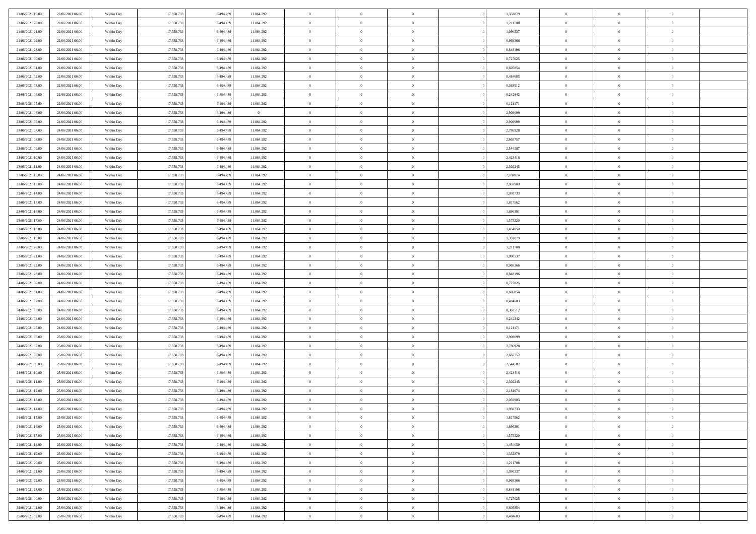| | | | | | | | | | | | | | | |
|---|---|---|---|---|---|---|---|---|---|---|---|---|---|---|
| 21/06/2021 19:00 | 22/06/2021 06:00 | Within Day | 17.558.733 | 6.494.439 | 11.064.292 | 0 | 0 | 0 | 0 | 1,332879 | 0 | 0 | 0 | |
| 21/06/2021 20:00 | 22/06/2021 06:00 | Within Day | 17.558.733 | 6.494.439 | 11.064.292 | 0 | 0 | 0 | 0 | 1,211708 | 0 | 0 | 0 | |
| 21/06/2021 21:00 | 22/06/2021 06:00 | Within Day | 17.558.733 | 6.494.439 | 11.064.292 | 0 | 0 | 0 | 0 | 1,090537 | 0 | 0 | 0 | |
| 21/06/2021 22:00 | 22/06/2021 06:00 | Within Day | 17.558.733 | 6.494.439 | 11.064.292 | 0 | 0 | 0 | 0 | 0,969366 | 0 | 0 | 0 | |
| 21/06/2021 23:00 | 22/06/2021 06:00 | Within Day | 17.558.733 | 6.494.439 | 11.064.292 | 0 | 0 | 0 | 0 | 0,848196 | 0 | 0 | 0 | |
| 22/06/2021 00:00 | 22/06/2021 06:00 | Within Day | 17.558.733 | 6.494.439 | 11.064.292 | 0 | 0 | 0 | 0 | 0,727025 | 0 | 0 | 0 | |
| 22/06/2021 01:00 | 22/06/2021 06:00 | Within Day | 17.558.733 | 6.494.439 | 11.064.292 | 0 | 0 | 0 | 0 | 0,605854 | 0 | 0 | 0 | |
| 22/06/2021 02:00 | 22/06/2021 06:00 | Within Day | 17.558.733 | 6.494.439 | 11.064.292 | 0 | 0 | 0 | 0 | 0,484683 | 0 | 0 | 0 | |
| 22/06/2021 03:00 | 22/06/2021 06:00 | Within Day | 17.558.733 | 6.494.439 | 11.064.292 | 0 | 0 | 0 | 0 | 0,363512 | 0 | 0 | 0 | |
| 22/06/2021 04:00 | 22/06/2021 06:00 | Within Day | 17.558.733 | 6.494.439 | 11.064.292 | 0 | 0 | 0 | 0 | 0,242342 | 0 | 0 | 0 | |
| 22/06/2021 05:00 | 22/06/2021 06:00 | Within Day | 17.558.733 | 6.494.439 | 11.064.292 | 0 | 0 | 0 | 0 | 0,121171 | 0 | 0 | 0 | |
| 22/06/2021 06:00 | 23/06/2021 06:00 | Within Day | 17.558.733 | 6.494.439 | 0 | 0 | 0 | 0 | 0 | 2,908099 | 0 | 0 | 0 | |
| 23/06/2021 06:00 | 24/06/2021 06:00 | Within Day | 17.558.733 | 6.494.439 | 11.064.292 | 0 | 0 | 0 | 0 | 2,908099 | 0 | 0 | 0 | |
| 23/06/2021 07:00 | 24/06/2021 06:00 | Within Day | 17.558.733 | 6.494.439 | 11.064.292 | 0 | 0 | 0 | 0 | 2,786928 | 0 | 0 | 0 | |
| 23/06/2021 08:00 | 24/06/2021 06:00 | Within Day | 17.558.733 | 6.494.439 | 11.064.292 | 0 | 0 | 0 | 0 | 2,665757 | 0 | 0 | 0 | |
| 23/06/2021 09:00 | 24/06/2021 06:00 | Within Day | 17.558.733 | 6.494.439 | 11.064.292 | 0 | 0 | 0 | 0 | 2,544587 | 0 | 0 | 0 | |
| 23/06/2021 10:00 | 24/06/2021 06:00 | Within Day | 17.558.733 | 6.494.439 | 11.064.292 | 0 | 0 | 0 | 0 | 2,423416 | 0 | 0 | 0 | |
| 23/06/2021 11:00 | 24/06/2021 06:00 | Within Day | 17.558.733 | 6.494.439 | 11.064.292 | 0 | 0 | 0 | 0 | 2,302245 | 0 | 0 | 0 | |
| 23/06/2021 12:00 | 24/06/2021 06:00 | Within Day | 17.558.733 | 6.494.439 | 11.064.292 | 0 | 0 | 0 | 0 | 2,181074 | 0 | 0 | 0 | |
| 23/06/2021 13:00 | 24/06/2021 06:00 | Within Day | 17.558.733 | 6.494.439 | 11.064.292 | 0 | 0 | 0 | 0 | 2,059903 | 0 | 0 | 0 | |
| 23/06/2021 14:00 | 24/06/2021 06:00 | Within Day | 17.558.733 | 6.494.439 | 11.064.292 | 0 | 0 | 0 | 0 | 1,938733 | 0 | 0 | 0 | |
| 23/06/2021 15:00 | 24/06/2021 06:00 | Within Day | 17.558.733 | 6.494.439 | 11.064.292 | 0 | 0 | 0 | 0 | 1,817562 | 0 | 0 | 0 | |
| 23/06/2021 16:00 | 24/06/2021 06:00 | Within Day | 17.558.733 | 6.494.439 | 11.064.292 | 0 | 0 | 0 | 0 | 1,696391 | 0 | 0 | 0 | |
| 23/06/2021 17:00 | 24/06/2021 06:00 | Within Day | 17.558.733 | 6.494.439 | 11.064.292 | 0 | 0 | 0 | 0 | 1,575220 | 0 | 0 | 0 | |
| 23/06/2021 18:00 | 24/06/2021 06:00 | Within Day | 17.558.733 | 6.494.439 | 11.064.292 | 0 | 0 | 0 | 0 | 1,454050 | 0 | 0 | 0 | |
| 23/06/2021 19:00 | 24/06/2021 06:00 | Within Day | 17.558.733 | 6.494.439 | 11.064.292 | 0 | 0 | 0 | 0 | 1,332879 | 0 | 0 | 0 | |
| 23/06/2021 20:00 | 24/06/2021 06:00 | Within Day | 17.558.733 | 6.494.439 | 11.064.292 | 0 | 0 | 0 | 0 | 1,211708 | 0 | 0 | 0 | |
| 23/06/2021 21:00 | 24/06/2021 06:00 | Within Day | 17.558.733 | 6.494.439 | 11.064.292 | 0 | 0 | 0 | 0 | 1,090537 | 0 | 0 | 0 | |
| 23/06/2021 22:00 | 24/06/2021 06:00 | Within Day | 17.558.733 | 6.494.439 | 11.064.292 | 0 | 0 | 0 | 0 | 0,969366 | 0 | 0 | 0 | |
| 23/06/2021 23:00 | 24/06/2021 06:00 | Within Day | 17.558.733 | 6.494.439 | 11.064.292 | 0 | 0 | 0 | 0 | 0,848196 | 0 | 0 | 0 | |
| 24/06/2021 00:00 | 24/06/2021 06:00 | Within Day | 17.558.733 | 6.494.439 | 11.064.292 | 0 | 0 | 0 | 0 | 0,727025 | 0 | 0 | 0 | |
| 24/06/2021 01:00 | 24/06/2021 06:00 | Within Day | 17.558.733 | 6.494.439 | 11.064.292 | 0 | 0 | 0 | 0 | 0,605854 | 0 | 0 | 0 | |
| 24/06/2021 02:00 | 24/06/2021 06:00 | Within Day | 17.558.733 | 6.494.439 | 11.064.292 | 0 | 0 | 0 | 0 | 0,484683 | 0 | 0 | 0 | |
| 24/06/2021 03:00 | 24/06/2021 06:00 | Within Day | 17.558.733 | 6.494.439 | 11.064.292 | 0 | 0 | 0 | 0 | 0,363512 | 0 | 0 | 0 | |
| 24/06/2021 04:00 | 24/06/2021 06:00 | Within Day | 17.558.733 | 6.494.439 | 11.064.292 | 0 | 0 | 0 | 0 | 0,242342 | 0 | 0 | 0 | |
| 24/06/2021 05:00 | 24/06/2021 06:00 | Within Day | 17.558.733 | 6.494.439 | 11.064.292 | 0 | 0 | 0 | 0 | 0,121171 | 0 | 0 | 0 | |
| 24/06/2021 06:00 | 25/06/2021 06:00 | Within Day | 17.558.733 | 6.494.439 | 11.064.292 | 0 | 0 | 0 | 0 | 2,908099 | 0 | 0 | 0 | |
| 24/06/2021 07:00 | 25/06/2021 06:00 | Within Day | 17.558.733 | 6.494.439 | 11.064.292 | 0 | 0 | 0 | 0 | 2,786928 | 0 | 0 | 0 | |
| 24/06/2021 08:00 | 25/06/2021 06:00 | Within Day | 17.558.733 | 6.494.439 | 11.064.292 | 0 | 0 | 0 | 0 | 2,665757 | 0 | 0 | 0 | |
| 24/06/2021 09:00 | 25/06/2021 06:00 | Within Day | 17.558.733 | 6.494.439 | 11.064.292 | 0 | 0 | 0 | 0 | 2,544587 | 0 | 0 | 0 | |
| 24/06/2021 10:00 | 25/06/2021 06:00 | Within Day | 17.558.733 | 6.494.439 | 11.064.292 | 0 | 0 | 0 | 0 | 2,423416 | 0 | 0 | 0 | |
| 24/06/2021 11:00 | 25/06/2021 06:00 | Within Day | 17.558.733 | 6.494.439 | 11.064.292 | 0 | 0 | 0 | 0 | 2,302245 | 0 | 0 | 0 | |
| 24/06/2021 12:00 | 25/06/2021 06:00 | Within Day | 17.558.733 | 6.494.439 | 11.064.292 | 0 | 0 | 0 | 0 | 2,181074 | 0 | 0 | 0 | |
| 24/06/2021 13:00 | 25/06/2021 06:00 | Within Day | 17.558.733 | 6.494.439 | 11.064.292 | 0 | 0 | 0 | 0 | 2,059903 | 0 | 0 | 0 | |
| 24/06/2021 14:00 | 25/06/2021 06:00 | Within Day | 17.558.733 | 6.494.439 | 11.064.292 | 0 | 0 | 0 | 0 | 1,938733 | 0 | 0 | 0 | |
| 24/06/2021 15:00 | 25/06/2021 06:00 | Within Day | 17.558.733 | 6.494.439 | 11.064.292 | 0 | 0 | 0 | 0 | 1,817562 | 0 | 0 | 0 | |
| 24/06/2021 16:00 | 25/06/2021 06:00 | Within Day | 17.558.733 | 6.494.439 | 11.064.292 | 0 | 0 | 0 | 0 | 1,696391 | 0 | 0 | 0 | |
| 24/06/2021 17:00 | 25/06/2021 06:00 | Within Day | 17.558.733 | 6.494.439 | 11.064.292 | 0 | 0 | 0 | 0 | 1,575220 | 0 | 0 | 0 | |
| 24/06/2021 18:00 | 25/06/2021 06:00 | Within Day | 17.558.733 | 6.494.439 | 11.064.292 | 0 | 0 | 0 | 0 | 1,454050 | 0 | 0 | 0 | |
| 24/06/2021 19:00 | 25/06/2021 06:00 | Within Day | 17.558.733 | 6.494.439 | 11.064.292 | 0 | 0 | 0 | 0 | 1,332879 | 0 | 0 | 0 | |
| 24/06/2021 20:00 | 25/06/2021 06:00 | Within Day | 17.558.733 | 6.494.439 | 11.064.292 | 0 | 0 | 0 | 0 | 1,211708 | 0 | 0 | 0 | |
| 24/06/2021 21:00 | 25/06/2021 06:00 | Within Day | 17.558.733 | 6.494.439 | 11.064.292 | 0 | 0 | 0 | 0 | 1,090537 | 0 | 0 | 0 | |
| 24/06/2021 22:00 | 25/06/2021 06:00 | Within Day | 17.558.733 | 6.494.439 | 11.064.292 | 0 | 0 | 0 | 0 | 0,969366 | 0 | 0 | 0 | |
| 24/06/2021 23:00 | 25/06/2021 06:00 | Within Day | 17.558.733 | 6.494.439 | 11.064.292 | 0 | 0 | 0 | 0 | 0,848196 | 0 | 0 | 0 | |
| 25/06/2021 00:00 | 25/06/2021 06:00 | Within Day | 17.558.733 | 6.494.439 | 11.064.292 | 0 | 0 | 0 | 0 | 0,727025 | 0 | 0 | 0 | |
| 25/06/2021 01:00 | 25/06/2021 06:00 | Within Day | 17.558.733 | 6.494.439 | 11.064.292 | 0 | 0 | 0 | 0 | 0,605854 | 0 | 0 | 0 | |
| 25/06/2021 02:00 | 25/06/2021 06:00 | Within Day | 17.558.733 | 6.494.439 | 11.064.292 | 0 | 0 | 0 | 0 | 0,484683 | 0 | 0 | 0 | |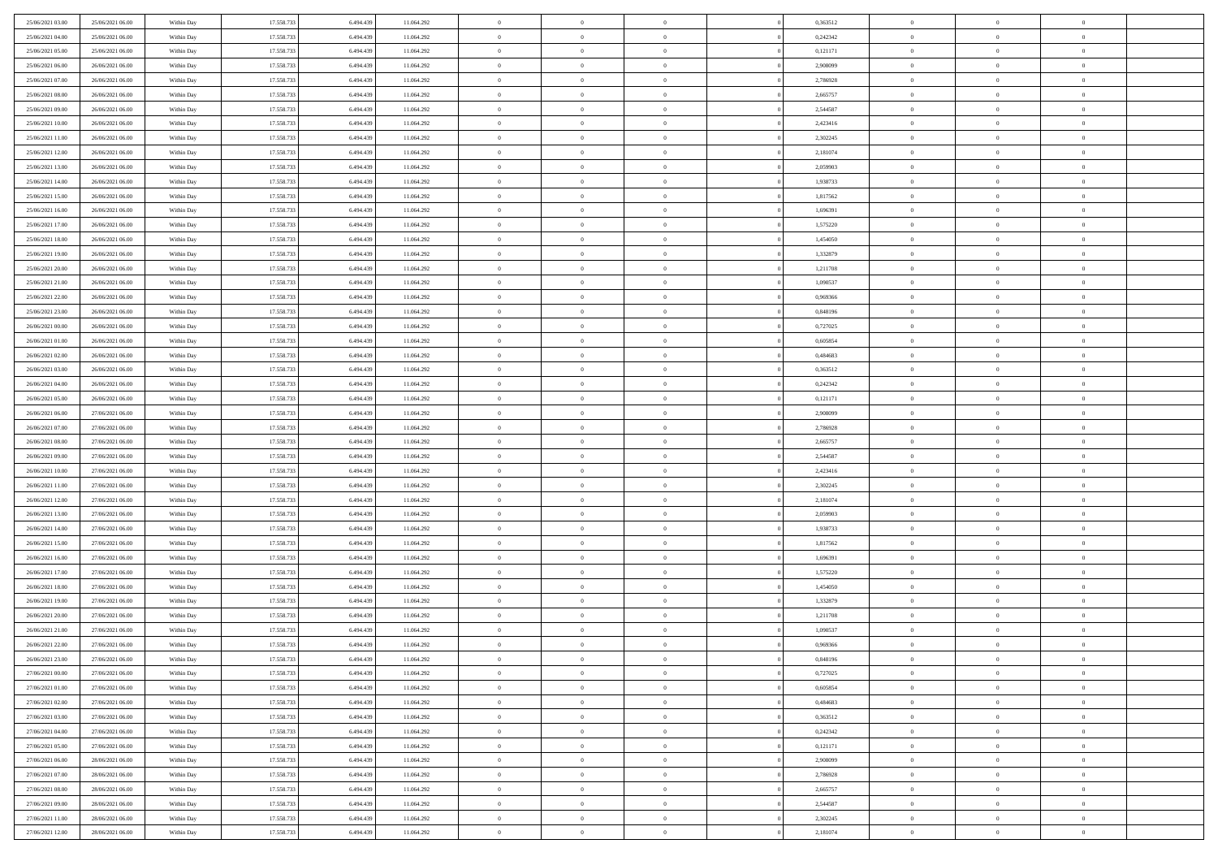| | | | | | | | | | | | | | | |
|---|---|---|---|---|---|---|---|---|---|---|---|---|---|---|
| 25/06/2021 03:00 | 25/06/2021 06:00 | Within Day | 17.558.733 | 6.494.439 | 11.064.292 | 0 | 0 | 0 | | 0,363512 | 0 | 0 | 0 | |
| 25/06/2021 04:00 | 25/06/2021 06:00 | Within Day | 17.558.733 | 6.494.439 | 11.064.292 | 0 | 0 | 0 | | 0,242342 | 0 | 0 | 0 | |
| 25/06/2021 05:00 | 25/06/2021 06:00 | Within Day | 17.558.733 | 6.494.439 | 11.064.292 | 0 | 0 | 0 | | 0,121171 | 0 | 0 | 0 | |
| 25/06/2021 06:00 | 26/06/2021 06:00 | Within Day | 17.558.733 | 6.494.439 | 11.064.292 | 0 | 0 | 0 | | 2,908099 | 0 | 0 | 0 | |
| 25/06/2021 07:00 | 26/06/2021 06:00 | Within Day | 17.558.733 | 6.494.439 | 11.064.292 | 0 | 0 | 0 | | 2,786928 | 0 | 0 | 0 | |
| 25/06/2021 08:00 | 26/06/2021 06:00 | Within Day | 17.558.733 | 6.494.439 | 11.064.292 | 0 | 0 | 0 | | 2,665757 | 0 | 0 | 0 | |
| 25/06/2021 09:00 | 26/06/2021 06:00 | Within Day | 17.558.733 | 6.494.439 | 11.064.292 | 0 | 0 | 0 | | 2,544587 | 0 | 0 | 0 | |
| 25/06/2021 10:00 | 26/06/2021 06:00 | Within Day | 17.558.733 | 6.494.439 | 11.064.292 | 0 | 0 | 0 | | 2,423416 | 0 | 0 | 0 | |
| 25/06/2021 11:00 | 26/06/2021 06:00 | Within Day | 17.558.733 | 6.494.439 | 11.064.292 | 0 | 0 | 0 | | 2,302245 | 0 | 0 | 0 | |
| 25/06/2021 12:00 | 26/06/2021 06:00 | Within Day | 17.558.733 | 6.494.439 | 11.064.292 | 0 | 0 | 0 | | 2,181074 | 0 | 0 | 0 | |
| 25/06/2021 13:00 | 26/06/2021 06:00 | Within Day | 17.558.733 | 6.494.439 | 11.064.292 | 0 | 0 | 0 | | 2,059903 | 0 | 0 | 0 | |
| 25/06/2021 14:00 | 26/06/2021 06:00 | Within Day | 17.558.733 | 6.494.439 | 11.064.292 | 0 | 0 | 0 | | 1,938733 | 0 | 0 | 0 | |
| 25/06/2021 15:00 | 26/06/2021 06:00 | Within Day | 17.558.733 | 6.494.439 | 11.064.292 | 0 | 0 | 0 | | 1,817562 | 0 | 0 | 0 | |
| 25/06/2021 16:00 | 26/06/2021 06:00 | Within Day | 17.558.733 | 6.494.439 | 11.064.292 | 0 | 0 | 0 | | 1,696391 | 0 | 0 | 0 | |
| 25/06/2021 17:00 | 26/06/2021 06:00 | Within Day | 17.558.733 | 6.494.439 | 11.064.292 | 0 | 0 | 0 | | 1,575220 | 0 | 0 | 0 | |
| 25/06/2021 18:00 | 26/06/2021 06:00 | Within Day | 17.558.733 | 6.494.439 | 11.064.292 | 0 | 0 | 0 | | 1,454050 | 0 | 0 | 0 | |
| 25/06/2021 19:00 | 26/06/2021 06:00 | Within Day | 17.558.733 | 6.494.439 | 11.064.292 | 0 | 0 | 0 | | 1,332879 | 0 | 0 | 0 | |
| 25/06/2021 20:00 | 26/06/2021 06:00 | Within Day | 17.558.733 | 6.494.439 | 11.064.292 | 0 | 0 | 0 | | 1,211708 | 0 | 0 | 0 | |
| 25/06/2021 21:00 | 26/06/2021 06:00 | Within Day | 17.558.733 | 6.494.439 | 11.064.292 | 0 | 0 | 0 | | 1,090537 | 0 | 0 | 0 | |
| 25/06/2021 22:00 | 26/06/2021 06:00 | Within Day | 17.558.733 | 6.494.439 | 11.064.292 | 0 | 0 | 0 | | 0,969366 | 0 | 0 | 0 | |
| 25/06/2021 23:00 | 26/06/2021 06:00 | Within Day | 17.558.733 | 6.494.439 | 11.064.292 | 0 | 0 | 0 | | 0,848196 | 0 | 0 | 0 | |
| 26/06/2021 00:00 | 26/06/2021 06:00 | Within Day | 17.558.733 | 6.494.439 | 11.064.292 | 0 | 0 | 0 | | 0,727025 | 0 | 0 | 0 | |
| 26/06/2021 01:00 | 26/06/2021 06:00 | Within Day | 17.558.733 | 6.494.439 | 11.064.292 | 0 | 0 | 0 | | 0,605854 | 0 | 0 | 0 | |
| 26/06/2021 02:00 | 26/06/2021 06:00 | Within Day | 17.558.733 | 6.494.439 | 11.064.292 | 0 | 0 | 0 | | 0,484683 | 0 | 0 | 0 | |
| 26/06/2021 03:00 | 26/06/2021 06:00 | Within Day | 17.558.733 | 6.494.439 | 11.064.292 | 0 | 0 | 0 | | 0,363512 | 0 | 0 | 0 | |
| 26/06/2021 04:00 | 26/06/2021 06:00 | Within Day | 17.558.733 | 6.494.439 | 11.064.292 | 0 | 0 | 0 | | 0,242342 | 0 | 0 | 0 | |
| 26/06/2021 05:00 | 26/06/2021 06:00 | Within Day | 17.558.733 | 6.494.439 | 11.064.292 | 0 | 0 | 0 | | 0,121171 | 0 | 0 | 0 | |
| 26/06/2021 06:00 | 27/06/2021 06:00 | Within Day | 17.558.733 | 6.494.439 | 11.064.292 | 0 | 0 | 0 | | 2,908099 | 0 | 0 | 0 | |
| 26/06/2021 07:00 | 27/06/2021 06:00 | Within Day | 17.558.733 | 6.494.439 | 11.064.292 | 0 | 0 | 0 | | 2,786928 | 0 | 0 | 0 | |
| 26/06/2021 08:00 | 27/06/2021 06:00 | Within Day | 17.558.733 | 6.494.439 | 11.064.292 | 0 | 0 | 0 | | 2,665757 | 0 | 0 | 0 | |
| 26/06/2021 09:00 | 27/06/2021 06:00 | Within Day | 17.558.733 | 6.494.439 | 11.064.292 | 0 | 0 | 0 | | 2,544587 | 0 | 0 | 0 | |
| 26/06/2021 10:00 | 27/06/2021 06:00 | Within Day | 17.558.733 | 6.494.439 | 11.064.292 | 0 | 0 | 0 | | 2,423416 | 0 | 0 | 0 | |
| 26/06/2021 11:00 | 27/06/2021 06:00 | Within Day | 17.558.733 | 6.494.439 | 11.064.292 | 0 | 0 | 0 | | 2,302245 | 0 | 0 | 0 | |
| 26/06/2021 12:00 | 27/06/2021 06:00 | Within Day | 17.558.733 | 6.494.439 | 11.064.292 | 0 | 0 | 0 | | 2,181074 | 0 | 0 | 0 | |
| 26/06/2021 13:00 | 27/06/2021 06:00 | Within Day | 17.558.733 | 6.494.439 | 11.064.292 | 0 | 0 | 0 | | 2,059903 | 0 | 0 | 0 | |
| 26/06/2021 14:00 | 27/06/2021 06:00 | Within Day | 17.558.733 | 6.494.439 | 11.064.292 | 0 | 0 | 0 | | 1,938733 | 0 | 0 | 0 | |
| 26/06/2021 15:00 | 27/06/2021 06:00 | Within Day | 17.558.733 | 6.494.439 | 11.064.292 | 0 | 0 | 0 | | 1,817562 | 0 | 0 | 0 | |
| 26/06/2021 16:00 | 27/06/2021 06:00 | Within Day | 17.558.733 | 6.494.439 | 11.064.292 | 0 | 0 | 0 | | 1,696391 | 0 | 0 | 0 | |
| 26/06/2021 17:00 | 27/06/2021 06:00 | Within Day | 17.558.733 | 6.494.439 | 11.064.292 | 0 | 0 | 0 | | 1,575220 | 0 | 0 | 0 | |
| 26/06/2021 18:00 | 27/06/2021 06:00 | Within Day | 17.558.733 | 6.494.439 | 11.064.292 | 0 | 0 | 0 | | 1,454050 | 0 | 0 | 0 | |
| 26/06/2021 19:00 | 27/06/2021 06:00 | Within Day | 17.558.733 | 6.494.439 | 11.064.292 | 0 | 0 | 0 | | 1,332879 | 0 | 0 | 0 | |
| 26/06/2021 20:00 | 27/06/2021 06:00 | Within Day | 17.558.733 | 6.494.439 | 11.064.292 | 0 | 0 | 0 | | 1,211708 | 0 | 0 | 0 | |
| 26/06/2021 21:00 | 27/06/2021 06:00 | Within Day | 17.558.733 | 6.494.439 | 11.064.292 | 0 | 0 | 0 | | 1,090537 | 0 | 0 | 0 | |
| 26/06/2021 22:00 | 27/06/2021 06:00 | Within Day | 17.558.733 | 6.494.439 | 11.064.292 | 0 | 0 | 0 | | 0,969366 | 0 | 0 | 0 | |
| 26/06/2021 23:00 | 27/06/2021 06:00 | Within Day | 17.558.733 | 6.494.439 | 11.064.292 | 0 | 0 | 0 | | 0,848196 | 0 | 0 | 0 | |
| 27/06/2021 00:00 | 27/06/2021 06:00 | Within Day | 17.558.733 | 6.494.439 | 11.064.292 | 0 | 0 | 0 | | 0,727025 | 0 | 0 | 0 | |
| 27/06/2021 01:00 | 27/06/2021 06:00 | Within Day | 17.558.733 | 6.494.439 | 11.064.292 | 0 | 0 | 0 | | 0,605854 | 0 | 0 | 0 | |
| 27/06/2021 02:00 | 27/06/2021 06:00 | Within Day | 17.558.733 | 6.494.439 | 11.064.292 | 0 | 0 | 0 | | 0,484683 | 0 | 0 | 0 | |
| 27/06/2021 03:00 | 27/06/2021 06:00 | Within Day | 17.558.733 | 6.494.439 | 11.064.292 | 0 | 0 | 0 | | 0,363512 | 0 | 0 | 0 | |
| 27/06/2021 04:00 | 27/06/2021 06:00 | Within Day | 17.558.733 | 6.494.439 | 11.064.292 | 0 | 0 | 0 | | 0,242342 | 0 | 0 | 0 | |
| 27/06/2021 05:00 | 27/06/2021 06:00 | Within Day | 17.558.733 | 6.494.439 | 11.064.292 | 0 | 0 | 0 | | 0,121171 | 0 | 0 | 0 | |
| 27/06/2021 06:00 | 28/06/2021 06:00 | Within Day | 17.558.733 | 6.494.439 | 11.064.292 | 0 | 0 | 0 | | 2,908099 | 0 | 0 | 0 | |
| 27/06/2021 07:00 | 28/06/2021 06:00 | Within Day | 17.558.733 | 6.494.439 | 11.064.292 | 0 | 0 | 0 | | 2,786928 | 0 | 0 | 0 | |
| 27/06/2021 08:00 | 28/06/2021 06:00 | Within Day | 17.558.733 | 6.494.439 | 11.064.292 | 0 | 0 | 0 | | 2,665757 | 0 | 0 | 0 | |
| 27/06/2021 09:00 | 28/06/2021 06:00 | Within Day | 17.558.733 | 6.494.439 | 11.064.292 | 0 | 0 | 0 | | 2,544587 | 0 | 0 | 0 | |
| 27/06/2021 11:00 | 28/06/2021 06:00 | Within Day | 17.558.733 | 6.494.439 | 11.064.292 | 0 | 0 | 0 | | 2,302245 | 0 | 0 | 0 | |
| 27/06/2021 12:00 | 28/06/2021 06:00 | Within Day | 17.558.733 | 6.494.439 | 11.064.292 | 0 | 0 | 0 | | 2,181074 | 0 | 0 | 0 | |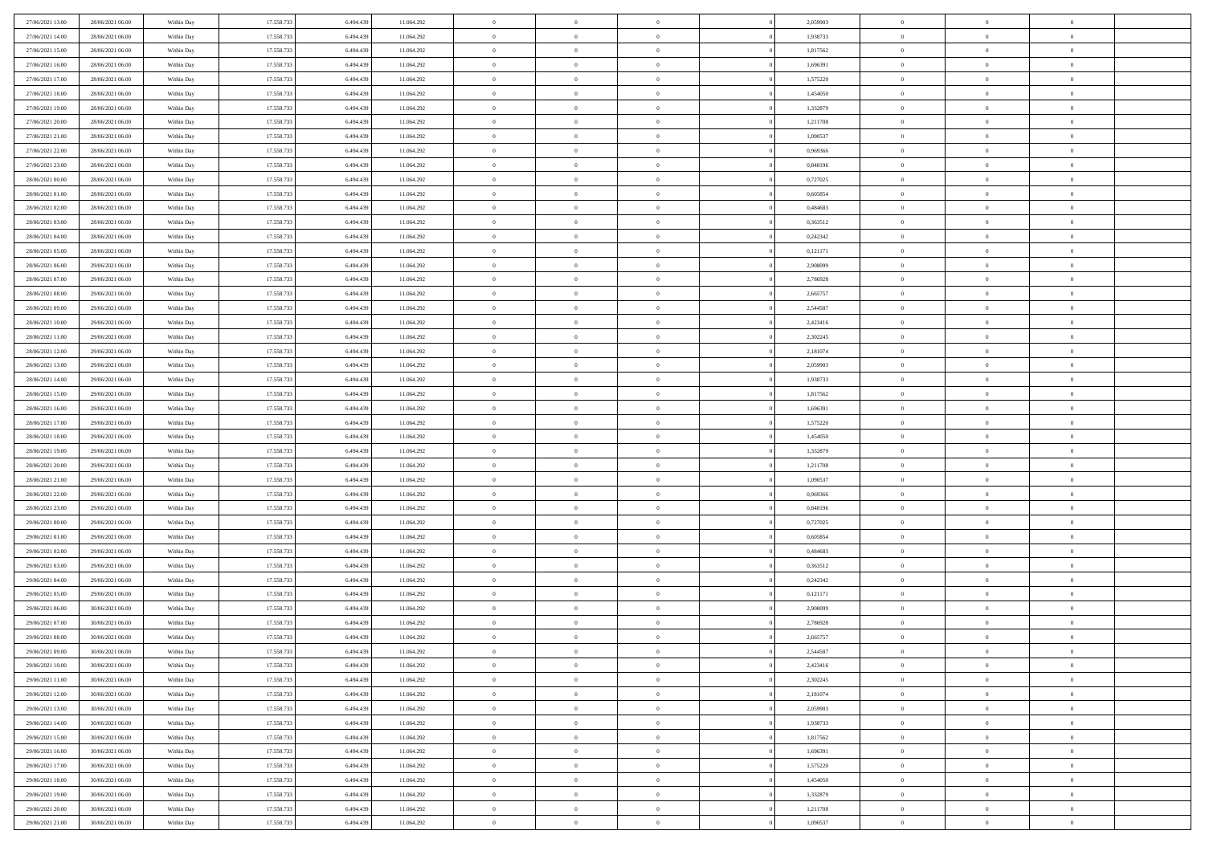| | | | | | | | | | | | | | | |
|---|---|---|---|---|---|---|---|---|---|---|---|---|---|---|
| 27/06/2021 13:00 | 28/06/2021 06:00 | Within Day | 17.558.733 | 6.494.439 | 11.064.292 | 0 | 0 | 0 | | 2,059903 | 0 | 0 | 0 | |
| 27/06/2021 14:00 | 28/06/2021 06:00 | Within Day | 17.558.733 | 6.494.439 | 11.064.292 | 0 | 0 | 0 | | 1,938733 | 0 | 0 | 0 | |
| 27/06/2021 15:00 | 28/06/2021 06:00 | Within Day | 17.558.733 | 6.494.439 | 11.064.292 | 0 | 0 | 0 | | 1,817562 | 0 | 0 | 0 | |
| 27/06/2021 16:00 | 28/06/2021 06:00 | Within Day | 17.558.733 | 6.494.439 | 11.064.292 | 0 | 0 | 0 | | 1,696391 | 0 | 0 | 0 | |
| 27/06/2021 17:00 | 28/06/2021 06:00 | Within Day | 17.558.733 | 6.494.439 | 11.064.292 | 0 | 0 | 0 | | 1,575220 | 0 | 0 | 0 | |
| 27/06/2021 18:00 | 28/06/2021 06:00 | Within Day | 17.558.733 | 6.494.439 | 11.064.292 | 0 | 0 | 0 | | 1,454050 | 0 | 0 | 0 | |
| 27/06/2021 19:00 | 28/06/2021 06:00 | Within Day | 17.558.733 | 6.494.439 | 11.064.292 | 0 | 0 | 0 | | 1,332879 | 0 | 0 | 0 | |
| 27/06/2021 20:00 | 28/06/2021 06:00 | Within Day | 17.558.733 | 6.494.439 | 11.064.292 | 0 | 0 | 0 | | 1,211708 | 0 | 0 | 0 | |
| 27/06/2021 21:00 | 28/06/2021 06:00 | Within Day | 17.558.733 | 6.494.439 | 11.064.292 | 0 | 0 | 0 | | 1,090537 | 0 | 0 | 0 | |
| 27/06/2021 22:00 | 28/06/2021 06:00 | Within Day | 17.558.733 | 6.494.439 | 11.064.292 | 0 | 0 | 0 | | 0,969366 | 0 | 0 | 0 | |
| 27/06/2021 23:00 | 28/06/2021 06:00 | Within Day | 17.558.733 | 6.494.439 | 11.064.292 | 0 | 0 | 0 | | 0,848196 | 0 | 0 | 0 | |
| 28/06/2021 00:00 | 28/06/2021 06:00 | Within Day | 17.558.733 | 6.494.439 | 11.064.292 | 0 | 0 | 0 | | 0,727025 | 0 | 0 | 0 | |
| 28/06/2021 01:00 | 28/06/2021 06:00 | Within Day | 17.558.733 | 6.494.439 | 11.064.292 | 0 | 0 | 0 | | 0,605854 | 0 | 0 | 0 | |
| 28/06/2021 02:00 | 28/06/2021 06:00 | Within Day | 17.558.733 | 6.494.439 | 11.064.292 | 0 | 0 | 0 | | 0,484683 | 0 | 0 | 0 | |
| 28/06/2021 03:00 | 28/06/2021 06:00 | Within Day | 17.558.733 | 6.494.439 | 11.064.292 | 0 | 0 | 0 | | 0,363512 | 0 | 0 | 0 | |
| 28/06/2021 04:00 | 28/06/2021 06:00 | Within Day | 17.558.733 | 6.494.439 | 11.064.292 | 0 | 0 | 0 | | 0,242342 | 0 | 0 | 0 | |
| 28/06/2021 05:00 | 28/06/2021 06:00 | Within Day | 17.558.733 | 6.494.439 | 11.064.292 | 0 | 0 | 0 | | 0,121171 | 0 | 0 | 0 | |
| 28/06/2021 06:00 | 29/06/2021 06:00 | Within Day | 17.558.733 | 6.494.439 | 11.064.292 | 0 | 0 | 0 | | 2,908099 | 0 | 0 | 0 | |
| 28/06/2021 07:00 | 29/06/2021 06:00 | Within Day | 17.558.733 | 6.494.439 | 11.064.292 | 0 | 0 | 0 | | 2,786928 | 0 | 0 | 0 | |
| 28/06/2021 08:00 | 29/06/2021 06:00 | Within Day | 17.558.733 | 6.494.439 | 11.064.292 | 0 | 0 | 0 | | 2,665757 | 0 | 0 | 0 | |
| 28/06/2021 09:00 | 29/06/2021 06:00 | Within Day | 17.558.733 | 6.494.439 | 11.064.292 | 0 | 0 | 0 | | 2,544587 | 0 | 0 | 0 | |
| 28/06/2021 10:00 | 29/06/2021 06:00 | Within Day | 17.558.733 | 6.494.439 | 11.064.292 | 0 | 0 | 0 | | 2,423416 | 0 | 0 | 0 | |
| 28/06/2021 11:00 | 29/06/2021 06:00 | Within Day | 17.558.733 | 6.494.439 | 11.064.292 | 0 | 0 | 0 | | 2,302245 | 0 | 0 | 0 | |
| 28/06/2021 12:00 | 29/06/2021 06:00 | Within Day | 17.558.733 | 6.494.439 | 11.064.292 | 0 | 0 | 0 | | 2,181074 | 0 | 0 | 0 | |
| 28/06/2021 13:00 | 29/06/2021 06:00 | Within Day | 17.558.733 | 6.494.439 | 11.064.292 | 0 | 0 | 0 | | 2,059903 | 0 | 0 | 0 | |
| 28/06/2021 14:00 | 29/06/2021 06:00 | Within Day | 17.558.733 | 6.494.439 | 11.064.292 | 0 | 0 | 0 | | 1,938733 | 0 | 0 | 0 | |
| 28/06/2021 15:00 | 29/06/2021 06:00 | Within Day | 17.558.733 | 6.494.439 | 11.064.292 | 0 | 0 | 0 | | 1,817562 | 0 | 0 | 0 | |
| 28/06/2021 16:00 | 29/06/2021 06:00 | Within Day | 17.558.733 | 6.494.439 | 11.064.292 | 0 | 0 | 0 | | 1,696391 | 0 | 0 | 0 | |
| 28/06/2021 17:00 | 29/06/2021 06:00 | Within Day | 17.558.733 | 6.494.439 | 11.064.292 | 0 | 0 | 0 | | 1,575220 | 0 | 0 | 0 | |
| 28/06/2021 18:00 | 29/06/2021 06:00 | Within Day | 17.558.733 | 6.494.439 | 11.064.292 | 0 | 0 | 0 | | 1,454050 | 0 | 0 | 0 | |
| 28/06/2021 19:00 | 29/06/2021 06:00 | Within Day | 17.558.733 | 6.494.439 | 11.064.292 | 0 | 0 | 0 | | 1,332879 | 0 | 0 | 0 | |
| 28/06/2021 20:00 | 29/06/2021 06:00 | Within Day | 17.558.733 | 6.494.439 | 11.064.292 | 0 | 0 | 0 | | 1,211708 | 0 | 0 | 0 | |
| 28/06/2021 21:00 | 29/06/2021 06:00 | Within Day | 17.558.733 | 6.494.439 | 11.064.292 | 0 | 0 | 0 | | 1,090537 | 0 | 0 | 0 | |
| 28/06/2021 22:00 | 29/06/2021 06:00 | Within Day | 17.558.733 | 6.494.439 | 11.064.292 | 0 | 0 | 0 | | 0,969366 | 0 | 0 | 0 | |
| 28/06/2021 23:00 | 29/06/2021 06:00 | Within Day | 17.558.733 | 6.494.439 | 11.064.292 | 0 | 0 | 0 | | 0,848196 | 0 | 0 | 0 | |
| 29/06/2021 00:00 | 29/06/2021 06:00 | Within Day | 17.558.733 | 6.494.439 | 11.064.292 | 0 | 0 | 0 | | 0,727025 | 0 | 0 | 0 | |
| 29/06/2021 01:00 | 29/06/2021 06:00 | Within Day | 17.558.733 | 6.494.439 | 11.064.292 | 0 | 0 | 0 | | 0,605854 | 0 | 0 | 0 | |
| 29/06/2021 02:00 | 29/06/2021 06:00 | Within Day | 17.558.733 | 6.494.439 | 11.064.292 | 0 | 0 | 0 | | 0,484683 | 0 | 0 | 0 | |
| 29/06/2021 03:00 | 29/06/2021 06:00 | Within Day | 17.558.733 | 6.494.439 | 11.064.292 | 0 | 0 | 0 | | 0,363512 | 0 | 0 | 0 | |
| 29/06/2021 04:00 | 29/06/2021 06:00 | Within Day | 17.558.733 | 6.494.439 | 11.064.292 | 0 | 0 | 0 | | 0,242342 | 0 | 0 | 0 | |
| 29/06/2021 05:00 | 29/06/2021 06:00 | Within Day | 17.558.733 | 6.494.439 | 11.064.292 | 0 | 0 | 0 | | 0,121171 | 0 | 0 | 0 | |
| 29/06/2021 06:00 | 30/06/2021 06:00 | Within Day | 17.558.733 | 6.494.439 | 11.064.292 | 0 | 0 | 0 | | 2,908099 | 0 | 0 | 0 | |
| 29/06/2021 07:00 | 30/06/2021 06:00 | Within Day | 17.558.733 | 6.494.439 | 11.064.292 | 0 | 0 | 0 | | 2,786928 | 0 | 0 | 0 | |
| 29/06/2021 08:00 | 30/06/2021 06:00 | Within Day | 17.558.733 | 6.494.439 | 11.064.292 | 0 | 0 | 0 | | 2,665757 | 0 | 0 | 0 | |
| 29/06/2021 09:00 | 30/06/2021 06:00 | Within Day | 17.558.733 | 6.494.439 | 11.064.292 | 0 | 0 | 0 | | 2,544587 | 0 | 0 | 0 | |
| 29/06/2021 10:00 | 30/06/2021 06:00 | Within Day | 17.558.733 | 6.494.439 | 11.064.292 | 0 | 0 | 0 | | 2,423416 | 0 | 0 | 0 | |
| 29/06/2021 11:00 | 30/06/2021 06:00 | Within Day | 17.558.733 | 6.494.439 | 11.064.292 | 0 | 0 | 0 | | 2,302245 | 0 | 0 | 0 | |
| 29/06/2021 12:00 | 30/06/2021 06:00 | Within Day | 17.558.733 | 6.494.439 | 11.064.292 | 0 | 0 | 0 | | 2,181074 | 0 | 0 | 0 | |
| 29/06/2021 13:00 | 30/06/2021 06:00 | Within Day | 17.558.733 | 6.494.439 | 11.064.292 | 0 | 0 | 0 | | 2,059903 | 0 | 0 | 0 | |
| 29/06/2021 14:00 | 30/06/2021 06:00 | Within Day | 17.558.733 | 6.494.439 | 11.064.292 | 0 | 0 | 0 | | 1,938733 | 0 | 0 | 0 | |
| 29/06/2021 15:00 | 30/06/2021 06:00 | Within Day | 17.558.733 | 6.494.439 | 11.064.292 | 0 | 0 | 0 | | 1,817562 | 0 | 0 | 0 | |
| 29/06/2021 16:00 | 30/06/2021 06:00 | Within Day | 17.558.733 | 6.494.439 | 11.064.292 | 0 | 0 | 0 | | 1,696391 | 0 | 0 | 0 | |
| 29/06/2021 17:00 | 30/06/2021 06:00 | Within Day | 17.558.733 | 6.494.439 | 11.064.292 | 0 | 0 | 0 | | 1,575220 | 0 | 0 | 0 | |
| 29/06/2021 18:00 | 30/06/2021 06:00 | Within Day | 17.558.733 | 6.494.439 | 11.064.292 | 0 | 0 | 0 | | 1,454050 | 0 | 0 | 0 | |
| 29/06/2021 19:00 | 30/06/2021 06:00 | Within Day | 17.558.733 | 6.494.439 | 11.064.292 | 0 | 0 | 0 | | 1,332879 | 0 | 0 | 0 | |
| 29/06/2021 20:00 | 30/06/2021 06:00 | Within Day | 17.558.733 | 6.494.439 | 11.064.292 | 0 | 0 | 0 | | 1,211708 | 0 | 0 | 0 | |
| 29/06/2021 21:00 | 30/06/2021 06:00 | Within Day | 17.558.733 | 6.494.439 | 11.064.292 | 0 | 0 | 0 | | 1,090537 | 0 | 0 | 0 | |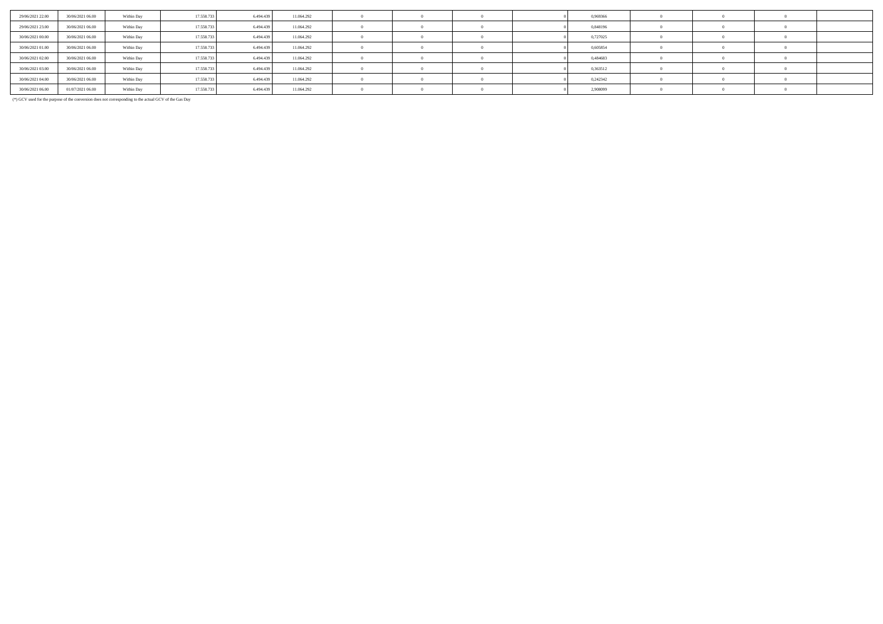| | | | | | | | | | | | | | | |
|---|---|---|---|---|---|---|---|---|---|---|---|---|---|---|
| 29/06/2021 22.00 | 30/06/2021 06.00 | Within Day | 17.558.733 | 6.494.439 | 11.064.292 | 0 | 0 | 0 | 0 | 0,969366 | 0 | 0 | 0 | |
| 29/06/2021 23.00 | 30/06/2021 06.00 | Within Day | 17.558.733 | 6.494.439 | 11.064.292 | 0 | 0 | 0 | 0 | 0,848196 | 0 | 0 | 0 | |
| 30/06/2021 00.00 | 30/06/2021 06.00 | Within Day | 17.558.733 | 6.494.439 | 11.064.292 | 0 | 0 | 0 | 0 | 0,727025 | 0 | 0 | 0 | |
| 30/06/2021 01.00 | 30/06/2021 06.00 | Within Day | 17.558.733 | 6.494.439 | 11.064.292 | 0 | 0 | 0 | 0 | 0,605854 | 0 | 0 | 0 | |
| 30/06/2021 02.00 | 30/06/2021 06.00 | Within Day | 17.558.733 | 6.494.439 | 11.064.292 | 0 | 0 | 0 | 0 | 0,484683 | 0 | 0 | 0 | |
| 30/06/2021 03.00 | 30/06/2021 06.00 | Within Day | 17.558.733 | 6.494.439 | 11.064.292 | 0 | 0 | 0 | 0 | 0,363512 | 0 | 0 | 0 | |
| 30/06/2021 04.00 | 30/06/2021 06.00 | Within Day | 17.558.733 | 6.494.439 | 11.064.292 | 0 | 0 | 0 | 0 | 0,242342 | 0 | 0 | 0 | |
| 30/06/2021 06.00 | 01/07/2021 06.00 | Within Day | 17.558.733 | 6.494.439 | 11.064.292 | 0 | 0 | 0 | 0 | 2,908099 | 0 | 0 | 0 | |

(*) GCV used for the purpose of the conversion does not corresponding to the actual GCV of the Gas Day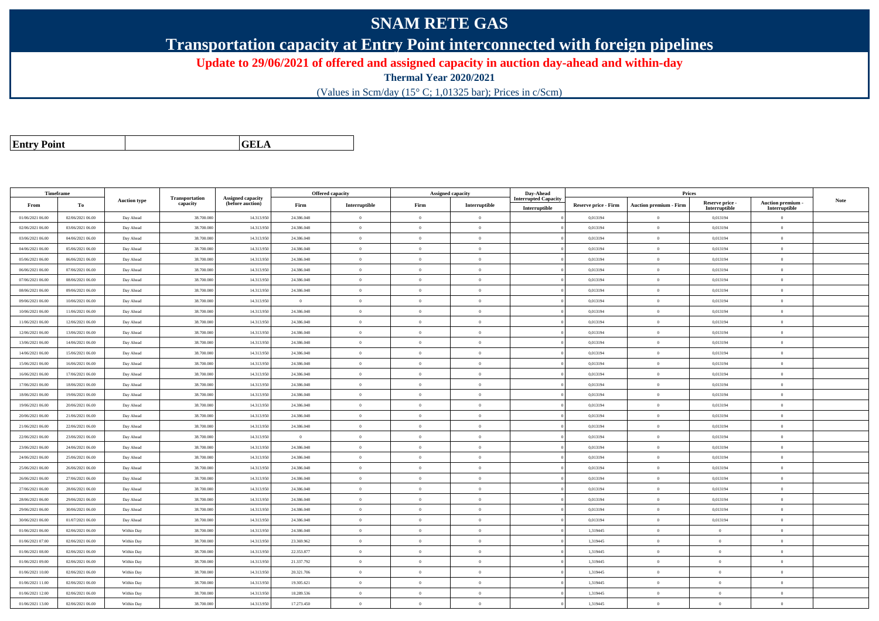# SNAM RETE GAS

## Transportation capacity at Entry Point interconnected with foreign pipelines

**Update to 29/06/2021 of offered and assigned capacity in auction day-ahead and within-day**

**Thermal Year 2020/2021**

(Values in Scm/day (15° C; 1,01325 bar); Prices in c/Scm)

| **Entry Point** | | **GELA** |
|---|---|---|

| Timeframe | | Auction type | Transportation capacity | Assigned capacity (before auction) | Offered capacity | | Assigned capacity | | Day-Ahead Interrupted Capacity | Prices | | | | Note |
|---|---|---|---|---|---|---|---|---|---|---|---|---|---|---|
| From | To | | | | Firm | Interruptible | Firm | Interruptible | Interruptible | Reserve price - Firm | Auction premium - Firm | Reserve price - Interruptible | Auction premium - Interruptible | |
| 01/06/2021 06.00 | 02/06/2021 06.00 | Day Ahead | 38.700.000 | 14.313.950 | 24.386.048 | 0 | 0 | 0 | 0 | 0,013194 | 0 | 0,013194 | 0 | |
| 02/06/2021 06.00 | 03/06/2021 06.00 | Day Ahead | 38.700.000 | 14.313.950 | 24.386.048 | 0 | 0 | 0 | 0 | 0,013194 | 0 | 0,013194 | 0 | |
| 03/06/2021 06.00 | 04/06/2021 06.00 | Day Ahead | 38.700.000 | 14.313.950 | 24.386.048 | 0 | 0 | 0 | 0 | 0,013194 | 0 | 0,013194 | 0 | |
| 04/06/2021 06.00 | 05/06/2021 06.00 | Day Ahead | 38.700.000 | 14.313.950 | 24.386.048 | 0 | 0 | 0 | 0 | 0,013194 | 0 | 0,013194 | 0 | |
| 05/06/2021 06.00 | 06/06/2021 06.00 | Day Ahead | 38.700.000 | 14.313.950 | 24.386.048 | 0 | 0 | 0 | 0 | 0,013194 | 0 | 0,013194 | 0 | |
| 06/06/2021 06.00 | 07/06/2021 06.00 | Day Ahead | 38.700.000 | 14.313.950 | 24.386.048 | 0 | 0 | 0 | 0 | 0,013194 | 0 | 0,013194 | 0 | |
| 07/06/2021 06.00 | 08/06/2021 06.00 | Day Ahead | 38.700.000 | 14.313.950 | 24.386.048 | 0 | 0 | 0 | 0 | 0,013194 | 0 | 0,013194 | 0 | |
| 08/06/2021 06.00 | 09/06/2021 06.00 | Day Ahead | 38.700.000 | 14.313.950 | 24.386.048 | 0 | 0 | 0 | 0 | 0,013194 | 0 | 0,013194 | 0 | |
| 09/06/2021 06.00 | 10/06/2021 06.00 | Day Ahead | 38.700.000 | 14.313.950 | 0 | 0 | 0 | 0 | 0 | 0,013194 | 0 | 0,013194 | 0 | |
| 10/06/2021 06.00 | 11/06/2021 06.00 | Day Ahead | 38.700.000 | 14.313.950 | 24.386.048 | 0 | 0 | 0 | 0 | 0,013194 | 0 | 0,013194 | 0 | |
| 11/06/2021 06.00 | 12/06/2021 06.00 | Day Ahead | 38.700.000 | 14.313.950 | 24.386.048 | 0 | 0 | 0 | 0 | 0,013194 | 0 | 0,013194 | 0 | |
| 12/06/2021 06.00 | 13/06/2021 06.00 | Day Ahead | 38.700.000 | 14.313.950 | 24.386.048 | 0 | 0 | 0 | 0 | 0,013194 | 0 | 0,013194 | 0 | |
| 13/06/2021 06.00 | 14/06/2021 06.00 | Day Ahead | 38.700.000 | 14.313.950 | 24.386.048 | 0 | 0 | 0 | 0 | 0,013194 | 0 | 0,013194 | 0 | |
| 14/06/2021 06.00 | 15/06/2021 06.00 | Day Ahead | 38.700.000 | 14.313.950 | 24.386.048 | 0 | 0 | 0 | 0 | 0,013194 | 0 | 0,013194 | 0 | |
| 15/06/2021 06.00 | 16/06/2021 06.00 | Day Ahead | 38.700.000 | 14.313.950 | 24.386.048 | 0 | 0 | 0 | 0 | 0,013194 | 0 | 0,013194 | 0 | |
| 16/06/2021 06.00 | 17/06/2021 06.00 | Day Ahead | 38.700.000 | 14.313.950 | 24.386.048 | 0 | 0 | 0 | 0 | 0,013194 | 0 | 0,013194 | 0 | |
| 17/06/2021 06.00 | 18/06/2021 06.00 | Day Ahead | 38.700.000 | 14.313.950 | 24.386.048 | 0 | 0 | 0 | 0 | 0,013194 | 0 | 0,013194 | 0 | |
| 18/06/2021 06.00 | 19/06/2021 06.00 | Day Ahead | 38.700.000 | 14.313.950 | 24.386.048 | 0 | 0 | 0 | 0 | 0,013194 | 0 | 0,013194 | 0 | |
| 19/06/2021 06.00 | 20/06/2021 06.00 | Day Ahead | 38.700.000 | 14.313.950 | 24.386.048 | 0 | 0 | 0 | 0 | 0,013194 | 0 | 0,013194 | 0 | |
| 20/06/2021 06.00 | 21/06/2021 06.00 | Day Ahead | 38.700.000 | 14.313.950 | 24.386.048 | 0 | 0 | 0 | 0 | 0,013194 | 0 | 0,013194 | 0 | |
| 21/06/2021 06.00 | 22/06/2021 06.00 | Day Ahead | 38.700.000 | 14.313.950 | 24.386.048 | 0 | 0 | 0 | 0 | 0,013194 | 0 | 0,013194 | 0 | |
| 22/06/2021 06.00 | 23/06/2021 06.00 | Day Ahead | 38.700.000 | 14.313.950 | 0 | 0 | 0 | 0 | 0 | 0,013194 | 0 | 0,013194 | 0 | |
| 23/06/2021 06.00 | 24/06/2021 06.00 | Day Ahead | 38.700.000 | 14.313.950 | 24.386.048 | 0 | 0 | 0 | 0 | 0,013194 | 0 | 0,013194 | 0 | |
| 24/06/2021 06.00 | 25/06/2021 06.00 | Day Ahead | 38.700.000 | 14.313.950 | 24.386.048 | 0 | 0 | 0 | 0 | 0,013194 | 0 | 0,013194 | 0 | |
| 25/06/2021 06.00 | 26/06/2021 06.00 | Day Ahead | 38.700.000 | 14.313.950 | 24.386.048 | 0 | 0 | 0 | 0 | 0,013194 | 0 | 0,013194 | 0 | |
| 26/06/2021 06.00 | 27/06/2021 06.00 | Day Ahead | 38.700.000 | 14.313.950 | 24.386.048 | 0 | 0 | 0 | 0 | 0,013194 | 0 | 0,013194 | 0 | |
| 27/06/2021 06.00 | 28/06/2021 06.00 | Day Ahead | 38.700.000 | 14.313.950 | 24.386.048 | 0 | 0 | 0 | 0 | 0,013194 | 0 | 0,013194 | 0 | |
| 28/06/2021 06.00 | 29/06/2021 06.00 | Day Ahead | 38.700.000 | 14.313.950 | 24.386.048 | 0 | 0 | 0 | 0 | 0,013194 | 0 | 0,013194 | 0 | |
| 29/06/2021 06.00 | 30/06/2021 06.00 | Day Ahead | 38.700.000 | 14.313.950 | 24.386.048 | 0 | 0 | 0 | 0 | 0,013194 | 0 | 0,013194 | 0 | |
| 30/06/2021 06.00 | 01/07/2021 06.00 | Day Ahead | 38.700.000 | 14.313.950 | 24.386.048 | 0 | 0 | 0 | 0 | 0,013194 | 0 | 0,013194 | 0 | |
| 01/06/2021 06.00 | 02/06/2021 06.00 | Within Day | 38.700.000 | 14.313.950 | 24.386.048 | 0 | 0 | 0 | 0 | 1,319445 | 0 | 0 | 0 | |
| 01/06/2021 07.00 | 02/06/2021 06.00 | Within Day | 38.700.000 | 14.313.950 | 23.369.962 | 0 | 0 | 0 | 0 | 1,319445 | 0 | 0 | 0 | |
| 01/06/2021 08.00 | 02/06/2021 06.00 | Within Day | 38.700.000 | 14.313.950 | 22.353.877 | 0 | 0 | 0 | 0 | 1,319445 | 0 | 0 | 0 | |
| 01/06/2021 09.00 | 02/06/2021 06.00 | Within Day | 38.700.000 | 14.313.950 | 21.337.792 | 0 | 0 | 0 | 0 | 1,319445 | 0 | 0 | 0 | |
| 01/06/2021 10.00 | 02/06/2021 06.00 | Within Day | 38.700.000 | 14.313.950 | 20.321.706 | 0 | 0 | 0 | 0 | 1,319445 | 0 | 0 | 0 | |
| 01/06/2021 11.00 | 02/06/2021 06.00 | Within Day | 38.700.000 | 14.313.950 | 19.305.621 | 0 | 0 | 0 | 0 | 1,319445 | 0 | 0 | 0 | |
| 01/06/2021 12.00 | 02/06/2021 06.00 | Within Day | 38.700.000 | 14.313.950 | 18.289.536 | 0 | 0 | 0 | 0 | 1,319445 | 0 | 0 | 0 | |
| 01/06/2021 13.00 | 02/06/2021 06.00 | Within Day | 38.700.000 | 14.313.950 | 17.273.450 | 0 | 0 | 0 | 0 | 1,319445 | 0 | 0 | 0 | |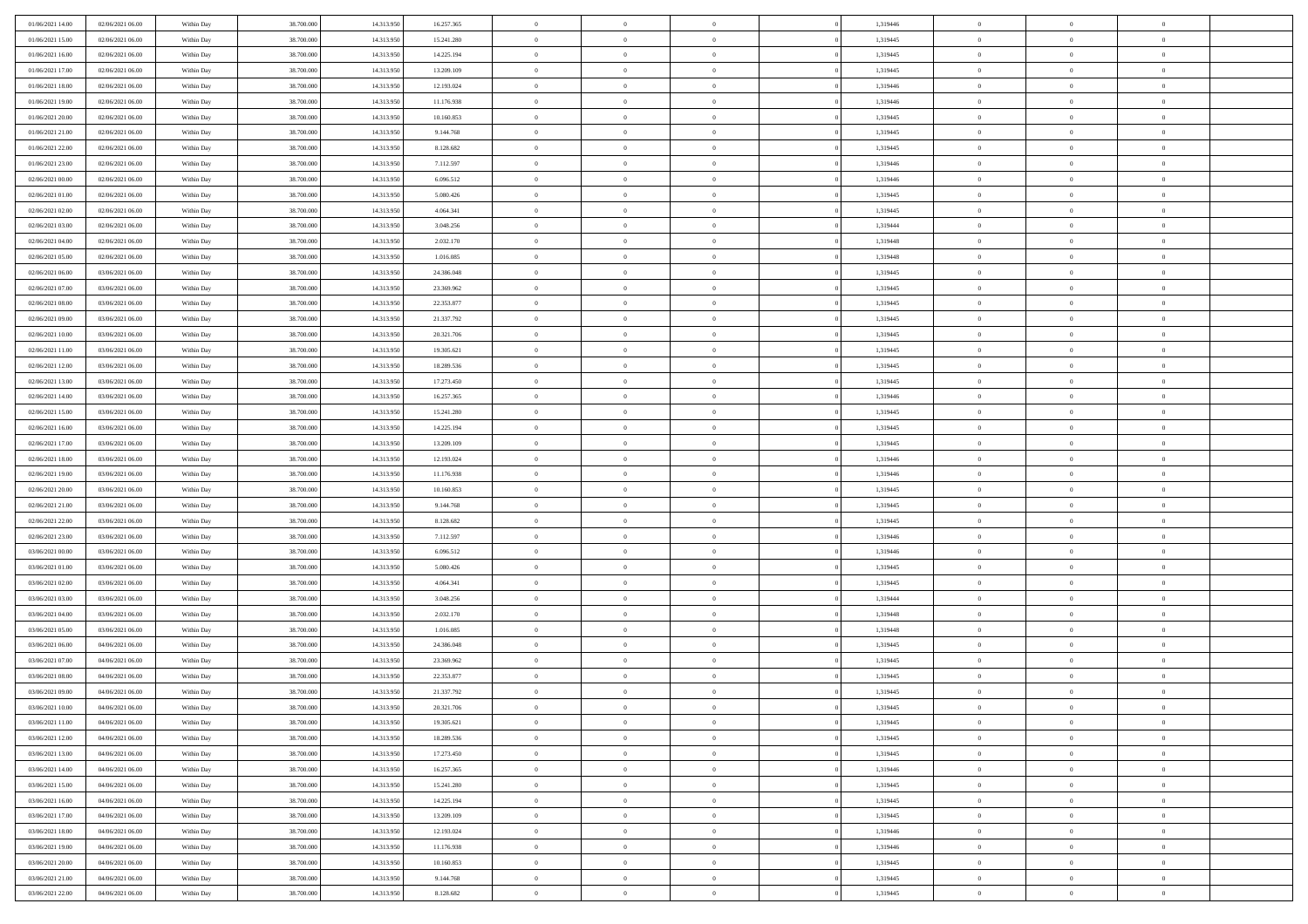| | | | | | | | | | | | | | | |
|---|---|---|---|---|---|---|---|---|---|---|---|---|---|---|
| 01/06/2021 14:00 | 02/06/2021 06:00 | Within Day | 38.700.000 | 14.313.950 | 16.257.365 | 0 | 0 | 0 | | 1,319446 | 0 | 0 | 0 | |
| 01/06/2021 15:00 | 02/06/2021 06:00 | Within Day | 38.700.000 | 14.313.950 | 15.241.280 | 0 | 0 | 0 | | 1,319445 | 0 | 0 | 0 | |
| 01/06/2021 16:00 | 02/06/2021 06:00 | Within Day | 38.700.000 | 14.313.950 | 14.225.194 | 0 | 0 | 0 | | 1,319445 | 0 | 0 | 0 | |
| 01/06/2021 17:00 | 02/06/2021 06:00 | Within Day | 38.700.000 | 14.313.950 | 13.209.109 | 0 | 0 | 0 | | 1,319445 | 0 | 0 | 0 | |
| 01/06/2021 18:00 | 02/06/2021 06:00 | Within Day | 38.700.000 | 14.313.950 | 12.193.024 | 0 | 0 | 0 | | 1,319446 | 0 | 0 | 0 | |
| 01/06/2021 19:00 | 02/06/2021 06:00 | Within Day | 38.700.000 | 14.313.950 | 11.176.938 | 0 | 0 | 0 | | 1,319446 | 0 | 0 | 0 | |
| 01/06/2021 20:00 | 02/06/2021 06:00 | Within Day | 38.700.000 | 14.313.950 | 10.160.853 | 0 | 0 | 0 | | 1,319445 | 0 | 0 | 0 | |
| 01/06/2021 21:00 | 02/06/2021 06:00 | Within Day | 38.700.000 | 14.313.950 | 9.144.768 | 0 | 0 | 0 | | 1,319445 | 0 | 0 | 0 | |
| 01/06/2021 22:00 | 02/06/2021 06:00 | Within Day | 38.700.000 | 14.313.950 | 8.128.682 | 0 | 0 | 0 | | 1,319445 | 0 | 0 | 0 | |
| 01/06/2021 23:00 | 02/06/2021 06:00 | Within Day | 38.700.000 | 14.313.950 | 7.112.597 | 0 | 0 | 0 | | 1,319446 | 0 | 0 | 0 | |
| 02/06/2021 00:00 | 02/06/2021 06:00 | Within Day | 38.700.000 | 14.313.950 | 6.096.512 | 0 | 0 | 0 | | 1,319446 | 0 | 0 | 0 | |
| 02/06/2021 01:00 | 02/06/2021 06:00 | Within Day | 38.700.000 | 14.313.950 | 5.080.426 | 0 | 0 | 0 | | 1,319445 | 0 | 0 | 0 | |
| 02/06/2021 02:00 | 02/06/2021 06:00 | Within Day | 38.700.000 | 14.313.950 | 4.064.341 | 0 | 0 | 0 | | 1,319445 | 0 | 0 | 0 | |
| 02/06/2021 03:00 | 02/06/2021 06:00 | Within Day | 38.700.000 | 14.313.950 | 3.048.256 | 0 | 0 | 0 | | 1,319444 | 0 | 0 | 0 | |
| 02/06/2021 04:00 | 02/06/2021 06:00 | Within Day | 38.700.000 | 14.313.950 | 2.032.170 | 0 | 0 | 0 | | 1,319448 | 0 | 0 | 0 | |
| 02/06/2021 05:00 | 02/06/2021 06:00 | Within Day | 38.700.000 | 14.313.950 | 1.016.085 | 0 | 0 | 0 | | 1,319448 | 0 | 0 | 0 | |
| 02/06/2021 06:00 | 03/06/2021 06:00 | Within Day | 38.700.000 | 14.313.950 | 24.386.048 | 0 | 0 | 0 | | 1,319445 | 0 | 0 | 0 | |
| 02/06/2021 07:00 | 03/06/2021 06:00 | Within Day | 38.700.000 | 14.313.950 | 23.369.962 | 0 | 0 | 0 | | 1,319445 | 0 | 0 | 0 | |
| 02/06/2021 08:00 | 03/06/2021 06:00 | Within Day | 38.700.000 | 14.313.950 | 22.353.877 | 0 | 0 | 0 | | 1,319445 | 0 | 0 | 0 | |
| 02/06/2021 09:00 | 03/06/2021 06:00 | Within Day | 38.700.000 | 14.313.950 | 21.337.792 | 0 | 0 | 0 | | 1,319445 | 0 | 0 | 0 | |
| 02/06/2021 10:00 | 03/06/2021 06:00 | Within Day | 38.700.000 | 14.313.950 | 20.321.706 | 0 | 0 | 0 | | 1,319445 | 0 | 0 | 0 | |
| 02/06/2021 11:00 | 03/06/2021 06:00 | Within Day | 38.700.000 | 14.313.950 | 19.305.621 | 0 | 0 | 0 | | 1,319445 | 0 | 0 | 0 | |
| 02/06/2021 12:00 | 03/06/2021 06:00 | Within Day | 38.700.000 | 14.313.950 | 18.289.536 | 0 | 0 | 0 | | 1,319445 | 0 | 0 | 0 | |
| 02/06/2021 13:00 | 03/06/2021 06:00 | Within Day | 38.700.000 | 14.313.950 | 17.273.450 | 0 | 0 | 0 | | 1,319445 | 0 | 0 | 0 | |
| 02/06/2021 14:00 | 03/06/2021 06:00 | Within Day | 38.700.000 | 14.313.950 | 16.257.365 | 0 | 0 | 0 | | 1,319446 | 0 | 0 | 0 | |
| 02/06/2021 15:00 | 03/06/2021 06:00 | Within Day | 38.700.000 | 14.313.950 | 15.241.280 | 0 | 0 | 0 | | 1,319445 | 0 | 0 | 0 | |
| 02/06/2021 16:00 | 03/06/2021 06:00 | Within Day | 38.700.000 | 14.313.950 | 14.225.194 | 0 | 0 | 0 | | 1,319445 | 0 | 0 | 0 | |
| 02/06/2021 17:00 | 03/06/2021 06:00 | Within Day | 38.700.000 | 14.313.950 | 13.209.109 | 0 | 0 | 0 | | 1,319445 | 0 | 0 | 0 | |
| 02/06/2021 18:00 | 03/06/2021 06:00 | Within Day | 38.700.000 | 14.313.950 | 12.193.024 | 0 | 0 | 0 | | 1,319446 | 0 | 0 | 0 | |
| 02/06/2021 19:00 | 03/06/2021 06:00 | Within Day | 38.700.000 | 14.313.950 | 11.176.938 | 0 | 0 | 0 | | 1,319446 | 0 | 0 | 0 | |
| 02/06/2021 20:00 | 03/06/2021 06:00 | Within Day | 38.700.000 | 14.313.950 | 10.160.853 | 0 | 0 | 0 | | 1,319445 | 0 | 0 | 0 | |
| 02/06/2021 21:00 | 03/06/2021 06:00 | Within Day | 38.700.000 | 14.313.950 | 9.144.768 | 0 | 0 | 0 | | 1,319445 | 0 | 0 | 0 | |
| 02/06/2021 22:00 | 03/06/2021 06:00 | Within Day | 38.700.000 | 14.313.950 | 8.128.682 | 0 | 0 | 0 | | 1,319445 | 0 | 0 | 0 | |
| 02/06/2021 23:00 | 03/06/2021 06:00 | Within Day | 38.700.000 | 14.313.950 | 7.112.597 | 0 | 0 | 0 | | 1,319446 | 0 | 0 | 0 | |
| 03/06/2021 00:00 | 03/06/2021 06:00 | Within Day | 38.700.000 | 14.313.950 | 6.096.512 | 0 | 0 | 0 | | 1,319446 | 0 | 0 | 0 | |
| 03/06/2021 01:00 | 03/06/2021 06:00 | Within Day | 38.700.000 | 14.313.950 | 5.080.426 | 0 | 0 | 0 | | 1,319445 | 0 | 0 | 0 | |
| 03/06/2021 02:00 | 03/06/2021 06:00 | Within Day | 38.700.000 | 14.313.950 | 4.064.341 | 0 | 0 | 0 | | 1,319445 | 0 | 0 | 0 | |
| 03/06/2021 03:00 | 03/06/2021 06:00 | Within Day | 38.700.000 | 14.313.950 | 3.048.256 | 0 | 0 | 0 | | 1,319444 | 0 | 0 | 0 | |
| 03/06/2021 04:00 | 03/06/2021 06:00 | Within Day | 38.700.000 | 14.313.950 | 2.032.170 | 0 | 0 | 0 | | 1,319448 | 0 | 0 | 0 | |
| 03/06/2021 05:00 | 03/06/2021 06:00 | Within Day | 38.700.000 | 14.313.950 | 1.016.085 | 0 | 0 | 0 | | 1,319448 | 0 | 0 | 0 | |
| 03/06/2021 06:00 | 04/06/2021 06:00 | Within Day | 38.700.000 | 14.313.950 | 24.386.048 | 0 | 0 | 0 | | 1,319445 | 0 | 0 | 0 | |
| 03/06/2021 07:00 | 04/06/2021 06:00 | Within Day | 38.700.000 | 14.313.950 | 23.369.962 | 0 | 0 | 0 | | 1,319445 | 0 | 0 | 0 | |
| 03/06/2021 08:00 | 04/06/2021 06:00 | Within Day | 38.700.000 | 14.313.950 | 22.353.877 | 0 | 0 | 0 | | 1,319445 | 0 | 0 | 0 | |
| 03/06/2021 09:00 | 04/06/2021 06:00 | Within Day | 38.700.000 | 14.313.950 | 21.337.792 | 0 | 0 | 0 | | 1,319445 | 0 | 0 | 0 | |
| 03/06/2021 10:00 | 04/06/2021 06:00 | Within Day | 38.700.000 | 14.313.950 | 20.321.706 | 0 | 0 | 0 | | 1,319445 | 0 | 0 | 0 | |
| 03/06/2021 11:00 | 04/06/2021 06:00 | Within Day | 38.700.000 | 14.313.950 | 19.305.621 | 0 | 0 | 0 | | 1,319445 | 0 | 0 | 0 | |
| 03/06/2021 12:00 | 04/06/2021 06:00 | Within Day | 38.700.000 | 14.313.950 | 18.289.536 | 0 | 0 | 0 | | 1,319445 | 0 | 0 | 0 | |
| 03/06/2021 13:00 | 04/06/2021 06:00 | Within Day | 38.700.000 | 14.313.950 | 17.273.450 | 0 | 0 | 0 | | 1,319445 | 0 | 0 | 0 | |
| 03/06/2021 14:00 | 04/06/2021 06:00 | Within Day | 38.700.000 | 14.313.950 | 16.257.365 | 0 | 0 | 0 | | 1,319446 | 0 | 0 | 0 | |
| 03/06/2021 15:00 | 04/06/2021 06:00 | Within Day | 38.700.000 | 14.313.950 | 15.241.280 | 0 | 0 | 0 | | 1,319445 | 0 | 0 | 0 | |
| 03/06/2021 16:00 | 04/06/2021 06:00 | Within Day | 38.700.000 | 14.313.950 | 14.225.194 | 0 | 0 | 0 | | 1,319445 | 0 | 0 | 0 | |
| 03/06/2021 17:00 | 04/06/2021 06:00 | Within Day | 38.700.000 | 14.313.950 | 13.209.109 | 0 | 0 | 0 | | 1,319445 | 0 | 0 | 0 | |
| 03/06/2021 18:00 | 04/06/2021 06:00 | Within Day | 38.700.000 | 14.313.950 | 12.193.024 | 0 | 0 | 0 | | 1,319446 | 0 | 0 | 0 | |
| 03/06/2021 19:00 | 04/06/2021 06:00 | Within Day | 38.700.000 | 14.313.950 | 11.176.938 | 0 | 0 | 0 | | 1,319446 | 0 | 0 | 0 | |
| 03/06/2021 20:00 | 04/06/2021 06:00 | Within Day | 38.700.000 | 14.313.950 | 10.160.853 | 0 | 0 | 0 | | 1,319445 | 0 | 0 | 0 | |
| 03/06/2021 21:00 | 04/06/2021 06:00 | Within Day | 38.700.000 | 14.313.950 | 9.144.768 | 0 | 0 | 0 | | 1,319445 | 0 | 0 | 0 | |
| 03/06/2021 22:00 | 04/06/2021 06:00 | Within Day | 38.700.000 | 14.313.950 | 8.128.682 | 0 | 0 | 0 | | 1,319445 | 0 | 0 | 0 | |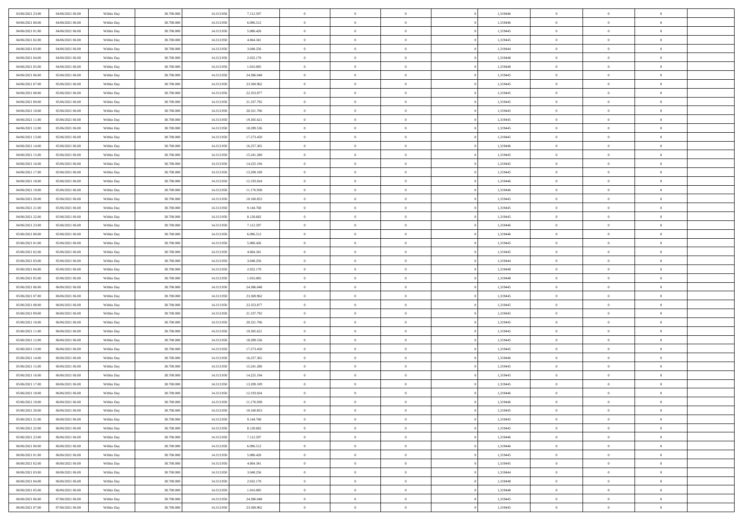| | | | | | | | | | | | | | | |
|---|---|---|---|---|---|---|---|---|---|---|---|---|---|---|
| 03/06/2021 23.00 | 04/06/2021 06.00 | Within Day | 38.700.000 | 14.313.950 | 7.112.597 | 0 | 0 | 0 | | 1,319446 | 0 | 0 | 0 | |
| 04/06/2021 00.00 | 04/06/2021 06.00 | Within Day | 38.700.000 | 14.313.950 | 6.096.512 | 0 | 0 | 0 | | 1,319446 | 0 | 0 | 0 | |
| 04/06/2021 01.00 | 04/06/2021 06.00 | Within Day | 38.700.000 | 14.313.950 | 5.080.426 | 0 | 0 | 0 | | 1,319445 | 0 | 0 | 0 | |
| 04/06/2021 02.00 | 04/06/2021 06.00 | Within Day | 38.700.000 | 14.313.950 | 4.064.341 | 0 | 0 | 0 | | 1,319445 | 0 | 0 | 0 | |
| 04/06/2021 03.00 | 04/06/2021 06.00 | Within Day | 38.700.000 | 14.313.950 | 3.048.256 | 0 | 0 | 0 | | 1,319444 | 0 | 0 | 0 | |
| 04/06/2021 04.00 | 04/06/2021 06.00 | Within Day | 38.700.000 | 14.313.950 | 2.032.170 | 0 | 0 | 0 | | 1,319448 | 0 | 0 | 0 | |
| 04/06/2021 05.00 | 04/06/2021 06.00 | Within Day | 38.700.000 | 14.313.950 | 1.016.085 | 0 | 0 | 0 | | 1,319448 | 0 | 0 | 0 | |
| 04/06/2021 06.00 | 05/06/2021 06.00 | Within Day | 38.700.000 | 14.313.950 | 24.386.048 | 0 | 0 | 0 | | 1,319445 | 0 | 0 | 0 | |
| 04/06/2021 07.00 | 05/06/2021 06.00 | Within Day | 38.700.000 | 14.313.950 | 23.369.962 | 0 | 0 | 0 | | 1,319445 | 0 | 0 | 0 | |
| 04/06/2021 08.00 | 05/06/2021 06.00 | Within Day | 38.700.000 | 14.313.950 | 22.353.877 | 0 | 0 | 0 | | 1,319445 | 0 | 0 | 0 | |
| 04/06/2021 09.00 | 05/06/2021 06.00 | Within Day | 38.700.000 | 14.313.950 | 21.337.792 | 0 | 0 | 0 | | 1,319445 | 0 | 0 | 0 | |
| 04/06/2021 10.00 | 05/06/2021 06.00 | Within Day | 38.700.000 | 14.313.950 | 20.321.706 | 0 | 0 | 0 | | 1,319445 | 0 | 0 | 0 | |
| 04/06/2021 11.00 | 05/06/2021 06.00 | Within Day | 38.700.000 | 14.313.950 | 19.305.621 | 0 | 0 | 0 | | 1,319445 | 0 | 0 | 0 | |
| 04/06/2021 12.00 | 05/06/2021 06.00 | Within Day | 38.700.000 | 14.313.950 | 18.289.536 | 0 | 0 | 0 | | 1,319445 | 0 | 0 | 0 | |
| 04/06/2021 13.00 | 05/06/2021 06.00 | Within Day | 38.700.000 | 14.313.950 | 17.273.450 | 0 | 0 | 0 | | 1,319445 | 0 | 0 | 0 | |
| 04/06/2021 14.00 | 05/06/2021 06.00 | Within Day | 38.700.000 | 14.313.950 | 16.257.365 | 0 | 0 | 0 | | 1,319446 | 0 | 0 | 0 | |
| 04/06/2021 15.00 | 05/06/2021 06.00 | Within Day | 38.700.000 | 14.313.950 | 15.241.280 | 0 | 0 | 0 | | 1,319445 | 0 | 0 | 0 | |
| 04/06/2021 16.00 | 05/06/2021 06.00 | Within Day | 38.700.000 | 14.313.950 | 14.225.194 | 0 | 0 | 0 | | 1,319445 | 0 | 0 | 0 | |
| 04/06/2021 17.00 | 05/06/2021 06.00 | Within Day | 38.700.000 | 14.313.950 | 13.209.109 | 0 | 0 | 0 | | 1,319445 | 0 | 0 | 0 | |
| 04/06/2021 18.00 | 05/06/2021 06.00 | Within Day | 38.700.000 | 14.313.950 | 12.193.024 | 0 | 0 | 0 | | 1,319446 | 0 | 0 | 0 | |
| 04/06/2021 19.00 | 05/06/2021 06.00 | Within Day | 38.700.000 | 14.313.950 | 11.176.938 | 0 | 0 | 0 | | 1,319446 | 0 | 0 | 0 | |
| 04/06/2021 20.00 | 05/06/2021 06.00 | Within Day | 38.700.000 | 14.313.950 | 10.160.853 | 0 | 0 | 0 | | 1,319445 | 0 | 0 | 0 | |
| 04/06/2021 21.00 | 05/06/2021 06.00 | Within Day | 38.700.000 | 14.313.950 | 9.144.768 | 0 | 0 | 0 | | 1,319445 | 0 | 0 | 0 | |
| 04/06/2021 22.00 | 05/06/2021 06.00 | Within Day | 38.700.000 | 14.313.950 | 8.128.682 | 0 | 0 | 0 | | 1,319445 | 0 | 0 | 0 | |
| 04/06/2021 23.00 | 05/06/2021 06.00 | Within Day | 38.700.000 | 14.313.950 | 7.112.597 | 0 | 0 | 0 | | 1,319446 | 0 | 0 | 0 | |
| 05/06/2021 00.00 | 05/06/2021 06.00 | Within Day | 38.700.000 | 14.313.950 | 6.096.512 | 0 | 0 | 0 | | 1,319446 | 0 | 0 | 0 | |
| 05/06/2021 01.00 | 05/06/2021 06.00 | Within Day | 38.700.000 | 14.313.950 | 5.080.426 | 0 | 0 | 0 | | 1,319445 | 0 | 0 | 0 | |
| 05/06/2021 02.00 | 05/06/2021 06.00 | Within Day | 38.700.000 | 14.313.950 | 4.064.341 | 0 | 0 | 0 | | 1,319445 | 0 | 0 | 0 | |
| 05/06/2021 03.00 | 05/06/2021 06.00 | Within Day | 38.700.000 | 14.313.950 | 3.048.256 | 0 | 0 | 0 | | 1,319444 | 0 | 0 | 0 | |
| 05/06/2021 04.00 | 05/06/2021 06.00 | Within Day | 38.700.000 | 14.313.950 | 2.032.170 | 0 | 0 | 0 | | 1,319448 | 0 | 0 | 0 | |
| 05/06/2021 05.00 | 05/06/2021 06.00 | Within Day | 38.700.000 | 14.313.950 | 1.016.085 | 0 | 0 | 0 | | 1,319448 | 0 | 0 | 0 | |
| 05/06/2021 06.00 | 06/06/2021 06.00 | Within Day | 38.700.000 | 14.313.950 | 24.386.048 | 0 | 0 | 0 | | 1,319445 | 0 | 0 | 0 | |
| 05/06/2021 07.00 | 06/06/2021 06.00 | Within Day | 38.700.000 | 14.313.950 | 23.369.962 | 0 | 0 | 0 | | 1,319445 | 0 | 0 | 0 | |
| 05/06/2021 08.00 | 06/06/2021 06.00 | Within Day | 38.700.000 | 14.313.950 | 22.353.877 | 0 | 0 | 0 | | 1,319445 | 0 | 0 | 0 | |
| 05/06/2021 09.00 | 06/06/2021 06.00 | Within Day | 38.700.000 | 14.313.950 | 21.337.792 | 0 | 0 | 0 | | 1,319445 | 0 | 0 | 0 | |
| 05/06/2021 10.00 | 06/06/2021 06.00 | Within Day | 38.700.000 | 14.313.950 | 20.321.706 | 0 | 0 | 0 | | 1,319445 | 0 | 0 | 0 | |
| 05/06/2021 11.00 | 06/06/2021 06.00 | Within Day | 38.700.000 | 14.313.950 | 19.305.621 | 0 | 0 | 0 | | 1,319445 | 0 | 0 | 0 | |
| 05/06/2021 12.00 | 06/06/2021 06.00 | Within Day | 38.700.000 | 14.313.950 | 18.289.536 | 0 | 0 | 0 | | 1,319445 | 0 | 0 | 0 | |
| 05/06/2021 13.00 | 06/06/2021 06.00 | Within Day | 38.700.000 | 14.313.950 | 17.273.450 | 0 | 0 | 0 | | 1,319445 | 0 | 0 | 0 | |
| 05/06/2021 14.00 | 06/06/2021 06.00 | Within Day | 38.700.000 | 14.313.950 | 16.257.365 | 0 | 0 | 0 | | 1,319446 | 0 | 0 | 0 | |
| 05/06/2021 15.00 | 06/06/2021 06.00 | Within Day | 38.700.000 | 14.313.950 | 15.241.280 | 0 | 0 | 0 | | 1,319445 | 0 | 0 | 0 | |
| 05/06/2021 16.00 | 06/06/2021 06.00 | Within Day | 38.700.000 | 14.313.950 | 14.225.194 | 0 | 0 | 0 | | 1,319445 | 0 | 0 | 0 | |
| 05/06/2021 17.00 | 06/06/2021 06.00 | Within Day | 38.700.000 | 14.313.950 | 13.209.109 | 0 | 0 | 0 | | 1,319445 | 0 | 0 | 0 | |
| 05/06/2021 18.00 | 06/06/2021 06.00 | Within Day | 38.700.000 | 14.313.950 | 12.193.024 | 0 | 0 | 0 | | 1,319446 | 0 | 0 | 0 | |
| 05/06/2021 19.00 | 06/06/2021 06.00 | Within Day | 38.700.000 | 14.313.950 | 11.176.938 | 0 | 0 | 0 | | 1,319446 | 0 | 0 | 0 | |
| 05/06/2021 20.00 | 06/06/2021 06.00 | Within Day | 38.700.000 | 14.313.950 | 10.160.853 | 0 | 0 | 0 | | 1,319445 | 0 | 0 | 0 | |
| 05/06/2021 21.00 | 06/06/2021 06.00 | Within Day | 38.700.000 | 14.313.950 | 9.144.768 | 0 | 0 | 0 | | 1,319445 | 0 | 0 | 0 | |
| 05/06/2021 22.00 | 06/06/2021 06.00 | Within Day | 38.700.000 | 14.313.950 | 8.128.682 | 0 | 0 | 0 | | 1,319445 | 0 | 0 | 0 | |
| 05/06/2021 23.00 | 06/06/2021 06.00 | Within Day | 38.700.000 | 14.313.950 | 7.112.597 | 0 | 0 | 0 | | 1,319446 | 0 | 0 | 0 | |
| 06/06/2021 00.00 | 06/06/2021 06.00 | Within Day | 38.700.000 | 14.313.950 | 6.096.512 | 0 | 0 | 0 | | 1,319446 | 0 | 0 | 0 | |
| 06/06/2021 01.00 | 06/06/2021 06.00 | Within Day | 38.700.000 | 14.313.950 | 5.080.426 | 0 | 0 | 0 | | 1,319445 | 0 | 0 | 0 | |
| 06/06/2021 02.00 | 06/06/2021 06.00 | Within Day | 38.700.000 | 14.313.950 | 4.064.341 | 0 | 0 | 0 | | 1,319445 | 0 | 0 | 0 | |
| 06/06/2021 03.00 | 06/06/2021 06.00 | Within Day | 38.700.000 | 14.313.950 | 3.048.256 | 0 | 0 | 0 | | 1,319444 | 0 | 0 | 0 | |
| 06/06/2021 04.00 | 06/06/2021 06.00 | Within Day | 38.700.000 | 14.313.950 | 2.032.170 | 0 | 0 | 0 | | 1,319448 | 0 | 0 | 0 | |
| 06/06/2021 05.00 | 06/06/2021 06.00 | Within Day | 38.700.000 | 14.313.950 | 1.016.085 | 0 | 0 | 0 | | 1,319448 | 0 | 0 | 0 | |
| 06/06/2021 06.00 | 07/06/2021 06.00 | Within Day | 38.700.000 | 14.313.950 | 24.386.048 | 0 | 0 | 0 | | 1,319445 | 0 | 0 | 0 | |
| 06/06/2021 07.00 | 07/06/2021 06.00 | Within Day | 38.700.000 | 14.313.950 | 23.369.962 | 0 | 0 | 0 | | 1,319445 | 0 | 0 | 0 | |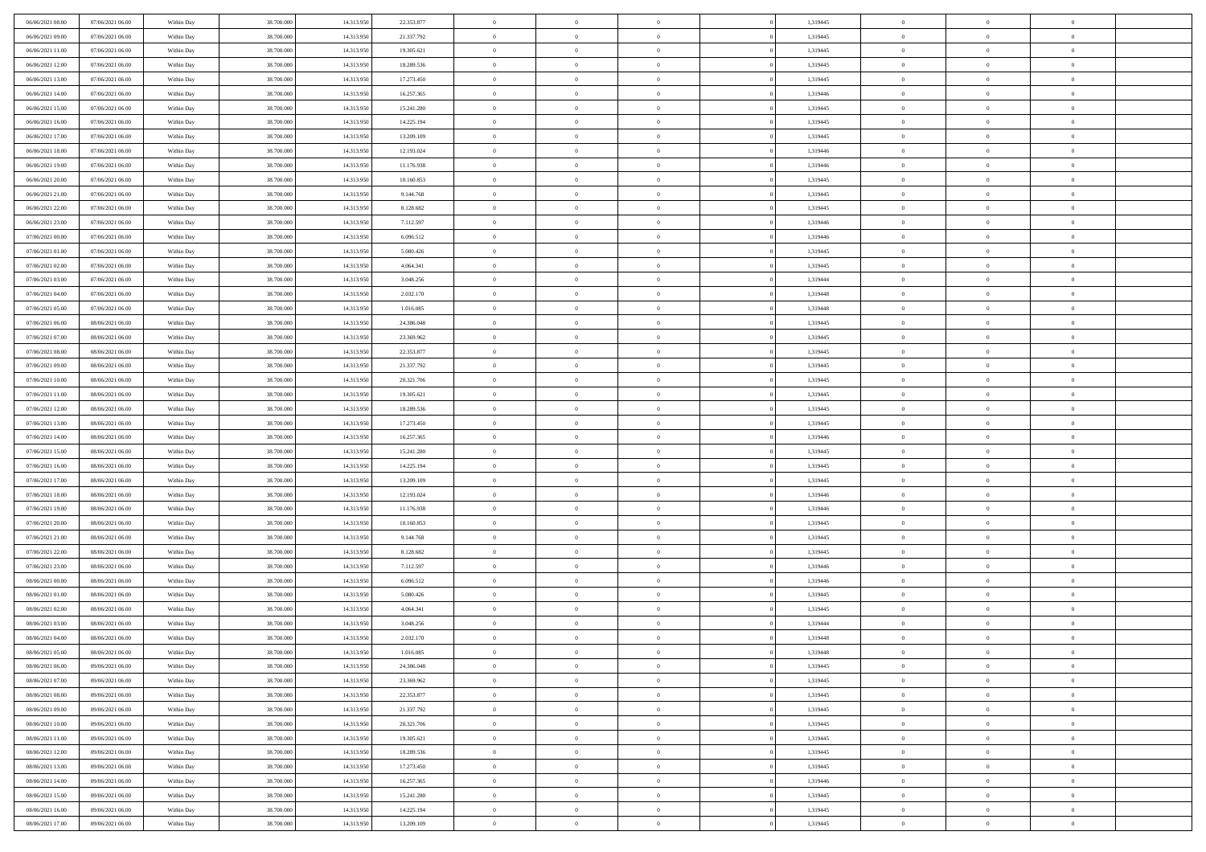| | | | | | | | | | | | | | | |
|---|---|---|---|---|---|---|---|---|---|---|---|---|---|---|
| 06/06/2021 08:00 | 07/06/2021 06:00 | Within Day | 38.700.000 | 14.313.950 | 22.353.877 | 0 | 0 | 0 | | 1,319445 | 0 | 0 | 0 | |
| 06/06/2021 09:00 | 07/06/2021 06:00 | Within Day | 38.700.000 | 14.313.950 | 21.337.792 | 0 | 0 | 0 | | 1,319445 | 0 | 0 | 0 | |
| 06/06/2021 11:00 | 07/06/2021 06:00 | Within Day | 38.700.000 | 14.313.950 | 19.305.621 | 0 | 0 | 0 | | 1,319445 | 0 | 0 | 0 | |
| 06/06/2021 12:00 | 07/06/2021 06:00 | Within Day | 38.700.000 | 14.313.950 | 18.289.536 | 0 | 0 | 0 | | 1,319445 | 0 | 0 | 0 | |
| 06/06/2021 13:00 | 07/06/2021 06:00 | Within Day | 38.700.000 | 14.313.950 | 17.273.450 | 0 | 0 | 0 | | 1,319445 | 0 | 0 | 0 | |
| 06/06/2021 14:00 | 07/06/2021 06:00 | Within Day | 38.700.000 | 14.313.950 | 16.257.365 | 0 | 0 | 0 | | 1,319446 | 0 | 0 | 0 | |
| 06/06/2021 15:00 | 07/06/2021 06:00 | Within Day | 38.700.000 | 14.313.950 | 15.241.280 | 0 | 0 | 0 | | 1,319445 | 0 | 0 | 0 | |
| 06/06/2021 16:00 | 07/06/2021 06:00 | Within Day | 38.700.000 | 14.313.950 | 14.225.194 | 0 | 0 | 0 | | 1,319445 | 0 | 0 | 0 | |
| 06/06/2021 17:00 | 07/06/2021 06:00 | Within Day | 38.700.000 | 14.313.950 | 13.209.109 | 0 | 0 | 0 | | 1,319445 | 0 | 0 | 0 | |
| 06/06/2021 18:00 | 07/06/2021 06:00 | Within Day | 38.700.000 | 14.313.950 | 12.193.024 | 0 | 0 | 0 | | 1,319446 | 0 | 0 | 0 | |
| 06/06/2021 19:00 | 07/06/2021 06:00 | Within Day | 38.700.000 | 14.313.950 | 11.176.938 | 0 | 0 | 0 | | 1,319446 | 0 | 0 | 0 | |
| 06/06/2021 20:00 | 07/06/2021 06:00 | Within Day | 38.700.000 | 14.313.950 | 10.160.853 | 0 | 0 | 0 | | 1,319445 | 0 | 0 | 0 | |
| 06/06/2021 21:00 | 07/06/2021 06:00 | Within Day | 38.700.000 | 14.313.950 | 9.144.768 | 0 | 0 | 0 | | 1,319445 | 0 | 0 | 0 | |
| 06/06/2021 22:00 | 07/06/2021 06:00 | Within Day | 38.700.000 | 14.313.950 | 8.128.682 | 0 | 0 | 0 | | 1,319445 | 0 | 0 | 0 | |
| 06/06/2021 23:00 | 07/06/2021 06:00 | Within Day | 38.700.000 | 14.313.950 | 7.112.597 | 0 | 0 | 0 | | 1,319446 | 0 | 0 | 0 | |
| 07/06/2021 00:00 | 07/06/2021 06:00 | Within Day | 38.700.000 | 14.313.950 | 6.096.512 | 0 | 0 | 0 | | 1,319446 | 0 | 0 | 0 | |
| 07/06/2021 01:00 | 07/06/2021 06:00 | Within Day | 38.700.000 | 14.313.950 | 5.080.426 | 0 | 0 | 0 | | 1,319445 | 0 | 0 | 0 | |
| 07/06/2021 02:00 | 07/06/2021 06:00 | Within Day | 38.700.000 | 14.313.950 | 4.064.341 | 0 | 0 | 0 | | 1,319445 | 0 | 0 | 0 | |
| 07/06/2021 03:00 | 07/06/2021 06:00 | Within Day | 38.700.000 | 14.313.950 | 3.048.256 | 0 | 0 | 0 | | 1,319444 | 0 | 0 | 0 | |
| 07/06/2021 04:00 | 07/06/2021 06:00 | Within Day | 38.700.000 | 14.313.950 | 2.032.170 | 0 | 0 | 0 | | 1,319448 | 0 | 0 | 0 | |
| 07/06/2021 05:00 | 07/06/2021 06:00 | Within Day | 38.700.000 | 14.313.950 | 1.016.085 | 0 | 0 | 0 | | 1,319448 | 0 | 0 | 0 | |
| 07/06/2021 06:00 | 08/06/2021 06:00 | Within Day | 38.700.000 | 14.313.950 | 24.386.048 | 0 | 0 | 0 | | 1,319445 | 0 | 0 | 0 | |
| 07/06/2021 07:00 | 08/06/2021 06:00 | Within Day | 38.700.000 | 14.313.950 | 23.369.962 | 0 | 0 | 0 | | 1,319445 | 0 | 0 | 0 | |
| 07/06/2021 08:00 | 08/06/2021 06:00 | Within Day | 38.700.000 | 14.313.950 | 22.353.877 | 0 | 0 | 0 | | 1,319445 | 0 | 0 | 0 | |
| 07/06/2021 09:00 | 08/06/2021 06:00 | Within Day | 38.700.000 | 14.313.950 | 21.337.792 | 0 | 0 | 0 | | 1,319445 | 0 | 0 | 0 | |
| 07/06/2021 10:00 | 08/06/2021 06:00 | Within Day | 38.700.000 | 14.313.950 | 20.321.706 | 0 | 0 | 0 | | 1,319445 | 0 | 0 | 0 | |
| 07/06/2021 11:00 | 08/06/2021 06:00 | Within Day | 38.700.000 | 14.313.950 | 19.305.621 | 0 | 0 | 0 | | 1,319445 | 0 | 0 | 0 | |
| 07/06/2021 12:00 | 08/06/2021 06:00 | Within Day | 38.700.000 | 14.313.950 | 18.289.536 | 0 | 0 | 0 | | 1,319445 | 0 | 0 | 0 | |
| 07/06/2021 13:00 | 08/06/2021 06:00 | Within Day | 38.700.000 | 14.313.950 | 17.273.450 | 0 | 0 | 0 | | 1,319445 | 0 | 0 | 0 | |
| 07/06/2021 14:00 | 08/06/2021 06:00 | Within Day | 38.700.000 | 14.313.950 | 16.257.365 | 0 | 0 | 0 | | 1,319446 | 0 | 0 | 0 | |
| 07/06/2021 15:00 | 08/06/2021 06:00 | Within Day | 38.700.000 | 14.313.950 | 15.241.280 | 0 | 0 | 0 | | 1,319445 | 0 | 0 | 0 | |
| 07/06/2021 16:00 | 08/06/2021 06:00 | Within Day | 38.700.000 | 14.313.950 | 14.225.194 | 0 | 0 | 0 | | 1,319445 | 0 | 0 | 0 | |
| 07/06/2021 17:00 | 08/06/2021 06:00 | Within Day | 38.700.000 | 14.313.950 | 13.209.109 | 0 | 0 | 0 | | 1,319445 | 0 | 0 | 0 | |
| 07/06/2021 18:00 | 08/06/2021 06:00 | Within Day | 38.700.000 | 14.313.950 | 12.193.024 | 0 | 0 | 0 | | 1,319446 | 0 | 0 | 0 | |
| 07/06/2021 19:00 | 08/06/2021 06:00 | Within Day | 38.700.000 | 14.313.950 | 11.176.938 | 0 | 0 | 0 | | 1,319446 | 0 | 0 | 0 | |
| 07/06/2021 20:00 | 08/06/2021 06:00 | Within Day | 38.700.000 | 14.313.950 | 10.160.853 | 0 | 0 | 0 | | 1,319445 | 0 | 0 | 0 | |
| 07/06/2021 21:00 | 08/06/2021 06:00 | Within Day | 38.700.000 | 14.313.950 | 9.144.768 | 0 | 0 | 0 | | 1,319445 | 0 | 0 | 0 | |
| 07/06/2021 22:00 | 08/06/2021 06:00 | Within Day | 38.700.000 | 14.313.950 | 8.128.682 | 0 | 0 | 0 | | 1,319445 | 0 | 0 | 0 | |
| 07/06/2021 23:00 | 08/06/2021 06:00 | Within Day | 38.700.000 | 14.313.950 | 7.112.597 | 0 | 0 | 0 | | 1,319446 | 0 | 0 | 0 | |
| 08/06/2021 00:00 | 08/06/2021 06:00 | Within Day | 38.700.000 | 14.313.950 | 6.096.512 | 0 | 0 | 0 | | 1,319446 | 0 | 0 | 0 | |
| 08/06/2021 01:00 | 08/06/2021 06:00 | Within Day | 38.700.000 | 14.313.950 | 5.080.426 | 0 | 0 | 0 | | 1,319445 | 0 | 0 | 0 | |
| 08/06/2021 02:00 | 08/06/2021 06:00 | Within Day | 38.700.000 | 14.313.950 | 4.064.341 | 0 | 0 | 0 | | 1,319445 | 0 | 0 | 0 | |
| 08/06/2021 03:00 | 08/06/2021 06:00 | Within Day | 38.700.000 | 14.313.950 | 3.048.256 | 0 | 0 | 0 | | 1,319444 | 0 | 0 | 0 | |
| 08/06/2021 04:00 | 08/06/2021 06:00 | Within Day | 38.700.000 | 14.313.950 | 2.032.170 | 0 | 0 | 0 | | 1,319448 | 0 | 0 | 0 | |
| 08/06/2021 05:00 | 08/06/2021 06:00 | Within Day | 38.700.000 | 14.313.950 | 1.016.085 | 0 | 0 | 0 | | 1,319448 | 0 | 0 | 0 | |
| 08/06/2021 06:00 | 09/06/2021 06:00 | Within Day | 38.700.000 | 14.313.950 | 24.386.048 | 0 | 0 | 0 | | 1,319445 | 0 | 0 | 0 | |
| 08/06/2021 07:00 | 09/06/2021 06:00 | Within Day | 38.700.000 | 14.313.950 | 23.369.962 | 0 | 0 | 0 | | 1,319445 | 0 | 0 | 0 | |
| 08/06/2021 08:00 | 09/06/2021 06:00 | Within Day | 38.700.000 | 14.313.950 | 22.353.877 | 0 | 0 | 0 | | 1,319445 | 0 | 0 | 0 | |
| 08/06/2021 09:00 | 09/06/2021 06:00 | Within Day | 38.700.000 | 14.313.950 | 21.337.792 | 0 | 0 | 0 | | 1,319445 | 0 | 0 | 0 | |
| 08/06/2021 10:00 | 09/06/2021 06:00 | Within Day | 38.700.000 | 14.313.950 | 20.321.706 | 0 | 0 | 0 | | 1,319445 | 0 | 0 | 0 | |
| 08/06/2021 11:00 | 09/06/2021 06:00 | Within Day | 38.700.000 | 14.313.950 | 19.305.621 | 0 | 0 | 0 | | 1,319445 | 0 | 0 | 0 | |
| 08/06/2021 12:00 | 09/06/2021 06:00 | Within Day | 38.700.000 | 14.313.950 | 18.289.536 | 0 | 0 | 0 | | 1,319445 | 0 | 0 | 0 | |
| 08/06/2021 13:00 | 09/06/2021 06:00 | Within Day | 38.700.000 | 14.313.950 | 17.273.450 | 0 | 0 | 0 | | 1,319445 | 0 | 0 | 0 | |
| 08/06/2021 14:00 | 09/06/2021 06:00 | Within Day | 38.700.000 | 14.313.950 | 16.257.365 | 0 | 0 | 0 | | 1,319446 | 0 | 0 | 0 | |
| 08/06/2021 15:00 | 09/06/2021 06:00 | Within Day | 38.700.000 | 14.313.950 | 15.241.280 | 0 | 0 | 0 | | 1,319445 | 0 | 0 | 0 | |
| 08/06/2021 16:00 | 09/06/2021 06:00 | Within Day | 38.700.000 | 14.313.950 | 14.225.194 | 0 | 0 | 0 | | 1,319445 | 0 | 0 | 0 | |
| 08/06/2021 17:00 | 09/06/2021 06:00 | Within Day | 38.700.000 | 14.313.950 | 13.209.109 | 0 | 0 | 0 | | 1,319445 | 0 | 0 | 0 | |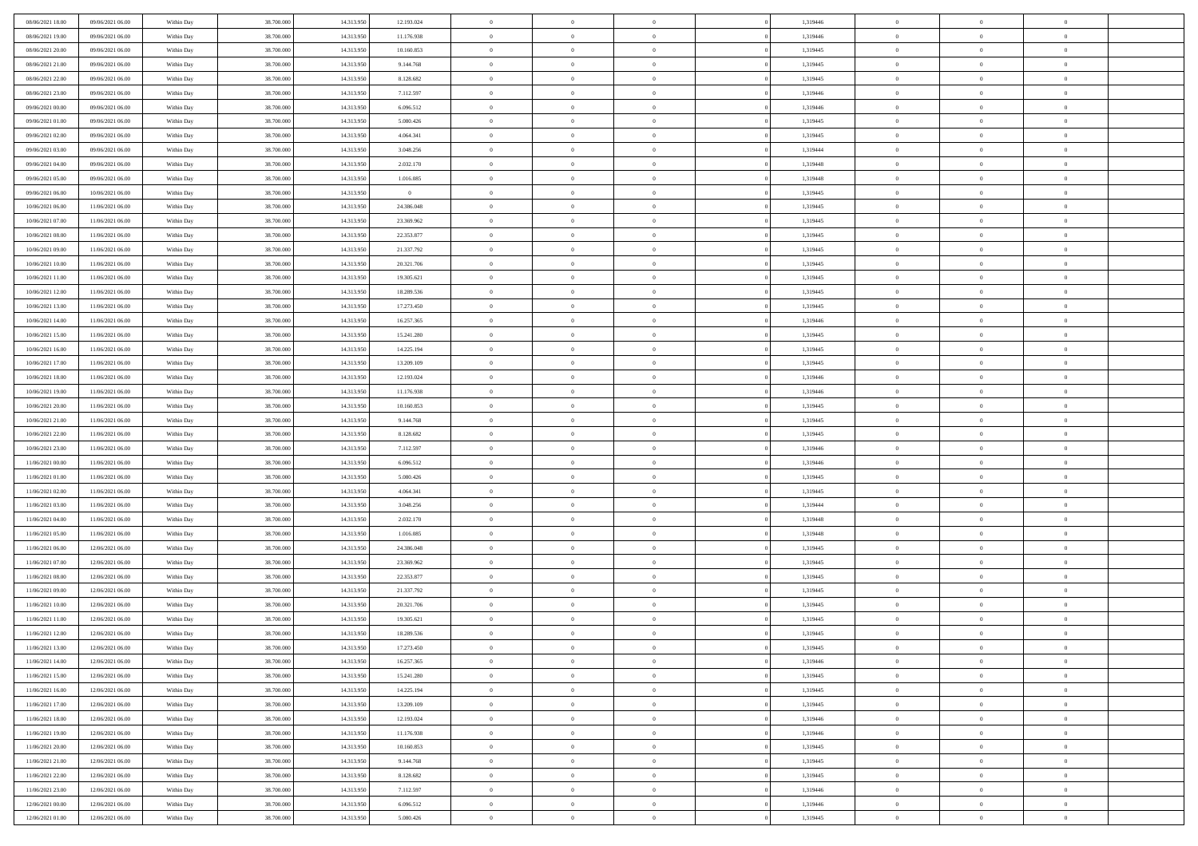| | | | | | | | | | | | | | | |
|---|---|---|---|---|---|---|---|---|---|---|---|---|---|---|
| 08/06/2021 18:00 | 09/06/2021 06:00 | Within Day | 38.700.000 | 14.313.950 | 12.193.024 | 0 | 0 | 0 | | 1,319446 | 0 | 0 | 0 | |
| 08/06/2021 19:00 | 09/06/2021 06:00 | Within Day | 38.700.000 | 14.313.950 | 11.176.938 | 0 | 0 | 0 | | 1,319446 | 0 | 0 | 0 | |
| 08/06/2021 20:00 | 09/06/2021 06:00 | Within Day | 38.700.000 | 14.313.950 | 10.160.853 | 0 | 0 | 0 | | 1,319445 | 0 | 0 | 0 | |
| 08/06/2021 21:00 | 09/06/2021 06:00 | Within Day | 38.700.000 | 14.313.950 | 9.144.768 | 0 | 0 | 0 | | 1,319445 | 0 | 0 | 0 | |
| 08/06/2021 22:00 | 09/06/2021 06:00 | Within Day | 38.700.000 | 14.313.950 | 8.128.682 | 0 | 0 | 0 | | 1,319445 | 0 | 0 | 0 | |
| 08/06/2021 23:00 | 09/06/2021 06:00 | Within Day | 38.700.000 | 14.313.950 | 7.112.597 | 0 | 0 | 0 | | 1,319446 | 0 | 0 | 0 | |
| 09/06/2021 00:00 | 09/06/2021 06:00 | Within Day | 38.700.000 | 14.313.950 | 6.096.512 | 0 | 0 | 0 | | 1,319446 | 0 | 0 | 0 | |
| 09/06/2021 01:00 | 09/06/2021 06:00 | Within Day | 38.700.000 | 14.313.950 | 5.080.426 | 0 | 0 | 0 | | 1,319445 | 0 | 0 | 0 | |
| 09/06/2021 02:00 | 09/06/2021 06:00 | Within Day | 38.700.000 | 14.313.950 | 4.064.341 | 0 | 0 | 0 | | 1,319445 | 0 | 0 | 0 | |
| 09/06/2021 03:00 | 09/06/2021 06:00 | Within Day | 38.700.000 | 14.313.950 | 3.048.256 | 0 | 0 | 0 | | 1,319444 | 0 | 0 | 0 | |
| 09/06/2021 04:00 | 09/06/2021 06:00 | Within Day | 38.700.000 | 14.313.950 | 2.032.170 | 0 | 0 | 0 | | 1,319448 | 0 | 0 | 0 | |
| 09/06/2021 05:00 | 09/06/2021 06:00 | Within Day | 38.700.000 | 14.313.950 | 1.016.085 | 0 | 0 | 0 | | 1,319448 | 0 | 0 | 0 | |
| 09/06/2021 06:00 | 10/06/2021 06:00 | Within Day | 38.700.000 | 14.313.950 | 0 | 0 | 0 | 0 | | 1,319445 | 0 | 0 | 0 | |
| 10/06/2021 06:00 | 11/06/2021 06:00 | Within Day | 38.700.000 | 14.313.950 | 24.386.048 | 0 | 0 | 0 | | 1,319445 | 0 | 0 | 0 | |
| 10/06/2021 07:00 | 11/06/2021 06:00 | Within Day | 38.700.000 | 14.313.950 | 23.369.962 | 0 | 0 | 0 | | 1,319445 | 0 | 0 | 0 | |
| 10/06/2021 08:00 | 11/06/2021 06:00 | Within Day | 38.700.000 | 14.313.950 | 22.353.877 | 0 | 0 | 0 | | 1,319445 | 0 | 0 | 0 | |
| 10/06/2021 09:00 | 11/06/2021 06:00 | Within Day | 38.700.000 | 14.313.950 | 21.337.792 | 0 | 0 | 0 | | 1,319445 | 0 | 0 | 0 | |
| 10/06/2021 10:00 | 11/06/2021 06:00 | Within Day | 38.700.000 | 14.313.950 | 20.321.706 | 0 | 0 | 0 | | 1,319445 | 0 | 0 | 0 | |
| 10/06/2021 11:00 | 11/06/2021 06:00 | Within Day | 38.700.000 | 14.313.950 | 19.305.621 | 0 | 0 | 0 | | 1,319445 | 0 | 0 | 0 | |
| 10/06/2021 12:00 | 11/06/2021 06:00 | Within Day | 38.700.000 | 14.313.950 | 18.289.536 | 0 | 0 | 0 | | 1,319445 | 0 | 0 | 0 | |
| 10/06/2021 13:00 | 11/06/2021 06:00 | Within Day | 38.700.000 | 14.313.950 | 17.273.450 | 0 | 0 | 0 | | 1,319445 | 0 | 0 | 0 | |
| 10/06/2021 14:00 | 11/06/2021 06:00 | Within Day | 38.700.000 | 14.313.950 | 16.257.365 | 0 | 0 | 0 | | 1,319446 | 0 | 0 | 0 | |
| 10/06/2021 15:00 | 11/06/2021 06:00 | Within Day | 38.700.000 | 14.313.950 | 15.241.280 | 0 | 0 | 0 | | 1,319445 | 0 | 0 | 0 | |
| 10/06/2021 16:00 | 11/06/2021 06:00 | Within Day | 38.700.000 | 14.313.950 | 14.225.194 | 0 | 0 | 0 | | 1,319445 | 0 | 0 | 0 | |
| 10/06/2021 17:00 | 11/06/2021 06:00 | Within Day | 38.700.000 | 14.313.950 | 13.209.109 | 0 | 0 | 0 | | 1,319445 | 0 | 0 | 0 | |
| 10/06/2021 18:00 | 11/06/2021 06:00 | Within Day | 38.700.000 | 14.313.950 | 12.193.024 | 0 | 0 | 0 | | 1,319446 | 0 | 0 | 0 | |
| 10/06/2021 19:00 | 11/06/2021 06:00 | Within Day | 38.700.000 | 14.313.950 | 11.176.938 | 0 | 0 | 0 | | 1,319446 | 0 | 0 | 0 | |
| 10/06/2021 20:00 | 11/06/2021 06:00 | Within Day | 38.700.000 | 14.313.950 | 10.160.853 | 0 | 0 | 0 | | 1,319445 | 0 | 0 | 0 | |
| 10/06/2021 21:00 | 11/06/2021 06:00 | Within Day | 38.700.000 | 14.313.950 | 9.144.768 | 0 | 0 | 0 | | 1,319445 | 0 | 0 | 0 | |
| 10/06/2021 22:00 | 11/06/2021 06:00 | Within Day | 38.700.000 | 14.313.950 | 8.128.682 | 0 | 0 | 0 | | 1,319445 | 0 | 0 | 0 | |
| 10/06/2021 23:00 | 11/06/2021 06:00 | Within Day | 38.700.000 | 14.313.950 | 7.112.597 | 0 | 0 | 0 | | 1,319446 | 0 | 0 | 0 | |
| 11/06/2021 00:00 | 11/06/2021 06:00 | Within Day | 38.700.000 | 14.313.950 | 6.096.512 | 0 | 0 | 0 | | 1,319446 | 0 | 0 | 0 | |
| 11/06/2021 01:00 | 11/06/2021 06:00 | Within Day | 38.700.000 | 14.313.950 | 5.080.426 | 0 | 0 | 0 | | 1,319445 | 0 | 0 | 0 | |
| 11/06/2021 02:00 | 11/06/2021 06:00 | Within Day | 38.700.000 | 14.313.950 | 4.064.341 | 0 | 0 | 0 | | 1,319445 | 0 | 0 | 0 | |
| 11/06/2021 03:00 | 11/06/2021 06:00 | Within Day | 38.700.000 | 14.313.950 | 3.048.256 | 0 | 0 | 0 | | 1,319444 | 0 | 0 | 0 | |
| 11/06/2021 04:00 | 11/06/2021 06:00 | Within Day | 38.700.000 | 14.313.950 | 2.032.170 | 0 | 0 | 0 | | 1,319448 | 0 | 0 | 0 | |
| 11/06/2021 05:00 | 11/06/2021 06:00 | Within Day | 38.700.000 | 14.313.950 | 1.016.085 | 0 | 0 | 0 | | 1,319448 | 0 | 0 | 0 | |
| 11/06/2021 06:00 | 12/06/2021 06:00 | Within Day | 38.700.000 | 14.313.950 | 24.386.048 | 0 | 0 | 0 | | 1,319445 | 0 | 0 | 0 | |
| 11/06/2021 07:00 | 12/06/2021 06:00 | Within Day | 38.700.000 | 14.313.950 | 23.369.962 | 0 | 0 | 0 | | 1,319445 | 0 | 0 | 0 | |
| 11/06/2021 08:00 | 12/06/2021 06:00 | Within Day | 38.700.000 | 14.313.950 | 22.353.877 | 0 | 0 | 0 | | 1,319445 | 0 | 0 | 0 | |
| 11/06/2021 09:00 | 12/06/2021 06:00 | Within Day | 38.700.000 | 14.313.950 | 21.337.792 | 0 | 0 | 0 | | 1,319445 | 0 | 0 | 0 | |
| 11/06/2021 10:00 | 12/06/2021 06:00 | Within Day | 38.700.000 | 14.313.950 | 20.321.706 | 0 | 0 | 0 | | 1,319445 | 0 | 0 | 0 | |
| 11/06/2021 11:00 | 12/06/2021 06:00 | Within Day | 38.700.000 | 14.313.950 | 19.305.621 | 0 | 0 | 0 | | 1,319445 | 0 | 0 | 0 | |
| 11/06/2021 12:00 | 12/06/2021 06:00 | Within Day | 38.700.000 | 14.313.950 | 18.289.536 | 0 | 0 | 0 | | 1,319445 | 0 | 0 | 0 | |
| 11/06/2021 13:00 | 12/06/2021 06:00 | Within Day | 38.700.000 | 14.313.950 | 17.273.450 | 0 | 0 | 0 | | 1,319445 | 0 | 0 | 0 | |
| 11/06/2021 14:00 | 12/06/2021 06:00 | Within Day | 38.700.000 | 14.313.950 | 16.257.365 | 0 | 0 | 0 | | 1,319446 | 0 | 0 | 0 | |
| 11/06/2021 15:00 | 12/06/2021 06:00 | Within Day | 38.700.000 | 14.313.950 | 15.241.280 | 0 | 0 | 0 | | 1,319445 | 0 | 0 | 0 | |
| 11/06/2021 16:00 | 12/06/2021 06:00 | Within Day | 38.700.000 | 14.313.950 | 14.225.194 | 0 | 0 | 0 | | 1,319445 | 0 | 0 | 0 | |
| 11/06/2021 17:00 | 12/06/2021 06:00 | Within Day | 38.700.000 | 14.313.950 | 13.209.109 | 0 | 0 | 0 | | 1,319445 | 0 | 0 | 0 | |
| 11/06/2021 18:00 | 12/06/2021 06:00 | Within Day | 38.700.000 | 14.313.950 | 12.193.024 | 0 | 0 | 0 | | 1,319446 | 0 | 0 | 0 | |
| 11/06/2021 19:00 | 12/06/2021 06:00 | Within Day | 38.700.000 | 14.313.950 | 11.176.938 | 0 | 0 | 0 | | 1,319446 | 0 | 0 | 0 | |
| 11/06/2021 20:00 | 12/06/2021 06:00 | Within Day | 38.700.000 | 14.313.950 | 10.160.853 | 0 | 0 | 0 | | 1,319445 | 0 | 0 | 0 | |
| 11/06/2021 21:00 | 12/06/2021 06:00 | Within Day | 38.700.000 | 14.313.950 | 9.144.768 | 0 | 0 | 0 | | 1,319445 | 0 | 0 | 0 | |
| 11/06/2021 22:00 | 12/06/2021 06:00 | Within Day | 38.700.000 | 14.313.950 | 8.128.682 | 0 | 0 | 0 | | 1,319445 | 0 | 0 | 0 | |
| 11/06/2021 23:00 | 12/06/2021 06:00 | Within Day | 38.700.000 | 14.313.950 | 7.112.597 | 0 | 0 | 0 | | 1,319446 | 0 | 0 | 0 | |
| 12/06/2021 00:00 | 12/06/2021 06:00 | Within Day | 38.700.000 | 14.313.950 | 6.096.512 | 0 | 0 | 0 | | 1,319446 | 0 | 0 | 0 | |
| 12/06/2021 01:00 | 12/06/2021 06:00 | Within Day | 38.700.000 | 14.313.950 | 5.080.426 | 0 | 0 | 0 | | 1,319445 | 0 | 0 | 0 | |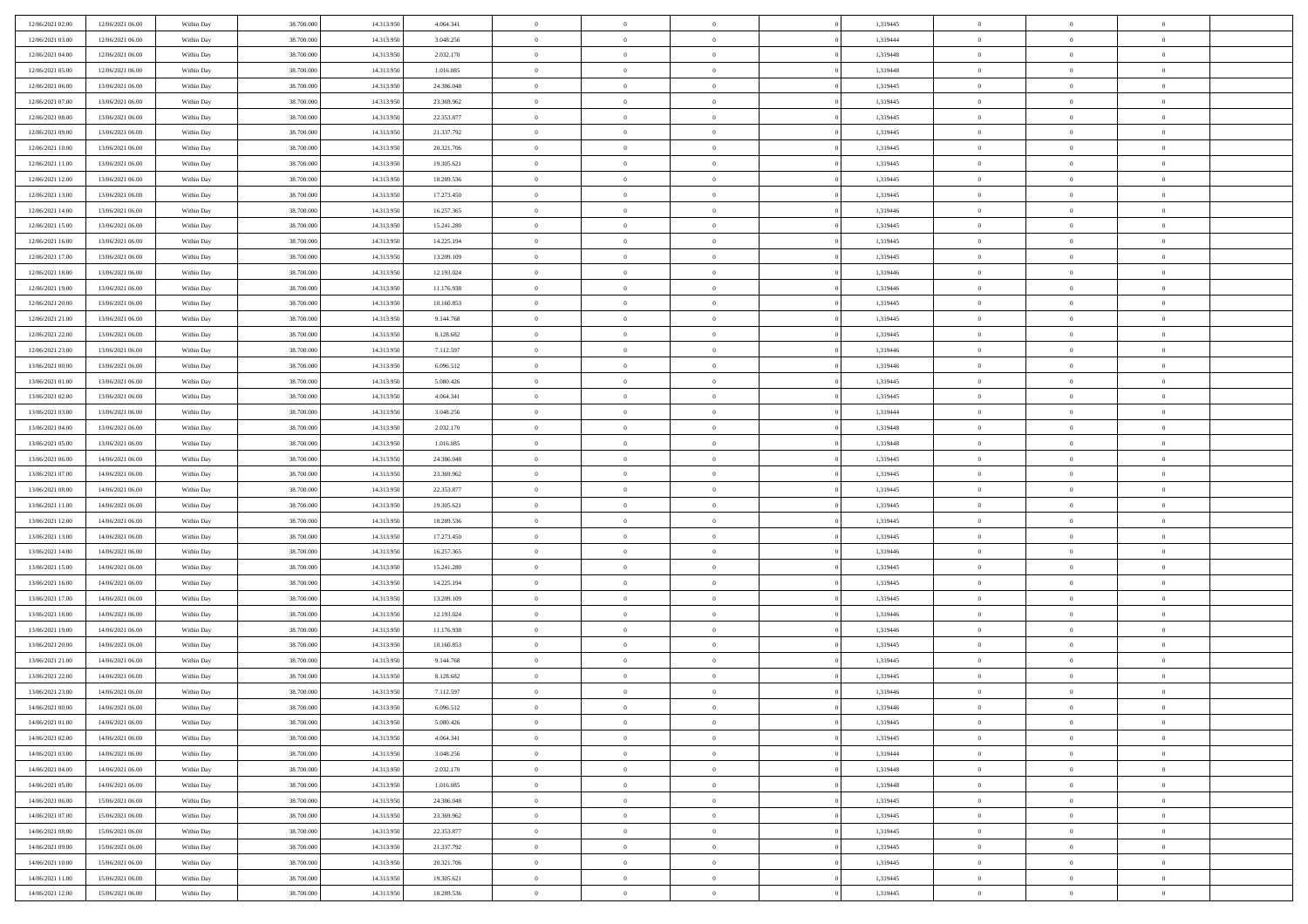| | | | | | | | | | | | | | | |
|---|---|---|---|---|---|---|---|---|---|---|---|---|---|---|
| 12/06/2021 02:00 | 12/06/2021 06:00 | Within Day | 38.700.000 | 14.313.950 | 4.064.341 | 0 | 0 | 0 | | 1,319445 | 0 | 0 | 0 | |
| 12/06/2021 03:00 | 12/06/2021 06:00 | Within Day | 38.700.000 | 14.313.950 | 3.048.256 | 0 | 0 | 0 | | 1,319444 | 0 | 0 | 0 | |
| 12/06/2021 04:00 | 12/06/2021 06:00 | Within Day | 38.700.000 | 14.313.950 | 2.032.170 | 0 | 0 | 0 | | 1,319448 | 0 | 0 | 0 | |
| 12/06/2021 05:00 | 12/06/2021 06:00 | Within Day | 38.700.000 | 14.313.950 | 1.016.085 | 0 | 0 | 0 | | 1,319448 | 0 | 0 | 0 | |
| 12/06/2021 06:00 | 13/06/2021 06:00 | Within Day | 38.700.000 | 14.313.950 | 24.386.048 | 0 | 0 | 0 | | 1,319445 | 0 | 0 | 0 | |
| 12/06/2021 07:00 | 13/06/2021 06:00 | Within Day | 38.700.000 | 14.313.950 | 23.369.962 | 0 | 0 | 0 | | 1,319445 | 0 | 0 | 0 | |
| 12/06/2021 08:00 | 13/06/2021 06:00 | Within Day | 38.700.000 | 14.313.950 | 22.353.877 | 0 | 0 | 0 | | 1,319445 | 0 | 0 | 0 | |
| 12/06/2021 09:00 | 13/06/2021 06:00 | Within Day | 38.700.000 | 14.313.950 | 21.337.792 | 0 | 0 | 0 | | 1,319445 | 0 | 0 | 0 | |
| 12/06/2021 10:00 | 13/06/2021 06:00 | Within Day | 38.700.000 | 14.313.950 | 20.321.706 | 0 | 0 | 0 | | 1,319445 | 0 | 0 | 0 | |
| 12/06/2021 11:00 | 13/06/2021 06:00 | Within Day | 38.700.000 | 14.313.950 | 19.305.621 | 0 | 0 | 0 | | 1,319445 | 0 | 0 | 0 | |
| 12/06/2021 12:00 | 13/06/2021 06:00 | Within Day | 38.700.000 | 14.313.950 | 18.289.536 | 0 | 0 | 0 | | 1,319445 | 0 | 0 | 0 | |
| 12/06/2021 13:00 | 13/06/2021 06:00 | Within Day | 38.700.000 | 14.313.950 | 17.273.450 | 0 | 0 | 0 | | 1,319445 | 0 | 0 | 0 | |
| 12/06/2021 14:00 | 13/06/2021 06:00 | Within Day | 38.700.000 | 14.313.950 | 16.257.365 | 0 | 0 | 0 | | 1,319446 | 0 | 0 | 0 | |
| 12/06/2021 15:00 | 13/06/2021 06:00 | Within Day | 38.700.000 | 14.313.950 | 15.241.280 | 0 | 0 | 0 | | 1,319445 | 0 | 0 | 0 | |
| 12/06/2021 16:00 | 13/06/2021 06:00 | Within Day | 38.700.000 | 14.313.950 | 14.225.194 | 0 | 0 | 0 | | 1,319445 | 0 | 0 | 0 | |
| 12/06/2021 17:00 | 13/06/2021 06:00 | Within Day | 38.700.000 | 14.313.950 | 13.209.109 | 0 | 0 | 0 | | 1,319445 | 0 | 0 | 0 | |
| 12/06/2021 18:00 | 13/06/2021 06:00 | Within Day | 38.700.000 | 14.313.950 | 12.193.024 | 0 | 0 | 0 | | 1,319446 | 0 | 0 | 0 | |
| 12/06/2021 19:00 | 13/06/2021 06:00 | Within Day | 38.700.000 | 14.313.950 | 11.176.938 | 0 | 0 | 0 | | 1,319446 | 0 | 0 | 0 | |
| 12/06/2021 20:00 | 13/06/2021 06:00 | Within Day | 38.700.000 | 14.313.950 | 10.160.853 | 0 | 0 | 0 | | 1,319445 | 0 | 0 | 0 | |
| 12/06/2021 21:00 | 13/06/2021 06:00 | Within Day | 38.700.000 | 14.313.950 | 9.144.768 | 0 | 0 | 0 | | 1,319445 | 0 | 0 | 0 | |
| 12/06/2021 22:00 | 13/06/2021 06:00 | Within Day | 38.700.000 | 14.313.950 | 8.128.682 | 0 | 0 | 0 | | 1,319445 | 0 | 0 | 0 | |
| 12/06/2021 23:00 | 13/06/2021 06:00 | Within Day | 38.700.000 | 14.313.950 | 7.112.597 | 0 | 0 | 0 | | 1,319446 | 0 | 0 | 0 | |
| 13/06/2021 00:00 | 13/06/2021 06:00 | Within Day | 38.700.000 | 14.313.950 | 6.096.512 | 0 | 0 | 0 | | 1,319446 | 0 | 0 | 0 | |
| 13/06/2021 01:00 | 13/06/2021 06:00 | Within Day | 38.700.000 | 14.313.950 | 5.080.426 | 0 | 0 | 0 | | 1,319445 | 0 | 0 | 0 | |
| 13/06/2021 02:00 | 13/06/2021 06:00 | Within Day | 38.700.000 | 14.313.950 | 4.064.341 | 0 | 0 | 0 | | 1,319445 | 0 | 0 | 0 | |
| 13/06/2021 03:00 | 13/06/2021 06:00 | Within Day | 38.700.000 | 14.313.950 | 3.048.256 | 0 | 0 | 0 | | 1,319444 | 0 | 0 | 0 | |
| 13/06/2021 04:00 | 13/06/2021 06:00 | Within Day | 38.700.000 | 14.313.950 | 2.032.170 | 0 | 0 | 0 | | 1,319448 | 0 | 0 | 0 | |
| 13/06/2021 05:00 | 13/06/2021 06:00 | Within Day | 38.700.000 | 14.313.950 | 1.016.085 | 0 | 0 | 0 | | 1,319448 | 0 | 0 | 0 | |
| 13/06/2021 06:00 | 14/06/2021 06:00 | Within Day | 38.700.000 | 14.313.950 | 24.386.048 | 0 | 0 | 0 | | 1,319445 | 0 | 0 | 0 | |
| 13/06/2021 07:00 | 14/06/2021 06:00 | Within Day | 38.700.000 | 14.313.950 | 23.369.962 | 0 | 0 | 0 | | 1,319445 | 0 | 0 | 0 | |
| 13/06/2021 08:00 | 14/06/2021 06:00 | Within Day | 38.700.000 | 14.313.950 | 22.353.877 | 0 | 0 | 0 | | 1,319445 | 0 | 0 | 0 | |
| 13/06/2021 11:00 | 14/06/2021 06:00 | Within Day | 38.700.000 | 14.313.950 | 19.305.621 | 0 | 0 | 0 | | 1,319445 | 0 | 0 | 0 | |
| 13/06/2021 12:00 | 14/06/2021 06:00 | Within Day | 38.700.000 | 14.313.950 | 18.289.536 | 0 | 0 | 0 | | 1,319445 | 0 | 0 | 0 | |
| 13/06/2021 13:00 | 14/06/2021 06:00 | Within Day | 38.700.000 | 14.313.950 | 17.273.450 | 0 | 0 | 0 | | 1,319445 | 0 | 0 | 0 | |
| 13/06/2021 14:00 | 14/06/2021 06:00 | Within Day | 38.700.000 | 14.313.950 | 16.257.365 | 0 | 0 | 0 | | 1,319446 | 0 | 0 | 0 | |
| 13/06/2021 15:00 | 14/06/2021 06:00 | Within Day | 38.700.000 | 14.313.950 | 15.241.280 | 0 | 0 | 0 | | 1,319445 | 0 | 0 | 0 | |
| 13/06/2021 16:00 | 14/06/2021 06:00 | Within Day | 38.700.000 | 14.313.950 | 14.225.194 | 0 | 0 | 0 | | 1,319445 | 0 | 0 | 0 | |
| 13/06/2021 17:00 | 14/06/2021 06:00 | Within Day | 38.700.000 | 14.313.950 | 13.209.109 | 0 | 0 | 0 | | 1,319445 | 0 | 0 | 0 | |
| 13/06/2021 18:00 | 14/06/2021 06:00 | Within Day | 38.700.000 | 14.313.950 | 12.193.024 | 0 | 0 | 0 | | 1,319446 | 0 | 0 | 0 | |
| 13/06/2021 19:00 | 14/06/2021 06:00 | Within Day | 38.700.000 | 14.313.950 | 11.176.938 | 0 | 0 | 0 | | 1,319446 | 0 | 0 | 0 | |
| 13/06/2021 20:00 | 14/06/2021 06:00 | Within Day | 38.700.000 | 14.313.950 | 10.160.853 | 0 | 0 | 0 | | 1,319445 | 0 | 0 | 0 | |
| 13/06/2021 21:00 | 14/06/2021 06:00 | Within Day | 38.700.000 | 14.313.950 | 9.144.768 | 0 | 0 | 0 | | 1,319445 | 0 | 0 | 0 | |
| 13/06/2021 22:00 | 14/06/2021 06:00 | Within Day | 38.700.000 | 14.313.950 | 8.128.682 | 0 | 0 | 0 | | 1,319445 | 0 | 0 | 0 | |
| 13/06/2021 23:00 | 14/06/2021 06:00 | Within Day | 38.700.000 | 14.313.950 | 7.112.597 | 0 | 0 | 0 | | 1,319446 | 0 | 0 | 0 | |
| 14/06/2021 00:00 | 14/06/2021 06:00 | Within Day | 38.700.000 | 14.313.950 | 6.096.512 | 0 | 0 | 0 | | 1,319446 | 0 | 0 | 0 | |
| 14/06/2021 01:00 | 14/06/2021 06:00 | Within Day | 38.700.000 | 14.313.950 | 5.080.426 | 0 | 0 | 0 | | 1,319445 | 0 | 0 | 0 | |
| 14/06/2021 02:00 | 14/06/2021 06:00 | Within Day | 38.700.000 | 14.313.950 | 4.064.341 | 0 | 0 | 0 | | 1,319445 | 0 | 0 | 0 | |
| 14/06/2021 03:00 | 14/06/2021 06:00 | Within Day | 38.700.000 | 14.313.950 | 3.048.256 | 0 | 0 | 0 | | 1,319444 | 0 | 0 | 0 | |
| 14/06/2021 04:00 | 14/06/2021 06:00 | Within Day | 38.700.000 | 14.313.950 | 2.032.170 | 0 | 0 | 0 | | 1,319448 | 0 | 0 | 0 | |
| 14/06/2021 05:00 | 14/06/2021 06:00 | Within Day | 38.700.000 | 14.313.950 | 1.016.085 | 0 | 0 | 0 | | 1,319448 | 0 | 0 | 0 | |
| 14/06/2021 06:00 | 15/06/2021 06:00 | Within Day | 38.700.000 | 14.313.950 | 24.386.048 | 0 | 0 | 0 | | 1,319445 | 0 | 0 | 0 | |
| 14/06/2021 07:00 | 15/06/2021 06:00 | Within Day | 38.700.000 | 14.313.950 | 23.369.962 | 0 | 0 | 0 | | 1,319445 | 0 | 0 | 0 | |
| 14/06/2021 08:00 | 15/06/2021 06:00 | Within Day | 38.700.000 | 14.313.950 | 22.353.877 | 0 | 0 | 0 | | 1,319445 | 0 | 0 | 0 | |
| 14/06/2021 09:00 | 15/06/2021 06:00 | Within Day | 38.700.000 | 14.313.950 | 21.337.792 | 0 | 0 | 0 | | 1,319445 | 0 | 0 | 0 | |
| 14/06/2021 10:00 | 15/06/2021 06:00 | Within Day | 38.700.000 | 14.313.950 | 20.321.706 | 0 | 0 | 0 | | 1,319445 | 0 | 0 | 0 | |
| 14/06/2021 11:00 | 15/06/2021 06:00 | Within Day | 38.700.000 | 14.313.950 | 19.305.621 | 0 | 0 | 0 | | 1,319445 | 0 | 0 | 0 | |
| 14/06/2021 12:00 | 15/06/2021 06:00 | Within Day | 38.700.000 | 14.313.950 | 18.289.536 | 0 | 0 | 0 | | 1,319445 | 0 | 0 | 0 | |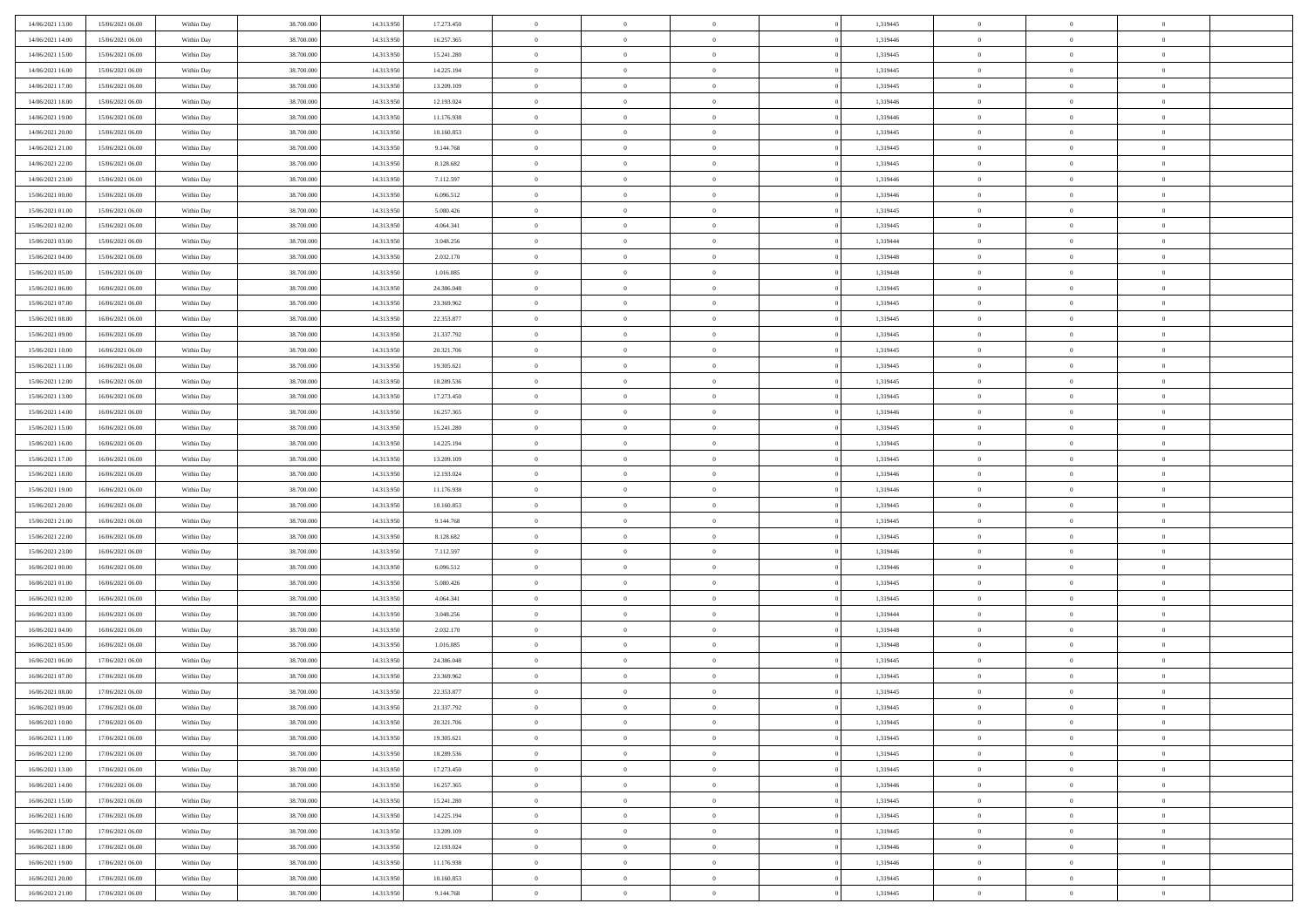| | | | | | | | | | | | | | | |
|---|---|---|---|---|---|---|---|---|---|---|---|---|---|---|
| 14/06/2021 13:00 | 15/06/2021 06:00 | Within Day | 38.700.000 | 14.313.950 | 17.273.450 | 0 | 0 | 0 | 0 | 1,319445 | 0 | 0 | 0 | |
| 14/06/2021 14:00 | 15/06/2021 06:00 | Within Day | 38.700.000 | 14.313.950 | 16.257.365 | 0 | 0 | 0 | 0 | 1,319446 | 0 | 0 | 0 | |
| 14/06/2021 15:00 | 15/06/2021 06:00 | Within Day | 38.700.000 | 14.313.950 | 15.241.280 | 0 | 0 | 0 | 0 | 1,319445 | 0 | 0 | 0 | |
| 14/06/2021 16:00 | 15/06/2021 06:00 | Within Day | 38.700.000 | 14.313.950 | 14.225.194 | 0 | 0 | 0 | 0 | 1,319445 | 0 | 0 | 0 | |
| 14/06/2021 17:00 | 15/06/2021 06:00 | Within Day | 38.700.000 | 14.313.950 | 13.209.109 | 0 | 0 | 0 | 0 | 1,319445 | 0 | 0 | 0 | |
| 14/06/2021 18:00 | 15/06/2021 06:00 | Within Day | 38.700.000 | 14.313.950 | 12.193.024 | 0 | 0 | 0 | 0 | 1,319446 | 0 | 0 | 0 | |
| 14/06/2021 19:00 | 15/06/2021 06:00 | Within Day | 38.700.000 | 14.313.950 | 11.176.938 | 0 | 0 | 0 | 0 | 1,319446 | 0 | 0 | 0 | |
| 14/06/2021 20:00 | 15/06/2021 06:00 | Within Day | 38.700.000 | 14.313.950 | 10.160.853 | 0 | 0 | 0 | 0 | 1,319445 | 0 | 0 | 0 | |
| 14/06/2021 21:00 | 15/06/2021 06:00 | Within Day | 38.700.000 | 14.313.950 | 9.144.768 | 0 | 0 | 0 | 0 | 1,319445 | 0 | 0 | 0 | |
| 14/06/2021 22:00 | 15/06/2021 06:00 | Within Day | 38.700.000 | 14.313.950 | 8.128.682 | 0 | 0 | 0 | 0 | 1,319445 | 0 | 0 | 0 | |
| 14/06/2021 23:00 | 15/06/2021 06:00 | Within Day | 38.700.000 | 14.313.950 | 7.112.597 | 0 | 0 | 0 | 0 | 1,319446 | 0 | 0 | 0 | |
| 15/06/2021 00:00 | 15/06/2021 06:00 | Within Day | 38.700.000 | 14.313.950 | 6.096.512 | 0 | 0 | 0 | 0 | 1,319446 | 0 | 0 | 0 | |
| 15/06/2021 01:00 | 15/06/2021 06:00 | Within Day | 38.700.000 | 14.313.950 | 5.080.426 | 0 | 0 | 0 | 0 | 1,319445 | 0 | 0 | 0 | |
| 15/06/2021 02:00 | 15/06/2021 06:00 | Within Day | 38.700.000 | 14.313.950 | 4.064.341 | 0 | 0 | 0 | 0 | 1,319445 | 0 | 0 | 0 | |
| 15/06/2021 03:00 | 15/06/2021 06:00 | Within Day | 38.700.000 | 14.313.950 | 3.048.256 | 0 | 0 | 0 | 0 | 1,319444 | 0 | 0 | 0 | |
| 15/06/2021 04:00 | 15/06/2021 06:00 | Within Day | 38.700.000 | 14.313.950 | 2.032.170 | 0 | 0 | 0 | 0 | 1,319448 | 0 | 0 | 0 | |
| 15/06/2021 05:00 | 15/06/2021 06:00 | Within Day | 38.700.000 | 14.313.950 | 1.016.085 | 0 | 0 | 0 | 0 | 1,319448 | 0 | 0 | 0 | |
| 15/06/2021 06:00 | 16/06/2021 06:00 | Within Day | 38.700.000 | 14.313.950 | 24.386.048 | 0 | 0 | 0 | 0 | 1,319445 | 0 | 0 | 0 | |
| 15/06/2021 07:00 | 16/06/2021 06:00 | Within Day | 38.700.000 | 14.313.950 | 23.369.962 | 0 | 0 | 0 | 0 | 1,319445 | 0 | 0 | 0 | |
| 15/06/2021 08:00 | 16/06/2021 06:00 | Within Day | 38.700.000 | 14.313.950 | 22.353.877 | 0 | 0 | 0 | 0 | 1,319445 | 0 | 0 | 0 | |
| 15/06/2021 09:00 | 16/06/2021 06:00 | Within Day | 38.700.000 | 14.313.950 | 21.337.792 | 0 | 0 | 0 | 0 | 1,319445 | 0 | 0 | 0 | |
| 15/06/2021 10:00 | 16/06/2021 06:00 | Within Day | 38.700.000 | 14.313.950 | 20.321.706 | 0 | 0 | 0 | 0 | 1,319445 | 0 | 0 | 0 | |
| 15/06/2021 11:00 | 16/06/2021 06:00 | Within Day | 38.700.000 | 14.313.950 | 19.305.621 | 0 | 0 | 0 | 0 | 1,319445 | 0 | 0 | 0 | |
| 15/06/2021 12:00 | 16/06/2021 06:00 | Within Day | 38.700.000 | 14.313.950 | 18.289.536 | 0 | 0 | 0 | 0 | 1,319445 | 0 | 0 | 0 | |
| 15/06/2021 13:00 | 16/06/2021 06:00 | Within Day | 38.700.000 | 14.313.950 | 17.273.450 | 0 | 0 | 0 | 0 | 1,319445 | 0 | 0 | 0 | |
| 15/06/2021 14:00 | 16/06/2021 06:00 | Within Day | 38.700.000 | 14.313.950 | 16.257.365 | 0 | 0 | 0 | 0 | 1,319446 | 0 | 0 | 0 | |
| 15/06/2021 15:00 | 16/06/2021 06:00 | Within Day | 38.700.000 | 14.313.950 | 15.241.280 | 0 | 0 | 0 | 0 | 1,319445 | 0 | 0 | 0 | |
| 15/06/2021 16:00 | 16/06/2021 06:00 | Within Day | 38.700.000 | 14.313.950 | 14.225.194 | 0 | 0 | 0 | 0 | 1,319445 | 0 | 0 | 0 | |
| 15/06/2021 17:00 | 16/06/2021 06:00 | Within Day | 38.700.000 | 14.313.950 | 13.209.109 | 0 | 0 | 0 | 0 | 1,319445 | 0 | 0 | 0 | |
| 15/06/2021 18:00 | 16/06/2021 06:00 | Within Day | 38.700.000 | 14.313.950 | 12.193.024 | 0 | 0 | 0 | 0 | 1,319446 | 0 | 0 | 0 | |
| 15/06/2021 19:00 | 16/06/2021 06:00 | Within Day | 38.700.000 | 14.313.950 | 11.176.938 | 0 | 0 | 0 | 0 | 1,319446 | 0 | 0 | 0 | |
| 15/06/2021 20:00 | 16/06/2021 06:00 | Within Day | 38.700.000 | 14.313.950 | 10.160.853 | 0 | 0 | 0 | 0 | 1,319445 | 0 | 0 | 0 | |
| 15/06/2021 21:00 | 16/06/2021 06:00 | Within Day | 38.700.000 | 14.313.950 | 9.144.768 | 0 | 0 | 0 | 0 | 1,319445 | 0 | 0 | 0 | |
| 15/06/2021 22:00 | 16/06/2021 06:00 | Within Day | 38.700.000 | 14.313.950 | 8.128.682 | 0 | 0 | 0 | 0 | 1,319445 | 0 | 0 | 0 | |
| 15/06/2021 23:00 | 16/06/2021 06:00 | Within Day | 38.700.000 | 14.313.950 | 7.112.597 | 0 | 0 | 0 | 0 | 1,319446 | 0 | 0 | 0 | |
| 16/06/2021 00:00 | 16/06/2021 06:00 | Within Day | 38.700.000 | 14.313.950 | 6.096.512 | 0 | 0 | 0 | 0 | 1,319446 | 0 | 0 | 0 | |
| 16/06/2021 01:00 | 16/06/2021 06:00 | Within Day | 38.700.000 | 14.313.950 | 5.080.426 | 0 | 0 | 0 | 0 | 1,319445 | 0 | 0 | 0 | |
| 16/06/2021 02:00 | 16/06/2021 06:00 | Within Day | 38.700.000 | 14.313.950 | 4.064.341 | 0 | 0 | 0 | 0 | 1,319445 | 0 | 0 | 0 | |
| 16/06/2021 03:00 | 16/06/2021 06:00 | Within Day | 38.700.000 | 14.313.950 | 3.048.256 | 0 | 0 | 0 | 0 | 1,319444 | 0 | 0 | 0 | |
| 16/06/2021 04:00 | 16/06/2021 06:00 | Within Day | 38.700.000 | 14.313.950 | 2.032.170 | 0 | 0 | 0 | 0 | 1,319448 | 0 | 0 | 0 | |
| 16/06/2021 05:00 | 16/06/2021 06:00 | Within Day | 38.700.000 | 14.313.950 | 1.016.085 | 0 | 0 | 0 | 0 | 1,319448 | 0 | 0 | 0 | |
| 16/06/2021 06:00 | 17/06/2021 06:00 | Within Day | 38.700.000 | 14.313.950 | 24.386.048 | 0 | 0 | 0 | 0 | 1,319445 | 0 | 0 | 0 | |
| 16/06/2021 07:00 | 17/06/2021 06:00 | Within Day | 38.700.000 | 14.313.950 | 23.369.962 | 0 | 0 | 0 | 0 | 1,319445 | 0 | 0 | 0 | |
| 16/06/2021 08:00 | 17/06/2021 06:00 | Within Day | 38.700.000 | 14.313.950 | 22.353.877 | 0 | 0 | 0 | 0 | 1,319445 | 0 | 0 | 0 | |
| 16/06/2021 09:00 | 17/06/2021 06:00 | Within Day | 38.700.000 | 14.313.950 | 21.337.792 | 0 | 0 | 0 | 0 | 1,319445 | 0 | 0 | 0 | |
| 16/06/2021 10:00 | 17/06/2021 06:00 | Within Day | 38.700.000 | 14.313.950 | 20.321.706 | 0 | 0 | 0 | 0 | 1,319445 | 0 | 0 | 0 | |
| 16/06/2021 11:00 | 17/06/2021 06:00 | Within Day | 38.700.000 | 14.313.950 | 19.305.621 | 0 | 0 | 0 | 0 | 1,319445 | 0 | 0 | 0 | |
| 16/06/2021 12:00 | 17/06/2021 06:00 | Within Day | 38.700.000 | 14.313.950 | 18.289.536 | 0 | 0 | 0 | 0 | 1,319445 | 0 | 0 | 0 | |
| 16/06/2021 13:00 | 17/06/2021 06:00 | Within Day | 38.700.000 | 14.313.950 | 17.273.450 | 0 | 0 | 0 | 0 | 1,319445 | 0 | 0 | 0 | |
| 16/06/2021 14:00 | 17/06/2021 06:00 | Within Day | 38.700.000 | 14.313.950 | 16.257.365 | 0 | 0 | 0 | 0 | 1,319446 | 0 | 0 | 0 | |
| 16/06/2021 15:00 | 17/06/2021 06:00 | Within Day | 38.700.000 | 14.313.950 | 15.241.280 | 0 | 0 | 0 | 0 | 1,319445 | 0 | 0 | 0 | |
| 16/06/2021 16:00 | 17/06/2021 06:00 | Within Day | 38.700.000 | 14.313.950 | 14.225.194 | 0 | 0 | 0 | 0 | 1,319445 | 0 | 0 | 0 | |
| 16/06/2021 17:00 | 17/06/2021 06:00 | Within Day | 38.700.000 | 14.313.950 | 13.209.109 | 0 | 0 | 0 | 0 | 1,319445 | 0 | 0 | 0 | |
| 16/06/2021 18:00 | 17/06/2021 06:00 | Within Day | 38.700.000 | 14.313.950 | 12.193.024 | 0 | 0 | 0 | 0 | 1,319446 | 0 | 0 | 0 | |
| 16/06/2021 19:00 | 17/06/2021 06:00 | Within Day | 38.700.000 | 14.313.950 | 11.176.938 | 0 | 0 | 0 | 0 | 1,319446 | 0 | 0 | 0 | |
| 16/06/2021 20:00 | 17/06/2021 06:00 | Within Day | 38.700.000 | 14.313.950 | 10.160.853 | 0 | 0 | 0 | 0 | 1,319445 | 0 | 0 | 0 | |
| 16/06/2021 21:00 | 17/06/2021 06:00 | Within Day | 38.700.000 | 14.313.950 | 9.144.768 | 0 | 0 | 0 | 0 | 1,319445 | 0 | 0 | 0 | |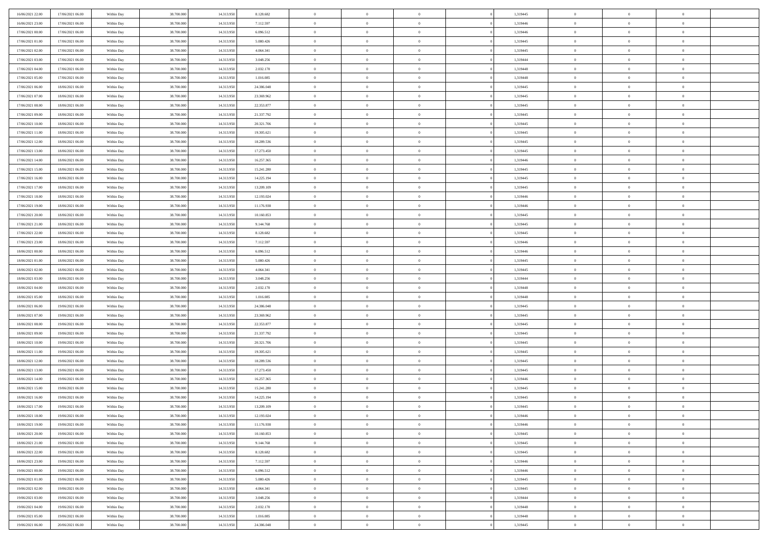| | | | | | | | | | | | | | | |
|---|---|---|---|---|---|---|---|---|---|---|---|---|---|---|
| 16/06/2021 22:00 | 17/06/2021 06:00 | Within Day | 38.700.000 | 14.313.950 | 8.128.682 | 0 | 0 | 0 | | 1,319445 | 0 | 0 | 0 | |
| 16/06/2021 23:00 | 17/06/2021 06:00 | Within Day | 38.700.000 | 14.313.950 | 7.112.597 | 0 | 0 | 0 | | 1,319446 | 0 | 0 | 0 | |
| 17/06/2021 00:00 | 17/06/2021 06:00 | Within Day | 38.700.000 | 14.313.950 | 6.096.512 | 0 | 0 | 0 | | 1,319446 | 0 | 0 | 0 | |
| 17/06/2021 01:00 | 17/06/2021 06:00 | Within Day | 38.700.000 | 14.313.950 | 5.080.426 | 0 | 0 | 0 | | 1,319445 | 0 | 0 | 0 | |
| 17/06/2021 02:00 | 17/06/2021 06:00 | Within Day | 38.700.000 | 14.313.950 | 4.064.341 | 0 | 0 | 0 | | 1,319445 | 0 | 0 | 0 | |
| 17/06/2021 03:00 | 17/06/2021 06:00 | Within Day | 38.700.000 | 14.313.950 | 3.048.256 | 0 | 0 | 0 | | 1,319444 | 0 | 0 | 0 | |
| 17/06/2021 04:00 | 17/06/2021 06:00 | Within Day | 38.700.000 | 14.313.950 | 2.032.170 | 0 | 0 | 0 | | 1,319448 | 0 | 0 | 0 | |
| 17/06/2021 05:00 | 17/06/2021 06:00 | Within Day | 38.700.000 | 14.313.950 | 1.016.085 | 0 | 0 | 0 | | 1,319448 | 0 | 0 | 0 | |
| 17/06/2021 06:00 | 18/06/2021 06:00 | Within Day | 38.700.000 | 14.313.950 | 24.386.048 | 0 | 0 | 0 | | 1,319445 | 0 | 0 | 0 | |
| 17/06/2021 07:00 | 18/06/2021 06:00 | Within Day | 38.700.000 | 14.313.950 | 23.369.962 | 0 | 0 | 0 | | 1,319445 | 0 | 0 | 0 | |
| 17/06/2021 08:00 | 18/06/2021 06:00 | Within Day | 38.700.000 | 14.313.950 | 22.353.877 | 0 | 0 | 0 | | 1,319445 | 0 | 0 | 0 | |
| 17/06/2021 09:00 | 18/06/2021 06:00 | Within Day | 38.700.000 | 14.313.950 | 21.337.792 | 0 | 0 | 0 | | 1,319445 | 0 | 0 | 0 | |
| 17/06/2021 10:00 | 18/06/2021 06:00 | Within Day | 38.700.000 | 14.313.950 | 20.321.706 | 0 | 0 | 0 | | 1,319445 | 0 | 0 | 0 | |
| 17/06/2021 11:00 | 18/06/2021 06:00 | Within Day | 38.700.000 | 14.313.950 | 19.305.621 | 0 | 0 | 0 | | 1,319445 | 0 | 0 | 0 | |
| 17/06/2021 12:00 | 18/06/2021 06:00 | Within Day | 38.700.000 | 14.313.950 | 18.289.536 | 0 | 0 | 0 | | 1,319445 | 0 | 0 | 0 | |
| 17/06/2021 13:00 | 18/06/2021 06:00 | Within Day | 38.700.000 | 14.313.950 | 17.273.450 | 0 | 0 | 0 | | 1,319445 | 0 | 0 | 0 | |
| 17/06/2021 14:00 | 18/06/2021 06:00 | Within Day | 38.700.000 | 14.313.950 | 16.257.365 | 0 | 0 | 0 | | 1,319446 | 0 | 0 | 0 | |
| 17/06/2021 15:00 | 18/06/2021 06:00 | Within Day | 38.700.000 | 14.313.950 | 15.241.280 | 0 | 0 | 0 | | 1,319445 | 0 | 0 | 0 | |
| 17/06/2021 16:00 | 18/06/2021 06:00 | Within Day | 38.700.000 | 14.313.950 | 14.225.194 | 0 | 0 | 0 | | 1,319445 | 0 | 0 | 0 | |
| 17/06/2021 17:00 | 18/06/2021 06:00 | Within Day | 38.700.000 | 14.313.950 | 13.209.109 | 0 | 0 | 0 | | 1,319445 | 0 | 0 | 0 | |
| 17/06/2021 18:00 | 18/06/2021 06:00 | Within Day | 38.700.000 | 14.313.950 | 12.193.024 | 0 | 0 | 0 | | 1,319446 | 0 | 0 | 0 | |
| 17/06/2021 19:00 | 18/06/2021 06:00 | Within Day | 38.700.000 | 14.313.950 | 11.176.938 | 0 | 0 | 0 | | 1,319446 | 0 | 0 | 0 | |
| 17/06/2021 20:00 | 18/06/2021 06:00 | Within Day | 38.700.000 | 14.313.950 | 10.160.853 | 0 | 0 | 0 | | 1,319445 | 0 | 0 | 0 | |
| 17/06/2021 21:00 | 18/06/2021 06:00 | Within Day | 38.700.000 | 14.313.950 | 9.144.768 | 0 | 0 | 0 | | 1,319445 | 0 | 0 | 0 | |
| 17/06/2021 22:00 | 18/06/2021 06:00 | Within Day | 38.700.000 | 14.313.950 | 8.128.682 | 0 | 0 | 0 | | 1,319445 | 0 | 0 | 0 | |
| 17/06/2021 23:00 | 18/06/2021 06:00 | Within Day | 38.700.000 | 14.313.950 | 7.112.597 | 0 | 0 | 0 | | 1,319446 | 0 | 0 | 0 | |
| 18/06/2021 00:00 | 18/06/2021 06:00 | Within Day | 38.700.000 | 14.313.950 | 6.096.512 | 0 | 0 | 0 | | 1,319446 | 0 | 0 | 0 | |
| 18/06/2021 01:00 | 18/06/2021 06:00 | Within Day | 38.700.000 | 14.313.950 | 5.080.426 | 0 | 0 | 0 | | 1,319445 | 0 | 0 | 0 | |
| 18/06/2021 02:00 | 18/06/2021 06:00 | Within Day | 38.700.000 | 14.313.950 | 4.064.341 | 0 | 0 | 0 | | 1,319445 | 0 | 0 | 0 | |
| 18/06/2021 03:00 | 18/06/2021 06:00 | Within Day | 38.700.000 | 14.313.950 | 3.048.256 | 0 | 0 | 0 | | 1,319444 | 0 | 0 | 0 | |
| 18/06/2021 04:00 | 18/06/2021 06:00 | Within Day | 38.700.000 | 14.313.950 | 2.032.170 | 0 | 0 | 0 | | 1,319448 | 0 | 0 | 0 | |
| 18/06/2021 05:00 | 18/06/2021 06:00 | Within Day | 38.700.000 | 14.313.950 | 1.016.085 | 0 | 0 | 0 | | 1,319448 | 0 | 0 | 0 | |
| 18/06/2021 06:00 | 19/06/2021 06:00 | Within Day | 38.700.000 | 14.313.950 | 24.386.048 | 0 | 0 | 0 | | 1,319445 | 0 | 0 | 0 | |
| 18/06/2021 07:00 | 19/06/2021 06:00 | Within Day | 38.700.000 | 14.313.950 | 23.369.962 | 0 | 0 | 0 | | 1,319445 | 0 | 0 | 0 | |
| 18/06/2021 08:00 | 19/06/2021 06:00 | Within Day | 38.700.000 | 14.313.950 | 22.353.877 | 0 | 0 | 0 | | 1,319445 | 0 | 0 | 0 | |
| 18/06/2021 09:00 | 19/06/2021 06:00 | Within Day | 38.700.000 | 14.313.950 | 21.337.792 | 0 | 0 | 0 | | 1,319445 | 0 | 0 | 0 | |
| 18/06/2021 10:00 | 19/06/2021 06:00 | Within Day | 38.700.000 | 14.313.950 | 20.321.706 | 0 | 0 | 0 | | 1,319445 | 0 | 0 | 0 | |
| 18/06/2021 11:00 | 19/06/2021 06:00 | Within Day | 38.700.000 | 14.313.950 | 19.305.621 | 0 | 0 | 0 | | 1,319445 | 0 | 0 | 0 | |
| 18/06/2021 12:00 | 19/06/2021 06:00 | Within Day | 38.700.000 | 14.313.950 | 18.289.536 | 0 | 0 | 0 | | 1,319445 | 0 | 0 | 0 | |
| 18/06/2021 13:00 | 19/06/2021 06:00 | Within Day | 38.700.000 | 14.313.950 | 17.273.450 | 0 | 0 | 0 | | 1,319445 | 0 | 0 | 0 | |
| 18/06/2021 14:00 | 19/06/2021 06:00 | Within Day | 38.700.000 | 14.313.950 | 16.257.365 | 0 | 0 | 0 | | 1,319446 | 0 | 0 | 0 | |
| 18/06/2021 15:00 | 19/06/2021 06:00 | Within Day | 38.700.000 | 14.313.950 | 15.241.280 | 0 | 0 | 0 | | 1,319445 | 0 | 0 | 0 | |
| 18/06/2021 16:00 | 19/06/2021 06:00 | Within Day | 38.700.000 | 14.313.950 | 14.225.194 | 0 | 0 | 0 | | 1,319445 | 0 | 0 | 0 | |
| 18/06/2021 17:00 | 19/06/2021 06:00 | Within Day | 38.700.000 | 14.313.950 | 13.209.109 | 0 | 0 | 0 | | 1,319445 | 0 | 0 | 0 | |
| 18/06/2021 18:00 | 19/06/2021 06:00 | Within Day | 38.700.000 | 14.313.950 | 12.193.024 | 0 | 0 | 0 | | 1,319446 | 0 | 0 | 0 | |
| 18/06/2021 19:00 | 19/06/2021 06:00 | Within Day | 38.700.000 | 14.313.950 | 11.176.938 | 0 | 0 | 0 | | 1,319446 | 0 | 0 | 0 | |
| 18/06/2021 20:00 | 19/06/2021 06:00 | Within Day | 38.700.000 | 14.313.950 | 10.160.853 | 0 | 0 | 0 | | 1,319445 | 0 | 0 | 0 | |
| 18/06/2021 21:00 | 19/06/2021 06:00 | Within Day | 38.700.000 | 14.313.950 | 9.144.768 | 0 | 0 | 0 | | 1,319445 | 0 | 0 | 0 | |
| 18/06/2021 22:00 | 19/06/2021 06:00 | Within Day | 38.700.000 | 14.313.950 | 8.128.682 | 0 | 0 | 0 | | 1,319445 | 0 | 0 | 0 | |
| 18/06/2021 23:00 | 19/06/2021 06:00 | Within Day | 38.700.000 | 14.313.950 | 7.112.597 | 0 | 0 | 0 | | 1,319446 | 0 | 0 | 0 | |
| 19/06/2021 00:00 | 19/06/2021 06:00 | Within Day | 38.700.000 | 14.313.950 | 6.096.512 | 0 | 0 | 0 | | 1,319446 | 0 | 0 | 0 | |
| 19/06/2021 01:00 | 19/06/2021 06:00 | Within Day | 38.700.000 | 14.313.950 | 5.080.426 | 0 | 0 | 0 | | 1,319445 | 0 | 0 | 0 | |
| 19/06/2021 02:00 | 19/06/2021 06:00 | Within Day | 38.700.000 | 14.313.950 | 4.064.341 | 0 | 0 | 0 | | 1,319445 | 0 | 0 | 0 | |
| 19/06/2021 03:00 | 19/06/2021 06:00 | Within Day | 38.700.000 | 14.313.950 | 3.048.256 | 0 | 0 | 0 | | 1,319444 | 0 | 0 | 0 | |
| 19/06/2021 04:00 | 19/06/2021 06:00 | Within Day | 38.700.000 | 14.313.950 | 2.032.170 | 0 | 0 | 0 | | 1,319448 | 0 | 0 | 0 | |
| 19/06/2021 05:00 | 19/06/2021 06:00 | Within Day | 38.700.000 | 14.313.950 | 1.016.085 | 0 | 0 | 0 | | 1,319448 | 0 | 0 | 0 | |
| 19/06/2021 06:00 | 20/06/2021 06:00 | Within Day | 38.700.000 | 14.313.950 | 24.386.048 | 0 | 0 | 0 | | 1,319445 | 0 | 0 | 0 | |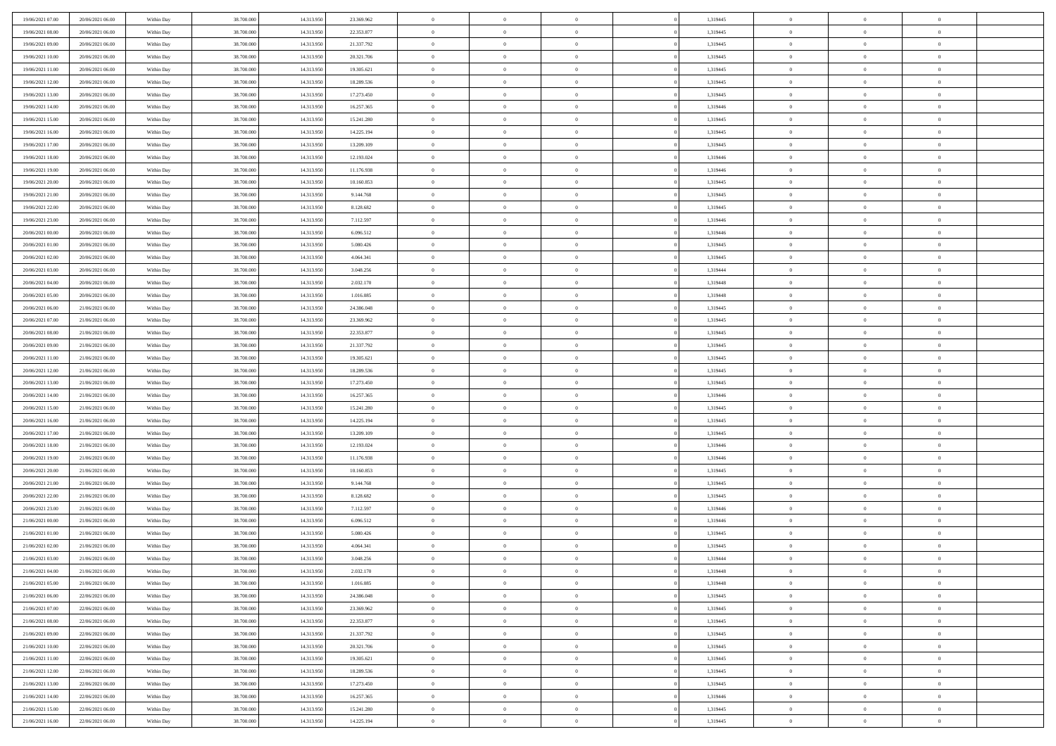| | | | | | | | | | | | | | | |
|---|---|---|---|---|---|---|---|---|---|---|---|---|---|---|
| 19/06/2021 07:00 | 20/06/2021 06:00 | Within Day | 38.700.000 | 14.313.950 | 23.369.962 | 0 | 0 | 0 | | 1,319445 | 0 | 0 | 0 | |
| 19/06/2021 08:00 | 20/06/2021 06:00 | Within Day | 38.700.000 | 14.313.950 | 22.353.877 | 0 | 0 | 0 | | 1,319445 | 0 | 0 | 0 | |
| 19/06/2021 09:00 | 20/06/2021 06:00 | Within Day | 38.700.000 | 14.313.950 | 21.337.792 | 0 | 0 | 0 | | 1,319445 | 0 | 0 | 0 | |
| 19/06/2021 10:00 | 20/06/2021 06:00 | Within Day | 38.700.000 | 14.313.950 | 20.321.706 | 0 | 0 | 0 | | 1,319445 | 0 | 0 | 0 | |
| 19/06/2021 11:00 | 20/06/2021 06:00 | Within Day | 38.700.000 | 14.313.950 | 19.305.621 | 0 | 0 | 0 | | 1,319445 | 0 | 0 | 0 | |
| 19/06/2021 12:00 | 20/06/2021 06:00 | Within Day | 38.700.000 | 14.313.950 | 18.289.536 | 0 | 0 | 0 | | 1,319445 | 0 | 0 | 0 | |
| 19/06/2021 13:00 | 20/06/2021 06:00 | Within Day | 38.700.000 | 14.313.950 | 17.273.450 | 0 | 0 | 0 | | 1,319445 | 0 | 0 | 0 | |
| 19/06/2021 14:00 | 20/06/2021 06:00 | Within Day | 38.700.000 | 14.313.950 | 16.257.365 | 0 | 0 | 0 | | 1,319446 | 0 | 0 | 0 | |
| 19/06/2021 15:00 | 20/06/2021 06:00 | Within Day | 38.700.000 | 14.313.950 | 15.241.280 | 0 | 0 | 0 | | 1,319445 | 0 | 0 | 0 | |
| 19/06/2021 16:00 | 20/06/2021 06:00 | Within Day | 38.700.000 | 14.313.950 | 14.225.194 | 0 | 0 | 0 | | 1,319445 | 0 | 0 | 0 | |
| 19/06/2021 17:00 | 20/06/2021 06:00 | Within Day | 38.700.000 | 14.313.950 | 13.209.109 | 0 | 0 | 0 | | 1,319445 | 0 | 0 | 0 | |
| 19/06/2021 18:00 | 20/06/2021 06:00 | Within Day | 38.700.000 | 14.313.950 | 12.193.024 | 0 | 0 | 0 | | 1,319446 | 0 | 0 | 0 | |
| 19/06/2021 19:00 | 20/06/2021 06:00 | Within Day | 38.700.000 | 14.313.950 | 11.176.938 | 0 | 0 | 0 | | 1,319446 | 0 | 0 | 0 | |
| 19/06/2021 20:00 | 20/06/2021 06:00 | Within Day | 38.700.000 | 14.313.950 | 10.160.853 | 0 | 0 | 0 | | 1,319445 | 0 | 0 | 0 | |
| 19/06/2021 21:00 | 20/06/2021 06:00 | Within Day | 38.700.000 | 14.313.950 | 9.144.768 | 0 | 0 | 0 | | 1,319445 | 0 | 0 | 0 | |
| 19/06/2021 22:00 | 20/06/2021 06:00 | Within Day | 38.700.000 | 14.313.950 | 8.128.682 | 0 | 0 | 0 | | 1,319445 | 0 | 0 | 0 | |
| 19/06/2021 23:00 | 20/06/2021 06:00 | Within Day | 38.700.000 | 14.313.950 | 7.112.597 | 0 | 0 | 0 | | 1,319446 | 0 | 0 | 0 | |
| 20/06/2021 00:00 | 20/06/2021 06:00 | Within Day | 38.700.000 | 14.313.950 | 6.096.512 | 0 | 0 | 0 | | 1,319446 | 0 | 0 | 0 | |
| 20/06/2021 01:00 | 20/06/2021 06:00 | Within Day | 38.700.000 | 14.313.950 | 5.080.426 | 0 | 0 | 0 | | 1,319445 | 0 | 0 | 0 | |
| 20/06/2021 02:00 | 20/06/2021 06:00 | Within Day | 38.700.000 | 14.313.950 | 4.064.341 | 0 | 0 | 0 | | 1,319445 | 0 | 0 | 0 | |
| 20/06/2021 03:00 | 20/06/2021 06:00 | Within Day | 38.700.000 | 14.313.950 | 3.048.256 | 0 | 0 | 0 | | 1,319444 | 0 | 0 | 0 | |
| 20/06/2021 04:00 | 20/06/2021 06:00 | Within Day | 38.700.000 | 14.313.950 | 2.032.170 | 0 | 0 | 0 | | 1,319448 | 0 | 0 | 0 | |
| 20/06/2021 05:00 | 20/06/2021 06:00 | Within Day | 38.700.000 | 14.313.950 | 1.016.085 | 0 | 0 | 0 | | 1,319448 | 0 | 0 | 0 | |
| 20/06/2021 06:00 | 21/06/2021 06:00 | Within Day | 38.700.000 | 14.313.950 | 24.386.048 | 0 | 0 | 0 | | 1,319445 | 0 | 0 | 0 | |
| 20/06/2021 07:00 | 21/06/2021 06:00 | Within Day | 38.700.000 | 14.313.950 | 23.369.962 | 0 | 0 | 0 | | 1,319445 | 0 | 0 | 0 | |
| 20/06/2021 08:00 | 21/06/2021 06:00 | Within Day | 38.700.000 | 14.313.950 | 22.353.877 | 0 | 0 | 0 | | 1,319445 | 0 | 0 | 0 | |
| 20/06/2021 09:00 | 21/06/2021 06:00 | Within Day | 38.700.000 | 14.313.950 | 21.337.792 | 0 | 0 | 0 | | 1,319445 | 0 | 0 | 0 | |
| 20/06/2021 11:00 | 21/06/2021 06:00 | Within Day | 38.700.000 | 14.313.950 | 19.305.621 | 0 | 0 | 0 | | 1,319445 | 0 | 0 | 0 | |
| 20/06/2021 12:00 | 21/06/2021 06:00 | Within Day | 38.700.000 | 14.313.950 | 18.289.536 | 0 | 0 | 0 | | 1,319445 | 0 | 0 | 0 | |
| 20/06/2021 13:00 | 21/06/2021 06:00 | Within Day | 38.700.000 | 14.313.950 | 17.273.450 | 0 | 0 | 0 | | 1,319445 | 0 | 0 | 0 | |
| 20/06/2021 14:00 | 21/06/2021 06:00 | Within Day | 38.700.000 | 14.313.950 | 16.257.365 | 0 | 0 | 0 | | 1,319446 | 0 | 0 | 0 | |
| 20/06/2021 15:00 | 21/06/2021 06:00 | Within Day | 38.700.000 | 14.313.950 | 15.241.280 | 0 | 0 | 0 | | 1,319445 | 0 | 0 | 0 | |
| 20/06/2021 16:00 | 21/06/2021 06:00 | Within Day | 38.700.000 | 14.313.950 | 14.225.194 | 0 | 0 | 0 | | 1,319445 | 0 | 0 | 0 | |
| 20/06/2021 17:00 | 21/06/2021 06:00 | Within Day | 38.700.000 | 14.313.950 | 13.209.109 | 0 | 0 | 0 | | 1,319445 | 0 | 0 | 0 | |
| 20/06/2021 18:00 | 21/06/2021 06:00 | Within Day | 38.700.000 | 14.313.950 | 12.193.024 | 0 | 0 | 0 | | 1,319446 | 0 | 0 | 0 | |
| 20/06/2021 19:00 | 21/06/2021 06:00 | Within Day | 38.700.000 | 14.313.950 | 11.176.938 | 0 | 0 | 0 | | 1,319446 | 0 | 0 | 0 | |
| 20/06/2021 20:00 | 21/06/2021 06:00 | Within Day | 38.700.000 | 14.313.950 | 10.160.853 | 0 | 0 | 0 | | 1,319445 | 0 | 0 | 0 | |
| 20/06/2021 21:00 | 21/06/2021 06:00 | Within Day | 38.700.000 | 14.313.950 | 9.144.768 | 0 | 0 | 0 | | 1,319445 | 0 | 0 | 0 | |
| 20/06/2021 22:00 | 21/06/2021 06:00 | Within Day | 38.700.000 | 14.313.950 | 8.128.682 | 0 | 0 | 0 | | 1,319445 | 0 | 0 | 0 | |
| 20/06/2021 23:00 | 21/06/2021 06:00 | Within Day | 38.700.000 | 14.313.950 | 7.112.597 | 0 | 0 | 0 | | 1,319446 | 0 | 0 | 0 | |
| 21/06/2021 00:00 | 21/06/2021 06:00 | Within Day | 38.700.000 | 14.313.950 | 6.096.512 | 0 | 0 | 0 | | 1,319446 | 0 | 0 | 0 | |
| 21/06/2021 01:00 | 21/06/2021 06:00 | Within Day | 38.700.000 | 14.313.950 | 5.080.426 | 0 | 0 | 0 | | 1,319445 | 0 | 0 | 0 | |
| 21/06/2021 02:00 | 21/06/2021 06:00 | Within Day | 38.700.000 | 14.313.950 | 4.064.341 | 0 | 0 | 0 | | 1,319445 | 0 | 0 | 0 | |
| 21/06/2021 03:00 | 21/06/2021 06:00 | Within Day | 38.700.000 | 14.313.950 | 3.048.256 | 0 | 0 | 0 | | 1,319444 | 0 | 0 | 0 | |
| 21/06/2021 04:00 | 21/06/2021 06:00 | Within Day | 38.700.000 | 14.313.950 | 2.032.170 | 0 | 0 | 0 | | 1,319448 | 0 | 0 | 0 | |
| 21/06/2021 05:00 | 21/06/2021 06:00 | Within Day | 38.700.000 | 14.313.950 | 1.016.085 | 0 | 0 | 0 | | 1,319448 | 0 | 0 | 0 | |
| 21/06/2021 06:00 | 22/06/2021 06:00 | Within Day | 38.700.000 | 14.313.950 | 24.386.048 | 0 | 0 | 0 | | 1,319445 | 0 | 0 | 0 | |
| 21/06/2021 07:00 | 22/06/2021 06:00 | Within Day | 38.700.000 | 14.313.950 | 23.369.962 | 0 | 0 | 0 | | 1,319445 | 0 | 0 | 0 | |
| 21/06/2021 08:00 | 22/06/2021 06:00 | Within Day | 38.700.000 | 14.313.950 | 22.353.877 | 0 | 0 | 0 | | 1,319445 | 0 | 0 | 0 | |
| 21/06/2021 09:00 | 22/06/2021 06:00 | Within Day | 38.700.000 | 14.313.950 | 21.337.792 | 0 | 0 | 0 | | 1,319445 | 0 | 0 | 0 | |
| 21/06/2021 10:00 | 22/06/2021 06:00 | Within Day | 38.700.000 | 14.313.950 | 20.321.706 | 0 | 0 | 0 | | 1,319445 | 0 | 0 | 0 | |
| 21/06/2021 11:00 | 22/06/2021 06:00 | Within Day | 38.700.000 | 14.313.950 | 19.305.621 | 0 | 0 | 0 | | 1,319445 | 0 | 0 | 0 | |
| 21/06/2021 12:00 | 22/06/2021 06:00 | Within Day | 38.700.000 | 14.313.950 | 18.289.536 | 0 | 0 | 0 | | 1,319445 | 0 | 0 | 0 | |
| 21/06/2021 13:00 | 22/06/2021 06:00 | Within Day | 38.700.000 | 14.313.950 | 17.273.450 | 0 | 0 | 0 | | 1,319445 | 0 | 0 | 0 | |
| 21/06/2021 14:00 | 22/06/2021 06:00 | Within Day | 38.700.000 | 14.313.950 | 16.257.365 | 0 | 0 | 0 | | 1,319446 | 0 | 0 | 0 | |
| 21/06/2021 15:00 | 22/06/2021 06:00 | Within Day | 38.700.000 | 14.313.950 | 15.241.280 | 0 | 0 | 0 | | 1,319445 | 0 | 0 | 0 | |
| 21/06/2021 16:00 | 22/06/2021 06:00 | Within Day | 38.700.000 | 14.313.950 | 14.225.194 | 0 | 0 | 0 | | 1,319445 | 0 | 0 | 0 | |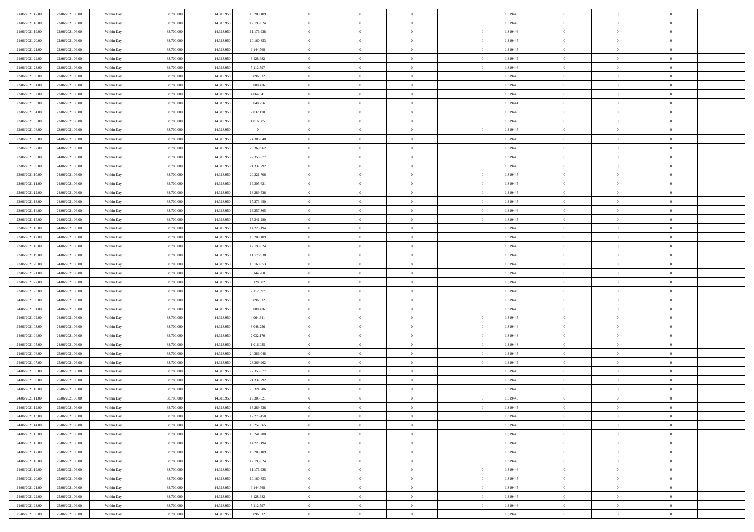| | | | | | | | | | | | | | | |
|---|---|---|---|---|---|---|---|---|---|---|---|---|---|---|
| 21/06/2021 17.00 | 22/06/2021 06.00 | Within Day | 38.700.000 | 14.313.950 | 13.209.109 | 0 | 0 | 0 | | 1,319445 | 0 | 0 | 0 | |
| 21/06/2021 18.00 | 22/06/2021 06.00 | Within Day | 38.700.000 | 14.313.950 | 12.193.024 | 0 | 0 | 0 | | 1,319446 | 0 | 0 | 0 | |
| 21/06/2021 19.00 | 22/06/2021 06.00 | Within Day | 38.700.000 | 14.313.950 | 11.176.938 | 0 | 0 | 0 | | 1,319446 | 0 | 0 | 0 | |
| 21/06/2021 20.00 | 22/06/2021 06.00 | Within Day | 38.700.000 | 14.313.950 | 10.160.853 | 0 | 0 | 0 | | 1,319445 | 0 | 0 | 0 | |
| 21/06/2021 21.00 | 22/06/2021 06.00 | Within Day | 38.700.000 | 14.313.950 | 9.144.768 | 0 | 0 | 0 | | 1,319445 | 0 | 0 | 0 | |
| 21/06/2021 22.00 | 22/06/2021 06.00 | Within Day | 38.700.000 | 14.313.950 | 8.128.682 | 0 | 0 | 0 | | 1,319445 | 0 | 0 | 0 | |
| 21/06/2021 23.00 | 22/06/2021 06.00 | Within Day | 38.700.000 | 14.313.950 | 7.112.597 | 0 | 0 | 0 | | 1,319446 | 0 | 0 | 0 | |
| 22/06/2021 00.00 | 22/06/2021 06.00 | Within Day | 38.700.000 | 14.313.950 | 6.096.512 | 0 | 0 | 0 | | 1,319446 | 0 | 0 | 0 | |
| 22/06/2021 01.00 | 22/06/2021 06.00 | Within Day | 38.700.000 | 14.313.950 | 5.080.426 | 0 | 0 | 0 | | 1,319445 | 0 | 0 | 0 | |
| 22/06/2021 02.00 | 22/06/2021 06.00 | Within Day | 38.700.000 | 14.313.950 | 4.064.341 | 0 | 0 | 0 | | 1,319445 | 0 | 0 | 0 | |
| 22/06/2021 03.00 | 22/06/2021 06.00 | Within Day | 38.700.000 | 14.313.950 | 3.048.256 | 0 | 0 | 0 | | 1,319444 | 0 | 0 | 0 | |
| 22/06/2021 04.00 | 22/06/2021 06.00 | Within Day | 38.700.000 | 14.313.950 | 2.032.170 | 0 | 0 | 0 | | 1,319448 | 0 | 0 | 0 | |
| 22/06/2021 05.00 | 22/06/2021 06.00 | Within Day | 38.700.000 | 14.313.950 | 1.016.085 | 0 | 0 | 0 | | 1,319448 | 0 | 0 | 0 | |
| 22/06/2021 06.00 | 23/06/2021 06.00 | Within Day | 38.700.000 | 14.313.950 | 0 | 0 | 0 | 0 | | 1,319445 | 0 | 0 | 0 | |
| 23/06/2021 06.00 | 24/06/2021 06.00 | Within Day | 38.700.000 | 14.313.950 | 24.386.048 | 0 | 0 | 0 | | 1,319445 | 0 | 0 | 0 | |
| 23/06/2021 07.00 | 24/06/2021 06.00 | Within Day | 38.700.000 | 14.313.950 | 23.369.962 | 0 | 0 | 0 | | 1,319445 | 0 | 0 | 0 | |
| 23/06/2021 08.00 | 24/06/2021 06.00 | Within Day | 38.700.000 | 14.313.950 | 22.353.877 | 0 | 0 | 0 | | 1,319445 | 0 | 0 | 0 | |
| 23/06/2021 09.00 | 24/06/2021 06.00 | Within Day | 38.700.000 | 14.313.950 | 21.337.792 | 0 | 0 | 0 | | 1,319445 | 0 | 0 | 0 | |
| 23/06/2021 10.00 | 24/06/2021 06.00 | Within Day | 38.700.000 | 14.313.950 | 20.321.706 | 0 | 0 | 0 | | 1,319445 | 0 | 0 | 0 | |
| 23/06/2021 11.00 | 24/06/2021 06.00 | Within Day | 38.700.000 | 14.313.950 | 19.305.621 | 0 | 0 | 0 | | 1,319445 | 0 | 0 | 0 | |
| 23/06/2021 12.00 | 24/06/2021 06.00 | Within Day | 38.700.000 | 14.313.950 | 18.289.536 | 0 | 0 | 0 | | 1,319445 | 0 | 0 | 0 | |
| 23/06/2021 13.00 | 24/06/2021 06.00 | Within Day | 38.700.000 | 14.313.950 | 17.273.450 | 0 | 0 | 0 | | 1,319445 | 0 | 0 | 0 | |
| 23/06/2021 14.00 | 24/06/2021 06.00 | Within Day | 38.700.000 | 14.313.950 | 16.257.365 | 0 | 0 | 0 | | 1,319446 | 0 | 0 | 0 | |
| 23/06/2021 15.00 | 24/06/2021 06.00 | Within Day | 38.700.000 | 14.313.950 | 15.241.280 | 0 | 0 | 0 | | 1,319445 | 0 | 0 | 0 | |
| 23/06/2021 16.00 | 24/06/2021 06.00 | Within Day | 38.700.000 | 14.313.950 | 14.225.194 | 0 | 0 | 0 | | 1,319445 | 0 | 0 | 0 | |
| 23/06/2021 17.00 | 24/06/2021 06.00 | Within Day | 38.700.000 | 14.313.950 | 13.209.109 | 0 | 0 | 0 | | 1,319445 | 0 | 0 | 0 | |
| 23/06/2021 18.00 | 24/06/2021 06.00 | Within Day | 38.700.000 | 14.313.950 | 12.193.024 | 0 | 0 | 0 | | 1,319446 | 0 | 0 | 0 | |
| 23/06/2021 19.00 | 24/06/2021 06.00 | Within Day | 38.700.000 | 14.313.950 | 11.176.938 | 0 | 0 | 0 | | 1,319446 | 0 | 0 | 0 | |
| 23/06/2021 20.00 | 24/06/2021 06.00 | Within Day | 38.700.000 | 14.313.950 | 10.160.853 | 0 | 0 | 0 | | 1,319445 | 0 | 0 | 0 | |
| 23/06/2021 21.00 | 24/06/2021 06.00 | Within Day | 38.700.000 | 14.313.950 | 9.144.768 | 0 | 0 | 0 | | 1,319445 | 0 | 0 | 0 | |
| 23/06/2021 22.00 | 24/06/2021 06.00 | Within Day | 38.700.000 | 14.313.950 | 8.128.682 | 0 | 0 | 0 | | 1,319445 | 0 | 0 | 0 | |
| 23/06/2021 23.00 | 24/06/2021 06.00 | Within Day | 38.700.000 | 14.313.950 | 7.112.597 | 0 | 0 | 0 | | 1,319446 | 0 | 0 | 0 | |
| 24/06/2021 00.00 | 24/06/2021 06.00 | Within Day | 38.700.000 | 14.313.950 | 6.096.512 | 0 | 0 | 0 | | 1,319446 | 0 | 0 | 0 | |
| 24/06/2021 01.00 | 24/06/2021 06.00 | Within Day | 38.700.000 | 14.313.950 | 5.080.426 | 0 | 0 | 0 | | 1,319445 | 0 | 0 | 0 | |
| 24/06/2021 02.00 | 24/06/2021 06.00 | Within Day | 38.700.000 | 14.313.950 | 4.064.341 | 0 | 0 | 0 | | 1,319445 | 0 | 0 | 0 | |
| 24/06/2021 03.00 | 24/06/2021 06.00 | Within Day | 38.700.000 | 14.313.950 | 3.048.256 | 0 | 0 | 0 | | 1,319444 | 0 | 0 | 0 | |
| 24/06/2021 04.00 | 24/06/2021 06.00 | Within Day | 38.700.000 | 14.313.950 | 2.032.170 | 0 | 0 | 0 | | 1,319448 | 0 | 0 | 0 | |
| 24/06/2021 05.00 | 24/06/2021 06.00 | Within Day | 38.700.000 | 14.313.950 | 1.016.085 | 0 | 0 | 0 | | 1,319448 | 0 | 0 | 0 | |
| 24/06/2021 06.00 | 25/06/2021 06.00 | Within Day | 38.700.000 | 14.313.950 | 24.386.048 | 0 | 0 | 0 | | 1,319445 | 0 | 0 | 0 | |
| 24/06/2021 07.00 | 25/06/2021 06.00 | Within Day | 38.700.000 | 14.313.950 | 23.369.962 | 0 | 0 | 0 | | 1,319445 | 0 | 0 | 0 | |
| 24/06/2021 08.00 | 25/06/2021 06.00 | Within Day | 38.700.000 | 14.313.950 | 22.353.877 | 0 | 0 | 0 | | 1,319445 | 0 | 0 | 0 | |
| 24/06/2021 09.00 | 25/06/2021 06.00 | Within Day | 38.700.000 | 14.313.950 | 21.337.792 | 0 | 0 | 0 | | 1,319445 | 0 | 0 | 0 | |
| 24/06/2021 10.00 | 25/06/2021 06.00 | Within Day | 38.700.000 | 14.313.950 | 20.321.706 | 0 | 0 | 0 | | 1,319445 | 0 | 0 | 0 | |
| 24/06/2021 11.00 | 25/06/2021 06.00 | Within Day | 38.700.000 | 14.313.950 | 19.305.621 | 0 | 0 | 0 | | 1,319445 | 0 | 0 | 0 | |
| 24/06/2021 12.00 | 25/06/2021 06.00 | Within Day | 38.700.000 | 14.313.950 | 18.289.536 | 0 | 0 | 0 | | 1,319445 | 0 | 0 | 0 | |
| 24/06/2021 13.00 | 25/06/2021 06.00 | Within Day | 38.700.000 | 14.313.950 | 17.273.450 | 0 | 0 | 0 | | 1,319445 | 0 | 0 | 0 | |
| 24/06/2021 14.00 | 25/06/2021 06.00 | Within Day | 38.700.000 | 14.313.950 | 16.257.365 | 0 | 0 | 0 | | 1,319446 | 0 | 0 | 0 | |
| 24/06/2021 15.00 | 25/06/2021 06.00 | Within Day | 38.700.000 | 14.313.950 | 15.241.280 | 0 | 0 | 0 | | 1,319445 | 0 | 0 | 0 | |
| 24/06/2021 16.00 | 25/06/2021 06.00 | Within Day | 38.700.000 | 14.313.950 | 14.225.194 | 0 | 0 | 0 | | 1,319445 | 0 | 0 | 0 | |
| 24/06/2021 17.00 | 25/06/2021 06.00 | Within Day | 38.700.000 | 14.313.950 | 13.209.109 | 0 | 0 | 0 | | 1,319445 | 0 | 0 | 0 | |
| 24/06/2021 18.00 | 25/06/2021 06.00 | Within Day | 38.700.000 | 14.313.950 | 12.193.024 | 0 | 0 | 0 | | 1,319446 | 0 | 0 | 0 | |
| 24/06/2021 19.00 | 25/06/2021 06.00 | Within Day | 38.700.000 | 14.313.950 | 11.176.938 | 0 | 0 | 0 | | 1,319446 | 0 | 0 | 0 | |
| 24/06/2021 20.00 | 25/06/2021 06.00 | Within Day | 38.700.000 | 14.313.950 | 10.160.853 | 0 | 0 | 0 | | 1,319445 | 0 | 0 | 0 | |
| 24/06/2021 21.00 | 25/06/2021 06.00 | Within Day | 38.700.000 | 14.313.950 | 9.144.768 | 0 | 0 | 0 | | 1,319445 | 0 | 0 | 0 | |
| 24/06/2021 22.00 | 25/06/2021 06.00 | Within Day | 38.700.000 | 14.313.950 | 8.128.682 | 0 | 0 | 0 | | 1,319445 | 0 | 0 | 0 | |
| 24/06/2021 23.00 | 25/06/2021 06.00 | Within Day | 38.700.000 | 14.313.950 | 7.112.597 | 0 | 0 | 0 | | 1,319446 | 0 | 0 | 0 | |
| 25/06/2021 00.00 | 25/06/2021 06.00 | Within Day | 38.700.000 | 14.313.950 | 6.096.512 | 0 | 0 | 0 | | 1,319446 | 0 | 0 | 0 | |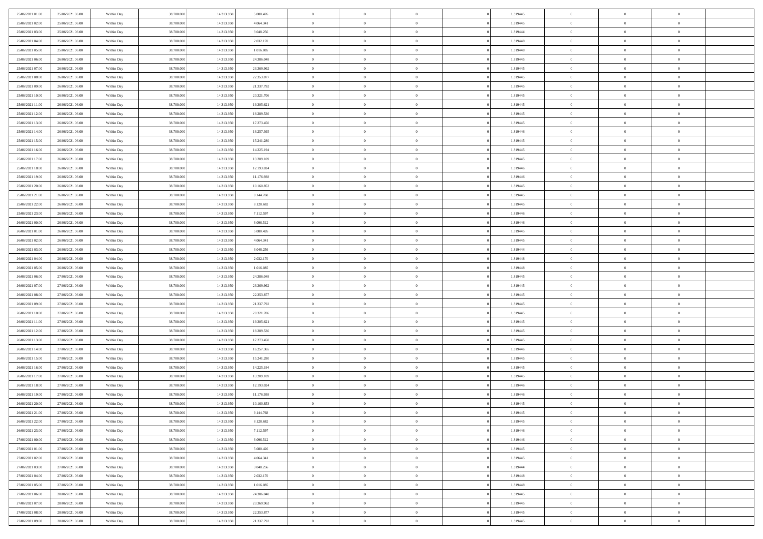| | | | | | | | | | | | | | | |
|---|---|---|---|---|---|---|---|---|---|---|---|---|---|---|
| 25/06/2021 01:00 | 25/06/2021 06:00 | Within Day | 38.700.000 | 14.313.950 | 5.080.426 | 0 | 0 | 0 | | 1,319445 | 0 | 0 | 0 | |
| 25/06/2021 02:00 | 25/06/2021 06:00 | Within Day | 38.700.000 | 14.313.950 | 4.064.341 | 0 | 0 | 0 | | 1,319445 | 0 | 0 | 0 | |
| 25/06/2021 03:00 | 25/06/2021 06:00 | Within Day | 38.700.000 | 14.313.950 | 3.048.256 | 0 | 0 | 0 | | 1,319444 | 0 | 0 | 0 | |
| 25/06/2021 04:00 | 25/06/2021 06:00 | Within Day | 38.700.000 | 14.313.950 | 2.032.170 | 0 | 0 | 0 | | 1,319448 | 0 | 0 | 0 | |
| 25/06/2021 05:00 | 25/06/2021 06:00 | Within Day | 38.700.000 | 14.313.950 | 1.016.085 | 0 | 0 | 0 | | 1,319448 | 0 | 0 | 0 | |
| 25/06/2021 06:00 | 26/06/2021 06:00 | Within Day | 38.700.000 | 14.313.950 | 24.386.048 | 0 | 0 | 0 | | 1,319445 | 0 | 0 | 0 | |
| 25/06/2021 07:00 | 26/06/2021 06:00 | Within Day | 38.700.000 | 14.313.950 | 23.369.962 | 0 | 0 | 0 | | 1,319445 | 0 | 0 | 0 | |
| 25/06/2021 08:00 | 26/06/2021 06:00 | Within Day | 38.700.000 | 14.313.950 | 22.353.877 | 0 | 0 | 0 | | 1,319445 | 0 | 0 | 0 | |
| 25/06/2021 09:00 | 26/06/2021 06:00 | Within Day | 38.700.000 | 14.313.950 | 21.337.792 | 0 | 0 | 0 | | 1,319445 | 0 | 0 | 0 | |
| 25/06/2021 10:00 | 26/06/2021 06:00 | Within Day | 38.700.000 | 14.313.950 | 20.321.706 | 0 | 0 | 0 | | 1,319445 | 0 | 0 | 0 | |
| 25/06/2021 11:00 | 26/06/2021 06:00 | Within Day | 38.700.000 | 14.313.950 | 19.305.621 | 0 | 0 | 0 | | 1,319445 | 0 | 0 | 0 | |
| 25/06/2021 12:00 | 26/06/2021 06:00 | Within Day | 38.700.000 | 14.313.950 | 18.289.536 | 0 | 0 | 0 | | 1,319445 | 0 | 0 | 0 | |
| 25/06/2021 13:00 | 26/06/2021 06:00 | Within Day | 38.700.000 | 14.313.950 | 17.273.450 | 0 | 0 | 0 | | 1,319445 | 0 | 0 | 0 | |
| 25/06/2021 14:00 | 26/06/2021 06:00 | Within Day | 38.700.000 | 14.313.950 | 16.257.365 | 0 | 0 | 0 | | 1,319446 | 0 | 0 | 0 | |
| 25/06/2021 15:00 | 26/06/2021 06:00 | Within Day | 38.700.000 | 14.313.950 | 15.241.280 | 0 | 0 | 0 | | 1,319445 | 0 | 0 | 0 | |
| 25/06/2021 16:00 | 26/06/2021 06:00 | Within Day | 38.700.000 | 14.313.950 | 14.225.194 | 0 | 0 | 0 | | 1,319445 | 0 | 0 | 0 | |
| 25/06/2021 17:00 | 26/06/2021 06:00 | Within Day | 38.700.000 | 14.313.950 | 13.209.109 | 0 | 0 | 0 | | 1,319445 | 0 | 0 | 0 | |
| 25/06/2021 18:00 | 26/06/2021 06:00 | Within Day | 38.700.000 | 14.313.950 | 12.193.024 | 0 | 0 | 0 | | 1,319446 | 0 | 0 | 0 | |
| 25/06/2021 19:00 | 26/06/2021 06:00 | Within Day | 38.700.000 | 14.313.950 | 11.176.938 | 0 | 0 | 0 | | 1,319446 | 0 | 0 | 0 | |
| 25/06/2021 20:00 | 26/06/2021 06:00 | Within Day | 38.700.000 | 14.313.950 | 10.160.853 | 0 | 0 | 0 | | 1,319445 | 0 | 0 | 0 | |
| 25/06/2021 21:00 | 26/06/2021 06:00 | Within Day | 38.700.000 | 14.313.950 | 9.144.768 | 0 | 0 | 0 | | 1,319445 | 0 | 0 | 0 | |
| 25/06/2021 22:00 | 26/06/2021 06:00 | Within Day | 38.700.000 | 14.313.950 | 8.128.682 | 0 | 0 | 0 | | 1,319445 | 0 | 0 | 0 | |
| 25/06/2021 23:00 | 26/06/2021 06:00 | Within Day | 38.700.000 | 14.313.950 | 7.112.597 | 0 | 0 | 0 | | 1,319446 | 0 | 0 | 0 | |
| 26/06/2021 00:00 | 26/06/2021 06:00 | Within Day | 38.700.000 | 14.313.950 | 6.096.512 | 0 | 0 | 0 | | 1,319446 | 0 | 0 | 0 | |
| 26/06/2021 01:00 | 26/06/2021 06:00 | Within Day | 38.700.000 | 14.313.950 | 5.080.426 | 0 | 0 | 0 | | 1,319445 | 0 | 0 | 0 | |
| 26/06/2021 02:00 | 26/06/2021 06:00 | Within Day | 38.700.000 | 14.313.950 | 4.064.341 | 0 | 0 | 0 | | 1,319445 | 0 | 0 | 0 | |
| 26/06/2021 03:00 | 26/06/2021 06:00 | Within Day | 38.700.000 | 14.313.950 | 3.048.256 | 0 | 0 | 0 | | 1,319444 | 0 | 0 | 0 | |
| 26/06/2021 04:00 | 26/06/2021 06:00 | Within Day | 38.700.000 | 14.313.950 | 2.032.170 | 0 | 0 | 0 | | 1,319448 | 0 | 0 | 0 | |
| 26/06/2021 05:00 | 26/06/2021 06:00 | Within Day | 38.700.000 | 14.313.950 | 1.016.085 | 0 | 0 | 0 | | 1,319448 | 0 | 0 | 0 | |
| 26/06/2021 06:00 | 27/06/2021 06:00 | Within Day | 38.700.000 | 14.313.950 | 24.386.048 | 0 | 0 | 0 | | 1,319445 | 0 | 0 | 0 | |
| 26/06/2021 07:00 | 27/06/2021 06:00 | Within Day | 38.700.000 | 14.313.950 | 23.369.962 | 0 | 0 | 0 | | 1,319445 | 0 | 0 | 0 | |
| 26/06/2021 08:00 | 27/06/2021 06:00 | Within Day | 38.700.000 | 14.313.950 | 22.353.877 | 0 | 0 | 0 | | 1,319445 | 0 | 0 | 0 | |
| 26/06/2021 09:00 | 27/06/2021 06:00 | Within Day | 38.700.000 | 14.313.950 | 21.337.792 | 0 | 0 | 0 | | 1,319445 | 0 | 0 | 0 | |
| 26/06/2021 10:00 | 27/06/2021 06:00 | Within Day | 38.700.000 | 14.313.950 | 20.321.706 | 0 | 0 | 0 | | 1,319445 | 0 | 0 | 0 | |
| 26/06/2021 11:00 | 27/06/2021 06:00 | Within Day | 38.700.000 | 14.313.950 | 19.305.621 | 0 | 0 | 0 | | 1,319445 | 0 | 0 | 0 | |
| 26/06/2021 12:00 | 27/06/2021 06:00 | Within Day | 38.700.000 | 14.313.950 | 18.289.536 | 0 | 0 | 0 | | 1,319445 | 0 | 0 | 0 | |
| 26/06/2021 13:00 | 27/06/2021 06:00 | Within Day | 38.700.000 | 14.313.950 | 17.273.450 | 0 | 0 | 0 | | 1,319445 | 0 | 0 | 0 | |
| 26/06/2021 14:00 | 27/06/2021 06:00 | Within Day | 38.700.000 | 14.313.950 | 16.257.365 | 0 | 0 | 0 | | 1,319446 | 0 | 0 | 0 | |
| 26/06/2021 15:00 | 27/06/2021 06:00 | Within Day | 38.700.000 | 14.313.950 | 15.241.280 | 0 | 0 | 0 | | 1,319445 | 0 | 0 | 0 | |
| 26/06/2021 16:00 | 27/06/2021 06:00 | Within Day | 38.700.000 | 14.313.950 | 14.225.194 | 0 | 0 | 0 | | 1,319445 | 0 | 0 | 0 | |
| 26/06/2021 17:00 | 27/06/2021 06:00 | Within Day | 38.700.000 | 14.313.950 | 13.209.109 | 0 | 0 | 0 | | 1,319445 | 0 | 0 | 0 | |
| 26/06/2021 18:00 | 27/06/2021 06:00 | Within Day | 38.700.000 | 14.313.950 | 12.193.024 | 0 | 0 | 0 | | 1,319446 | 0 | 0 | 0 | |
| 26/06/2021 19:00 | 27/06/2021 06:00 | Within Day | 38.700.000 | 14.313.950 | 11.176.938 | 0 | 0 | 0 | | 1,319446 | 0 | 0 | 0 | |
| 26/06/2021 20:00 | 27/06/2021 06:00 | Within Day | 38.700.000 | 14.313.950 | 10.160.853 | 0 | 0 | 0 | | 1,319445 | 0 | 0 | 0 | |
| 26/06/2021 21:00 | 27/06/2021 06:00 | Within Day | 38.700.000 | 14.313.950 | 9.144.768 | 0 | 0 | 0 | | 1,319445 | 0 | 0 | 0 | |
| 26/06/2021 22:00 | 27/06/2021 06:00 | Within Day | 38.700.000 | 14.313.950 | 8.128.682 | 0 | 0 | 0 | | 1,319445 | 0 | 0 | 0 | |
| 26/06/2021 23:00 | 27/06/2021 06:00 | Within Day | 38.700.000 | 14.313.950 | 7.112.597 | 0 | 0 | 0 | | 1,319446 | 0 | 0 | 0 | |
| 27/06/2021 00:00 | 27/06/2021 06:00 | Within Day | 38.700.000 | 14.313.950 | 6.096.512 | 0 | 0 | 0 | | 1,319446 | 0 | 0 | 0 | |
| 27/06/2021 01:00 | 27/06/2021 06:00 | Within Day | 38.700.000 | 14.313.950 | 5.080.426 | 0 | 0 | 0 | | 1,319445 | 0 | 0 | 0 | |
| 27/06/2021 02:00 | 27/06/2021 06:00 | Within Day | 38.700.000 | 14.313.950 | 4.064.341 | 0 | 0 | 0 | | 1,319445 | 0 | 0 | 0 | |
| 27/06/2021 03:00 | 27/06/2021 06:00 | Within Day | 38.700.000 | 14.313.950 | 3.048.256 | 0 | 0 | 0 | | 1,319444 | 0 | 0 | 0 | |
| 27/06/2021 04:00 | 27/06/2021 06:00 | Within Day | 38.700.000 | 14.313.950 | 2.032.170 | 0 | 0 | 0 | | 1,319448 | 0 | 0 | 0 | |
| 27/06/2021 05:00 | 27/06/2021 06:00 | Within Day | 38.700.000 | 14.313.950 | 1.016.085 | 0 | 0 | 0 | | 1,319448 | 0 | 0 | 0 | |
| 27/06/2021 06:00 | 28/06/2021 06:00 | Within Day | 38.700.000 | 14.313.950 | 24.386.048 | 0 | 0 | 0 | | 1,319445 | 0 | 0 | 0 | |
| 27/06/2021 07:00 | 28/06/2021 06:00 | Within Day | 38.700.000 | 14.313.950 | 23.369.962 | 0 | 0 | 0 | | 1,319445 | 0 | 0 | 0 | |
| 27/06/2021 08:00 | 28/06/2021 06:00 | Within Day | 38.700.000 | 14.313.950 | 22.353.877 | 0 | 0 | 0 | | 1,319445 | 0 | 0 | 0 | |
| 27/06/2021 09:00 | 28/06/2021 06:00 | Within Day | 38.700.000 | 14.313.950 | 21.337.792 | 0 | 0 | 0 | | 1,319445 | 0 | 0 | 0 | |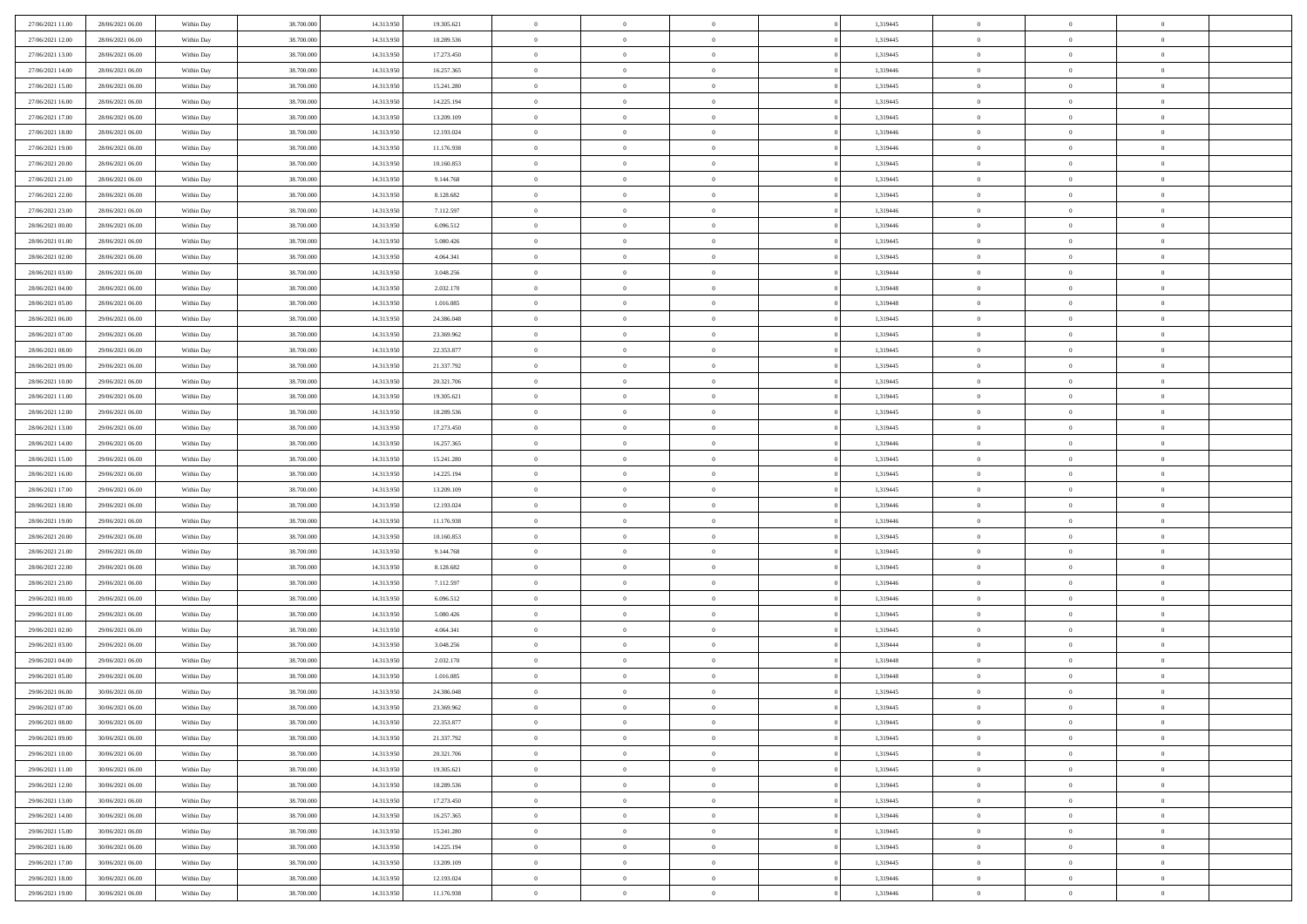| | | | | | | | | | | | | | | |
|---|---|---|---|---|---|---|---|---|---|---|---|---|---|---|
| 27/06/2021 11:00 | 28/06/2021 06:00 | Within Day | 38.700.000 | 14.313.950 | 19.305.621 | 0 | 0 | 0 | 0 | 1,319445 | 0 | 0 | 0 | |
| 27/06/2021 12:00 | 28/06/2021 06:00 | Within Day | 38.700.000 | 14.313.950 | 18.289.536 | 0 | 0 | 0 | 0 | 1,319445 | 0 | 0 | 0 | |
| 27/06/2021 13:00 | 28/06/2021 06:00 | Within Day | 38.700.000 | 14.313.950 | 17.273.450 | 0 | 0 | 0 | 0 | 1,319445 | 0 | 0 | 0 | |
| 27/06/2021 14:00 | 28/06/2021 06:00 | Within Day | 38.700.000 | 14.313.950 | 16.257.365 | 0 | 0 | 0 | 0 | 1,319446 | 0 | 0 | 0 | |
| 27/06/2021 15:00 | 28/06/2021 06:00 | Within Day | 38.700.000 | 14.313.950 | 15.241.280 | 0 | 0 | 0 | 0 | 1,319445 | 0 | 0 | 0 | |
| 27/06/2021 16:00 | 28/06/2021 06:00 | Within Day | 38.700.000 | 14.313.950 | 14.225.194 | 0 | 0 | 0 | 0 | 1,319445 | 0 | 0 | 0 | |
| 27/06/2021 17:00 | 28/06/2021 06:00 | Within Day | 38.700.000 | 14.313.950 | 13.209.109 | 0 | 0 | 0 | 0 | 1,319445 | 0 | 0 | 0 | |
| 27/06/2021 18:00 | 28/06/2021 06:00 | Within Day | 38.700.000 | 14.313.950 | 12.193.024 | 0 | 0 | 0 | 0 | 1,319446 | 0 | 0 | 0 | |
| 27/06/2021 19:00 | 28/06/2021 06:00 | Within Day | 38.700.000 | 14.313.950 | 11.176.938 | 0 | 0 | 0 | 0 | 1,319446 | 0 | 0 | 0 | |
| 27/06/2021 20:00 | 28/06/2021 06:00 | Within Day | 38.700.000 | 14.313.950 | 10.160.853 | 0 | 0 | 0 | 0 | 1,319445 | 0 | 0 | 0 | |
| 27/06/2021 21:00 | 28/06/2021 06:00 | Within Day | 38.700.000 | 14.313.950 | 9.144.768 | 0 | 0 | 0 | 0 | 1,319445 | 0 | 0 | 0 | |
| 27/06/2021 22:00 | 28/06/2021 06:00 | Within Day | 38.700.000 | 14.313.950 | 8.128.682 | 0 | 0 | 0 | 0 | 1,319445 | 0 | 0 | 0 | |
| 27/06/2021 23:00 | 28/06/2021 06:00 | Within Day | 38.700.000 | 14.313.950 | 7.112.597 | 0 | 0 | 0 | 0 | 1,319446 | 0 | 0 | 0 | |
| 28/06/2021 00:00 | 28/06/2021 06:00 | Within Day | 38.700.000 | 14.313.950 | 6.096.512 | 0 | 0 | 0 | 0 | 1,319446 | 0 | 0 | 0 | |
| 28/06/2021 01:00 | 28/06/2021 06:00 | Within Day | 38.700.000 | 14.313.950 | 5.080.426 | 0 | 0 | 0 | 0 | 1,319445 | 0 | 0 | 0 | |
| 28/06/2021 02:00 | 28/06/2021 06:00 | Within Day | 38.700.000 | 14.313.950 | 4.064.341 | 0 | 0 | 0 | 0 | 1,319445 | 0 | 0 | 0 | |
| 28/06/2021 03:00 | 28/06/2021 06:00 | Within Day | 38.700.000 | 14.313.950 | 3.048.256 | 0 | 0 | 0 | 0 | 1,319444 | 0 | 0 | 0 | |
| 28/06/2021 04:00 | 28/06/2021 06:00 | Within Day | 38.700.000 | 14.313.950 | 2.032.170 | 0 | 0 | 0 | 0 | 1,319448 | 0 | 0 | 0 | |
| 28/06/2021 05:00 | 28/06/2021 06:00 | Within Day | 38.700.000 | 14.313.950 | 1.016.085 | 0 | 0 | 0 | 0 | 1,319448 | 0 | 0 | 0 | |
| 28/06/2021 06:00 | 29/06/2021 06:00 | Within Day | 38.700.000 | 14.313.950 | 24.386.048 | 0 | 0 | 0 | 0 | 1,319445 | 0 | 0 | 0 | |
| 28/06/2021 07:00 | 29/06/2021 06:00 | Within Day | 38.700.000 | 14.313.950 | 23.369.962 | 0 | 0 | 0 | 0 | 1,319445 | 0 | 0 | 0 | |
| 28/06/2021 08:00 | 29/06/2021 06:00 | Within Day | 38.700.000 | 14.313.950 | 22.353.877 | 0 | 0 | 0 | 0 | 1,319445 | 0 | 0 | 0 | |
| 28/06/2021 09:00 | 29/06/2021 06:00 | Within Day | 38.700.000 | 14.313.950 | 21.337.792 | 0 | 0 | 0 | 0 | 1,319445 | 0 | 0 | 0 | |
| 28/06/2021 10:00 | 29/06/2021 06:00 | Within Day | 38.700.000 | 14.313.950 | 20.321.706 | 0 | 0 | 0 | 0 | 1,319445 | 0 | 0 | 0 | |
| 28/06/2021 11:00 | 29/06/2021 06:00 | Within Day | 38.700.000 | 14.313.950 | 19.305.621 | 0 | 0 | 0 | 0 | 1,319445 | 0 | 0 | 0 | |
| 28/06/2021 12:00 | 29/06/2021 06:00 | Within Day | 38.700.000 | 14.313.950 | 18.289.536 | 0 | 0 | 0 | 0 | 1,319445 | 0 | 0 | 0 | |
| 28/06/2021 13:00 | 29/06/2021 06:00 | Within Day | 38.700.000 | 14.313.950 | 17.273.450 | 0 | 0 | 0 | 0 | 1,319445 | 0 | 0 | 0 | |
| 28/06/2021 14:00 | 29/06/2021 06:00 | Within Day | 38.700.000 | 14.313.950 | 16.257.365 | 0 | 0 | 0 | 0 | 1,319446 | 0 | 0 | 0 | |
| 28/06/2021 15:00 | 29/06/2021 06:00 | Within Day | 38.700.000 | 14.313.950 | 15.241.280 | 0 | 0 | 0 | 0 | 1,319445 | 0 | 0 | 0 | |
| 28/06/2021 16:00 | 29/06/2021 06:00 | Within Day | 38.700.000 | 14.313.950 | 14.225.194 | 0 | 0 | 0 | 0 | 1,319445 | 0 | 0 | 0 | |
| 28/06/2021 17:00 | 29/06/2021 06:00 | Within Day | 38.700.000 | 14.313.950 | 13.209.109 | 0 | 0 | 0 | 0 | 1,319445 | 0 | 0 | 0 | |
| 28/06/2021 18:00 | 29/06/2021 06:00 | Within Day | 38.700.000 | 14.313.950 | 12.193.024 | 0 | 0 | 0 | 0 | 1,319446 | 0 | 0 | 0 | |
| 28/06/2021 19:00 | 29/06/2021 06:00 | Within Day | 38.700.000 | 14.313.950 | 11.176.938 | 0 | 0 | 0 | 0 | 1,319446 | 0 | 0 | 0 | |
| 28/06/2021 20:00 | 29/06/2021 06:00 | Within Day | 38.700.000 | 14.313.950 | 10.160.853 | 0 | 0 | 0 | 0 | 1,319445 | 0 | 0 | 0 | |
| 28/06/2021 21:00 | 29/06/2021 06:00 | Within Day | 38.700.000 | 14.313.950 | 9.144.768 | 0 | 0 | 0 | 0 | 1,319445 | 0 | 0 | 0 | |
| 28/06/2021 22:00 | 29/06/2021 06:00 | Within Day | 38.700.000 | 14.313.950 | 8.128.682 | 0 | 0 | 0 | 0 | 1,319445 | 0 | 0 | 0 | |
| 28/06/2021 23:00 | 29/06/2021 06:00 | Within Day | 38.700.000 | 14.313.950 | 7.112.597 | 0 | 0 | 0 | 0 | 1,319446 | 0 | 0 | 0 | |
| 29/06/2021 00:00 | 29/06/2021 06:00 | Within Day | 38.700.000 | 14.313.950 | 6.096.512 | 0 | 0 | 0 | 0 | 1,319446 | 0 | 0 | 0 | |
| 29/06/2021 01:00 | 29/06/2021 06:00 | Within Day | 38.700.000 | 14.313.950 | 5.080.426 | 0 | 0 | 0 | 0 | 1,319445 | 0 | 0 | 0 | |
| 29/06/2021 02:00 | 29/06/2021 06:00 | Within Day | 38.700.000 | 14.313.950 | 4.064.341 | 0 | 0 | 0 | 0 | 1,319445 | 0 | 0 | 0 | |
| 29/06/2021 03:00 | 29/06/2021 06:00 | Within Day | 38.700.000 | 14.313.950 | 3.048.256 | 0 | 0 | 0 | 0 | 1,319444 | 0 | 0 | 0 | |
| 29/06/2021 04:00 | 29/06/2021 06:00 | Within Day | 38.700.000 | 14.313.950 | 2.032.170 | 0 | 0 | 0 | 0 | 1,319448 | 0 | 0 | 0 | |
| 29/06/2021 05:00 | 29/06/2021 06:00 | Within Day | 38.700.000 | 14.313.950 | 1.016.085 | 0 | 0 | 0 | 0 | 1,319448 | 0 | 0 | 0 | |
| 29/06/2021 06:00 | 30/06/2021 06:00 | Within Day | 38.700.000 | 14.313.950 | 24.386.048 | 0 | 0 | 0 | 0 | 1,319445 | 0 | 0 | 0 | |
| 29/06/2021 07:00 | 30/06/2021 06:00 | Within Day | 38.700.000 | 14.313.950 | 23.369.962 | 0 | 0 | 0 | 0 | 1,319445 | 0 | 0 | 0 | |
| 29/06/2021 08:00 | 30/06/2021 06:00 | Within Day | 38.700.000 | 14.313.950 | 22.353.877 | 0 | 0 | 0 | 0 | 1,319445 | 0 | 0 | 0 | |
| 29/06/2021 09:00 | 30/06/2021 06:00 | Within Day | 38.700.000 | 14.313.950 | 21.337.792 | 0 | 0 | 0 | 0 | 1,319445 | 0 | 0 | 0 | |
| 29/06/2021 10:00 | 30/06/2021 06:00 | Within Day | 38.700.000 | 14.313.950 | 20.321.706 | 0 | 0 | 0 | 0 | 1,319445 | 0 | 0 | 0 | |
| 29/06/2021 11:00 | 30/06/2021 06:00 | Within Day | 38.700.000 | 14.313.950 | 19.305.621 | 0 | 0 | 0 | 0 | 1,319445 | 0 | 0 | 0 | |
| 29/06/2021 12:00 | 30/06/2021 06:00 | Within Day | 38.700.000 | 14.313.950 | 18.289.536 | 0 | 0 | 0 | 0 | 1,319445 | 0 | 0 | 0 | |
| 29/06/2021 13:00 | 30/06/2021 06:00 | Within Day | 38.700.000 | 14.313.950 | 17.273.450 | 0 | 0 | 0 | 0 | 1,319445 | 0 | 0 | 0 | |
| 29/06/2021 14:00 | 30/06/2021 06:00 | Within Day | 38.700.000 | 14.313.950 | 16.257.365 | 0 | 0 | 0 | 0 | 1,319446 | 0 | 0 | 0 | |
| 29/06/2021 15:00 | 30/06/2021 06:00 | Within Day | 38.700.000 | 14.313.950 | 15.241.280 | 0 | 0 | 0 | 0 | 1,319445 | 0 | 0 | 0 | |
| 29/06/2021 16:00 | 30/06/2021 06:00 | Within Day | 38.700.000 | 14.313.950 | 14.225.194 | 0 | 0 | 0 | 0 | 1,319445 | 0 | 0 | 0 | |
| 29/06/2021 17:00 | 30/06/2021 06:00 | Within Day | 38.700.000 | 14.313.950 | 13.209.109 | 0 | 0 | 0 | 0 | 1,319445 | 0 | 0 | 0 | |
| 29/06/2021 18:00 | 30/06/2021 06:00 | Within Day | 38.700.000 | 14.313.950 | 12.193.024 | 0 | 0 | 0 | 0 | 1,319446 | 0 | 0 | 0 | |
| 29/06/2021 19:00 | 30/06/2021 06:00 | Within Day | 38.700.000 | 14.313.950 | 11.176.938 | 0 | 0 | 0 | 0 | 1,319446 | 0 | 0 | 0 | |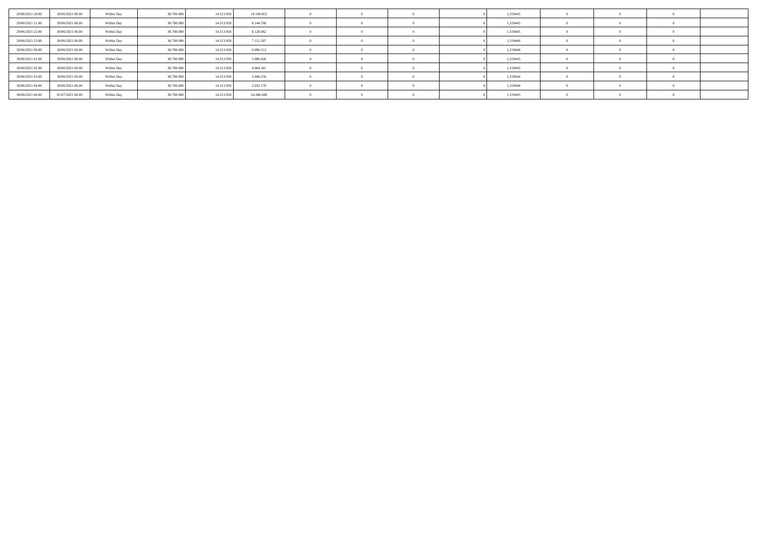| | | | | | | | | | | | | | | | |
|---|---|---|---|---|---|---|---|---|---|---|---|---|---|---|---|
| 29/06/2021 20.00 | 30/06/2021 06.00 | Within Day | 38.700.000 | 14.313.950 | 10.160.853 | 0 | 0 | 0 | 0 | 1,319445 | 0 | 0 | 0 | |
| 29/06/2021 21.00 | 30/06/2021 06.00 | Within Day | 38.700.000 | 14.313.950 | 9.144.768 | 0 | 0 | 0 | 0 | 1,319445 | 0 | 0 | 0 | |
| 29/06/2021 22.00 | 30/06/2021 06.00 | Within Day | 38.700.000 | 14.313.950 | 8.128.682 | 0 | 0 | 0 | 0 | 1,319445 | 0 | 0 | 0 | |
| 29/06/2021 23.00 | 30/06/2021 06.00 | Within Day | 38.700.000 | 14.313.950 | 7.112.597 | 0 | 0 | 0 | 0 | 1,319446 | 0 | 0 | 0 | |
| 30/06/2021 00.00 | 30/06/2021 06.00 | Within Day | 38.700.000 | 14.313.950 | 6.096.512 | 0 | 0 | 0 | 0 | 1,319446 | 0 | 0 | 0 | |
| 30/06/2021 01.00 | 30/06/2021 06.00 | Within Day | 38.700.000 | 14.313.950 | 5.080.426 | 0 | 0 | 0 | 0 | 1,319445 | 0 | 0 | 0 | |
| 30/06/2021 02.00 | 30/06/2021 06.00 | Within Day | 38.700.000 | 14.313.950 | 4.064.341 | 0 | 0 | 0 | 0 | 1,319445 | 0 | 0 | 0 | |
| 30/06/2021 03.00 | 30/06/2021 06.00 | Within Day | 38.700.000 | 14.313.950 | 3.048.256 | 0 | 0 | 0 | 0 | 1,319444 | 0 | 0 | 0 | |
| 30/06/2021 04.00 | 30/06/2021 06.00 | Within Day | 38.700.000 | 14.313.950 | 2.032.170 | 0 | 0 | 0 | 0 | 1,319448 | 0 | 0 | 0 | |
| 30/06/2021 06.00 | 01/07/2021 06.00 | Within Day | 38.700.000 | 14.313.950 | 24.386.048 | 0 | 0 | 0 | 0 | 1,319445 | 0 | 0 | 0 | |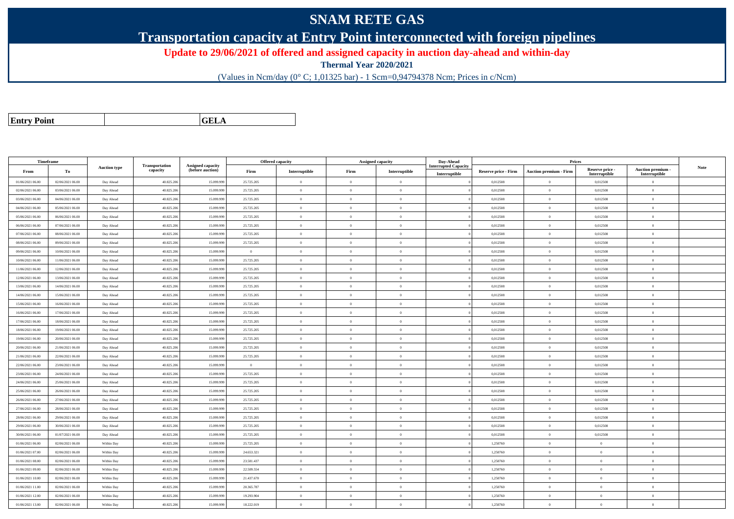# SNAM RETE GAS

## Transportation capacity at Entry Point interconnected with foreign pipelines

**Update to 29/06/2021 of offered and assigned capacity in auction day-ahead and within-day**

**Thermal Year 2020/2021**

(Values in Ncm/day (0° C; 1,01325 bar) - 1 Scm=0,94794378 Ncm; Prices in c/Ncm)

| Entry Point | GELA |
|---|---|

| Timeframe | | Auction type | Transportation capacity | Assigned capacity (before auction) | Offered capacity | | Assigned capacity | | Day-Ahead Interrupted Capacity | Prices | | | | Note |
|---|---|---|---|---|---|---|---|---|---|---|---|---|---|---|
| From | To | | | | Firm | Interruptible | Firm | Interruptible | Interruptible | Reserve price - Firm | Auction premium - Firm | Reserve price - Interruptible | Auction premium - Interruptible | |
| 01/06/2021 06.00 | 02/06/2021 06.00 | Day Ahead | 40.825.206 | 15.099.999 | 25.725.205 | 0 | 0 | 0 | 0 | 0,012508 | 0 | 0,012508 | 0 | |
| 02/06/2021 06.00 | 03/06/2021 06.00 | Day Ahead | 40.825.206 | 15.099.999 | 25.725.205 | 0 | 0 | 0 | 0 | 0,012508 | 0 | 0,012508 | 0 | |
| 03/06/2021 06.00 | 04/06/2021 06.00 | Day Ahead | 40.825.206 | 15.099.999 | 25.725.205 | 0 | 0 | 0 | 0 | 0,012508 | 0 | 0,012508 | 0 | |
| 04/06/2021 06.00 | 05/06/2021 06.00 | Day Ahead | 40.825.206 | 15.099.999 | 25.725.205 | 0 | 0 | 0 | 0 | 0,012508 | 0 | 0,012508 | 0 | |
| 05/06/2021 06.00 | 06/06/2021 06.00 | Day Ahead | 40.825.206 | 15.099.999 | 25.725.205 | 0 | 0 | 0 | 0 | 0,012508 | 0 | 0,012508 | 0 | |
| 06/06/2021 06.00 | 07/06/2021 06.00 | Day Ahead | 40.825.206 | 15.099.999 | 25.725.205 | 0 | 0 | 0 | 0 | 0,012508 | 0 | 0,012508 | 0 | |
| 07/06/2021 06.00 | 08/06/2021 06.00 | Day Ahead | 40.825.206 | 15.099.999 | 25.725.205 | 0 | 0 | 0 | 0 | 0,012508 | 0 | 0,012508 | 0 | |
| 08/06/2021 06.00 | 09/06/2021 06.00 | Day Ahead | 40.825.206 | 15.099.999 | 25.725.205 | 0 | 0 | 0 | 0 | 0,012508 | 0 | 0,012508 | 0 | |
| 09/06/2021 06.00 | 10/06/2021 06.00 | Day Ahead | 40.825.206 | 15.099.999 | 0 | 0 | 0 | 0 | 0 | 0,012508 | 0 | 0,012508 | 0 | |
| 10/06/2021 06.00 | 11/06/2021 06.00 | Day Ahead | 40.825.206 | 15.099.999 | 25.725.205 | 0 | 0 | 0 | 0 | 0,012508 | 0 | 0,012508 | 0 | |
| 11/06/2021 06.00 | 12/06/2021 06.00 | Day Ahead | 40.825.206 | 15.099.999 | 25.725.205 | 0 | 0 | 0 | 0 | 0,012508 | 0 | 0,012508 | 0 | |
| 12/06/2021 06.00 | 13/06/2021 06.00 | Day Ahead | 40.825.206 | 15.099.999 | 25.725.205 | 0 | 0 | 0 | 0 | 0,012508 | 0 | 0,012508 | 0 | |
| 13/06/2021 06.00 | 14/06/2021 06.00 | Day Ahead | 40.825.206 | 15.099.999 | 25.725.205 | 0 | 0 | 0 | 0 | 0,012508 | 0 | 0,012508 | 0 | |
| 14/06/2021 06.00 | 15/06/2021 06.00 | Day Ahead | 40.825.206 | 15.099.999 | 25.725.205 | 0 | 0 | 0 | 0 | 0,012508 | 0 | 0,012508 | 0 | |
| 15/06/2021 06.00 | 16/06/2021 06.00 | Day Ahead | 40.825.206 | 15.099.999 | 25.725.205 | 0 | 0 | 0 | 0 | 0,012508 | 0 | 0,012508 | 0 | |
| 16/06/2021 06.00 | 17/06/2021 06.00 | Day Ahead | 40.825.206 | 15.099.999 | 25.725.205 | 0 | 0 | 0 | 0 | 0,012508 | 0 | 0,012508 | 0 | |
| 17/06/2021 06.00 | 18/06/2021 06.00 | Day Ahead | 40.825.206 | 15.099.999 | 25.725.205 | 0 | 0 | 0 | 0 | 0,012508 | 0 | 0,012508 | 0 | |
| 18/06/2021 06.00 | 19/06/2021 06.00 | Day Ahead | 40.825.206 | 15.099.999 | 25.725.205 | 0 | 0 | 0 | 0 | 0,012508 | 0 | 0,012508 | 0 | |
| 19/06/2021 06.00 | 20/06/2021 06.00 | Day Ahead | 40.825.206 | 15.099.999 | 25.725.205 | 0 | 0 | 0 | 0 | 0,012508 | 0 | 0,012508 | 0 | |
| 20/06/2021 06.00 | 21/06/2021 06.00 | Day Ahead | 40.825.206 | 15.099.999 | 25.725.205 | 0 | 0 | 0 | 0 | 0,012508 | 0 | 0,012508 | 0 | |
| 21/06/2021 06.00 | 22/06/2021 06.00 | Day Ahead | 40.825.206 | 15.099.999 | 25.725.205 | 0 | 0 | 0 | 0 | 0,012508 | 0 | 0,012508 | 0 | |
| 22/06/2021 06.00 | 23/06/2021 06.00 | Day Ahead | 40.825.206 | 15.099.999 | 0 | 0 | 0 | 0 | 0 | 0,012508 | 0 | 0,012508 | 0 | |
| 23/06/2021 06.00 | 24/06/2021 06.00 | Day Ahead | 40.825.206 | 15.099.999 | 25.725.205 | 0 | 0 | 0 | 0 | 0,012508 | 0 | 0,012508 | 0 | |
| 24/06/2021 06.00 | 25/06/2021 06.00 | Day Ahead | 40.825.206 | 15.099.999 | 25.725.205 | 0 | 0 | 0 | 0 | 0,012508 | 0 | 0,012508 | 0 | |
| 25/06/2021 06.00 | 26/06/2021 06.00 | Day Ahead | 40.825.206 | 15.099.999 | 25.725.205 | 0 | 0 | 0 | 0 | 0,012508 | 0 | 0,012508 | 0 | |
| 26/06/2021 06.00 | 27/06/2021 06.00 | Day Ahead | 40.825.206 | 15.099.999 | 25.725.205 | 0 | 0 | 0 | 0 | 0,012508 | 0 | 0,012508 | 0 | |
| 27/06/2021 06.00 | 28/06/2021 06.00 | Day Ahead | 40.825.206 | 15.099.999 | 25.725.205 | 0 | 0 | 0 | 0 | 0,012508 | 0 | 0,012508 | 0 | |
| 28/06/2021 06.00 | 29/06/2021 06.00 | Day Ahead | 40.825.206 | 15.099.999 | 25.725.205 | 0 | 0 | 0 | 0 | 0,012508 | 0 | 0,012508 | 0 | |
| 29/06/2021 06.00 | 30/06/2021 06.00 | Day Ahead | 40.825.206 | 15.099.999 | 25.725.205 | 0 | 0 | 0 | 0 | 0,012508 | 0 | 0,012508 | 0 | |
| 30/06/2021 06.00 | 01/07/2021 06.00 | Day Ahead | 40.825.206 | 15.099.999 | 25.725.205 | 0 | 0 | 0 | 0 | 0,012508 | 0 | 0,012508 | 0 | |
| 01/06/2021 06.00 | 02/06/2021 06.00 | Within Day | 40.825.206 | 15.099.999 | 25.725.205 | 0 | 0 | 0 | 0 | 1,250760 | 0 | 0 | 0 | |
| 01/06/2021 07.00 | 02/06/2021 06.00 | Within Day | 40.825.206 | 15.099.999 | 24.653.321 | 0 | 0 | 0 | 0 | 1,250760 | 0 | 0 | 0 | |
| 01/06/2021 08.00 | 02/06/2021 06.00 | Within Day | 40.825.206 | 15.099.999 | 23.581.437 | 0 | 0 | 0 | 0 | 1,250760 | 0 | 0 | 0 | |
| 01/06/2021 09.00 | 02/06/2021 06.00 | Within Day | 40.825.206 | 15.099.999 | 22.509.554 | 0 | 0 | 0 | 0 | 1,250760 | 0 | 0 | 0 | |
| 01/06/2021 10.00 | 02/06/2021 06.00 | Within Day | 40.825.206 | 15.099.999 | 21.437.670 | 0 | 0 | 0 | 0 | 1,250760 | 0 | 0 | 0 | |
| 01/06/2021 11.00 | 02/06/2021 06.00 | Within Day | 40.825.206 | 15.099.999 | 20.365.787 | 0 | 0 | 0 | 0 | 1,250760 | 0 | 0 | 0 | |
| 01/06/2021 12.00 | 02/06/2021 06.00 | Within Day | 40.825.206 | 15.099.999 | 19.293.904 | 0 | 0 | 0 | 0 | 1,250760 | 0 | 0 | 0 | |
| 01/06/2021 13.00 | 02/06/2021 06.00 | Within Day | 40.825.206 | 15.099.999 | 18.222.019 | 0 | 0 | 0 | 0 | 1,250760 | 0 | 0 | 0 | |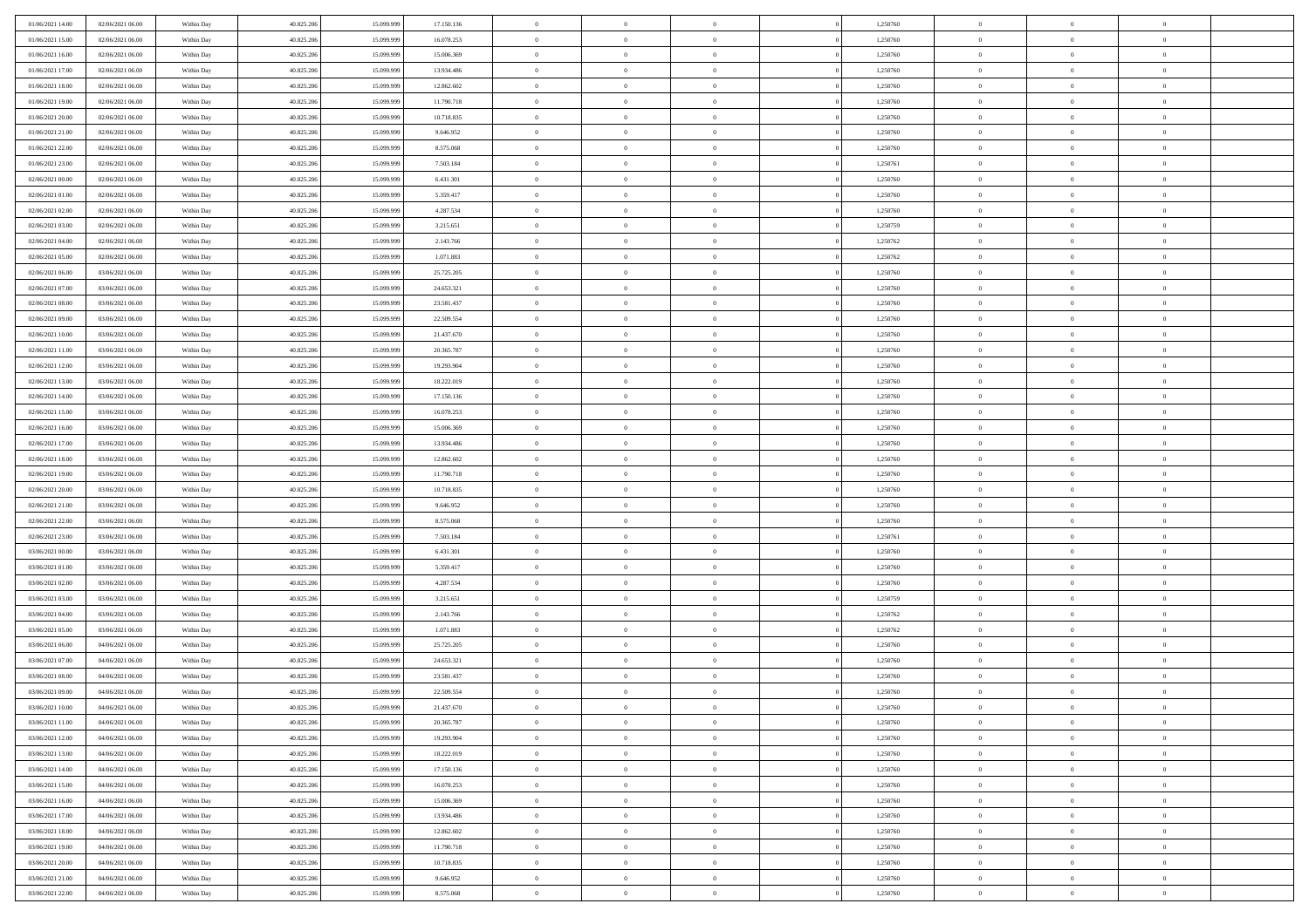| | | | | | | | | | | | | | | |
|---|---|---|---|---|---|---|---|---|---|---|---|---|---|---|
| 01/06/2021 14:00 | 02/06/2021 06:00 | Within Day | 40.825.206 | 15.099.999 | 17.150.136 | 0 | 0 | 0 | | 1,250760 | 0 | 0 | 0 | |
| 01/06/2021 15:00 | 02/06/2021 06:00 | Within Day | 40.825.206 | 15.099.999 | 16.078.253 | 0 | 0 | 0 | | 1,250760 | 0 | 0 | 0 | |
| 01/06/2021 16:00 | 02/06/2021 06:00 | Within Day | 40.825.206 | 15.099.999 | 15.006.369 | 0 | 0 | 0 | | 1,250760 | 0 | 0 | 0 | |
| 01/06/2021 17:00 | 02/06/2021 06:00 | Within Day | 40.825.206 | 15.099.999 | 13.934.486 | 0 | 0 | 0 | | 1,250760 | 0 | 0 | 0 | |
| 01/06/2021 18:00 | 02/06/2021 06:00 | Within Day | 40.825.206 | 15.099.999 | 12.862.602 | 0 | 0 | 0 | | 1,250760 | 0 | 0 | 0 | |
| 01/06/2021 19:00 | 02/06/2021 06:00 | Within Day | 40.825.206 | 15.099.999 | 11.790.718 | 0 | 0 | 0 | | 1,250760 | 0 | 0 | 0 | |
| 01/06/2021 20:00 | 02/06/2021 06:00 | Within Day | 40.825.206 | 15.099.999 | 10.718.835 | 0 | 0 | 0 | | 1,250760 | 0 | 0 | 0 | |
| 01/06/2021 21:00 | 02/06/2021 06:00 | Within Day | 40.825.206 | 15.099.999 | 9.646.952 | 0 | 0 | 0 | | 1,250760 | 0 | 0 | 0 | |
| 01/06/2021 22:00 | 02/06/2021 06:00 | Within Day | 40.825.206 | 15.099.999 | 8.575.068 | 0 | 0 | 0 | | 1,250760 | 0 | 0 | 0 | |
| 01/06/2021 23:00 | 02/06/2021 06:00 | Within Day | 40.825.206 | 15.099.999 | 7.503.184 | 0 | 0 | 0 | | 1,250761 | 0 | 0 | 0 | |
| 02/06/2021 00:00 | 02/06/2021 06:00 | Within Day | 40.825.206 | 15.099.999 | 6.431.301 | 0 | 0 | 0 | | 1,250760 | 0 | 0 | 0 | |
| 02/06/2021 01:00 | 02/06/2021 06:00 | Within Day | 40.825.206 | 15.099.999 | 5.359.417 | 0 | 0 | 0 | | 1,250760 | 0 | 0 | 0 | |
| 02/06/2021 02:00 | 02/06/2021 06:00 | Within Day | 40.825.206 | 15.099.999 | 4.287.534 | 0 | 0 | 0 | | 1,250760 | 0 | 0 | 0 | |
| 02/06/2021 03:00 | 02/06/2021 06:00 | Within Day | 40.825.206 | 15.099.999 | 3.215.651 | 0 | 0 | 0 | | 1,250759 | 0 | 0 | 0 | |
| 02/06/2021 04:00 | 02/06/2021 06:00 | Within Day | 40.825.206 | 15.099.999 | 2.143.766 | 0 | 0 | 0 | | 1,250762 | 0 | 0 | 0 | |
| 02/06/2021 05:00 | 02/06/2021 06:00 | Within Day | 40.825.206 | 15.099.999 | 1.071.883 | 0 | 0 | 0 | | 1,250762 | 0 | 0 | 0 | |
| 02/06/2021 06:00 | 03/06/2021 06:00 | Within Day | 40.825.206 | 15.099.999 | 25.725.205 | 0 | 0 | 0 | | 1,250760 | 0 | 0 | 0 | |
| 02/06/2021 07:00 | 03/06/2021 06:00 | Within Day | 40.825.206 | 15.099.999 | 24.653.321 | 0 | 0 | 0 | | 1,250760 | 0 | 0 | 0 | |
| 02/06/2021 08:00 | 03/06/2021 06:00 | Within Day | 40.825.206 | 15.099.999 | 23.581.437 | 0 | 0 | 0 | | 1,250760 | 0 | 0 | 0 | |
| 02/06/2021 09:00 | 03/06/2021 06:00 | Within Day | 40.825.206 | 15.099.999 | 22.509.554 | 0 | 0 | 0 | | 1,250760 | 0 | 0 | 0 | |
| 02/06/2021 10:00 | 03/06/2021 06:00 | Within Day | 40.825.206 | 15.099.999 | 21.437.670 | 0 | 0 | 0 | | 1,250760 | 0 | 0 | 0 | |
| 02/06/2021 11:00 | 03/06/2021 06:00 | Within Day | 40.825.206 | 15.099.999 | 20.365.787 | 0 | 0 | 0 | | 1,250760 | 0 | 0 | 0 | |
| 02/06/2021 12:00 | 03/06/2021 06:00 | Within Day | 40.825.206 | 15.099.999 | 19.293.904 | 0 | 0 | 0 | | 1,250760 | 0 | 0 | 0 | |
| 02/06/2021 13:00 | 03/06/2021 06:00 | Within Day | 40.825.206 | 15.099.999 | 18.222.019 | 0 | 0 | 0 | | 1,250760 | 0 | 0 | 0 | |
| 02/06/2021 14:00 | 03/06/2021 06:00 | Within Day | 40.825.206 | 15.099.999 | 17.150.136 | 0 | 0 | 0 | | 1,250760 | 0 | 0 | 0 | |
| 02/06/2021 15:00 | 03/06/2021 06:00 | Within Day | 40.825.206 | 15.099.999 | 16.078.253 | 0 | 0 | 0 | | 1,250760 | 0 | 0 | 0 | |
| 02/06/2021 16:00 | 03/06/2021 06:00 | Within Day | 40.825.206 | 15.099.999 | 15.006.369 | 0 | 0 | 0 | | 1,250760 | 0 | 0 | 0 | |
| 02/06/2021 17:00 | 03/06/2021 06:00 | Within Day | 40.825.206 | 15.099.999 | 13.934.486 | 0 | 0 | 0 | | 1,250760 | 0 | 0 | 0 | |
| 02/06/2021 18:00 | 03/06/2021 06:00 | Within Day | 40.825.206 | 15.099.999 | 12.862.602 | 0 | 0 | 0 | | 1,250760 | 0 | 0 | 0 | |
| 02/06/2021 19:00 | 03/06/2021 06:00 | Within Day | 40.825.206 | 15.099.999 | 11.790.718 | 0 | 0 | 0 | | 1,250760 | 0 | 0 | 0 | |
| 02/06/2021 20:00 | 03/06/2021 06:00 | Within Day | 40.825.206 | 15.099.999 | 10.718.835 | 0 | 0 | 0 | | 1,250760 | 0 | 0 | 0 | |
| 02/06/2021 21:00 | 03/06/2021 06:00 | Within Day | 40.825.206 | 15.099.999 | 9.646.952 | 0 | 0 | 0 | | 1,250760 | 0 | 0 | 0 | |
| 02/06/2021 22:00 | 03/06/2021 06:00 | Within Day | 40.825.206 | 15.099.999 | 8.575.068 | 0 | 0 | 0 | | 1,250760 | 0 | 0 | 0 | |
| 02/06/2021 23:00 | 03/06/2021 06:00 | Within Day | 40.825.206 | 15.099.999 | 7.503.184 | 0 | 0 | 0 | | 1,250761 | 0 | 0 | 0 | |
| 03/06/2021 00:00 | 03/06/2021 06:00 | Within Day | 40.825.206 | 15.099.999 | 6.431.301 | 0 | 0 | 0 | | 1,250760 | 0 | 0 | 0 | |
| 03/06/2021 01:00 | 03/06/2021 06:00 | Within Day | 40.825.206 | 15.099.999 | 5.359.417 | 0 | 0 | 0 | | 1,250760 | 0 | 0 | 0 | |
| 03/06/2021 02:00 | 03/06/2021 06:00 | Within Day | 40.825.206 | 15.099.999 | 4.287.534 | 0 | 0 | 0 | | 1,250760 | 0 | 0 | 0 | |
| 03/06/2021 03:00 | 03/06/2021 06:00 | Within Day | 40.825.206 | 15.099.999 | 3.215.651 | 0 | 0 | 0 | | 1,250759 | 0 | 0 | 0 | |
| 03/06/2021 04:00 | 03/06/2021 06:00 | Within Day | 40.825.206 | 15.099.999 | 2.143.766 | 0 | 0 | 0 | | 1,250762 | 0 | 0 | 0 | |
| 03/06/2021 05:00 | 03/06/2021 06:00 | Within Day | 40.825.206 | 15.099.999 | 1.071.883 | 0 | 0 | 0 | | 1,250762 | 0 | 0 | 0 | |
| 03/06/2021 06:00 | 04/06/2021 06:00 | Within Day | 40.825.206 | 15.099.999 | 25.725.205 | 0 | 0 | 0 | | 1,250760 | 0 | 0 | 0 | |
| 03/06/2021 07:00 | 04/06/2021 06:00 | Within Day | 40.825.206 | 15.099.999 | 24.653.321 | 0 | 0 | 0 | | 1,250760 | 0 | 0 | 0 | |
| 03/06/2021 08:00 | 04/06/2021 06:00 | Within Day | 40.825.206 | 15.099.999 | 23.581.437 | 0 | 0 | 0 | | 1,250760 | 0 | 0 | 0 | |
| 03/06/2021 09:00 | 04/06/2021 06:00 | Within Day | 40.825.206 | 15.099.999 | 22.509.554 | 0 | 0 | 0 | | 1,250760 | 0 | 0 | 0 | |
| 03/06/2021 10:00 | 04/06/2021 06:00 | Within Day | 40.825.206 | 15.099.999 | 21.437.670 | 0 | 0 | 0 | | 1,250760 | 0 | 0 | 0 | |
| 03/06/2021 11:00 | 04/06/2021 06:00 | Within Day | 40.825.206 | 15.099.999 | 20.365.787 | 0 | 0 | 0 | | 1,250760 | 0 | 0 | 0 | |
| 03/06/2021 12:00 | 04/06/2021 06:00 | Within Day | 40.825.206 | 15.099.999 | 19.293.904 | 0 | 0 | 0 | | 1,250760 | 0 | 0 | 0 | |
| 03/06/2021 13:00 | 04/06/2021 06:00 | Within Day | 40.825.206 | 15.099.999 | 18.222.019 | 0 | 0 | 0 | | 1,250760 | 0 | 0 | 0 | |
| 03/06/2021 14:00 | 04/06/2021 06:00 | Within Day | 40.825.206 | 15.099.999 | 17.150.136 | 0 | 0 | 0 | | 1,250760 | 0 | 0 | 0 | |
| 03/06/2021 15:00 | 04/06/2021 06:00 | Within Day | 40.825.206 | 15.099.999 | 16.078.253 | 0 | 0 | 0 | | 1,250760 | 0 | 0 | 0 | |
| 03/06/2021 16:00 | 04/06/2021 06:00 | Within Day | 40.825.206 | 15.099.999 | 15.006.369 | 0 | 0 | 0 | | 1,250760 | 0 | 0 | 0 | |
| 03/06/2021 17:00 | 04/06/2021 06:00 | Within Day | 40.825.206 | 15.099.999 | 13.934.486 | 0 | 0 | 0 | | 1,250760 | 0 | 0 | 0 | |
| 03/06/2021 18:00 | 04/06/2021 06:00 | Within Day | 40.825.206 | 15.099.999 | 12.862.602 | 0 | 0 | 0 | | 1,250760 | 0 | 0 | 0 | |
| 03/06/2021 19:00 | 04/06/2021 06:00 | Within Day | 40.825.206 | 15.099.999 | 11.790.718 | 0 | 0 | 0 | | 1,250760 | 0 | 0 | 0 | |
| 03/06/2021 20:00 | 04/06/2021 06:00 | Within Day | 40.825.206 | 15.099.999 | 10.718.835 | 0 | 0 | 0 | | 1,250760 | 0 | 0 | 0 | |
| 03/06/2021 21:00 | 04/06/2021 06:00 | Within Day | 40.825.206 | 15.099.999 | 9.646.952 | 0 | 0 | 0 | | 1,250760 | 0 | 0 | 0 | |
| 03/06/2021 22:00 | 04/06/2021 06:00 | Within Day | 40.825.206 | 15.099.999 | 8.575.068 | 0 | 0 | 0 | | 1,250760 | 0 | 0 | 0 | |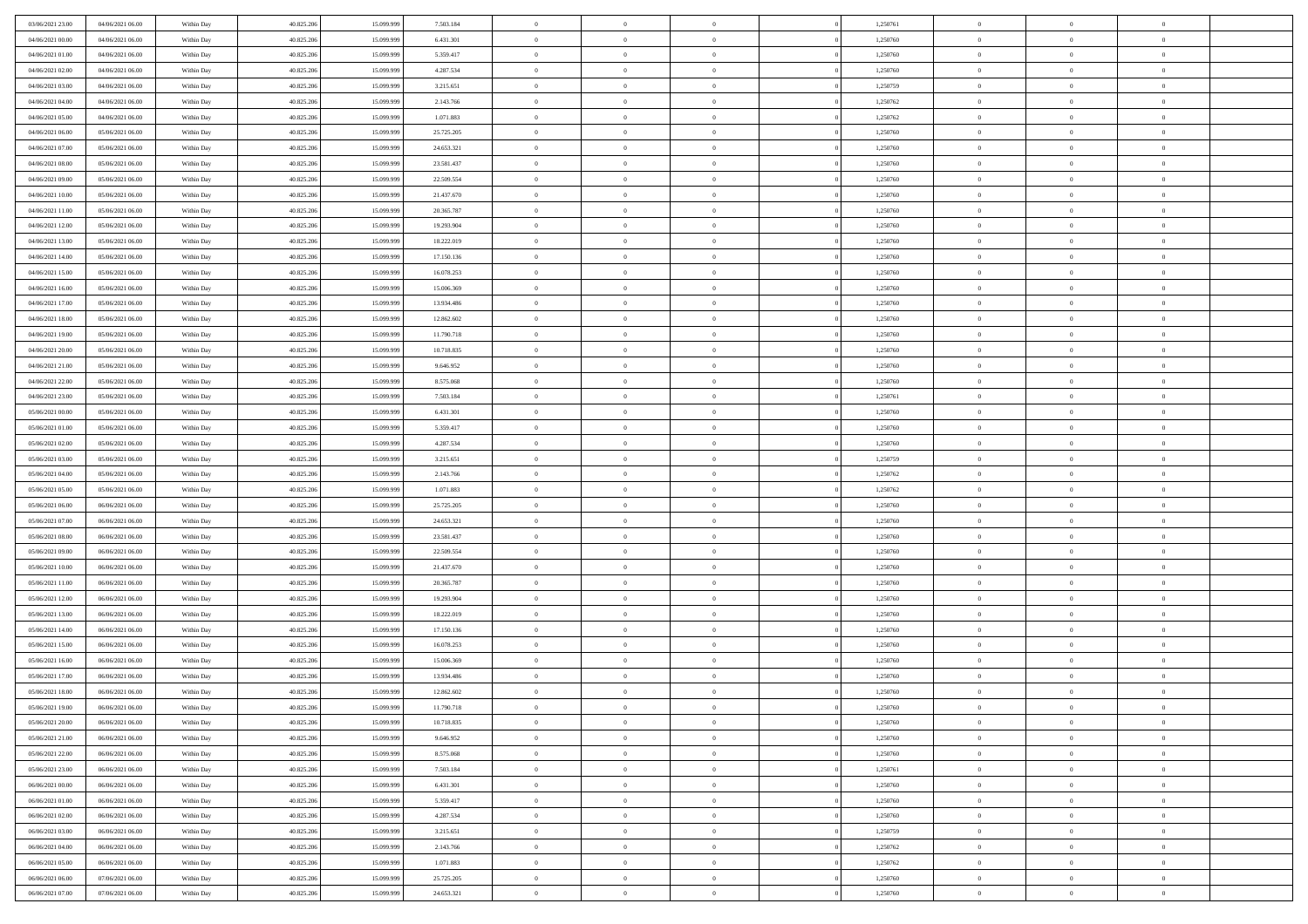| | | | | | | | | | | | | | | |
|---|---|---|---|---|---|---|---|---|---|---|---|---|---|---|
| 03/06/2021 23:00 | 04/06/2021 06:00 | Within Day | 40.825.206 | 15.099.999 | 7.503.184 | 0 | 0 | 0 | | 1,250761 | 0 | 0 | 0 | |
| 04/06/2021 00:00 | 04/06/2021 06:00 | Within Day | 40.825.206 | 15.099.999 | 6.431.301 | 0 | 0 | 0 | | 1,250760 | 0 | 0 | 0 | |
| 04/06/2021 01:00 | 04/06/2021 06:00 | Within Day | 40.825.206 | 15.099.999 | 5.359.417 | 0 | 0 | 0 | | 1,250760 | 0 | 0 | 0 | |
| 04/06/2021 02:00 | 04/06/2021 06:00 | Within Day | 40.825.206 | 15.099.999 | 4.287.534 | 0 | 0 | 0 | | 1,250760 | 0 | 0 | 0 | |
| 04/06/2021 03:00 | 04/06/2021 06:00 | Within Day | 40.825.206 | 15.099.999 | 3.215.651 | 0 | 0 | 0 | | 1,250759 | 0 | 0 | 0 | |
| 04/06/2021 04:00 | 04/06/2021 06:00 | Within Day | 40.825.206 | 15.099.999 | 2.143.766 | 0 | 0 | 0 | | 1,250762 | 0 | 0 | 0 | |
| 04/06/2021 05:00 | 04/06/2021 06:00 | Within Day | 40.825.206 | 15.099.999 | 1.071.883 | 0 | 0 | 0 | | 1,250762 | 0 | 0 | 0 | |
| 04/06/2021 06:00 | 05/06/2021 06:00 | Within Day | 40.825.206 | 15.099.999 | 25.725.205 | 0 | 0 | 0 | | 1,250760 | 0 | 0 | 0 | |
| 04/06/2021 07:00 | 05/06/2021 06:00 | Within Day | 40.825.206 | 15.099.999 | 24.653.321 | 0 | 0 | 0 | | 1,250760 | 0 | 0 | 0 | |
| 04/06/2021 08:00 | 05/06/2021 06:00 | Within Day | 40.825.206 | 15.099.999 | 23.581.437 | 0 | 0 | 0 | | 1,250760 | 0 | 0 | 0 | |
| 04/06/2021 09:00 | 05/06/2021 06:00 | Within Day | 40.825.206 | 15.099.999 | 22.509.554 | 0 | 0 | 0 | | 1,250760 | 0 | 0 | 0 | |
| 04/06/2021 10:00 | 05/06/2021 06:00 | Within Day | 40.825.206 | 15.099.999 | 21.437.670 | 0 | 0 | 0 | | 1,250760 | 0 | 0 | 0 | |
| 04/06/2021 11:00 | 05/06/2021 06:00 | Within Day | 40.825.206 | 15.099.999 | 20.365.787 | 0 | 0 | 0 | | 1,250760 | 0 | 0 | 0 | |
| 04/06/2021 12:00 | 05/06/2021 06:00 | Within Day | 40.825.206 | 15.099.999 | 19.293.904 | 0 | 0 | 0 | | 1,250760 | 0 | 0 | 0 | |
| 04/06/2021 13:00 | 05/06/2021 06:00 | Within Day | 40.825.206 | 15.099.999 | 18.222.019 | 0 | 0 | 0 | | 1,250760 | 0 | 0 | 0 | |
| 04/06/2021 14:00 | 05/06/2021 06:00 | Within Day | 40.825.206 | 15.099.999 | 17.150.136 | 0 | 0 | 0 | | 1,250760 | 0 | 0 | 0 | |
| 04/06/2021 15:00 | 05/06/2021 06:00 | Within Day | 40.825.206 | 15.099.999 | 16.078.253 | 0 | 0 | 0 | | 1,250760 | 0 | 0 | 0 | |
| 04/06/2021 16:00 | 05/06/2021 06:00 | Within Day | 40.825.206 | 15.099.999 | 15.006.369 | 0 | 0 | 0 | | 1,250760 | 0 | 0 | 0 | |
| 04/06/2021 17:00 | 05/06/2021 06:00 | Within Day | 40.825.206 | 15.099.999 | 13.934.486 | 0 | 0 | 0 | | 1,250760 | 0 | 0 | 0 | |
| 04/06/2021 18:00 | 05/06/2021 06:00 | Within Day | 40.825.206 | 15.099.999 | 12.862.602 | 0 | 0 | 0 | | 1,250760 | 0 | 0 | 0 | |
| 04/06/2021 19:00 | 05/06/2021 06:00 | Within Day | 40.825.206 | 15.099.999 | 11.790.718 | 0 | 0 | 0 | | 1,250760 | 0 | 0 | 0 | |
| 04/06/2021 20:00 | 05/06/2021 06:00 | Within Day | 40.825.206 | 15.099.999 | 10.718.835 | 0 | 0 | 0 | | 1,250760 | 0 | 0 | 0 | |
| 04/06/2021 21:00 | 05/06/2021 06:00 | Within Day | 40.825.206 | 15.099.999 | 9.646.952 | 0 | 0 | 0 | | 1,250760 | 0 | 0 | 0 | |
| 04/06/2021 22:00 | 05/06/2021 06:00 | Within Day | 40.825.206 | 15.099.999 | 8.575.068 | 0 | 0 | 0 | | 1,250760 | 0 | 0 | 0 | |
| 04/06/2021 23:00 | 05/06/2021 06:00 | Within Day | 40.825.206 | 15.099.999 | 7.503.184 | 0 | 0 | 0 | | 1,250761 | 0 | 0 | 0 | |
| 05/06/2021 00:00 | 05/06/2021 06:00 | Within Day | 40.825.206 | 15.099.999 | 6.431.301 | 0 | 0 | 0 | | 1,250760 | 0 | 0 | 0 | |
| 05/06/2021 01:00 | 05/06/2021 06:00 | Within Day | 40.825.206 | 15.099.999 | 5.359.417 | 0 | 0 | 0 | | 1,250760 | 0 | 0 | 0 | |
| 05/06/2021 02:00 | 05/06/2021 06:00 | Within Day | 40.825.206 | 15.099.999 | 4.287.534 | 0 | 0 | 0 | | 1,250760 | 0 | 0 | 0 | |
| 05/06/2021 03:00 | 05/06/2021 06:00 | Within Day | 40.825.206 | 15.099.999 | 3.215.651 | 0 | 0 | 0 | | 1,250759 | 0 | 0 | 0 | |
| 05/06/2021 04:00 | 05/06/2021 06:00 | Within Day | 40.825.206 | 15.099.999 | 2.143.766 | 0 | 0 | 0 | | 1,250762 | 0 | 0 | 0 | |
| 05/06/2021 05:00 | 05/06/2021 06:00 | Within Day | 40.825.206 | 15.099.999 | 1.071.883 | 0 | 0 | 0 | | 1,250762 | 0 | 0 | 0 | |
| 05/06/2021 06:00 | 06/06/2021 06:00 | Within Day | 40.825.206 | 15.099.999 | 25.725.205 | 0 | 0 | 0 | | 1,250760 | 0 | 0 | 0 | |
| 05/06/2021 07:00 | 06/06/2021 06:00 | Within Day | 40.825.206 | 15.099.999 | 24.653.321 | 0 | 0 | 0 | | 1,250760 | 0 | 0 | 0 | |
| 05/06/2021 08:00 | 06/06/2021 06:00 | Within Day | 40.825.206 | 15.099.999 | 23.581.437 | 0 | 0 | 0 | | 1,250760 | 0 | 0 | 0 | |
| 05/06/2021 09:00 | 06/06/2021 06:00 | Within Day | 40.825.206 | 15.099.999 | 22.509.554 | 0 | 0 | 0 | | 1,250760 | 0 | 0 | 0 | |
| 05/06/2021 10:00 | 06/06/2021 06:00 | Within Day | 40.825.206 | 15.099.999 | 21.437.670 | 0 | 0 | 0 | | 1,250760 | 0 | 0 | 0 | |
| 05/06/2021 11:00 | 06/06/2021 06:00 | Within Day | 40.825.206 | 15.099.999 | 20.365.787 | 0 | 0 | 0 | | 1,250760 | 0 | 0 | 0 | |
| 05/06/2021 12:00 | 06/06/2021 06:00 | Within Day | 40.825.206 | 15.099.999 | 19.293.904 | 0 | 0 | 0 | | 1,250760 | 0 | 0 | 0 | |
| 05/06/2021 13:00 | 06/06/2021 06:00 | Within Day | 40.825.206 | 15.099.999 | 18.222.019 | 0 | 0 | 0 | | 1,250760 | 0 | 0 | 0 | |
| 05/06/2021 14:00 | 06/06/2021 06:00 | Within Day | 40.825.206 | 15.099.999 | 17.150.136 | 0 | 0 | 0 | | 1,250760 | 0 | 0 | 0 | |
| 05/06/2021 15:00 | 06/06/2021 06:00 | Within Day | 40.825.206 | 15.099.999 | 16.078.253 | 0 | 0 | 0 | | 1,250760 | 0 | 0 | 0 | |
| 05/06/2021 16:00 | 06/06/2021 06:00 | Within Day | 40.825.206 | 15.099.999 | 15.006.369 | 0 | 0 | 0 | | 1,250760 | 0 | 0 | 0 | |
| 05/06/2021 17:00 | 06/06/2021 06:00 | Within Day | 40.825.206 | 15.099.999 | 13.934.486 | 0 | 0 | 0 | | 1,250760 | 0 | 0 | 0 | |
| 05/06/2021 18:00 | 06/06/2021 06:00 | Within Day | 40.825.206 | 15.099.999 | 12.862.602 | 0 | 0 | 0 | | 1,250760 | 0 | 0 | 0 | |
| 05/06/2021 19:00 | 06/06/2021 06:00 | Within Day | 40.825.206 | 15.099.999 | 11.790.718 | 0 | 0 | 0 | | 1,250760 | 0 | 0 | 0 | |
| 05/06/2021 20:00 | 06/06/2021 06:00 | Within Day | 40.825.206 | 15.099.999 | 10.718.835 | 0 | 0 | 0 | | 1,250760 | 0 | 0 | 0 | |
| 05/06/2021 21:00 | 06/06/2021 06:00 | Within Day | 40.825.206 | 15.099.999 | 9.646.952 | 0 | 0 | 0 | | 1,250760 | 0 | 0 | 0 | |
| 05/06/2021 22:00 | 06/06/2021 06:00 | Within Day | 40.825.206 | 15.099.999 | 8.575.068 | 0 | 0 | 0 | | 1,250760 | 0 | 0 | 0 | |
| 05/06/2021 23:00 | 06/06/2021 06:00 | Within Day | 40.825.206 | 15.099.999 | 7.503.184 | 0 | 0 | 0 | | 1,250761 | 0 | 0 | 0 | |
| 06/06/2021 00:00 | 06/06/2021 06:00 | Within Day | 40.825.206 | 15.099.999 | 6.431.301 | 0 | 0 | 0 | | 1,250760 | 0 | 0 | 0 | |
| 06/06/2021 01:00 | 06/06/2021 06:00 | Within Day | 40.825.206 | 15.099.999 | 5.359.417 | 0 | 0 | 0 | | 1,250760 | 0 | 0 | 0 | |
| 06/06/2021 02:00 | 06/06/2021 06:00 | Within Day | 40.825.206 | 15.099.999 | 4.287.534 | 0 | 0 | 0 | | 1,250760 | 0 | 0 | 0 | |
| 06/06/2021 03:00 | 06/06/2021 06:00 | Within Day | 40.825.206 | 15.099.999 | 3.215.651 | 0 | 0 | 0 | | 1,250759 | 0 | 0 | 0 | |
| 06/06/2021 04:00 | 06/06/2021 06:00 | Within Day | 40.825.206 | 15.099.999 | 2.143.766 | 0 | 0 | 0 | | 1,250762 | 0 | 0 | 0 | |
| 06/06/2021 05:00 | 06/06/2021 06:00 | Within Day | 40.825.206 | 15.099.999 | 1.071.883 | 0 | 0 | 0 | | 1,250762 | 0 | 0 | 0 | |
| 06/06/2021 06:00 | 07/06/2021 06:00 | Within Day | 40.825.206 | 15.099.999 | 25.725.205 | 0 | 0 | 0 | | 1,250760 | 0 | 0 | 0 | |
| 06/06/2021 07:00 | 07/06/2021 06:00 | Within Day | 40.825.206 | 15.099.999 | 24.653.321 | 0 | 0 | 0 | | 1,250760 | 0 | 0 | 0 | |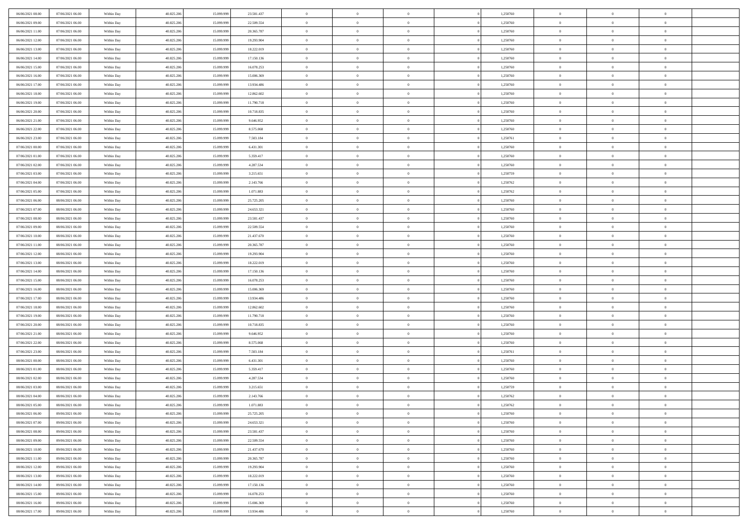| | | | | | | | | | | | | | | |
|---|---|---|---|---|---|---|---|---|---|---|---|---|---|---|
| 06/06/2021 08:00 | 07/06/2021 06:00 | Within Day | 40.825.206 | 15.099.999 | 23.581.437 | 0 | 0 | 0 | | 1,250760 | 0 | 0 | 0 | |
| 06/06/2021 09:00 | 07/06/2021 06:00 | Within Day | 40.825.206 | 15.099.999 | 22.509.554 | 0 | 0 | 0 | | 1,250760 | 0 | 0 | 0 | |
| 06/06/2021 11:00 | 07/06/2021 06:00 | Within Day | 40.825.206 | 15.099.999 | 20.365.787 | 0 | 0 | 0 | | 1,250760 | 0 | 0 | 0 | |
| 06/06/2021 12:00 | 07/06/2021 06:00 | Within Day | 40.825.206 | 15.099.999 | 19.293.904 | 0 | 0 | 0 | | 1,250760 | 0 | 0 | 0 | |
| 06/06/2021 13:00 | 07/06/2021 06:00 | Within Day | 40.825.206 | 15.099.999 | 18.222.019 | 0 | 0 | 0 | | 1,250760 | 0 | 0 | 0 | |
| 06/06/2021 14:00 | 07/06/2021 06:00 | Within Day | 40.825.206 | 15.099.999 | 17.150.136 | 0 | 0 | 0 | | 1,250760 | 0 | 0 | 0 | |
| 06/06/2021 15:00 | 07/06/2021 06:00 | Within Day | 40.825.206 | 15.099.999 | 16.078.253 | 0 | 0 | 0 | | 1,250760 | 0 | 0 | 0 | |
| 06/06/2021 16:00 | 07/06/2021 06:00 | Within Day | 40.825.206 | 15.099.999 | 15.006.369 | 0 | 0 | 0 | | 1,250760 | 0 | 0 | 0 | |
| 06/06/2021 17:00 | 07/06/2021 06:00 | Within Day | 40.825.206 | 15.099.999 | 13.934.486 | 0 | 0 | 0 | | 1,250760 | 0 | 0 | 0 | |
| 06/06/2021 18:00 | 07/06/2021 06:00 | Within Day | 40.825.206 | 15.099.999 | 12.862.602 | 0 | 0 | 0 | | 1,250760 | 0 | 0 | 0 | |
| 06/06/2021 19:00 | 07/06/2021 06:00 | Within Day | 40.825.206 | 15.099.999 | 11.790.718 | 0 | 0 | 0 | | 1,250760 | 0 | 0 | 0 | |
| 06/06/2021 20:00 | 07/06/2021 06:00 | Within Day | 40.825.206 | 15.099.999 | 10.718.835 | 0 | 0 | 0 | | 1,250760 | 0 | 0 | 0 | |
| 06/06/2021 21:00 | 07/06/2021 06:00 | Within Day | 40.825.206 | 15.099.999 | 9.646.952 | 0 | 0 | 0 | | 1,250760 | 0 | 0 | 0 | |
| 06/06/2021 22:00 | 07/06/2021 06:00 | Within Day | 40.825.206 | 15.099.999 | 8.575.068 | 0 | 0 | 0 | | 1,250760 | 0 | 0 | 0 | |
| 06/06/2021 23:00 | 07/06/2021 06:00 | Within Day | 40.825.206 | 15.099.999 | 7.503.184 | 0 | 0 | 0 | | 1,250761 | 0 | 0 | 0 | |
| 07/06/2021 00:00 | 07/06/2021 06:00 | Within Day | 40.825.206 | 15.099.999 | 6.431.301 | 0 | 0 | 0 | | 1,250760 | 0 | 0 | 0 | |
| 07/06/2021 01:00 | 07/06/2021 06:00 | Within Day | 40.825.206 | 15.099.999 | 5.359.417 | 0 | 0 | 0 | | 1,250760 | 0 | 0 | 0 | |
| 07/06/2021 02:00 | 07/06/2021 06:00 | Within Day | 40.825.206 | 15.099.999 | 4.287.534 | 0 | 0 | 0 | | 1,250760 | 0 | 0 | 0 | |
| 07/06/2021 03:00 | 07/06/2021 06:00 | Within Day | 40.825.206 | 15.099.999 | 3.215.651 | 0 | 0 | 0 | | 1,250759 | 0 | 0 | 0 | |
| 07/06/2021 04:00 | 07/06/2021 06:00 | Within Day | 40.825.206 | 15.099.999 | 2.143.766 | 0 | 0 | 0 | | 1,250762 | 0 | 0 | 0 | |
| 07/06/2021 05:00 | 07/06/2021 06:00 | Within Day | 40.825.206 | 15.099.999 | 1.071.883 | 0 | 0 | 0 | | 1,250762 | 0 | 0 | 0 | |
| 07/06/2021 06:00 | 08/06/2021 06:00 | Within Day | 40.825.206 | 15.099.999 | 25.725.205 | 0 | 0 | 0 | | 1,250760 | 0 | 0 | 0 | |
| 07/06/2021 07:00 | 08/06/2021 06:00 | Within Day | 40.825.206 | 15.099.999 | 24.653.321 | 0 | 0 | 0 | | 1,250760 | 0 | 0 | 0 | |
| 07/06/2021 08:00 | 08/06/2021 06:00 | Within Day | 40.825.206 | 15.099.999 | 23.581.437 | 0 | 0 | 0 | | 1,250760 | 0 | 0 | 0 | |
| 07/06/2021 09:00 | 08/06/2021 06:00 | Within Day | 40.825.206 | 15.099.999 | 22.509.554 | 0 | 0 | 0 | | 1,250760 | 0 | 0 | 0 | |
| 07/06/2021 10:00 | 08/06/2021 06:00 | Within Day | 40.825.206 | 15.099.999 | 21.437.670 | 0 | 0 | 0 | | 1,250760 | 0 | 0 | 0 | |
| 07/06/2021 11:00 | 08/06/2021 06:00 | Within Day | 40.825.206 | 15.099.999 | 20.365.787 | 0 | 0 | 0 | | 1,250760 | 0 | 0 | 0 | |
| 07/06/2021 12:00 | 08/06/2021 06:00 | Within Day | 40.825.206 | 15.099.999 | 19.293.904 | 0 | 0 | 0 | | 1,250760 | 0 | 0 | 0 | |
| 07/06/2021 13:00 | 08/06/2021 06:00 | Within Day | 40.825.206 | 15.099.999 | 18.222.019 | 0 | 0 | 0 | | 1,250760 | 0 | 0 | 0 | |
| 07/06/2021 14:00 | 08/06/2021 06:00 | Within Day | 40.825.206 | 15.099.999 | 17.150.136 | 0 | 0 | 0 | | 1,250760 | 0 | 0 | 0 | |
| 07/06/2021 15:00 | 08/06/2021 06:00 | Within Day | 40.825.206 | 15.099.999 | 16.078.253 | 0 | 0 | 0 | | 1,250760 | 0 | 0 | 0 | |
| 07/06/2021 16:00 | 08/06/2021 06:00 | Within Day | 40.825.206 | 15.099.999 | 15.006.369 | 0 | 0 | 0 | | 1,250760 | 0 | 0 | 0 | |
| 07/06/2021 17:00 | 08/06/2021 06:00 | Within Day | 40.825.206 | 15.099.999 | 13.934.486 | 0 | 0 | 0 | | 1,250760 | 0 | 0 | 0 | |
| 07/06/2021 18:00 | 08/06/2021 06:00 | Within Day | 40.825.206 | 15.099.999 | 12.862.602 | 0 | 0 | 0 | | 1,250760 | 0 | 0 | 0 | |
| 07/06/2021 19:00 | 08/06/2021 06:00 | Within Day | 40.825.206 | 15.099.999 | 11.790.718 | 0 | 0 | 0 | | 1,250760 | 0 | 0 | 0 | |
| 07/06/2021 20:00 | 08/06/2021 06:00 | Within Day | 40.825.206 | 15.099.999 | 10.718.835 | 0 | 0 | 0 | | 1,250760 | 0 | 0 | 0 | |
| 07/06/2021 21:00 | 08/06/2021 06:00 | Within Day | 40.825.206 | 15.099.999 | 9.646.952 | 0 | 0 | 0 | | 1,250760 | 0 | 0 | 0 | |
| 07/06/2021 22:00 | 08/06/2021 06:00 | Within Day | 40.825.206 | 15.099.999 | 8.575.068 | 0 | 0 | 0 | | 1,250760 | 0 | 0 | 0 | |
| 07/06/2021 23:00 | 08/06/2021 06:00 | Within Day | 40.825.206 | 15.099.999 | 7.503.184 | 0 | 0 | 0 | | 1,250761 | 0 | 0 | 0 | |
| 08/06/2021 00:00 | 08/06/2021 06:00 | Within Day | 40.825.206 | 15.099.999 | 6.431.301 | 0 | 0 | 0 | | 1,250760 | 0 | 0 | 0 | |
| 08/06/2021 01:00 | 08/06/2021 06:00 | Within Day | 40.825.206 | 15.099.999 | 5.359.417 | 0 | 0 | 0 | | 1,250760 | 0 | 0 | 0 | |
| 08/06/2021 02:00 | 08/06/2021 06:00 | Within Day | 40.825.206 | 15.099.999 | 4.287.534 | 0 | 0 | 0 | | 1,250760 | 0 | 0 | 0 | |
| 08/06/2021 03:00 | 08/06/2021 06:00 | Within Day | 40.825.206 | 15.099.999 | 3.215.651 | 0 | 0 | 0 | | 1,250759 | 0 | 0 | 0 | |
| 08/06/2021 04:00 | 08/06/2021 06:00 | Within Day | 40.825.206 | 15.099.999 | 2.143.766 | 0 | 0 | 0 | | 1,250762 | 0 | 0 | 0 | |
| 08/06/2021 05:00 | 08/06/2021 06:00 | Within Day | 40.825.206 | 15.099.999 | 1.071.883 | 0 | 0 | 0 | | 1,250762 | 0 | 0 | 0 | |
| 08/06/2021 06:00 | 09/06/2021 06:00 | Within Day | 40.825.206 | 15.099.999 | 25.725.205 | 0 | 0 | 0 | | 1,250760 | 0 | 0 | 0 | |
| 08/06/2021 07:00 | 09/06/2021 06:00 | Within Day | 40.825.206 | 15.099.999 | 24.653.321 | 0 | 0 | 0 | | 1,250760 | 0 | 0 | 0 | |
| 08/06/2021 08:00 | 09/06/2021 06:00 | Within Day | 40.825.206 | 15.099.999 | 23.581.437 | 0 | 0 | 0 | | 1,250760 | 0 | 0 | 0 | |
| 08/06/2021 09:00 | 09/06/2021 06:00 | Within Day | 40.825.206 | 15.099.999 | 22.509.554 | 0 | 0 | 0 | | 1,250760 | 0 | 0 | 0 | |
| 08/06/2021 10:00 | 09/06/2021 06:00 | Within Day | 40.825.206 | 15.099.999 | 21.437.670 | 0 | 0 | 0 | | 1,250760 | 0 | 0 | 0 | |
| 08/06/2021 11:00 | 09/06/2021 06:00 | Within Day | 40.825.206 | 15.099.999 | 20.365.787 | 0 | 0 | 0 | | 1,250760 | 0 | 0 | 0 | |
| 08/06/2021 12:00 | 09/06/2021 06:00 | Within Day | 40.825.206 | 15.099.999 | 19.293.904 | 0 | 0 | 0 | | 1,250760 | 0 | 0 | 0 | |
| 08/06/2021 13:00 | 09/06/2021 06:00 | Within Day | 40.825.206 | 15.099.999 | 18.222.019 | 0 | 0 | 0 | | 1,250760 | 0 | 0 | 0 | |
| 08/06/2021 14:00 | 09/06/2021 06:00 | Within Day | 40.825.206 | 15.099.999 | 17.150.136 | 0 | 0 | 0 | | 1,250760 | 0 | 0 | 0 | |
| 08/06/2021 15:00 | 09/06/2021 06:00 | Within Day | 40.825.206 | 15.099.999 | 16.078.253 | 0 | 0 | 0 | | 1,250760 | 0 | 0 | 0 | |
| 08/06/2021 16:00 | 09/06/2021 06:00 | Within Day | 40.825.206 | 15.099.999 | 15.006.369 | 0 | 0 | 0 | | 1,250760 | 0 | 0 | 0 | |
| 08/06/2021 17:00 | 09/06/2021 06:00 | Within Day | 40.825.206 | 15.099.999 | 13.934.486 | 0 | 0 | 0 | | 1,250760 | 0 | 0 | 0 | |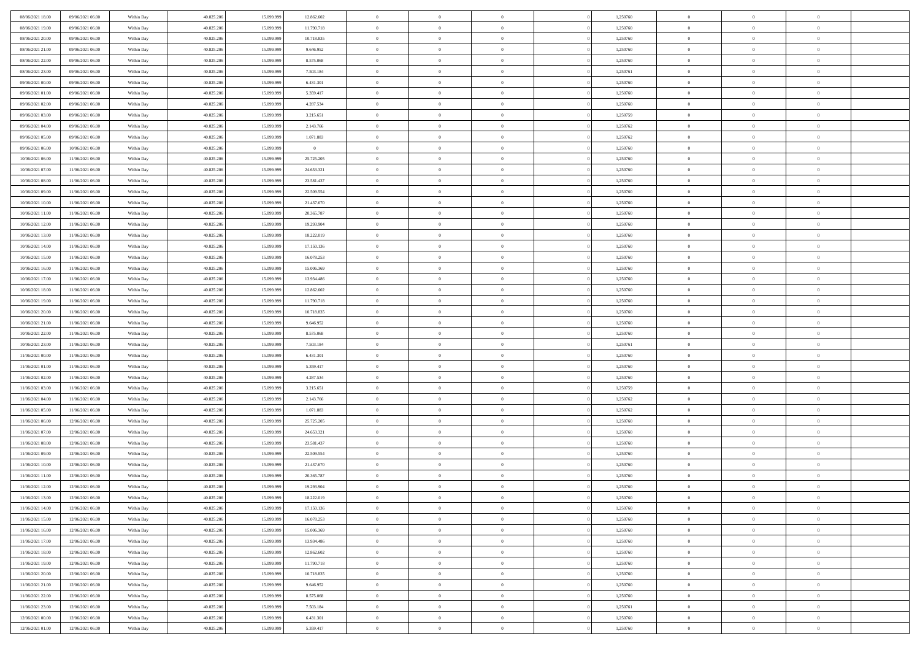| | | | | | | | | | | | | | | |
|---|---|---|---|---|---|---|---|---|---|---|---|---|---|---|
| 08/06/2021 18:00 | 09/06/2021 06:00 | Within Day | 40.825.206 | 15.099.999 | 12.862.602 | 0 | 0 | 0 | | 1,250760 | 0 | 0 | 0 | |
| 08/06/2021 19:00 | 09/06/2021 06:00 | Within Day | 40.825.206 | 15.099.999 | 11.790.718 | 0 | 0 | 0 | | 1,250760 | 0 | 0 | 0 | |
| 08/06/2021 20:00 | 09/06/2021 06:00 | Within Day | 40.825.206 | 15.099.999 | 10.718.835 | 0 | 0 | 0 | | 1,250760 | 0 | 0 | 0 | |
| 08/06/2021 21:00 | 09/06/2021 06:00 | Within Day | 40.825.206 | 15.099.999 | 9.646.952 | 0 | 0 | 0 | | 1,250760 | 0 | 0 | 0 | |
| 08/06/2021 22:00 | 09/06/2021 06:00 | Within Day | 40.825.206 | 15.099.999 | 8.575.068 | 0 | 0 | 0 | | 1,250760 | 0 | 0 | 0 | |
| 08/06/2021 23:00 | 09/06/2021 06:00 | Within Day | 40.825.206 | 15.099.999 | 7.503.184 | 0 | 0 | 0 | | 1,250761 | 0 | 0 | 0 | |
| 09/06/2021 00:00 | 09/06/2021 06:00 | Within Day | 40.825.206 | 15.099.999 | 6.431.301 | 0 | 0 | 0 | | 1,250760 | 0 | 0 | 0 | |
| 09/06/2021 01:00 | 09/06/2021 06:00 | Within Day | 40.825.206 | 15.099.999 | 5.359.417 | 0 | 0 | 0 | | 1,250760 | 0 | 0 | 0 | |
| 09/06/2021 02:00 | 09/06/2021 06:00 | Within Day | 40.825.206 | 15.099.999 | 4.287.534 | 0 | 0 | 0 | | 1,250760 | 0 | 0 | 0 | |
| 09/06/2021 03:00 | 09/06/2021 06:00 | Within Day | 40.825.206 | 15.099.999 | 3.215.651 | 0 | 0 | 0 | | 1,250759 | 0 | 0 | 0 | |
| 09/06/2021 04:00 | 09/06/2021 06:00 | Within Day | 40.825.206 | 15.099.999 | 2.143.766 | 0 | 0 | 0 | | 1,250762 | 0 | 0 | 0 | |
| 09/06/2021 05:00 | 09/06/2021 06:00 | Within Day | 40.825.206 | 15.099.999 | 1.071.883 | 0 | 0 | 0 | | 1,250762 | 0 | 0 | 0 | |
| 09/06/2021 06:00 | 10/06/2021 06:00 | Within Day | 40.825.206 | 15.099.999 | 0 | 0 | 0 | 0 | | 1,250760 | 0 | 0 | 0 | |
| 10/06/2021 06:00 | 11/06/2021 06:00 | Within Day | 40.825.206 | 15.099.999 | 25.725.205 | 0 | 0 | 0 | | 1,250760 | 0 | 0 | 0 | |
| 10/06/2021 07:00 | 11/06/2021 06:00 | Within Day | 40.825.206 | 15.099.999 | 24.653.321 | 0 | 0 | 0 | | 1,250760 | 0 | 0 | 0 | |
| 10/06/2021 08:00 | 11/06/2021 06:00 | Within Day | 40.825.206 | 15.099.999 | 23.581.437 | 0 | 0 | 0 | | 1,250760 | 0 | 0 | 0 | |
| 10/06/2021 09:00 | 11/06/2021 06:00 | Within Day | 40.825.206 | 15.099.999 | 22.509.554 | 0 | 0 | 0 | | 1,250760 | 0 | 0 | 0 | |
| 10/06/2021 10:00 | 11/06/2021 06:00 | Within Day | 40.825.206 | 15.099.999 | 21.437.670 | 0 | 0 | 0 | | 1,250760 | 0 | 0 | 0 | |
| 10/06/2021 11:00 | 11/06/2021 06:00 | Within Day | 40.825.206 | 15.099.999 | 20.365.787 | 0 | 0 | 0 | | 1,250760 | 0 | 0 | 0 | |
| 10/06/2021 12:00 | 11/06/2021 06:00 | Within Day | 40.825.206 | 15.099.999 | 19.293.904 | 0 | 0 | 0 | | 1,250760 | 0 | 0 | 0 | |
| 10/06/2021 13:00 | 11/06/2021 06:00 | Within Day | 40.825.206 | 15.099.999 | 18.222.019 | 0 | 0 | 0 | | 1,250760 | 0 | 0 | 0 | |
| 10/06/2021 14:00 | 11/06/2021 06:00 | Within Day | 40.825.206 | 15.099.999 | 17.150.136 | 0 | 0 | 0 | | 1,250760 | 0 | 0 | 0 | |
| 10/06/2021 15:00 | 11/06/2021 06:00 | Within Day | 40.825.206 | 15.099.999 | 16.078.253 | 0 | 0 | 0 | | 1,250760 | 0 | 0 | 0 | |
| 10/06/2021 16:00 | 11/06/2021 06:00 | Within Day | 40.825.206 | 15.099.999 | 15.006.369 | 0 | 0 | 0 | | 1,250760 | 0 | 0 | 0 | |
| 10/06/2021 17:00 | 11/06/2021 06:00 | Within Day | 40.825.206 | 15.099.999 | 13.934.486 | 0 | 0 | 0 | | 1,250760 | 0 | 0 | 0 | |
| 10/06/2021 18:00 | 11/06/2021 06:00 | Within Day | 40.825.206 | 15.099.999 | 12.862.602 | 0 | 0 | 0 | | 1,250760 | 0 | 0 | 0 | |
| 10/06/2021 19:00 | 11/06/2021 06:00 | Within Day | 40.825.206 | 15.099.999 | 11.790.718 | 0 | 0 | 0 | | 1,250760 | 0 | 0 | 0 | |
| 10/06/2021 20:00 | 11/06/2021 06:00 | Within Day | 40.825.206 | 15.099.999 | 10.718.835 | 0 | 0 | 0 | | 1,250760 | 0 | 0 | 0 | |
| 10/06/2021 21:00 | 11/06/2021 06:00 | Within Day | 40.825.206 | 15.099.999 | 9.646.952 | 0 | 0 | 0 | | 1,250760 | 0 | 0 | 0 | |
| 10/06/2021 22:00 | 11/06/2021 06:00 | Within Day | 40.825.206 | 15.099.999 | 8.575.068 | 0 | 0 | 0 | | 1,250760 | 0 | 0 | 0 | |
| 10/06/2021 23:00 | 11/06/2021 06:00 | Within Day | 40.825.206 | 15.099.999 | 7.503.184 | 0 | 0 | 0 | | 1,250761 | 0 | 0 | 0 | |
| 11/06/2021 00:00 | 11/06/2021 06:00 | Within Day | 40.825.206 | 15.099.999 | 6.431.301 | 0 | 0 | 0 | | 1,250760 | 0 | 0 | 0 | |
| 11/06/2021 01:00 | 11/06/2021 06:00 | Within Day | 40.825.206 | 15.099.999 | 5.359.417 | 0 | 0 | 0 | | 1,250760 | 0 | 0 | 0 | |
| 11/06/2021 02:00 | 11/06/2021 06:00 | Within Day | 40.825.206 | 15.099.999 | 4.287.534 | 0 | 0 | 0 | | 1,250760 | 0 | 0 | 0 | |
| 11/06/2021 03:00 | 11/06/2021 06:00 | Within Day | 40.825.206 | 15.099.999 | 3.215.651 | 0 | 0 | 0 | | 1,250759 | 0 | 0 | 0 | |
| 11/06/2021 04:00 | 11/06/2021 06:00 | Within Day | 40.825.206 | 15.099.999 | 2.143.766 | 0 | 0 | 0 | | 1,250762 | 0 | 0 | 0 | |
| 11/06/2021 05:00 | 11/06/2021 06:00 | Within Day | 40.825.206 | 15.099.999 | 1.071.883 | 0 | 0 | 0 | | 1,250762 | 0 | 0 | 0 | |
| 11/06/2021 06:00 | 12/06/2021 06:00 | Within Day | 40.825.206 | 15.099.999 | 25.725.205 | 0 | 0 | 0 | | 1,250760 | 0 | 0 | 0 | |
| 11/06/2021 07:00 | 12/06/2021 06:00 | Within Day | 40.825.206 | 15.099.999 | 24.653.321 | 0 | 0 | 0 | | 1,250760 | 0 | 0 | 0 | |
| 11/06/2021 08:00 | 12/06/2021 06:00 | Within Day | 40.825.206 | 15.099.999 | 23.581.437 | 0 | 0 | 0 | | 1,250760 | 0 | 0 | 0 | |
| 11/06/2021 09:00 | 12/06/2021 06:00 | Within Day | 40.825.206 | 15.099.999 | 22.509.554 | 0 | 0 | 0 | | 1,250760 | 0 | 0 | 0 | |
| 11/06/2021 10:00 | 12/06/2021 06:00 | Within Day | 40.825.206 | 15.099.999 | 21.437.670 | 0 | 0 | 0 | | 1,250760 | 0 | 0 | 0 | |
| 11/06/2021 11:00 | 12/06/2021 06:00 | Within Day | 40.825.206 | 15.099.999 | 20.365.787 | 0 | 0 | 0 | | 1,250760 | 0 | 0 | 0 | |
| 11/06/2021 12:00 | 12/06/2021 06:00 | Within Day | 40.825.206 | 15.099.999 | 19.293.904 | 0 | 0 | 0 | | 1,250760 | 0 | 0 | 0 | |
| 11/06/2021 13:00 | 12/06/2021 06:00 | Within Day | 40.825.206 | 15.099.999 | 18.222.019 | 0 | 0 | 0 | | 1,250760 | 0 | 0 | 0 | |
| 11/06/2021 14:00 | 12/06/2021 06:00 | Within Day | 40.825.206 | 15.099.999 | 17.150.136 | 0 | 0 | 0 | | 1,250760 | 0 | 0 | 0 | |
| 11/06/2021 15:00 | 12/06/2021 06:00 | Within Day | 40.825.206 | 15.099.999 | 16.078.253 | 0 | 0 | 0 | | 1,250760 | 0 | 0 | 0 | |
| 11/06/2021 16:00 | 12/06/2021 06:00 | Within Day | 40.825.206 | 15.099.999 | 15.006.369 | 0 | 0 | 0 | | 1,250760 | 0 | 0 | 0 | |
| 11/06/2021 17:00 | 12/06/2021 06:00 | Within Day | 40.825.206 | 15.099.999 | 13.934.486 | 0 | 0 | 0 | | 1,250760 | 0 | 0 | 0 | |
| 11/06/2021 18:00 | 12/06/2021 06:00 | Within Day | 40.825.206 | 15.099.999 | 12.862.602 | 0 | 0 | 0 | | 1,250760 | 0 | 0 | 0 | |
| 11/06/2021 19:00 | 12/06/2021 06:00 | Within Day | 40.825.206 | 15.099.999 | 11.790.718 | 0 | 0 | 0 | | 1,250760 | 0 | 0 | 0 | |
| 11/06/2021 20:00 | 12/06/2021 06:00 | Within Day | 40.825.206 | 15.099.999 | 10.718.835 | 0 | 0 | 0 | | 1,250760 | 0 | 0 | 0 | |
| 11/06/2021 21:00 | 12/06/2021 06:00 | Within Day | 40.825.206 | 15.099.999 | 9.646.952 | 0 | 0 | 0 | | 1,250760 | 0 | 0 | 0 | |
| 11/06/2021 22:00 | 12/06/2021 06:00 | Within Day | 40.825.206 | 15.099.999 | 8.575.068 | 0 | 0 | 0 | | 1,250760 | 0 | 0 | 0 | |
| 11/06/2021 23:00 | 12/06/2021 06:00 | Within Day | 40.825.206 | 15.099.999 | 7.503.184 | 0 | 0 | 0 | | 1,250761 | 0 | 0 | 0 | |
| 12/06/2021 00:00 | 12/06/2021 06:00 | Within Day | 40.825.206 | 15.099.999 | 6.431.301 | 0 | 0 | 0 | | 1,250760 | 0 | 0 | 0 | |
| 12/06/2021 01:00 | 12/06/2021 06:00 | Within Day | 40.825.206 | 15.099.999 | 5.359.417 | 0 | 0 | 0 | | 1,250760 | 0 | 0 | 0 | |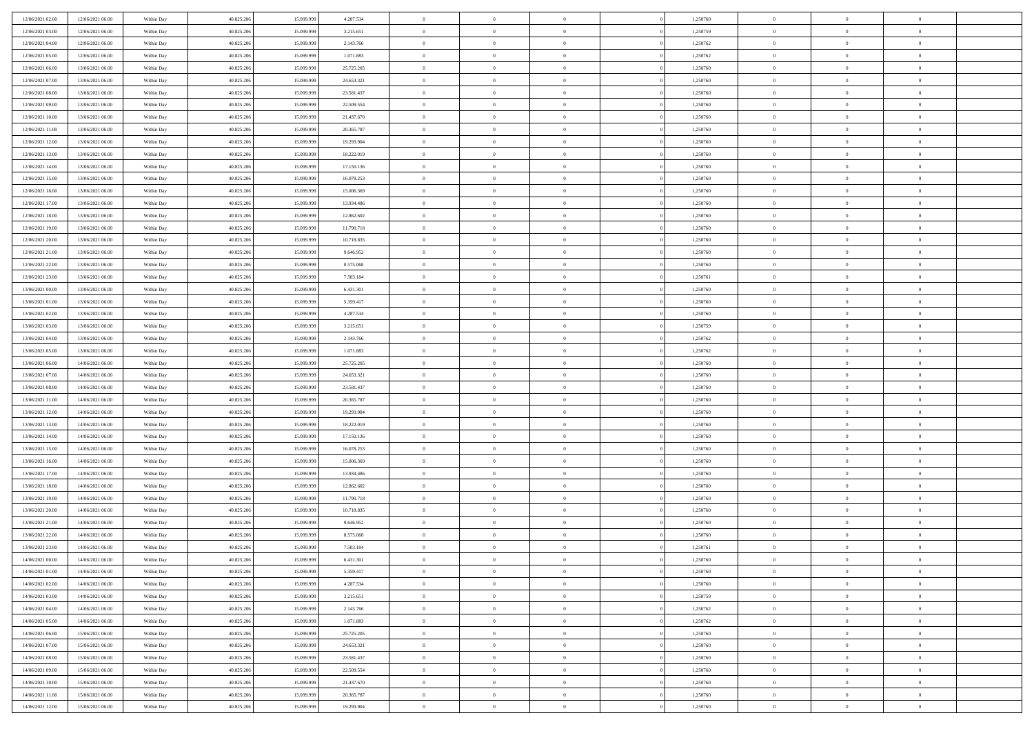| | | | | | | | | | | | | | | |
|---|---|---|---|---|---|---|---|---|---|---|---|---|---|---|
| 12/06/2021 02:00 | 12/06/2021 06:00 | Within Day | 40.825.206 | 15.099.999 | 4.287.534 | 0 | 0 | 0 | | 1,250760 | 0 | 0 | 0 | |
| 12/06/2021 03:00 | 12/06/2021 06:00 | Within Day | 40.825.206 | 15.099.999 | 3.215.651 | 0 | 0 | 0 | | 1,250759 | 0 | 0 | 0 | |
| 12/06/2021 04:00 | 12/06/2021 06:00 | Within Day | 40.825.206 | 15.099.999 | 2.143.766 | 0 | 0 | 0 | | 1,250762 | 0 | 0 | 0 | |
| 12/06/2021 05:00 | 12/06/2021 06:00 | Within Day | 40.825.206 | 15.099.999 | 1.071.883 | 0 | 0 | 0 | | 1,250762 | 0 | 0 | 0 | |
| 12/06/2021 06:00 | 13/06/2021 06:00 | Within Day | 40.825.206 | 15.099.999 | 25.725.205 | 0 | 0 | 0 | | 1,250760 | 0 | 0 | 0 | |
| 12/06/2021 07:00 | 13/06/2021 06:00 | Within Day | 40.825.206 | 15.099.999 | 24.653.321 | 0 | 0 | 0 | | 1,250760 | 0 | 0 | 0 | |
| 12/06/2021 08:00 | 13/06/2021 06:00 | Within Day | 40.825.206 | 15.099.999 | 23.581.437 | 0 | 0 | 0 | | 1,250760 | 0 | 0 | 0 | |
| 12/06/2021 09:00 | 13/06/2021 06:00 | Within Day | 40.825.206 | 15.099.999 | 22.509.554 | 0 | 0 | 0 | | 1,250760 | 0 | 0 | 0 | |
| 12/06/2021 10:00 | 13/06/2021 06:00 | Within Day | 40.825.206 | 15.099.999 | 21.437.670 | 0 | 0 | 0 | | 1,250760 | 0 | 0 | 0 | |
| 12/06/2021 11:00 | 13/06/2021 06:00 | Within Day | 40.825.206 | 15.099.999 | 20.365.787 | 0 | 0 | 0 | | 1,250760 | 0 | 0 | 0 | |
| 12/06/2021 12:00 | 13/06/2021 06:00 | Within Day | 40.825.206 | 15.099.999 | 19.293.904 | 0 | 0 | 0 | | 1,250760 | 0 | 0 | 0 | |
| 12/06/2021 13:00 | 13/06/2021 06:00 | Within Day | 40.825.206 | 15.099.999 | 18.222.019 | 0 | 0 | 0 | | 1,250760 | 0 | 0 | 0 | |
| 12/06/2021 14:00 | 13/06/2021 06:00 | Within Day | 40.825.206 | 15.099.999 | 17.150.136 | 0 | 0 | 0 | | 1,250760 | 0 | 0 | 0 | |
| 12/06/2021 15:00 | 13/06/2021 06:00 | Within Day | 40.825.206 | 15.099.999 | 16.078.253 | 0 | 0 | 0 | | 1,250760 | 0 | 0 | 0 | |
| 12/06/2021 16:00 | 13/06/2021 06:00 | Within Day | 40.825.206 | 15.099.999 | 15.006.369 | 0 | 0 | 0 | | 1,250760 | 0 | 0 | 0 | |
| 12/06/2021 17:00 | 13/06/2021 06:00 | Within Day | 40.825.206 | 15.099.999 | 13.934.486 | 0 | 0 | 0 | | 1,250760 | 0 | 0 | 0 | |
| 12/06/2021 18:00 | 13/06/2021 06:00 | Within Day | 40.825.206 | 15.099.999 | 12.862.602 | 0 | 0 | 0 | | 1,250760 | 0 | 0 | 0 | |
| 12/06/2021 19:00 | 13/06/2021 06:00 | Within Day | 40.825.206 | 15.099.999 | 11.790.718 | 0 | 0 | 0 | | 1,250760 | 0 | 0 | 0 | |
| 12/06/2021 20:00 | 13/06/2021 06:00 | Within Day | 40.825.206 | 15.099.999 | 10.718.835 | 0 | 0 | 0 | | 1,250760 | 0 | 0 | 0 | |
| 12/06/2021 21:00 | 13/06/2021 06:00 | Within Day | 40.825.206 | 15.099.999 | 9.646.952 | 0 | 0 | 0 | | 1,250760 | 0 | 0 | 0 | |
| 12/06/2021 22:00 | 13/06/2021 06:00 | Within Day | 40.825.206 | 15.099.999 | 8.575.068 | 0 | 0 | 0 | | 1,250760 | 0 | 0 | 0 | |
| 12/06/2021 23:00 | 13/06/2021 06:00 | Within Day | 40.825.206 | 15.099.999 | 7.503.184 | 0 | 0 | 0 | | 1,250761 | 0 | 0 | 0 | |
| 13/06/2021 00:00 | 13/06/2021 06:00 | Within Day | 40.825.206 | 15.099.999 | 6.431.301 | 0 | 0 | 0 | | 1,250760 | 0 | 0 | 0 | |
| 13/06/2021 01:00 | 13/06/2021 06:00 | Within Day | 40.825.206 | 15.099.999 | 5.359.417 | 0 | 0 | 0 | | 1,250760 | 0 | 0 | 0 | |
| 13/06/2021 02:00 | 13/06/2021 06:00 | Within Day | 40.825.206 | 15.099.999 | 4.287.534 | 0 | 0 | 0 | | 1,250760 | 0 | 0 | 0 | |
| 13/06/2021 03:00 | 13/06/2021 06:00 | Within Day | 40.825.206 | 15.099.999 | 3.215.651 | 0 | 0 | 0 | | 1,250759 | 0 | 0 | 0 | |
| 13/06/2021 04:00 | 13/06/2021 06:00 | Within Day | 40.825.206 | 15.099.999 | 2.143.766 | 0 | 0 | 0 | | 1,250762 | 0 | 0 | 0 | |
| 13/06/2021 05:00 | 13/06/2021 06:00 | Within Day | 40.825.206 | 15.099.999 | 1.071.883 | 0 | 0 | 0 | | 1,250762 | 0 | 0 | 0 | |
| 13/06/2021 06:00 | 14/06/2021 06:00 | Within Day | 40.825.206 | 15.099.999 | 25.725.205 | 0 | 0 | 0 | | 1,250760 | 0 | 0 | 0 | |
| 13/06/2021 07:00 | 14/06/2021 06:00 | Within Day | 40.825.206 | 15.099.999 | 24.653.321 | 0 | 0 | 0 | | 1,250760 | 0 | 0 | 0 | |
| 13/06/2021 08:00 | 14/06/2021 06:00 | Within Day | 40.825.206 | 15.099.999 | 23.581.437 | 0 | 0 | 0 | | 1,250760 | 0 | 0 | 0 | |
| 13/06/2021 11:00 | 14/06/2021 06:00 | Within Day | 40.825.206 | 15.099.999 | 20.365.787 | 0 | 0 | 0 | | 1,250760 | 0 | 0 | 0 | |
| 13/06/2021 12:00 | 14/06/2021 06:00 | Within Day | 40.825.206 | 15.099.999 | 19.293.904 | 0 | 0 | 0 | | 1,250760 | 0 | 0 | 0 | |
| 13/06/2021 13:00 | 14/06/2021 06:00 | Within Day | 40.825.206 | 15.099.999 | 18.222.019 | 0 | 0 | 0 | | 1,250760 | 0 | 0 | 0 | |
| 13/06/2021 14:00 | 14/06/2021 06:00 | Within Day | 40.825.206 | 15.099.999 | 17.150.136 | 0 | 0 | 0 | | 1,250760 | 0 | 0 | 0 | |
| 13/06/2021 15:00 | 14/06/2021 06:00 | Within Day | 40.825.206 | 15.099.999 | 16.078.253 | 0 | 0 | 0 | | 1,250760 | 0 | 0 | 0 | |
| 13/06/2021 16:00 | 14/06/2021 06:00 | Within Day | 40.825.206 | 15.099.999 | 15.006.369 | 0 | 0 | 0 | | 1,250760 | 0 | 0 | 0 | |
| 13/06/2021 17:00 | 14/06/2021 06:00 | Within Day | 40.825.206 | 15.099.999 | 13.934.486 | 0 | 0 | 0 | | 1,250760 | 0 | 0 | 0 | |
| 13/06/2021 18:00 | 14/06/2021 06:00 | Within Day | 40.825.206 | 15.099.999 | 12.862.602 | 0 | 0 | 0 | | 1,250760 | 0 | 0 | 0 | |
| 13/06/2021 19:00 | 14/06/2021 06:00 | Within Day | 40.825.206 | 15.099.999 | 11.790.718 | 0 | 0 | 0 | | 1,250760 | 0 | 0 | 0 | |
| 13/06/2021 20:00 | 14/06/2021 06:00 | Within Day | 40.825.206 | 15.099.999 | 10.718.835 | 0 | 0 | 0 | | 1,250760 | 0 | 0 | 0 | |
| 13/06/2021 21:00 | 14/06/2021 06:00 | Within Day | 40.825.206 | 15.099.999 | 9.646.952 | 0 | 0 | 0 | | 1,250760 | 0 | 0 | 0 | |
| 13/06/2021 22:00 | 14/06/2021 06:00 | Within Day | 40.825.206 | 15.099.999 | 8.575.068 | 0 | 0 | 0 | | 1,250760 | 0 | 0 | 0 | |
| 13/06/2021 23:00 | 14/06/2021 06:00 | Within Day | 40.825.206 | 15.099.999 | 7.503.184 | 0 | 0 | 0 | | 1,250761 | 0 | 0 | 0 | |
| 14/06/2021 00:00 | 14/06/2021 06:00 | Within Day | 40.825.206 | 15.099.999 | 6.431.301 | 0 | 0 | 0 | | 1,250760 | 0 | 0 | 0 | |
| 14/06/2021 01:00 | 14/06/2021 06:00 | Within Day | 40.825.206 | 15.099.999 | 5.359.417 | 0 | 0 | 0 | | 1,250760 | 0 | 0 | 0 | |
| 14/06/2021 02:00 | 14/06/2021 06:00 | Within Day | 40.825.206 | 15.099.999 | 4.287.534 | 0 | 0 | 0 | | 1,250760 | 0 | 0 | 0 | |
| 14/06/2021 03:00 | 14/06/2021 06:00 | Within Day | 40.825.206 | 15.099.999 | 3.215.651 | 0 | 0 | 0 | | 1,250759 | 0 | 0 | 0 | |
| 14/06/2021 04:00 | 14/06/2021 06:00 | Within Day | 40.825.206 | 15.099.999 | 2.143.766 | 0 | 0 | 0 | | 1,250762 | 0 | 0 | 0 | |
| 14/06/2021 05:00 | 14/06/2021 06:00 | Within Day | 40.825.206 | 15.099.999 | 1.071.883 | 0 | 0 | 0 | | 1,250762 | 0 | 0 | 0 | |
| 14/06/2021 06:00 | 15/06/2021 06:00 | Within Day | 40.825.206 | 15.099.999 | 25.725.205 | 0 | 0 | 0 | | 1,250760 | 0 | 0 | 0 | |
| 14/06/2021 07:00 | 15/06/2021 06:00 | Within Day | 40.825.206 | 15.099.999 | 24.653.321 | 0 | 0 | 0 | | 1,250760 | 0 | 0 | 0 | |
| 14/06/2021 08:00 | 15/06/2021 06:00 | Within Day | 40.825.206 | 15.099.999 | 23.581.437 | 0 | 0 | 0 | | 1,250760 | 0 | 0 | 0 | |
| 14/06/2021 09:00 | 15/06/2021 06:00 | Within Day | 40.825.206 | 15.099.999 | 22.509.554 | 0 | 0 | 0 | | 1,250760 | 0 | 0 | 0 | |
| 14/06/2021 10:00 | 15/06/2021 06:00 | Within Day | 40.825.206 | 15.099.999 | 21.437.670 | 0 | 0 | 0 | | 1,250760 | 0 | 0 | 0 | |
| 14/06/2021 11:00 | 15/06/2021 06:00 | Within Day | 40.825.206 | 15.099.999 | 20.365.787 | 0 | 0 | 0 | | 1,250760 | 0 | 0 | 0 | |
| 14/06/2021 12:00 | 15/06/2021 06:00 | Within Day | 40.825.206 | 15.099.999 | 19.293.904 | 0 | 0 | 0 | | 1,250760 | 0 | 0 | 0 | |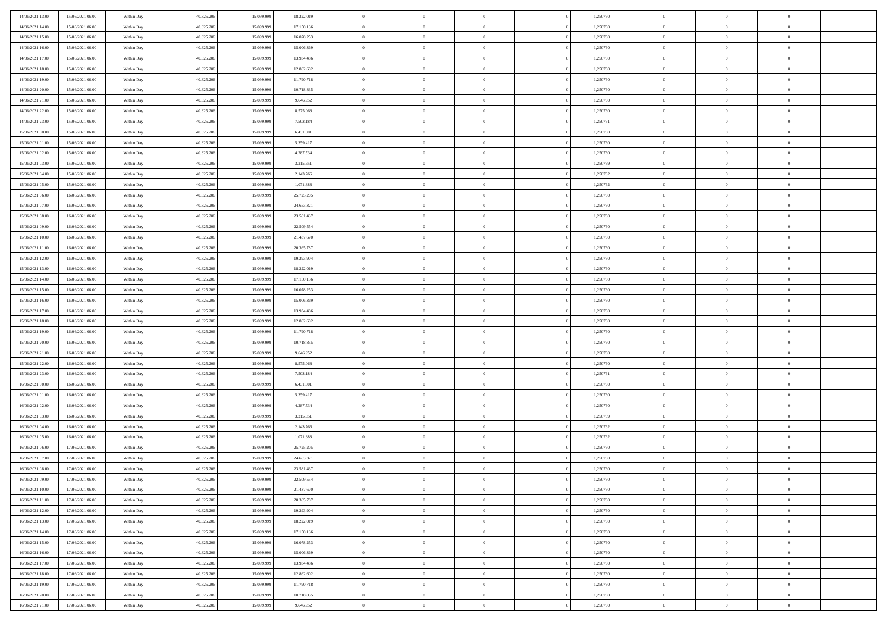| | | | | | | | | | | | | | | |
|---|---|---|---|---|---|---|---|---|---|---|---|---|---|---|
| 14/06/2021 13:00 | 15/06/2021 06:00 | Within Day | 40.825.206 | 15.099.999 | 18.222.019 | 0 | 0 | 0 | 0 | 1,250760 | 0 | 0 | 0 | |
| 14/06/2021 14:00 | 15/06/2021 06:00 | Within Day | 40.825.206 | 15.099.999 | 17.150.136 | 0 | 0 | 0 | 0 | 1,250760 | 0 | 0 | 0 | |
| 14/06/2021 15:00 | 15/06/2021 06:00 | Within Day | 40.825.206 | 15.099.999 | 16.078.253 | 0 | 0 | 0 | 0 | 1,250760 | 0 | 0 | 0 | |
| 14/06/2021 16:00 | 15/06/2021 06:00 | Within Day | 40.825.206 | 15.099.999 | 15.006.369 | 0 | 0 | 0 | 0 | 1,250760 | 0 | 0 | 0 | |
| 14/06/2021 17:00 | 15/06/2021 06:00 | Within Day | 40.825.206 | 15.099.999 | 13.934.486 | 0 | 0 | 0 | 0 | 1,250760 | 0 | 0 | 0 | |
| 14/06/2021 18:00 | 15/06/2021 06:00 | Within Day | 40.825.206 | 15.099.999 | 12.862.602 | 0 | 0 | 0 | 0 | 1,250760 | 0 | 0 | 0 | |
| 14/06/2021 19:00 | 15/06/2021 06:00 | Within Day | 40.825.206 | 15.099.999 | 11.790.718 | 0 | 0 | 0 | 0 | 1,250760 | 0 | 0 | 0 | |
| 14/06/2021 20:00 | 15/06/2021 06:00 | Within Day | 40.825.206 | 15.099.999 | 10.718.835 | 0 | 0 | 0 | 0 | 1,250760 | 0 | 0 | 0 | |
| 14/06/2021 21:00 | 15/06/2021 06:00 | Within Day | 40.825.206 | 15.099.999 | 9.646.952 | 0 | 0 | 0 | 0 | 1,250760 | 0 | 0 | 0 | |
| 14/06/2021 22:00 | 15/06/2021 06:00 | Within Day | 40.825.206 | 15.099.999 | 8.575.068 | 0 | 0 | 0 | 0 | 1,250760 | 0 | 0 | 0 | |
| 14/06/2021 23:00 | 15/06/2021 06:00 | Within Day | 40.825.206 | 15.099.999 | 7.503.184 | 0 | 0 | 0 | 0 | 1,250761 | 0 | 0 | 0 | |
| 15/06/2021 00:00 | 15/06/2021 06:00 | Within Day | 40.825.206 | 15.099.999 | 6.431.301 | 0 | 0 | 0 | 0 | 1,250760 | 0 | 0 | 0 | |
| 15/06/2021 01:00 | 15/06/2021 06:00 | Within Day | 40.825.206 | 15.099.999 | 5.359.417 | 0 | 0 | 0 | 0 | 1,250760 | 0 | 0 | 0 | |
| 15/06/2021 02:00 | 15/06/2021 06:00 | Within Day | 40.825.206 | 15.099.999 | 4.287.534 | 0 | 0 | 0 | 0 | 1,250760 | 0 | 0 | 0 | |
| 15/06/2021 03:00 | 15/06/2021 06:00 | Within Day | 40.825.206 | 15.099.999 | 3.215.651 | 0 | 0 | 0 | 0 | 1,250759 | 0 | 0 | 0 | |
| 15/06/2021 04:00 | 15/06/2021 06:00 | Within Day | 40.825.206 | 15.099.999 | 2.143.766 | 0 | 0 | 0 | 0 | 1,250762 | 0 | 0 | 0 | |
| 15/06/2021 05:00 | 15/06/2021 06:00 | Within Day | 40.825.206 | 15.099.999 | 1.071.883 | 0 | 0 | 0 | 0 | 1,250762 | 0 | 0 | 0 | |
| 15/06/2021 06:00 | 16/06/2021 06:00 | Within Day | 40.825.206 | 15.099.999 | 25.725.205 | 0 | 0 | 0 | 0 | 1,250760 | 0 | 0 | 0 | |
| 15/06/2021 07:00 | 16/06/2021 06:00 | Within Day | 40.825.206 | 15.099.999 | 24.653.321 | 0 | 0 | 0 | 0 | 1,250760 | 0 | 0 | 0 | |
| 15/06/2021 08:00 | 16/06/2021 06:00 | Within Day | 40.825.206 | 15.099.999 | 23.581.437 | 0 | 0 | 0 | 0 | 1,250760 | 0 | 0 | 0 | |
| 15/06/2021 09:00 | 16/06/2021 06:00 | Within Day | 40.825.206 | 15.099.999 | 22.509.554 | 0 | 0 | 0 | 0 | 1,250760 | 0 | 0 | 0 | |
| 15/06/2021 10:00 | 16/06/2021 06:00 | Within Day | 40.825.206 | 15.099.999 | 21.437.670 | 0 | 0 | 0 | 0 | 1,250760 | 0 | 0 | 0 | |
| 15/06/2021 11:00 | 16/06/2021 06:00 | Within Day | 40.825.206 | 15.099.999 | 20.365.787 | 0 | 0 | 0 | 0 | 1,250760 | 0 | 0 | 0 | |
| 15/06/2021 12:00 | 16/06/2021 06:00 | Within Day | 40.825.206 | 15.099.999 | 19.293.904 | 0 | 0 | 0 | 0 | 1,250760 | 0 | 0 | 0 | |
| 15/06/2021 13:00 | 16/06/2021 06:00 | Within Day | 40.825.206 | 15.099.999 | 18.222.019 | 0 | 0 | 0 | 0 | 1,250760 | 0 | 0 | 0 | |
| 15/06/2021 14:00 | 16/06/2021 06:00 | Within Day | 40.825.206 | 15.099.999 | 17.150.136 | 0 | 0 | 0 | 0 | 1,250760 | 0 | 0 | 0 | |
| 15/06/2021 15:00 | 16/06/2021 06:00 | Within Day | 40.825.206 | 15.099.999 | 16.078.253 | 0 | 0 | 0 | 0 | 1,250760 | 0 | 0 | 0 | |
| 15/06/2021 16:00 | 16/06/2021 06:00 | Within Day | 40.825.206 | 15.099.999 | 15.006.369 | 0 | 0 | 0 | 0 | 1,250760 | 0 | 0 | 0 | |
| 15/06/2021 17:00 | 16/06/2021 06:00 | Within Day | 40.825.206 | 15.099.999 | 13.934.486 | 0 | 0 | 0 | 0 | 1,250760 | 0 | 0 | 0 | |
| 15/06/2021 18:00 | 16/06/2021 06:00 | Within Day | 40.825.206 | 15.099.999 | 12.862.602 | 0 | 0 | 0 | 0 | 1,250760 | 0 | 0 | 0 | |
| 15/06/2021 19:00 | 16/06/2021 06:00 | Within Day | 40.825.206 | 15.099.999 | 11.790.718 | 0 | 0 | 0 | 0 | 1,250760 | 0 | 0 | 0 | |
| 15/06/2021 20:00 | 16/06/2021 06:00 | Within Day | 40.825.206 | 15.099.999 | 10.718.835 | 0 | 0 | 0 | 0 | 1,250760 | 0 | 0 | 0 | |
| 15/06/2021 21:00 | 16/06/2021 06:00 | Within Day | 40.825.206 | 15.099.999 | 9.646.952 | 0 | 0 | 0 | 0 | 1,250760 | 0 | 0 | 0 | |
| 15/06/2021 22:00 | 16/06/2021 06:00 | Within Day | 40.825.206 | 15.099.999 | 8.575.068 | 0 | 0 | 0 | 0 | 1,250760 | 0 | 0 | 0 | |
| 15/06/2021 23:00 | 16/06/2021 06:00 | Within Day | 40.825.206 | 15.099.999 | 7.503.184 | 0 | 0 | 0 | 0 | 1,250761 | 0 | 0 | 0 | |
| 16/06/2021 00:00 | 16/06/2021 06:00 | Within Day | 40.825.206 | 15.099.999 | 6.431.301 | 0 | 0 | 0 | 0 | 1,250760 | 0 | 0 | 0 | |
| 16/06/2021 01:00 | 16/06/2021 06:00 | Within Day | 40.825.206 | 15.099.999 | 5.359.417 | 0 | 0 | 0 | 0 | 1,250760 | 0 | 0 | 0 | |
| 16/06/2021 02:00 | 16/06/2021 06:00 | Within Day | 40.825.206 | 15.099.999 | 4.287.534 | 0 | 0 | 0 | 0 | 1,250760 | 0 | 0 | 0 | |
| 16/06/2021 03:00 | 16/06/2021 06:00 | Within Day | 40.825.206 | 15.099.999 | 3.215.651 | 0 | 0 | 0 | 0 | 1,250759 | 0 | 0 | 0 | |
| 16/06/2021 04:00 | 16/06/2021 06:00 | Within Day | 40.825.206 | 15.099.999 | 2.143.766 | 0 | 0 | 0 | 0 | 1,250762 | 0 | 0 | 0 | |
| 16/06/2021 05:00 | 16/06/2021 06:00 | Within Day | 40.825.206 | 15.099.999 | 1.071.883 | 0 | 0 | 0 | 0 | 1,250762 | 0 | 0 | 0 | |
| 16/06/2021 06:00 | 17/06/2021 06:00 | Within Day | 40.825.206 | 15.099.999 | 25.725.205 | 0 | 0 | 0 | 0 | 1,250760 | 0 | 0 | 0 | |
| 16/06/2021 07:00 | 17/06/2021 06:00 | Within Day | 40.825.206 | 15.099.999 | 24.653.321 | 0 | 0 | 0 | 0 | 1,250760 | 0 | 0 | 0 | |
| 16/06/2021 08:00 | 17/06/2021 06:00 | Within Day | 40.825.206 | 15.099.999 | 23.581.437 | 0 | 0 | 0 | 0 | 1,250760 | 0 | 0 | 0 | |
| 16/06/2021 09:00 | 17/06/2021 06:00 | Within Day | 40.825.206 | 15.099.999 | 22.509.554 | 0 | 0 | 0 | 0 | 1,250760 | 0 | 0 | 0 | |
| 16/06/2021 10:00 | 17/06/2021 06:00 | Within Day | 40.825.206 | 15.099.999 | 21.437.670 | 0 | 0 | 0 | 0 | 1,250760 | 0 | 0 | 0 | |
| 16/06/2021 11:00 | 17/06/2021 06:00 | Within Day | 40.825.206 | 15.099.999 | 20.365.787 | 0 | 0 | 0 | 0 | 1,250760 | 0 | 0 | 0 | |
| 16/06/2021 12:00 | 17/06/2021 06:00 | Within Day | 40.825.206 | 15.099.999 | 19.293.904 | 0 | 0 | 0 | 0 | 1,250760 | 0 | 0 | 0 | |
| 16/06/2021 13:00 | 17/06/2021 06:00 | Within Day | 40.825.206 | 15.099.999 | 18.222.019 | 0 | 0 | 0 | 0 | 1,250760 | 0 | 0 | 0 | |
| 16/06/2021 14:00 | 17/06/2021 06:00 | Within Day | 40.825.206 | 15.099.999 | 17.150.136 | 0 | 0 | 0 | 0 | 1,250760 | 0 | 0 | 0 | |
| 16/06/2021 15:00 | 17/06/2021 06:00 | Within Day | 40.825.206 | 15.099.999 | 16.078.253 | 0 | 0 | 0 | 0 | 1,250760 | 0 | 0 | 0 | |
| 16/06/2021 16:00 | 17/06/2021 06:00 | Within Day | 40.825.206 | 15.099.999 | 15.006.369 | 0 | 0 | 0 | 0 | 1,250760 | 0 | 0 | 0 | |
| 16/06/2021 17:00 | 17/06/2021 06:00 | Within Day | 40.825.206 | 15.099.999 | 13.934.486 | 0 | 0 | 0 | 0 | 1,250760 | 0 | 0 | 0 | |
| 16/06/2021 18:00 | 17/06/2021 06:00 | Within Day | 40.825.206 | 15.099.999 | 12.862.602 | 0 | 0 | 0 | 0 | 1,250760 | 0 | 0 | 0 | |
| 16/06/2021 19:00 | 17/06/2021 06:00 | Within Day | 40.825.206 | 15.099.999 | 11.790.718 | 0 | 0 | 0 | 0 | 1,250760 | 0 | 0 | 0 | |
| 16/06/2021 20:00 | 17/06/2021 06:00 | Within Day | 40.825.206 | 15.099.999 | 10.718.835 | 0 | 0 | 0 | 0 | 1,250760 | 0 | 0 | 0 | |
| 16/06/2021 21:00 | 17/06/2021 06:00 | Within Day | 40.825.206 | 15.099.999 | 9.646.952 | 0 | 0 | 0 | 0 | 1,250760 | 0 | 0 | 0 | |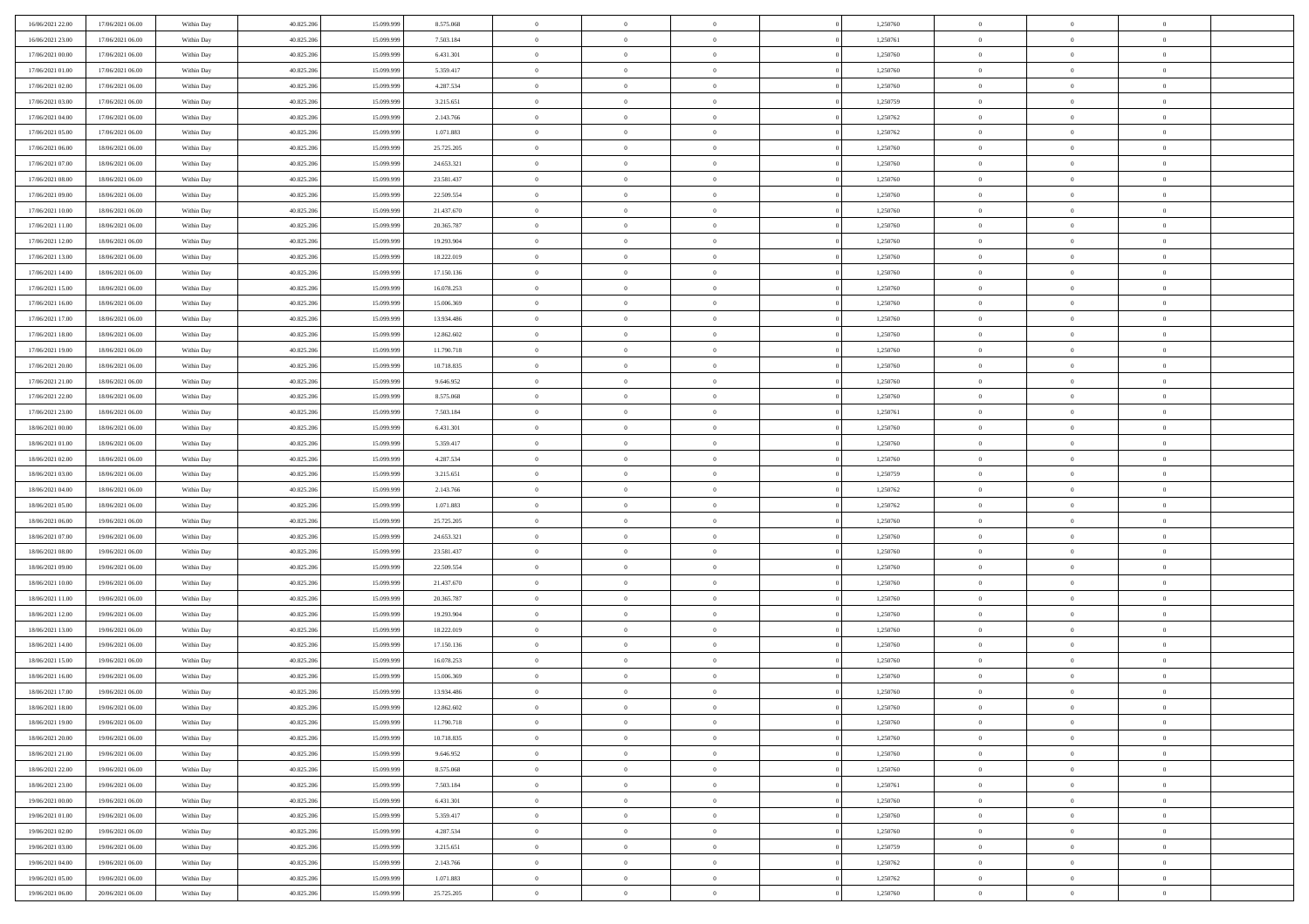| | | | | | | | | | | | | | | |
|---|---|---|---|---|---|---|---|---|---|---|---|---|---|---|
| 16/06/2021 22:00 | 17/06/2021 06:00 | Within Day | 40.825.206 | 15.099.999 | 8.575.068 | 0 | 0 | 0 | | 0 | 1,250760 | 0 | 0 | 0 |
| 16/06/2021 23:00 | 17/06/2021 06:00 | Within Day | 40.825.206 | 15.099.999 | 7.503.184 | 0 | 0 | 0 | | 0 | 1,250761 | 0 | 0 | 0 |
| 17/06/2021 00:00 | 17/06/2021 06:00 | Within Day | 40.825.206 | 15.099.999 | 6.431.301 | 0 | 0 | 0 | | 0 | 1,250760 | 0 | 0 | 0 |
| 17/06/2021 01:00 | 17/06/2021 06:00 | Within Day | 40.825.206 | 15.099.999 | 5.359.417 | 0 | 0 | 0 | | 0 | 1,250760 | 0 | 0 | 0 |
| 17/06/2021 02:00 | 17/06/2021 06:00 | Within Day | 40.825.206 | 15.099.999 | 4.287.534 | 0 | 0 | 0 | | 0 | 1,250760 | 0 | 0 | 0 |
| 17/06/2021 03:00 | 17/06/2021 06:00 | Within Day | 40.825.206 | 15.099.999 | 3.215.651 | 0 | 0 | 0 | | 0 | 1,250759 | 0 | 0 | 0 |
| 17/06/2021 04:00 | 17/06/2021 06:00 | Within Day | 40.825.206 | 15.099.999 | 2.143.766 | 0 | 0 | 0 | | 0 | 1,250762 | 0 | 0 | 0 |
| 17/06/2021 05:00 | 17/06/2021 06:00 | Within Day | 40.825.206 | 15.099.999 | 1.071.883 | 0 | 0 | 0 | | 0 | 1,250762 | 0 | 0 | 0 |
| 17/06/2021 06:00 | 18/06/2021 06:00 | Within Day | 40.825.206 | 15.099.999 | 25.725.205 | 0 | 0 | 0 | | 0 | 1,250760 | 0 | 0 | 0 |
| 17/06/2021 07:00 | 18/06/2021 06:00 | Within Day | 40.825.206 | 15.099.999 | 24.653.321 | 0 | 0 | 0 | | 0 | 1,250760 | 0 | 0 | 0 |
| 17/06/2021 08:00 | 18/06/2021 06:00 | Within Day | 40.825.206 | 15.099.999 | 23.581.437 | 0 | 0 | 0 | | 0 | 1,250760 | 0 | 0 | 0 |
| 17/06/2021 09:00 | 18/06/2021 06:00 | Within Day | 40.825.206 | 15.099.999 | 22.509.554 | 0 | 0 | 0 | | 0 | 1,250760 | 0 | 0 | 0 |
| 17/06/2021 10:00 | 18/06/2021 06:00 | Within Day | 40.825.206 | 15.099.999 | 21.437.670 | 0 | 0 | 0 | | 0 | 1,250760 | 0 | 0 | 0 |
| 17/06/2021 11:00 | 18/06/2021 06:00 | Within Day | 40.825.206 | 15.099.999 | 20.365.787 | 0 | 0 | 0 | | 0 | 1,250760 | 0 | 0 | 0 |
| 17/06/2021 12:00 | 18/06/2021 06:00 | Within Day | 40.825.206 | 15.099.999 | 19.293.904 | 0 | 0 | 0 | | 0 | 1,250760 | 0 | 0 | 0 |
| 17/06/2021 13:00 | 18/06/2021 06:00 | Within Day | 40.825.206 | 15.099.999 | 18.222.019 | 0 | 0 | 0 | | 0 | 1,250760 | 0 | 0 | 0 |
| 17/06/2021 14:00 | 18/06/2021 06:00 | Within Day | 40.825.206 | 15.099.999 | 17.150.136 | 0 | 0 | 0 | | 0 | 1,250760 | 0 | 0 | 0 |
| 17/06/2021 15:00 | 18/06/2021 06:00 | Within Day | 40.825.206 | 15.099.999 | 16.078.253 | 0 | 0 | 0 | | 0 | 1,250760 | 0 | 0 | 0 |
| 17/06/2021 16:00 | 18/06/2021 06:00 | Within Day | 40.825.206 | 15.099.999 | 15.006.369 | 0 | 0 | 0 | | 0 | 1,250760 | 0 | 0 | 0 |
| 17/06/2021 17:00 | 18/06/2021 06:00 | Within Day | 40.825.206 | 15.099.999 | 13.934.486 | 0 | 0 | 0 | | 0 | 1,250760 | 0 | 0 | 0 |
| 17/06/2021 18:00 | 18/06/2021 06:00 | Within Day | 40.825.206 | 15.099.999 | 12.862.602 | 0 | 0 | 0 | | 0 | 1,250760 | 0 | 0 | 0 |
| 17/06/2021 19:00 | 18/06/2021 06:00 | Within Day | 40.825.206 | 15.099.999 | 11.790.718 | 0 | 0 | 0 | | 0 | 1,250760 | 0 | 0 | 0 |
| 17/06/2021 20:00 | 18/06/2021 06:00 | Within Day | 40.825.206 | 15.099.999 | 10.718.835 | 0 | 0 | 0 | | 0 | 1,250760 | 0 | 0 | 0 |
| 17/06/2021 21:00 | 18/06/2021 06:00 | Within Day | 40.825.206 | 15.099.999 | 9.646.952 | 0 | 0 | 0 | | 0 | 1,250760 | 0 | 0 | 0 |
| 17/06/2021 22:00 | 18/06/2021 06:00 | Within Day | 40.825.206 | 15.099.999 | 8.575.068 | 0 | 0 | 0 | | 0 | 1,250760 | 0 | 0 | 0 |
| 17/06/2021 23:00 | 18/06/2021 06:00 | Within Day | 40.825.206 | 15.099.999 | 7.503.184 | 0 | 0 | 0 | | 0 | 1,250761 | 0 | 0 | 0 |
| 18/06/2021 00:00 | 18/06/2021 06:00 | Within Day | 40.825.206 | 15.099.999 | 6.431.301 | 0 | 0 | 0 | | 0 | 1,250760 | 0 | 0 | 0 |
| 18/06/2021 01:00 | 18/06/2021 06:00 | Within Day | 40.825.206 | 15.099.999 | 5.359.417 | 0 | 0 | 0 | | 0 | 1,250760 | 0 | 0 | 0 |
| 18/06/2021 02:00 | 18/06/2021 06:00 | Within Day | 40.825.206 | 15.099.999 | 4.287.534 | 0 | 0 | 0 | | 0 | 1,250760 | 0 | 0 | 0 |
| 18/06/2021 03:00 | 18/06/2021 06:00 | Within Day | 40.825.206 | 15.099.999 | 3.215.651 | 0 | 0 | 0 | | 0 | 1,250759 | 0 | 0 | 0 |
| 18/06/2021 04:00 | 18/06/2021 06:00 | Within Day | 40.825.206 | 15.099.999 | 2.143.766 | 0 | 0 | 0 | | 0 | 1,250762 | 0 | 0 | 0 |
| 18/06/2021 05:00 | 18/06/2021 06:00 | Within Day | 40.825.206 | 15.099.999 | 1.071.883 | 0 | 0 | 0 | | 0 | 1,250762 | 0 | 0 | 0 |
| 18/06/2021 06:00 | 19/06/2021 06:00 | Within Day | 40.825.206 | 15.099.999 | 25.725.205 | 0 | 0 | 0 | | 0 | 1,250760 | 0 | 0 | 0 |
| 18/06/2021 07:00 | 19/06/2021 06:00 | Within Day | 40.825.206 | 15.099.999 | 24.653.321 | 0 | 0 | 0 | | 0 | 1,250760 | 0 | 0 | 0 |
| 18/06/2021 08:00 | 19/06/2021 06:00 | Within Day | 40.825.206 | 15.099.999 | 23.581.437 | 0 | 0 | 0 | | 0 | 1,250760 | 0 | 0 | 0 |
| 18/06/2021 09:00 | 19/06/2021 06:00 | Within Day | 40.825.206 | 15.099.999 | 22.509.554 | 0 | 0 | 0 | | 0 | 1,250760 | 0 | 0 | 0 |
| 18/06/2021 10:00 | 19/06/2021 06:00 | Within Day | 40.825.206 | 15.099.999 | 21.437.670 | 0 | 0 | 0 | | 0 | 1,250760 | 0 | 0 | 0 |
| 18/06/2021 11:00 | 19/06/2021 06:00 | Within Day | 40.825.206 | 15.099.999 | 20.365.787 | 0 | 0 | 0 | | 0 | 1,250760 | 0 | 0 | 0 |
| 18/06/2021 12:00 | 19/06/2021 06:00 | Within Day | 40.825.206 | 15.099.999 | 19.293.904 | 0 | 0 | 0 | | 0 | 1,250760 | 0 | 0 | 0 |
| 18/06/2021 13:00 | 19/06/2021 06:00 | Within Day | 40.825.206 | 15.099.999 | 18.222.019 | 0 | 0 | 0 | | 0 | 1,250760 | 0 | 0 | 0 |
| 18/06/2021 14:00 | 19/06/2021 06:00 | Within Day | 40.825.206 | 15.099.999 | 17.150.136 | 0 | 0 | 0 | | 0 | 1,250760 | 0 | 0 | 0 |
| 18/06/2021 15:00 | 19/06/2021 06:00 | Within Day | 40.825.206 | 15.099.999 | 16.078.253 | 0 | 0 | 0 | | 0 | 1,250760 | 0 | 0 | 0 |
| 18/06/2021 16:00 | 19/06/2021 06:00 | Within Day | 40.825.206 | 15.099.999 | 15.006.369 | 0 | 0 | 0 | | 0 | 1,250760 | 0 | 0 | 0 |
| 18/06/2021 17:00 | 19/06/2021 06:00 | Within Day | 40.825.206 | 15.099.999 | 13.934.486 | 0 | 0 | 0 | | 0 | 1,250760 | 0 | 0 | 0 |
| 18/06/2021 18:00 | 19/06/2021 06:00 | Within Day | 40.825.206 | 15.099.999 | 12.862.602 | 0 | 0 | 0 | | 0 | 1,250760 | 0 | 0 | 0 |
| 18/06/2021 19:00 | 19/06/2021 06:00 | Within Day | 40.825.206 | 15.099.999 | 11.790.718 | 0 | 0 | 0 | | 0 | 1,250760 | 0 | 0 | 0 |
| 18/06/2021 20:00 | 19/06/2021 06:00 | Within Day | 40.825.206 | 15.099.999 | 10.718.835 | 0 | 0 | 0 | | 0 | 1,250760 | 0 | 0 | 0 |
| 18/06/2021 21:00 | 19/06/2021 06:00 | Within Day | 40.825.206 | 15.099.999 | 9.646.952 | 0 | 0 | 0 | | 0 | 1,250760 | 0 | 0 | 0 |
| 18/06/2021 22:00 | 19/06/2021 06:00 | Within Day | 40.825.206 | 15.099.999 | 8.575.068 | 0 | 0 | 0 | | 0 | 1,250760 | 0 | 0 | 0 |
| 18/06/2021 23:00 | 19/06/2021 06:00 | Within Day | 40.825.206 | 15.099.999 | 7.503.184 | 0 | 0 | 0 | | 0 | 1,250761 | 0 | 0 | 0 |
| 19/06/2021 00:00 | 19/06/2021 06:00 | Within Day | 40.825.206 | 15.099.999 | 6.431.301 | 0 | 0 | 0 | | 0 | 1,250760 | 0 | 0 | 0 |
| 19/06/2021 01:00 | 19/06/2021 06:00 | Within Day | 40.825.206 | 15.099.999 | 5.359.417 | 0 | 0 | 0 | | 0 | 1,250760 | 0 | 0 | 0 |
| 19/06/2021 02:00 | 19/06/2021 06:00 | Within Day | 40.825.206 | 15.099.999 | 4.287.534 | 0 | 0 | 0 | | 0 | 1,250760 | 0 | 0 | 0 |
| 19/06/2021 03:00 | 19/06/2021 06:00 | Within Day | 40.825.206 | 15.099.999 | 3.215.651 | 0 | 0 | 0 | | 0 | 1,250759 | 0 | 0 | 0 |
| 19/06/2021 04:00 | 19/06/2021 06:00 | Within Day | 40.825.206 | 15.099.999 | 2.143.766 | 0 | 0 | 0 | | 0 | 1,250762 | 0 | 0 | 0 |
| 19/06/2021 05:00 | 19/06/2021 06:00 | Within Day | 40.825.206 | 15.099.999 | 1.071.883 | 0 | 0 | 0 | | 0 | 1,250762 | 0 | 0 | 0 |
| 19/06/2021 06:00 | 20/06/2021 06:00 | Within Day | 40.825.206 | 15.099.999 | 25.725.205 | 0 | 0 | 0 | | 0 | 1,250760 | 0 | 0 | 0 |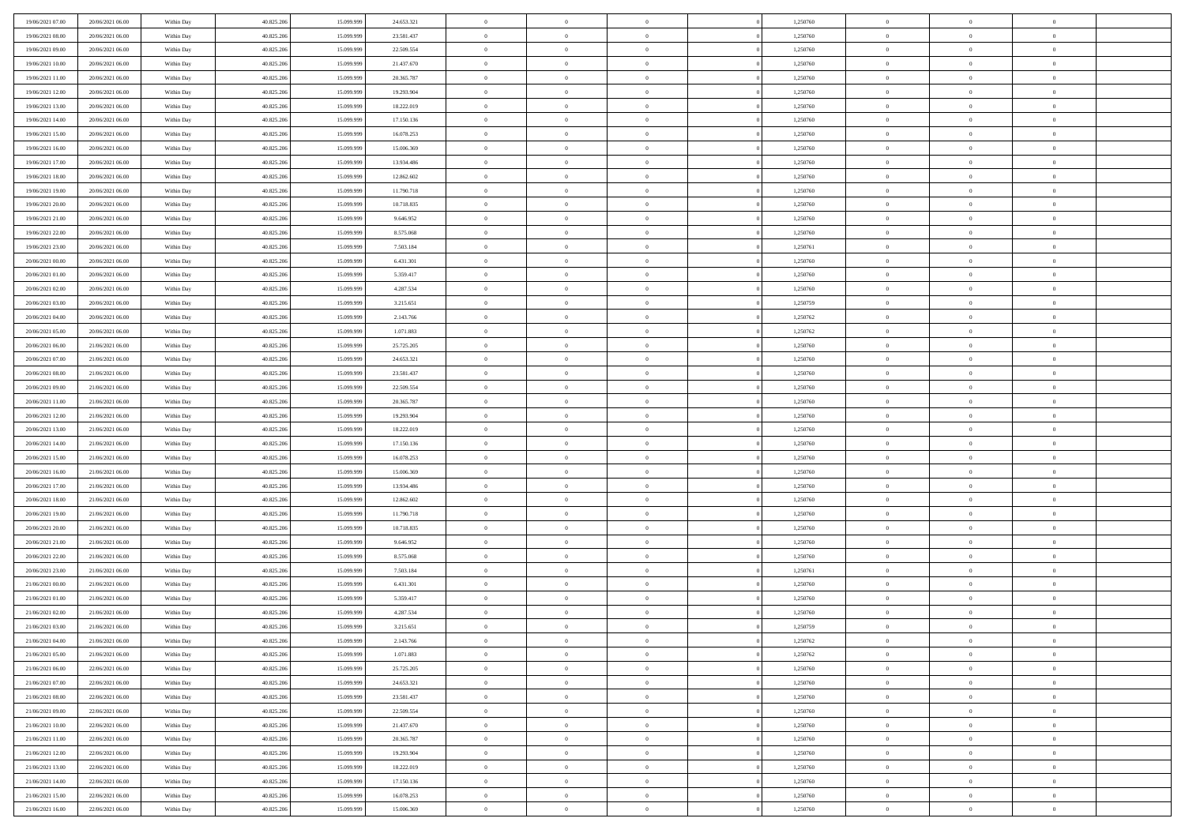| | | | | | | | | | | | | | | |
|---|---|---|---|---|---|---|---|---|---|---|---|---|---|---|
| 19/06/2021 07:00 | 20/06/2021 06:00 | Within Day | 40.825.206 | 15.099.999 | 24.653.321 | 0 | 0 | 0 | 0 | 1,250760 | 0 | 0 | 0 | |
| 19/06/2021 08:00 | 20/06/2021 06:00 | Within Day | 40.825.206 | 15.099.999 | 23.581.437 | 0 | 0 | 0 | 0 | 1,250760 | 0 | 0 | 0 | |
| 19/06/2021 09:00 | 20/06/2021 06:00 | Within Day | 40.825.206 | 15.099.999 | 22.509.554 | 0 | 0 | 0 | 0 | 1,250760 | 0 | 0 | 0 | |
| 19/06/2021 10:00 | 20/06/2021 06:00 | Within Day | 40.825.206 | 15.099.999 | 21.437.670 | 0 | 0 | 0 | 0 | 1,250760 | 0 | 0 | 0 | |
| 19/06/2021 11:00 | 20/06/2021 06:00 | Within Day | 40.825.206 | 15.099.999 | 20.365.787 | 0 | 0 | 0 | 0 | 1,250760 | 0 | 0 | 0 | |
| 19/06/2021 12:00 | 20/06/2021 06:00 | Within Day | 40.825.206 | 15.099.999 | 19.293.904 | 0 | 0 | 0 | 0 | 1,250760 | 0 | 0 | 0 | |
| 19/06/2021 13:00 | 20/06/2021 06:00 | Within Day | 40.825.206 | 15.099.999 | 18.222.019 | 0 | 0 | 0 | 0 | 1,250760 | 0 | 0 | 0 | |
| 19/06/2021 14:00 | 20/06/2021 06:00 | Within Day | 40.825.206 | 15.099.999 | 17.150.136 | 0 | 0 | 0 | 0 | 1,250760 | 0 | 0 | 0 | |
| 19/06/2021 15:00 | 20/06/2021 06:00 | Within Day | 40.825.206 | 15.099.999 | 16.078.253 | 0 | 0 | 0 | 0 | 1,250760 | 0 | 0 | 0 | |
| 19/06/2021 16:00 | 20/06/2021 06:00 | Within Day | 40.825.206 | 15.099.999 | 15.006.369 | 0 | 0 | 0 | 0 | 1,250760 | 0 | 0 | 0 | |
| 19/06/2021 17:00 | 20/06/2021 06:00 | Within Day | 40.825.206 | 15.099.999 | 13.934.486 | 0 | 0 | 0 | 0 | 1,250760 | 0 | 0 | 0 | |
| 19/06/2021 18:00 | 20/06/2021 06:00 | Within Day | 40.825.206 | 15.099.999 | 12.862.602 | 0 | 0 | 0 | 0 | 1,250760 | 0 | 0 | 0 | |
| 19/06/2021 19:00 | 20/06/2021 06:00 | Within Day | 40.825.206 | 15.099.999 | 11.790.718 | 0 | 0 | 0 | 0 | 1,250760 | 0 | 0 | 0 | |
| 19/06/2021 20:00 | 20/06/2021 06:00 | Within Day | 40.825.206 | 15.099.999 | 10.718.835 | 0 | 0 | 0 | 0 | 1,250760 | 0 | 0 | 0 | |
| 19/06/2021 21:00 | 20/06/2021 06:00 | Within Day | 40.825.206 | 15.099.999 | 9.646.952 | 0 | 0 | 0 | 0 | 1,250760 | 0 | 0 | 0 | |
| 19/06/2021 22:00 | 20/06/2021 06:00 | Within Day | 40.825.206 | 15.099.999 | 8.575.068 | 0 | 0 | 0 | 0 | 1,250760 | 0 | 0 | 0 | |
| 19/06/2021 23:00 | 20/06/2021 06:00 | Within Day | 40.825.206 | 15.099.999 | 7.503.184 | 0 | 0 | 0 | 0 | 1,250761 | 0 | 0 | 0 | |
| 20/06/2021 00:00 | 20/06/2021 06:00 | Within Day | 40.825.206 | 15.099.999 | 6.431.301 | 0 | 0 | 0 | 0 | 1,250760 | 0 | 0 | 0 | |
| 20/06/2021 01:00 | 20/06/2021 06:00 | Within Day | 40.825.206 | 15.099.999 | 5.359.417 | 0 | 0 | 0 | 0 | 1,250760 | 0 | 0 | 0 | |
| 20/06/2021 02:00 | 20/06/2021 06:00 | Within Day | 40.825.206 | 15.099.999 | 4.287.534 | 0 | 0 | 0 | 0 | 1,250760 | 0 | 0 | 0 | |
| 20/06/2021 03:00 | 20/06/2021 06:00 | Within Day | 40.825.206 | 15.099.999 | 3.215.651 | 0 | 0 | 0 | 0 | 1,250759 | 0 | 0 | 0 | |
| 20/06/2021 04:00 | 20/06/2021 06:00 | Within Day | 40.825.206 | 15.099.999 | 2.143.766 | 0 | 0 | 0 | 0 | 1,250762 | 0 | 0 | 0 | |
| 20/06/2021 05:00 | 20/06/2021 06:00 | Within Day | 40.825.206 | 15.099.999 | 1.071.883 | 0 | 0 | 0 | 0 | 1,250762 | 0 | 0 | 0 | |
| 20/06/2021 06:00 | 21/06/2021 06:00 | Within Day | 40.825.206 | 15.099.999 | 25.725.205 | 0 | 0 | 0 | 0 | 1,250760 | 0 | 0 | 0 | |
| 20/06/2021 07:00 | 21/06/2021 06:00 | Within Day | 40.825.206 | 15.099.999 | 24.653.321 | 0 | 0 | 0 | 0 | 1,250760 | 0 | 0 | 0 | |
| 20/06/2021 08:00 | 21/06/2021 06:00 | Within Day | 40.825.206 | 15.099.999 | 23.581.437 | 0 | 0 | 0 | 0 | 1,250760 | 0 | 0 | 0 | |
| 20/06/2021 09:00 | 21/06/2021 06:00 | Within Day | 40.825.206 | 15.099.999 | 22.509.554 | 0 | 0 | 0 | 0 | 1,250760 | 0 | 0 | 0 | |
| 20/06/2021 11:00 | 21/06/2021 06:00 | Within Day | 40.825.206 | 15.099.999 | 20.365.787 | 0 | 0 | 0 | 0 | 1,250760 | 0 | 0 | 0 | |
| 20/06/2021 12:00 | 21/06/2021 06:00 | Within Day | 40.825.206 | 15.099.999 | 19.293.904 | 0 | 0 | 0 | 0 | 1,250760 | 0 | 0 | 0 | |
| 20/06/2021 13:00 | 21/06/2021 06:00 | Within Day | 40.825.206 | 15.099.999 | 18.222.019 | 0 | 0 | 0 | 0 | 1,250760 | 0 | 0 | 0 | |
| 20/06/2021 14:00 | 21/06/2021 06:00 | Within Day | 40.825.206 | 15.099.999 | 17.150.136 | 0 | 0 | 0 | 0 | 1,250760 | 0 | 0 | 0 | |
| 20/06/2021 15:00 | 21/06/2021 06:00 | Within Day | 40.825.206 | 15.099.999 | 16.078.253 | 0 | 0 | 0 | 0 | 1,250760 | 0 | 0 | 0 | |
| 20/06/2021 16:00 | 21/06/2021 06:00 | Within Day | 40.825.206 | 15.099.999 | 15.006.369 | 0 | 0 | 0 | 0 | 1,250760 | 0 | 0 | 0 | |
| 20/06/2021 17:00 | 21/06/2021 06:00 | Within Day | 40.825.206 | 15.099.999 | 13.934.486 | 0 | 0 | 0 | 0 | 1,250760 | 0 | 0 | 0 | |
| 20/06/2021 18:00 | 21/06/2021 06:00 | Within Day | 40.825.206 | 15.099.999 | 12.862.602 | 0 | 0 | 0 | 0 | 1,250760 | 0 | 0 | 0 | |
| 20/06/2021 19:00 | 21/06/2021 06:00 | Within Day | 40.825.206 | 15.099.999 | 11.790.718 | 0 | 0 | 0 | 0 | 1,250760 | 0 | 0 | 0 | |
| 20/06/2021 20:00 | 21/06/2021 06:00 | Within Day | 40.825.206 | 15.099.999 | 10.718.835 | 0 | 0 | 0 | 0 | 1,250760 | 0 | 0 | 0 | |
| 20/06/2021 21:00 | 21/06/2021 06:00 | Within Day | 40.825.206 | 15.099.999 | 9.646.952 | 0 | 0 | 0 | 0 | 1,250760 | 0 | 0 | 0 | |
| 20/06/2021 22:00 | 21/06/2021 06:00 | Within Day | 40.825.206 | 15.099.999 | 8.575.068 | 0 | 0 | 0 | 0 | 1,250760 | 0 | 0 | 0 | |
| 20/06/2021 23:00 | 21/06/2021 06:00 | Within Day | 40.825.206 | 15.099.999 | 7.503.184 | 0 | 0 | 0 | 0 | 1,250761 | 0 | 0 | 0 | |
| 21/06/2021 00:00 | 21/06/2021 06:00 | Within Day | 40.825.206 | 15.099.999 | 6.431.301 | 0 | 0 | 0 | 0 | 1,250760 | 0 | 0 | 0 | |
| 21/06/2021 01:00 | 21/06/2021 06:00 | Within Day | 40.825.206 | 15.099.999 | 5.359.417 | 0 | 0 | 0 | 0 | 1,250760 | 0 | 0 | 0 | |
| 21/06/2021 02:00 | 21/06/2021 06:00 | Within Day | 40.825.206 | 15.099.999 | 4.287.534 | 0 | 0 | 0 | 0 | 1,250760 | 0 | 0 | 0 | |
| 21/06/2021 03:00 | 21/06/2021 06:00 | Within Day | 40.825.206 | 15.099.999 | 3.215.651 | 0 | 0 | 0 | 0 | 1,250759 | 0 | 0 | 0 | |
| 21/06/2021 04:00 | 21/06/2021 06:00 | Within Day | 40.825.206 | 15.099.999 | 2.143.766 | 0 | 0 | 0 | 0 | 1,250762 | 0 | 0 | 0 | |
| 21/06/2021 05:00 | 21/06/2021 06:00 | Within Day | 40.825.206 | 15.099.999 | 1.071.883 | 0 | 0 | 0 | 0 | 1,250762 | 0 | 0 | 0 | |
| 21/06/2021 06:00 | 22/06/2021 06:00 | Within Day | 40.825.206 | 15.099.999 | 25.725.205 | 0 | 0 | 0 | 0 | 1,250760 | 0 | 0 | 0 | |
| 21/06/2021 07:00 | 22/06/2021 06:00 | Within Day | 40.825.206 | 15.099.999 | 24.653.321 | 0 | 0 | 0 | 0 | 1,250760 | 0 | 0 | 0 | |
| 21/06/2021 08:00 | 22/06/2021 06:00 | Within Day | 40.825.206 | 15.099.999 | 23.581.437 | 0 | 0 | 0 | 0 | 1,250760 | 0 | 0 | 0 | |
| 21/06/2021 09:00 | 22/06/2021 06:00 | Within Day | 40.825.206 | 15.099.999 | 22.509.554 | 0 | 0 | 0 | 0 | 1,250760 | 0 | 0 | 0 | |
| 21/06/2021 10:00 | 22/06/2021 06:00 | Within Day | 40.825.206 | 15.099.999 | 21.437.670 | 0 | 0 | 0 | 0 | 1,250760 | 0 | 0 | 0 | |
| 21/06/2021 11:00 | 22/06/2021 06:00 | Within Day | 40.825.206 | 15.099.999 | 20.365.787 | 0 | 0 | 0 | 0 | 1,250760 | 0 | 0 | 0 | |
| 21/06/2021 12:00 | 22/06/2021 06:00 | Within Day | 40.825.206 | 15.099.999 | 19.293.904 | 0 | 0 | 0 | 0 | 1,250760 | 0 | 0 | 0 | |
| 21/06/2021 13:00 | 22/06/2021 06:00 | Within Day | 40.825.206 | 15.099.999 | 18.222.019 | 0 | 0 | 0 | 0 | 1,250760 | 0 | 0 | 0 | |
| 21/06/2021 14:00 | 22/06/2021 06:00 | Within Day | 40.825.206 | 15.099.999 | 17.150.136 | 0 | 0 | 0 | 0 | 1,250760 | 0 | 0 | 0 | |
| 21/06/2021 15:00 | 22/06/2021 06:00 | Within Day | 40.825.206 | 15.099.999 | 16.078.253 | 0 | 0 | 0 | 0 | 1,250760 | 0 | 0 | 0 | |
| 21/06/2021 16:00 | 22/06/2021 06:00 | Within Day | 40.825.206 | 15.099.999 | 15.006.369 | 0 | 0 | 0 | 0 | 1,250760 | 0 | 0 | 0 | |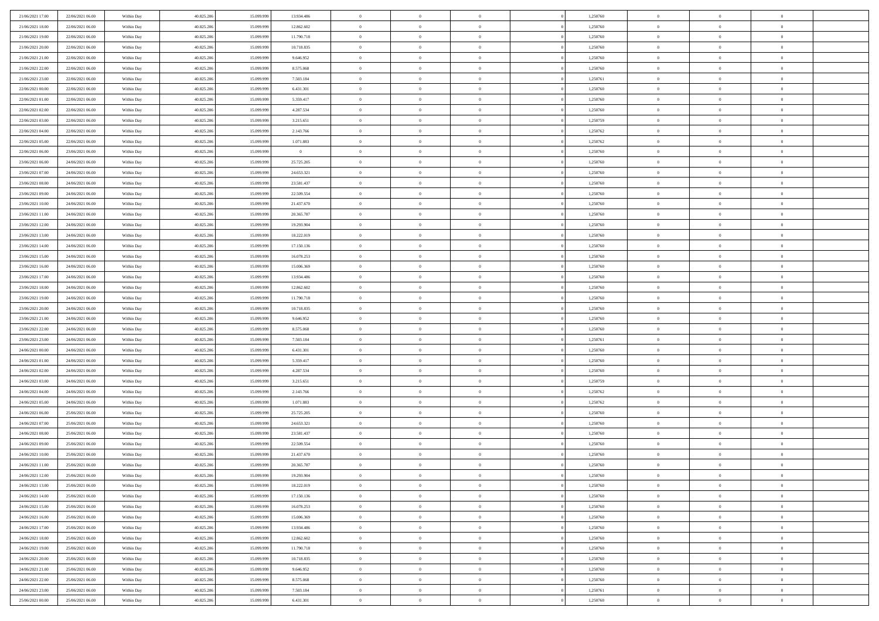| | | | | | | | | | | | | | | |
|---|---|---|---|---|---|---|---|---|---|---|---|---|---|---|
| 21/06/2021 17:00 | 22/06/2021 06:00 | Within Day | 40.825.206 | 15.099.999 | 13.934.486 | 0 | 0 | 0 | | 1,250760 | 0 | 0 | 0 | |
| 21/06/2021 18:00 | 22/06/2021 06:00 | Within Day | 40.825.206 | 15.099.999 | 12.862.602 | 0 | 0 | 0 | | 1,250760 | 0 | 0 | 0 | |
| 21/06/2021 19:00 | 22/06/2021 06:00 | Within Day | 40.825.206 | 15.099.999 | 11.790.718 | 0 | 0 | 0 | | 1,250760 | 0 | 0 | 0 | |
| 21/06/2021 20:00 | 22/06/2021 06:00 | Within Day | 40.825.206 | 15.099.999 | 10.718.835 | 0 | 0 | 0 | | 1,250760 | 0 | 0 | 0 | |
| 21/06/2021 21:00 | 22/06/2021 06:00 | Within Day | 40.825.206 | 15.099.999 | 9.646.952 | 0 | 0 | 0 | | 1,250760 | 0 | 0 | 0 | |
| 21/06/2021 22:00 | 22/06/2021 06:00 | Within Day | 40.825.206 | 15.099.999 | 8.575.068 | 0 | 0 | 0 | | 1,250760 | 0 | 0 | 0 | |
| 21/06/2021 23:00 | 22/06/2021 06:00 | Within Day | 40.825.206 | 15.099.999 | 7.503.184 | 0 | 0 | 0 | | 1,250761 | 0 | 0 | 0 | |
| 22/06/2021 00:00 | 22/06/2021 06:00 | Within Day | 40.825.206 | 15.099.999 | 6.431.301 | 0 | 0 | 0 | | 1,250760 | 0 | 0 | 0 | |
| 22/06/2021 01:00 | 22/06/2021 06:00 | Within Day | 40.825.206 | 15.099.999 | 5.359.417 | 0 | 0 | 0 | | 1,250760 | 0 | 0 | 0 | |
| 22/06/2021 02:00 | 22/06/2021 06:00 | Within Day | 40.825.206 | 15.099.999 | 4.287.534 | 0 | 0 | 0 | | 1,250760 | 0 | 0 | 0 | |
| 22/06/2021 03:00 | 22/06/2021 06:00 | Within Day | 40.825.206 | 15.099.999 | 3.215.651 | 0 | 0 | 0 | | 1,250759 | 0 | 0 | 0 | |
| 22/06/2021 04:00 | 22/06/2021 06:00 | Within Day | 40.825.206 | 15.099.999 | 2.143.766 | 0 | 0 | 0 | | 1,250762 | 0 | 0 | 0 | |
| 22/06/2021 05:00 | 22/06/2021 06:00 | Within Day | 40.825.206 | 15.099.999 | 1.071.883 | 0 | 0 | 0 | | 1,250762 | 0 | 0 | 0 | |
| 22/06/2021 06:00 | 23/06/2021 06:00 | Within Day | 40.825.206 | 15.099.999 | 0 | 0 | 0 | 0 | | 1,250760 | 0 | 0 | 0 | |
| 23/06/2021 06:00 | 24/06/2021 06:00 | Within Day | 40.825.206 | 15.099.999 | 25.725.205 | 0 | 0 | 0 | | 1,250760 | 0 | 0 | 0 | |
| 23/06/2021 07:00 | 24/06/2021 06:00 | Within Day | 40.825.206 | 15.099.999 | 24.653.321 | 0 | 0 | 0 | | 1,250760 | 0 | 0 | 0 | |
| 23/06/2021 08:00 | 24/06/2021 06:00 | Within Day | 40.825.206 | 15.099.999 | 23.581.437 | 0 | 0 | 0 | | 1,250760 | 0 | 0 | 0 | |
| 23/06/2021 09:00 | 24/06/2021 06:00 | Within Day | 40.825.206 | 15.099.999 | 22.509.554 | 0 | 0 | 0 | | 1,250760 | 0 | 0 | 0 | |
| 23/06/2021 10:00 | 24/06/2021 06:00 | Within Day | 40.825.206 | 15.099.999 | 21.437.670 | 0 | 0 | 0 | | 1,250760 | 0 | 0 | 0 | |
| 23/06/2021 11:00 | 24/06/2021 06:00 | Within Day | 40.825.206 | 15.099.999 | 20.365.787 | 0 | 0 | 0 | | 1,250760 | 0 | 0 | 0 | |
| 23/06/2021 12:00 | 24/06/2021 06:00 | Within Day | 40.825.206 | 15.099.999 | 19.293.904 | 0 | 0 | 0 | | 1,250760 | 0 | 0 | 0 | |
| 23/06/2021 13:00 | 24/06/2021 06:00 | Within Day | 40.825.206 | 15.099.999 | 18.222.019 | 0 | 0 | 0 | | 1,250760 | 0 | 0 | 0 | |
| 23/06/2021 14:00 | 24/06/2021 06:00 | Within Day | 40.825.206 | 15.099.999 | 17.150.136 | 0 | 0 | 0 | | 1,250760 | 0 | 0 | 0 | |
| 23/06/2021 15:00 | 24/06/2021 06:00 | Within Day | 40.825.206 | 15.099.999 | 16.078.253 | 0 | 0 | 0 | | 1,250760 | 0 | 0 | 0 | |
| 23/06/2021 16:00 | 24/06/2021 06:00 | Within Day | 40.825.206 | 15.099.999 | 15.006.369 | 0 | 0 | 0 | | 1,250760 | 0 | 0 | 0 | |
| 23/06/2021 17:00 | 24/06/2021 06:00 | Within Day | 40.825.206 | 15.099.999 | 13.934.486 | 0 | 0 | 0 | | 1,250760 | 0 | 0 | 0 | |
| 23/06/2021 18:00 | 24/06/2021 06:00 | Within Day | 40.825.206 | 15.099.999 | 12.862.602 | 0 | 0 | 0 | | 1,250760 | 0 | 0 | 0 | |
| 23/06/2021 19:00 | 24/06/2021 06:00 | Within Day | 40.825.206 | 15.099.999 | 11.790.718 | 0 | 0 | 0 | | 1,250760 | 0 | 0 | 0 | |
| 23/06/2021 20:00 | 24/06/2021 06:00 | Within Day | 40.825.206 | 15.099.999 | 10.718.835 | 0 | 0 | 0 | | 1,250760 | 0 | 0 | 0 | |
| 23/06/2021 21:00 | 24/06/2021 06:00 | Within Day | 40.825.206 | 15.099.999 | 9.646.952 | 0 | 0 | 0 | | 1,250760 | 0 | 0 | 0 | |
| 23/06/2021 22:00 | 24/06/2021 06:00 | Within Day | 40.825.206 | 15.099.999 | 8.575.068 | 0 | 0 | 0 | | 1,250760 | 0 | 0 | 0 | |
| 23/06/2021 23:00 | 24/06/2021 06:00 | Within Day | 40.825.206 | 15.099.999 | 7.503.184 | 0 | 0 | 0 | | 1,250761 | 0 | 0 | 0 | |
| 24/06/2021 00:00 | 24/06/2021 06:00 | Within Day | 40.825.206 | 15.099.999 | 6.431.301 | 0 | 0 | 0 | | 1,250760 | 0 | 0 | 0 | |
| 24/06/2021 01:00 | 24/06/2021 06:00 | Within Day | 40.825.206 | 15.099.999 | 5.359.417 | 0 | 0 | 0 | | 1,250760 | 0 | 0 | 0 | |
| 24/06/2021 02:00 | 24/06/2021 06:00 | Within Day | 40.825.206 | 15.099.999 | 4.287.534 | 0 | 0 | 0 | | 1,250760 | 0 | 0 | 0 | |
| 24/06/2021 03:00 | 24/06/2021 06:00 | Within Day | 40.825.206 | 15.099.999 | 3.215.651 | 0 | 0 | 0 | | 1,250759 | 0 | 0 | 0 | |
| 24/06/2021 04:00 | 24/06/2021 06:00 | Within Day | 40.825.206 | 15.099.999 | 2.143.766 | 0 | 0 | 0 | | 1,250762 | 0 | 0 | 0 | |
| 24/06/2021 05:00 | 24/06/2021 06:00 | Within Day | 40.825.206 | 15.099.999 | 1.071.883 | 0 | 0 | 0 | | 1,250762 | 0 | 0 | 0 | |
| 24/06/2021 06:00 | 25/06/2021 06:00 | Within Day | 40.825.206 | 15.099.999 | 25.725.205 | 0 | 0 | 0 | | 1,250760 | 0 | 0 | 0 | |
| 24/06/2021 07:00 | 25/06/2021 06:00 | Within Day | 40.825.206 | 15.099.999 | 24.653.321 | 0 | 0 | 0 | | 1,250760 | 0 | 0 | 0 | |
| 24/06/2021 08:00 | 25/06/2021 06:00 | Within Day | 40.825.206 | 15.099.999 | 23.581.437 | 0 | 0 | 0 | | 1,250760 | 0 | 0 | 0 | |
| 24/06/2021 09:00 | 25/06/2021 06:00 | Within Day | 40.825.206 | 15.099.999 | 22.509.554 | 0 | 0 | 0 | | 1,250760 | 0 | 0 | 0 | |
| 24/06/2021 10:00 | 25/06/2021 06:00 | Within Day | 40.825.206 | 15.099.999 | 21.437.670 | 0 | 0 | 0 | | 1,250760 | 0 | 0 | 0 | |
| 24/06/2021 11:00 | 25/06/2021 06:00 | Within Day | 40.825.206 | 15.099.999 | 20.365.787 | 0 | 0 | 0 | | 1,250760 | 0 | 0 | 0 | |
| 24/06/2021 12:00 | 25/06/2021 06:00 | Within Day | 40.825.206 | 15.099.999 | 19.293.904 | 0 | 0 | 0 | | 1,250760 | 0 | 0 | 0 | |
| 24/06/2021 13:00 | 25/06/2021 06:00 | Within Day | 40.825.206 | 15.099.999 | 18.222.019 | 0 | 0 | 0 | | 1,250760 | 0 | 0 | 0 | |
| 24/06/2021 14:00 | 25/06/2021 06:00 | Within Day | 40.825.206 | 15.099.999 | 17.150.136 | 0 | 0 | 0 | | 1,250760 | 0 | 0 | 0 | |
| 24/06/2021 15:00 | 25/06/2021 06:00 | Within Day | 40.825.206 | 15.099.999 | 16.078.253 | 0 | 0 | 0 | | 1,250760 | 0 | 0 | 0 | |
| 24/06/2021 16:00 | 25/06/2021 06:00 | Within Day | 40.825.206 | 15.099.999 | 15.006.369 | 0 | 0 | 0 | | 1,250760 | 0 | 0 | 0 | |
| 24/06/2021 17:00 | 25/06/2021 06:00 | Within Day | 40.825.206 | 15.099.999 | 13.934.486 | 0 | 0 | 0 | | 1,250760 | 0 | 0 | 0 | |
| 24/06/2021 18:00 | 25/06/2021 06:00 | Within Day | 40.825.206 | 15.099.999 | 12.862.602 | 0 | 0 | 0 | | 1,250760 | 0 | 0 | 0 | |
| 24/06/2021 19:00 | 25/06/2021 06:00 | Within Day | 40.825.206 | 15.099.999 | 11.790.718 | 0 | 0 | 0 | | 1,250760 | 0 | 0 | 0 | |
| 24/06/2021 20:00 | 25/06/2021 06:00 | Within Day | 40.825.206 | 15.099.999 | 10.718.835 | 0 | 0 | 0 | | 1,250760 | 0 | 0 | 0 | |
| 24/06/2021 21:00 | 25/06/2021 06:00 | Within Day | 40.825.206 | 15.099.999 | 9.646.952 | 0 | 0 | 0 | | 1,250760 | 0 | 0 | 0 | |
| 24/06/2021 22:00 | 25/06/2021 06:00 | Within Day | 40.825.206 | 15.099.999 | 8.575.068 | 0 | 0 | 0 | | 1,250760 | 0 | 0 | 0 | |
| 24/06/2021 23:00 | 25/06/2021 06:00 | Within Day | 40.825.206 | 15.099.999 | 7.503.184 | 0 | 0 | 0 | | 1,250761 | 0 | 0 | 0 | |
| 25/06/2021 00:00 | 25/06/2021 06:00 | Within Day | 40.825.206 | 15.099.999 | 6.431.301 | 0 | 0 | 0 | | 1,250760 | 0 | 0 | 0 | |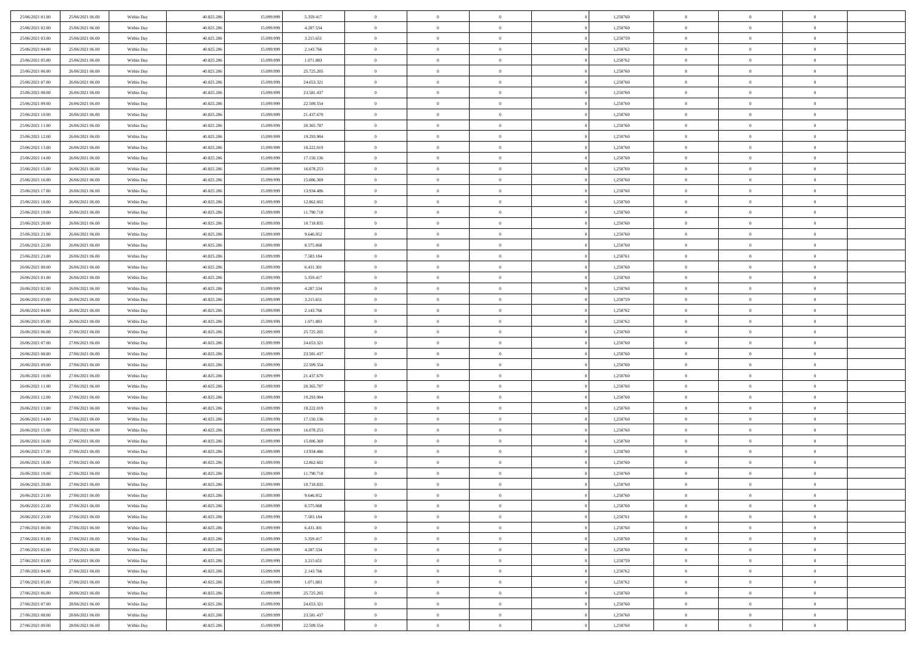| | | | | | | | | | | | | | | |
|---|---|---|---|---|---|---|---|---|---|---|---|---|---|---|
| 25/06/2021 01:00 | 25/06/2021 06:00 | Within Day | 40.825.206 | 15.099.999 | 5.359.417 | 0 | 0 | 0 | 0 | 1,250760 | 0 | 0 | 0 | |
| 25/06/2021 02:00 | 25/06/2021 06:00 | Within Day | 40.825.206 | 15.099.999 | 4.287.534 | 0 | 0 | 0 | 0 | 1,250760 | 0 | 0 | 0 | |
| 25/06/2021 03:00 | 25/06/2021 06:00 | Within Day | 40.825.206 | 15.099.999 | 3.215.651 | 0 | 0 | 0 | 0 | 1,250759 | 0 | 0 | 0 | |
| 25/06/2021 04:00 | 25/06/2021 06:00 | Within Day | 40.825.206 | 15.099.999 | 2.143.766 | 0 | 0 | 0 | 0 | 1,250762 | 0 | 0 | 0 | |
| 25/06/2021 05:00 | 25/06/2021 06:00 | Within Day | 40.825.206 | 15.099.999 | 1.071.883 | 0 | 0 | 0 | 0 | 1,250762 | 0 | 0 | 0 | |
| 25/06/2021 06:00 | 26/06/2021 06:00 | Within Day | 40.825.206 | 15.099.999 | 25.725.205 | 0 | 0 | 0 | 0 | 1,250760 | 0 | 0 | 0 | |
| 25/06/2021 07:00 | 26/06/2021 06:00 | Within Day | 40.825.206 | 15.099.999 | 24.653.321 | 0 | 0 | 0 | 0 | 1,250760 | 0 | 0 | 0 | |
| 25/06/2021 08:00 | 26/06/2021 06:00 | Within Day | 40.825.206 | 15.099.999 | 23.581.437 | 0 | 0 | 0 | 0 | 1,250760 | 0 | 0 | 0 | |
| 25/06/2021 09:00 | 26/06/2021 06:00 | Within Day | 40.825.206 | 15.099.999 | 22.509.554 | 0 | 0 | 0 | 0 | 1,250760 | 0 | 0 | 0 | |
| 25/06/2021 10:00 | 26/06/2021 06:00 | Within Day | 40.825.206 | 15.099.999 | 21.437.670 | 0 | 0 | 0 | 0 | 1,250760 | 0 | 0 | 0 | |
| 25/06/2021 11:00 | 26/06/2021 06:00 | Within Day | 40.825.206 | 15.099.999 | 20.365.787 | 0 | 0 | 0 | 0 | 1,250760 | 0 | 0 | 0 | |
| 25/06/2021 12:00 | 26/06/2021 06:00 | Within Day | 40.825.206 | 15.099.999 | 19.293.904 | 0 | 0 | 0 | 0 | 1,250760 | 0 | 0 | 0 | |
| 25/06/2021 13:00 | 26/06/2021 06:00 | Within Day | 40.825.206 | 15.099.999 | 18.222.019 | 0 | 0 | 0 | 0 | 1,250760 | 0 | 0 | 0 | |
| 25/06/2021 14:00 | 26/06/2021 06:00 | Within Day | 40.825.206 | 15.099.999 | 17.150.136 | 0 | 0 | 0 | 0 | 1,250760 | 0 | 0 | 0 | |
| 25/06/2021 15:00 | 26/06/2021 06:00 | Within Day | 40.825.206 | 15.099.999 | 16.078.253 | 0 | 0 | 0 | 0 | 1,250760 | 0 | 0 | 0 | |
| 25/06/2021 16:00 | 26/06/2021 06:00 | Within Day | 40.825.206 | 15.099.999 | 15.006.369 | 0 | 0 | 0 | 0 | 1,250760 | 0 | 0 | 0 | |
| 25/06/2021 17:00 | 26/06/2021 06:00 | Within Day | 40.825.206 | 15.099.999 | 13.934.486 | 0 | 0 | 0 | 0 | 1,250760 | 0 | 0 | 0 | |
| 25/06/2021 18:00 | 26/06/2021 06:00 | Within Day | 40.825.206 | 15.099.999 | 12.862.602 | 0 | 0 | 0 | 0 | 1,250760 | 0 | 0 | 0 | |
| 25/06/2021 19:00 | 26/06/2021 06:00 | Within Day | 40.825.206 | 15.099.999 | 11.790.718 | 0 | 0 | 0 | 0 | 1,250760 | 0 | 0 | 0 | |
| 25/06/2021 20:00 | 26/06/2021 06:00 | Within Day | 40.825.206 | 15.099.999 | 10.718.835 | 0 | 0 | 0 | 0 | 1,250760 | 0 | 0 | 0 | |
| 25/06/2021 21:00 | 26/06/2021 06:00 | Within Day | 40.825.206 | 15.099.999 | 9.646.952 | 0 | 0 | 0 | 0 | 1,250760 | 0 | 0 | 0 | |
| 25/06/2021 22:00 | 26/06/2021 06:00 | Within Day | 40.825.206 | 15.099.999 | 8.575.068 | 0 | 0 | 0 | 0 | 1,250760 | 0 | 0 | 0 | |
| 25/06/2021 23:00 | 26/06/2021 06:00 | Within Day | 40.825.206 | 15.099.999 | 7.503.184 | 0 | 0 | 0 | 0 | 1,250761 | 0 | 0 | 0 | |
| 26/06/2021 00:00 | 26/06/2021 06:00 | Within Day | 40.825.206 | 15.099.999 | 6.431.301 | 0 | 0 | 0 | 0 | 1,250760 | 0 | 0 | 0 | |
| 26/06/2021 01:00 | 26/06/2021 06:00 | Within Day | 40.825.206 | 15.099.999 | 5.359.417 | 0 | 0 | 0 | 0 | 1,250760 | 0 | 0 | 0 | |
| 26/06/2021 02:00 | 26/06/2021 06:00 | Within Day | 40.825.206 | 15.099.999 | 4.287.534 | 0 | 0 | 0 | 0 | 1,250760 | 0 | 0 | 0 | |
| 26/06/2021 03:00 | 26/06/2021 06:00 | Within Day | 40.825.206 | 15.099.999 | 3.215.651 | 0 | 0 | 0 | 0 | 1,250759 | 0 | 0 | 0 | |
| 26/06/2021 04:00 | 26/06/2021 06:00 | Within Day | 40.825.206 | 15.099.999 | 2.143.766 | 0 | 0 | 0 | 0 | 1,250762 | 0 | 0 | 0 | |
| 26/06/2021 05:00 | 26/06/2021 06:00 | Within Day | 40.825.206 | 15.099.999 | 1.071.883 | 0 | 0 | 0 | 0 | 1,250762 | 0 | 0 | 0 | |
| 26/06/2021 06:00 | 27/06/2021 06:00 | Within Day | 40.825.206 | 15.099.999 | 25.725.205 | 0 | 0 | 0 | 0 | 1,250760 | 0 | 0 | 0 | |
| 26/06/2021 07:00 | 27/06/2021 06:00 | Within Day | 40.825.206 | 15.099.999 | 24.653.321 | 0 | 0 | 0 | 0 | 1,250760 | 0 | 0 | 0 | |
| 26/06/2021 08:00 | 27/06/2021 06:00 | Within Day | 40.825.206 | 15.099.999 | 23.581.437 | 0 | 0 | 0 | 0 | 1,250760 | 0 | 0 | 0 | |
| 26/06/2021 09:00 | 27/06/2021 06:00 | Within Day | 40.825.206 | 15.099.999 | 22.509.554 | 0 | 0 | 0 | 0 | 1,250760 | 0 | 0 | 0 | |
| 26/06/2021 10:00 | 27/06/2021 06:00 | Within Day | 40.825.206 | 15.099.999 | 21.437.670 | 0 | 0 | 0 | 0 | 1,250760 | 0 | 0 | 0 | |
| 26/06/2021 11:00 | 27/06/2021 06:00 | Within Day | 40.825.206 | 15.099.999 | 20.365.787 | 0 | 0 | 0 | 0 | 1,250760 | 0 | 0 | 0 | |
| 26/06/2021 12:00 | 27/06/2021 06:00 | Within Day | 40.825.206 | 15.099.999 | 19.293.904 | 0 | 0 | 0 | 0 | 1,250760 | 0 | 0 | 0 | |
| 26/06/2021 13:00 | 27/06/2021 06:00 | Within Day | 40.825.206 | 15.099.999 | 18.222.019 | 0 | 0 | 0 | 0 | 1,250760 | 0 | 0 | 0 | |
| 26/06/2021 14:00 | 27/06/2021 06:00 | Within Day | 40.825.206 | 15.099.999 | 17.150.136 | 0 | 0 | 0 | 0 | 1,250760 | 0 | 0 | 0 | |
| 26/06/2021 15:00 | 27/06/2021 06:00 | Within Day | 40.825.206 | 15.099.999 | 16.078.253 | 0 | 0 | 0 | 0 | 1,250760 | 0 | 0 | 0 | |
| 26/06/2021 16:00 | 27/06/2021 06:00 | Within Day | 40.825.206 | 15.099.999 | 15.006.369 | 0 | 0 | 0 | 0 | 1,250760 | 0 | 0 | 0 | |
| 26/06/2021 17:00 | 27/06/2021 06:00 | Within Day | 40.825.206 | 15.099.999 | 13.934.486 | 0 | 0 | 0 | 0 | 1,250760 | 0 | 0 | 0 | |
| 26/06/2021 18:00 | 27/06/2021 06:00 | Within Day | 40.825.206 | 15.099.999 | 12.862.602 | 0 | 0 | 0 | 0 | 1,250760 | 0 | 0 | 0 | |
| 26/06/2021 19:00 | 27/06/2021 06:00 | Within Day | 40.825.206 | 15.099.999 | 11.790.718 | 0 | 0 | 0 | 0 | 1,250760 | 0 | 0 | 0 | |
| 26/06/2021 20:00 | 27/06/2021 06:00 | Within Day | 40.825.206 | 15.099.999 | 10.718.835 | 0 | 0 | 0 | 0 | 1,250760 | 0 | 0 | 0 | |
| 26/06/2021 21:00 | 27/06/2021 06:00 | Within Day | 40.825.206 | 15.099.999 | 9.646.952 | 0 | 0 | 0 | 0 | 1,250760 | 0 | 0 | 0 | |
| 26/06/2021 22:00 | 27/06/2021 06:00 | Within Day | 40.825.206 | 15.099.999 | 8.575.068 | 0 | 0 | 0 | 0 | 1,250760 | 0 | 0 | 0 | |
| 26/06/2021 23:00 | 27/06/2021 06:00 | Within Day | 40.825.206 | 15.099.999 | 7.503.184 | 0 | 0 | 0 | 0 | 1,250761 | 0 | 0 | 0 | |
| 27/06/2021 00:00 | 27/06/2021 06:00 | Within Day | 40.825.206 | 15.099.999 | 6.431.301 | 0 | 0 | 0 | 0 | 1,250760 | 0 | 0 | 0 | |
| 27/06/2021 01:00 | 27/06/2021 06:00 | Within Day | 40.825.206 | 15.099.999 | 5.359.417 | 0 | 0 | 0 | 0 | 1,250760 | 0 | 0 | 0 | |
| 27/06/2021 02:00 | 27/06/2021 06:00 | Within Day | 40.825.206 | 15.099.999 | 4.287.534 | 0 | 0 | 0 | 0 | 1,250760 | 0 | 0 | 0 | |
| 27/06/2021 03:00 | 27/06/2021 06:00 | Within Day | 40.825.206 | 15.099.999 | 3.215.651 | 0 | 0 | 0 | 0 | 1,250759 | 0 | 0 | 0 | |
| 27/06/2021 04:00 | 27/06/2021 06:00 | Within Day | 40.825.206 | 15.099.999 | 2.143.766 | 0 | 0 | 0 | 0 | 1,250762 | 0 | 0 | 0 | |
| 27/06/2021 05:00 | 27/06/2021 06:00 | Within Day | 40.825.206 | 15.099.999 | 1.071.883 | 0 | 0 | 0 | 0 | 1,250762 | 0 | 0 | 0 | |
| 27/06/2021 06:00 | 28/06/2021 06:00 | Within Day | 40.825.206 | 15.099.999 | 25.725.205 | 0 | 0 | 0 | 0 | 1,250760 | 0 | 0 | 0 | |
| 27/06/2021 07:00 | 28/06/2021 06:00 | Within Day | 40.825.206 | 15.099.999 | 24.653.321 | 0 | 0 | 0 | 0 | 1,250760 | 0 | 0 | 0 | |
| 27/06/2021 08:00 | 28/06/2021 06:00 | Within Day | 40.825.206 | 15.099.999 | 23.581.437 | 0 | 0 | 0 | 0 | 1,250760 | 0 | 0 | 0 | |
| 27/06/2021 09:00 | 28/06/2021 06:00 | Within Day | 40.825.206 | 15.099.999 | 22.509.554 | 0 | 0 | 0 | 0 | 1,250760 | 0 | 0 | 0 | |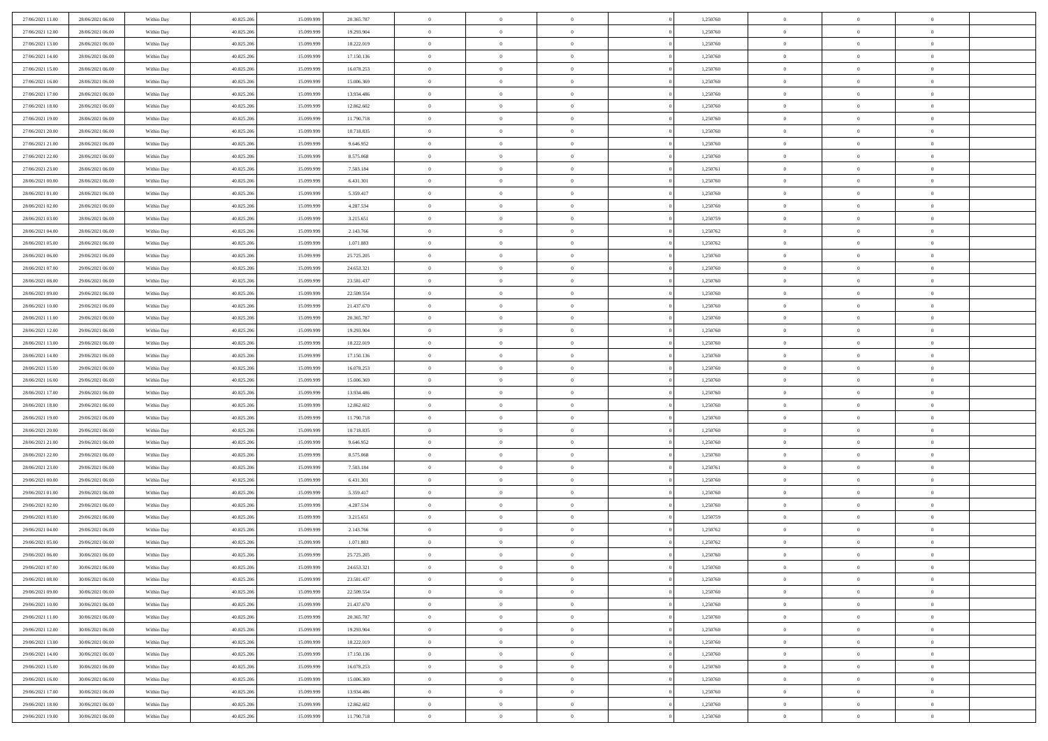| | | | | | | | | | | | | | | |
|---|---|---|---|---|---|---|---|---|---|---|---|---|---|---|
| 27/06/2021 11:00 | 28/06/2021 06:00 | Within Day | 40.825.206 | 15.099.999 | 20.365.787 | 0 | 0 | 0 | 0 | 1,250760 | 0 | 0 | 0 | |
| 27/06/2021 12:00 | 28/06/2021 06:00 | Within Day | 40.825.206 | 15.099.999 | 19.293.904 | 0 | 0 | 0 | 0 | 1,250760 | 0 | 0 | 0 | |
| 27/06/2021 13:00 | 28/06/2021 06:00 | Within Day | 40.825.206 | 15.099.999 | 18.222.019 | 0 | 0 | 0 | 0 | 1,250760 | 0 | 0 | 0 | |
| 27/06/2021 14:00 | 28/06/2021 06:00 | Within Day | 40.825.206 | 15.099.999 | 17.150.136 | 0 | 0 | 0 | 0 | 1,250760 | 0 | 0 | 0 | |
| 27/06/2021 15:00 | 28/06/2021 06:00 | Within Day | 40.825.206 | 15.099.999 | 16.078.253 | 0 | 0 | 0 | 0 | 1,250760 | 0 | 0 | 0 | |
| 27/06/2021 16:00 | 28/06/2021 06:00 | Within Day | 40.825.206 | 15.099.999 | 15.006.369 | 0 | 0 | 0 | 0 | 1,250760 | 0 | 0 | 0 | |
| 27/06/2021 17:00 | 28/06/2021 06:00 | Within Day | 40.825.206 | 15.099.999 | 13.934.486 | 0 | 0 | 0 | 0 | 1,250760 | 0 | 0 | 0 | |
| 27/06/2021 18:00 | 28/06/2021 06:00 | Within Day | 40.825.206 | 15.099.999 | 12.862.602 | 0 | 0 | 0 | 0 | 1,250760 | 0 | 0 | 0 | |
| 27/06/2021 19:00 | 28/06/2021 06:00 | Within Day | 40.825.206 | 15.099.999 | 11.790.718 | 0 | 0 | 0 | 0 | 1,250760 | 0 | 0 | 0 | |
| 27/06/2021 20:00 | 28/06/2021 06:00 | Within Day | 40.825.206 | 15.099.999 | 10.718.835 | 0 | 0 | 0 | 0 | 1,250760 | 0 | 0 | 0 | |
| 27/06/2021 21:00 | 28/06/2021 06:00 | Within Day | 40.825.206 | 15.099.999 | 9.646.952 | 0 | 0 | 0 | 0 | 1,250760 | 0 | 0 | 0 | |
| 27/06/2021 22:00 | 28/06/2021 06:00 | Within Day | 40.825.206 | 15.099.999 | 8.575.068 | 0 | 0 | 0 | 0 | 1,250760 | 0 | 0 | 0 | |
| 27/06/2021 23:00 | 28/06/2021 06:00 | Within Day | 40.825.206 | 15.099.999 | 7.503.184 | 0 | 0 | 0 | 0 | 1,250761 | 0 | 0 | 0 | |
| 28/06/2021 00:00 | 28/06/2021 06:00 | Within Day | 40.825.206 | 15.099.999 | 6.431.301 | 0 | 0 | 0 | 0 | 1,250760 | 0 | 0 | 0 | |
| 28/06/2021 01:00 | 28/06/2021 06:00 | Within Day | 40.825.206 | 15.099.999 | 5.359.417 | 0 | 0 | 0 | 0 | 1,250760 | 0 | 0 | 0 | |
| 28/06/2021 02:00 | 28/06/2021 06:00 | Within Day | 40.825.206 | 15.099.999 | 4.287.534 | 0 | 0 | 0 | 0 | 1,250760 | 0 | 0 | 0 | |
| 28/06/2021 03:00 | 28/06/2021 06:00 | Within Day | 40.825.206 | 15.099.999 | 3.215.651 | 0 | 0 | 0 | 0 | 1,250759 | 0 | 0 | 0 | |
| 28/06/2021 04:00 | 28/06/2021 06:00 | Within Day | 40.825.206 | 15.099.999 | 2.143.766 | 0 | 0 | 0 | 0 | 1,250762 | 0 | 0 | 0 | |
| 28/06/2021 05:00 | 28/06/2021 06:00 | Within Day | 40.825.206 | 15.099.999 | 1.071.883 | 0 | 0 | 0 | 0 | 1,250762 | 0 | 0 | 0 | |
| 28/06/2021 06:00 | 29/06/2021 06:00 | Within Day | 40.825.206 | 15.099.999 | 25.725.205 | 0 | 0 | 0 | 0 | 1,250760 | 0 | 0 | 0 | |
| 28/06/2021 07:00 | 29/06/2021 06:00 | Within Day | 40.825.206 | 15.099.999 | 24.653.321 | 0 | 0 | 0 | 0 | 1,250760 | 0 | 0 | 0 | |
| 28/06/2021 08:00 | 29/06/2021 06:00 | Within Day | 40.825.206 | 15.099.999 | 23.581.437 | 0 | 0 | 0 | 0 | 1,250760 | 0 | 0 | 0 | |
| 28/06/2021 09:00 | 29/06/2021 06:00 | Within Day | 40.825.206 | 15.099.999 | 22.509.554 | 0 | 0 | 0 | 0 | 1,250760 | 0 | 0 | 0 | |
| 28/06/2021 10:00 | 29/06/2021 06:00 | Within Day | 40.825.206 | 15.099.999 | 21.437.670 | 0 | 0 | 0 | 0 | 1,250760 | 0 | 0 | 0 | |
| 28/06/2021 11:00 | 29/06/2021 06:00 | Within Day | 40.825.206 | 15.099.999 | 20.365.787 | 0 | 0 | 0 | 0 | 1,250760 | 0 | 0 | 0 | |
| 28/06/2021 12:00 | 29/06/2021 06:00 | Within Day | 40.825.206 | 15.099.999 | 19.293.904 | 0 | 0 | 0 | 0 | 1,250760 | 0 | 0 | 0 | |
| 28/06/2021 13:00 | 29/06/2021 06:00 | Within Day | 40.825.206 | 15.099.999 | 18.222.019 | 0 | 0 | 0 | 0 | 1,250760 | 0 | 0 | 0 | |
| 28/06/2021 14:00 | 29/06/2021 06:00 | Within Day | 40.825.206 | 15.099.999 | 17.150.136 | 0 | 0 | 0 | 0 | 1,250760 | 0 | 0 | 0 | |
| 28/06/2021 15:00 | 29/06/2021 06:00 | Within Day | 40.825.206 | 15.099.999 | 16.078.253 | 0 | 0 | 0 | 0 | 1,250760 | 0 | 0 | 0 | |
| 28/06/2021 16:00 | 29/06/2021 06:00 | Within Day | 40.825.206 | 15.099.999 | 15.006.369 | 0 | 0 | 0 | 0 | 1,250760 | 0 | 0 | 0 | |
| 28/06/2021 17:00 | 29/06/2021 06:00 | Within Day | 40.825.206 | 15.099.999 | 13.934.486 | 0 | 0 | 0 | 0 | 1,250760 | 0 | 0 | 0 | |
| 28/06/2021 18:00 | 29/06/2021 06:00 | Within Day | 40.825.206 | 15.099.999 | 12.862.602 | 0 | 0 | 0 | 0 | 1,250760 | 0 | 0 | 0 | |
| 28/06/2021 19:00 | 29/06/2021 06:00 | Within Day | 40.825.206 | 15.099.999 | 11.790.718 | 0 | 0 | 0 | 0 | 1,250760 | 0 | 0 | 0 | |
| 28/06/2021 20:00 | 29/06/2021 06:00 | Within Day | 40.825.206 | 15.099.999 | 10.718.835 | 0 | 0 | 0 | 0 | 1,250760 | 0 | 0 | 0 | |
| 28/06/2021 21:00 | 29/06/2021 06:00 | Within Day | 40.825.206 | 15.099.999 | 9.646.952 | 0 | 0 | 0 | 0 | 1,250760 | 0 | 0 | 0 | |
| 28/06/2021 22:00 | 29/06/2021 06:00 | Within Day | 40.825.206 | 15.099.999 | 8.575.068 | 0 | 0 | 0 | 0 | 1,250760 | 0 | 0 | 0 | |
| 28/06/2021 23:00 | 29/06/2021 06:00 | Within Day | 40.825.206 | 15.099.999 | 7.503.184 | 0 | 0 | 0 | 0 | 1,250761 | 0 | 0 | 0 | |
| 29/06/2021 00:00 | 29/06/2021 06:00 | Within Day | 40.825.206 | 15.099.999 | 6.431.301 | 0 | 0 | 0 | 0 | 1,250760 | 0 | 0 | 0 | |
| 29/06/2021 01:00 | 29/06/2021 06:00 | Within Day | 40.825.206 | 15.099.999 | 5.359.417 | 0 | 0 | 0 | 0 | 1,250760 | 0 | 0 | 0 | |
| 29/06/2021 02:00 | 29/06/2021 06:00 | Within Day | 40.825.206 | 15.099.999 | 4.287.534 | 0 | 0 | 0 | 0 | 1,250760 | 0 | 0 | 0 | |
| 29/06/2021 03:00 | 29/06/2021 06:00 | Within Day | 40.825.206 | 15.099.999 | 3.215.651 | 0 | 0 | 0 | 0 | 1,250759 | 0 | 0 | 0 | |
| 29/06/2021 04:00 | 29/06/2021 06:00 | Within Day | 40.825.206 | 15.099.999 | 2.143.766 | 0 | 0 | 0 | 0 | 1,250762 | 0 | 0 | 0 | |
| 29/06/2021 05:00 | 29/06/2021 06:00 | Within Day | 40.825.206 | 15.099.999 | 1.071.883 | 0 | 0 | 0 | 0 | 1,250762 | 0 | 0 | 0 | |
| 29/06/2021 06:00 | 30/06/2021 06:00 | Within Day | 40.825.206 | 15.099.999 | 25.725.205 | 0 | 0 | 0 | 0 | 1,250760 | 0 | 0 | 0 | |
| 29/06/2021 07:00 | 30/06/2021 06:00 | Within Day | 40.825.206 | 15.099.999 | 24.653.321 | 0 | 0 | 0 | 0 | 1,250760 | 0 | 0 | 0 | |
| 29/06/2021 08:00 | 30/06/2021 06:00 | Within Day | 40.825.206 | 15.099.999 | 23.581.437 | 0 | 0 | 0 | 0 | 1,250760 | 0 | 0 | 0 | |
| 29/06/2021 09:00 | 30/06/2021 06:00 | Within Day | 40.825.206 | 15.099.999 | 22.509.554 | 0 | 0 | 0 | 0 | 1,250760 | 0 | 0 | 0 | |
| 29/06/2021 10:00 | 30/06/2021 06:00 | Within Day | 40.825.206 | 15.099.999 | 21.437.670 | 0 | 0 | 0 | 0 | 1,250760 | 0 | 0 | 0 | |
| 29/06/2021 11:00 | 30/06/2021 06:00 | Within Day | 40.825.206 | 15.099.999 | 20.365.787 | 0 | 0 | 0 | 0 | 1,250760 | 0 | 0 | 0 | |
| 29/06/2021 12:00 | 30/06/2021 06:00 | Within Day | 40.825.206 | 15.099.999 | 19.293.904 | 0 | 0 | 0 | 0 | 1,250760 | 0 | 0 | 0 | |
| 29/06/2021 13:00 | 30/06/2021 06:00 | Within Day | 40.825.206 | 15.099.999 | 18.222.019 | 0 | 0 | 0 | 0 | 1,250760 | 0 | 0 | 0 | |
| 29/06/2021 14:00 | 30/06/2021 06:00 | Within Day | 40.825.206 | 15.099.999 | 17.150.136 | 0 | 0 | 0 | 0 | 1,250760 | 0 | 0 | 0 | |
| 29/06/2021 15:00 | 30/06/2021 06:00 | Within Day | 40.825.206 | 15.099.999 | 16.078.253 | 0 | 0 | 0 | 0 | 1,250760 | 0 | 0 | 0 | |
| 29/06/2021 16:00 | 30/06/2021 06:00 | Within Day | 40.825.206 | 15.099.999 | 15.006.369 | 0 | 0 | 0 | 0 | 1,250760 | 0 | 0 | 0 | |
| 29/06/2021 17:00 | 30/06/2021 06:00 | Within Day | 40.825.206 | 15.099.999 | 13.934.486 | 0 | 0 | 0 | 0 | 1,250760 | 0 | 0 | 0 | |
| 29/06/2021 18:00 | 30/06/2021 06:00 | Within Day | 40.825.206 | 15.099.999 | 12.862.602 | 0 | 0 | 0 | 0 | 1,250760 | 0 | 0 | 0 | |
| 29/06/2021 19:00 | 30/06/2021 06:00 | Within Day | 40.825.206 | 15.099.999 | 11.790.718 | 0 | 0 | 0 | 0 | 1,250760 | 0 | 0 | 0 | |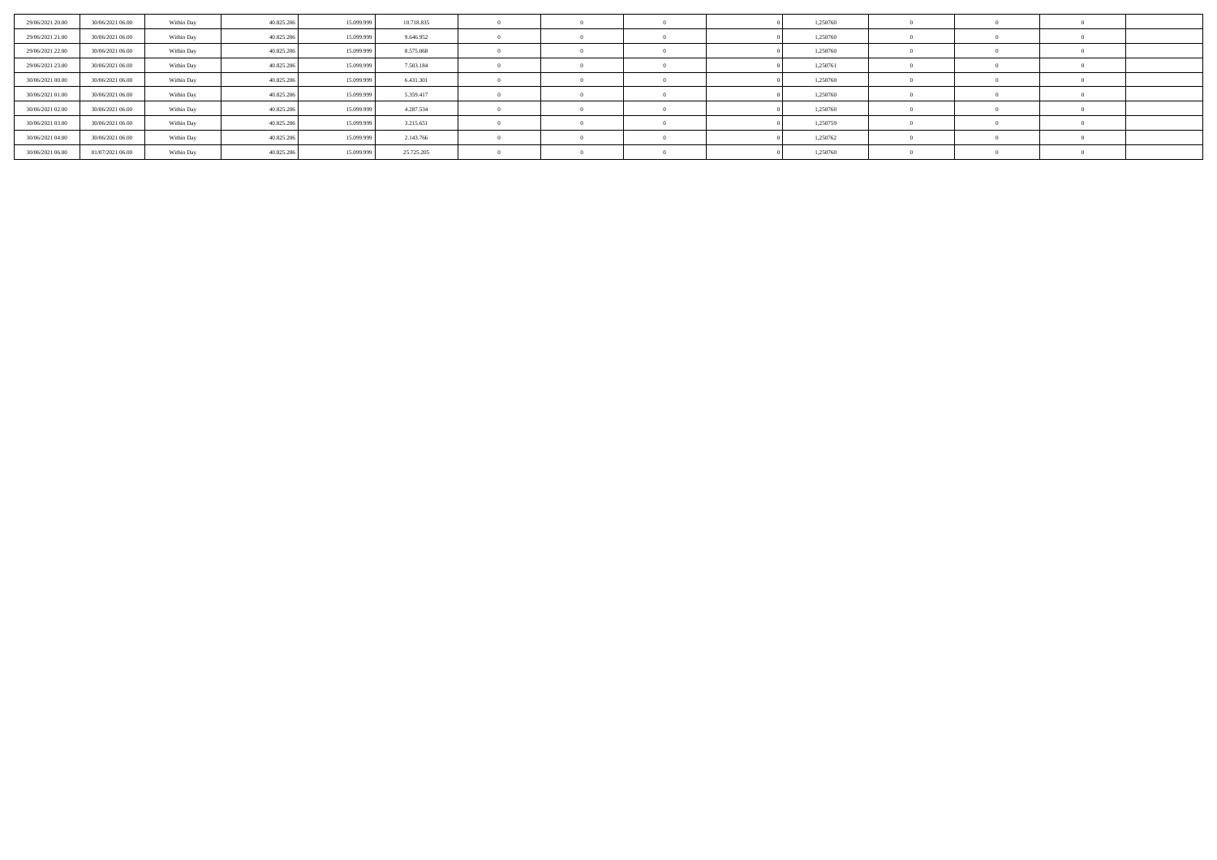| | | | | | | | | | | | | | | |
|---|---|---|---|---|---|---|---|---|---|---|---|---|---|---|
| 29/06/2021 20.00 | 30/06/2021 06.00 | Within Day | 40.825.206 | 15.099.999 | 10.718.835 | 0 | 0 | 0 | 0 | 1,250760 | 0 | 0 | 0 | |
| 29/06/2021 21.00 | 30/06/2021 06.00 | Within Day | 40.825.206 | 15.099.999 | 9.646.952 | 0 | 0 | 0 | 0 | 1,250760 | 0 | 0 | 0 | |
| 29/06/2021 22.00 | 30/06/2021 06.00 | Within Day | 40.825.206 | 15.099.999 | 8.575.068 | 0 | 0 | 0 | 0 | 1,250760 | 0 | 0 | 0 | |
| 29/06/2021 23.00 | 30/06/2021 06.00 | Within Day | 40.825.206 | 15.099.999 | 7.503.184 | 0 | 0 | 0 | 0 | 1,250761 | 0 | 0 | 0 | |
| 30/06/2021 00.00 | 30/06/2021 06.00 | Within Day | 40.825.206 | 15.099.999 | 6.431.301 | 0 | 0 | 0 | 0 | 1,250760 | 0 | 0 | 0 | |
| 30/06/2021 01.00 | 30/06/2021 06.00 | Within Day | 40.825.206 | 15.099.999 | 5.359.417 | 0 | 0 | 0 | 0 | 1,250760 | 0 | 0 | 0 | |
| 30/06/2021 02.00 | 30/06/2021 06.00 | Within Day | 40.825.206 | 15.099.999 | 4.287.534 | 0 | 0 | 0 | 0 | 1,250760 | 0 | 0 | 0 | |
| 30/06/2021 03.00 | 30/06/2021 06.00 | Within Day | 40.825.206 | 15.099.999 | 3.215.651 | 0 | 0 | 0 | 0 | 1,250759 | 0 | 0 | 0 | |
| 30/06/2021 04.00 | 30/06/2021 06.00 | Within Day | 40.825.206 | 15.099.999 | 2.143.766 | 0 | 0 | 0 | 0 | 1,250762 | 0 | 0 | 0 | |
| 30/06/2021 06.00 | 01/07/2021 06.00 | Within Day | 40.825.206 | 15.099.999 | 25.725.205 | 0 | 0 | 0 | 0 | 1,250760 | 0 | 0 | 0 | |